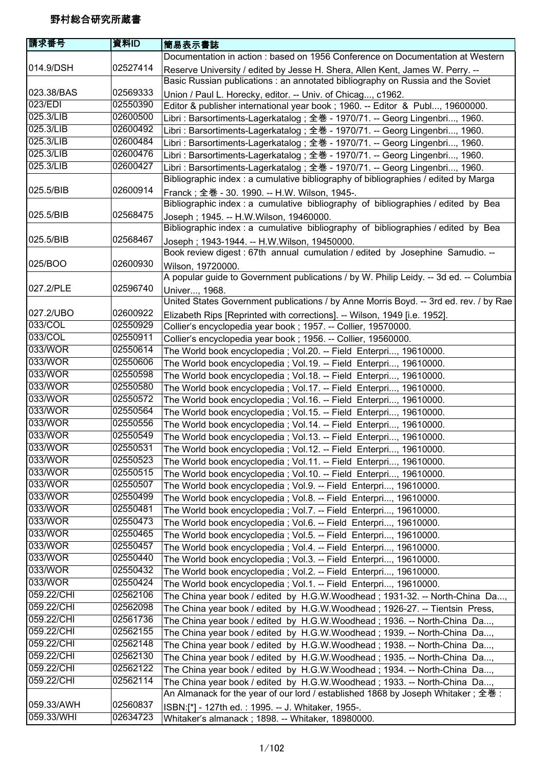# 野村総合研究所蔵書

| 請求番号 | 資料ID | 簡易表示書誌 |
|---|---|---|
| 014.9/DSH | 02527414 | Documentation in action : based on 1956 Conference on Documentation at Western Reserve University / edited by Jesse H. Shera, Allen Kent, James W. Perry. -- |
| 023.38/BAS | 02569333 | Basic Russian publications : an annotated bibliography on Russia and the Soviet Union / Paul L. Horecky, editor. -- Univ. of Chicag..., c1962. |
| 023/EDI | 02550390 | Editor & publisher international year book ; 1960. -- Editor & Publ..., 19600000. |
| 025.3/LIB | 02600500 | Libri : Barsortiments-Lagerkatalog ; 全巻 - 1970/71. -- Georg Lingenbri..., 1960. |
| 025.3/LIB | 02600492 | Libri : Barsortiments-Lagerkatalog ; 全巻 - 1970/71. -- Georg Lingenbri..., 1960. |
| 025.3/LIB | 02600484 | Libri : Barsortiments-Lagerkatalog ; 全巻 - 1970/71. -- Georg Lingenbri..., 1960. |
| 025.3/LIB | 02600476 | Libri : Barsortiments-Lagerkatalog ; 全巻 - 1970/71. -- Georg Lingenbri..., 1960. |
| 025.3/LIB | 02600427 | Libri : Barsortiments-Lagerkatalog ; 全巻 - 1970/71. -- Georg Lingenbri..., 1960. |
| 025.5/BIB | 02600914 | Bibliographic index : a cumulative bibliography of bibliographies / edited by Marga Franck ; 全巻 - 30. 1990. -- H.W. Wilson, 1945-. |
| 025.5/BIB | 02568475 | Bibliographic index : a cumulative bibliography of bibliographies / edited by Bea Joseph ; 1945. -- H.W.Wilson, 19460000. |
| 025.5/BIB | 02568467 | Bibliographic index : a cumulative bibliography of bibliographies / edited by Bea Joseph ; 1943-1944. -- H.W.Wilson, 19450000. |
| 025/BOO | 02600930 | Book review digest : 67th annual cumulation / edited by Josephine Samudio. -- Wilson, 19720000. |
| 027.2/PLE | 02596740 | A popular guide to Government publications / by W. Philip Leidy. -- 3d ed. -- Columbia Univer..., 1968. |
| 027.2/UBO | 02600922 | United States Government publications / by Anne Morris Boyd. -- 3rd ed. rev. / by Rae Elizabeth Rips [Reprinted with corrections]. -- Wilson, 1949 [i.e. 1952]. |
| 033/COL | 02550929 | Collier's encyclopedia year book ; 1957. -- Collier, 19570000. |
| 033/COL | 02550911 | Collier's encyclopedia year book ; 1956. -- Collier, 19560000. |
| 033/WOR | 02550614 | The World book encyclopedia ; Vol.20. -- Field Enterpri..., 19610000. |
| 033/WOR | 02550606 | The World book encyclopedia ; Vol.19. -- Field Enterpri..., 19610000. |
| 033/WOR | 02550598 | The World book encyclopedia ; Vol.18. -- Field Enterpri..., 19610000. |
| 033/WOR | 02550580 | The World book encyclopedia ; Vol.17. -- Field Enterpri..., 19610000. |
| 033/WOR | 02550572 | The World book encyclopedia ; Vol.16. -- Field Enterpri..., 19610000. |
| 033/WOR | 02550564 | The World book encyclopedia ; Vol.15. -- Field Enterpri..., 19610000. |
| 033/WOR | 02550556 | The World book encyclopedia ; Vol.14. -- Field Enterpri..., 19610000. |
| 033/WOR | 02550549 | The World book encyclopedia ; Vol.13. -- Field Enterpri..., 19610000. |
| 033/WOR | 02550531 | The World book encyclopedia ; Vol.12. -- Field Enterpri..., 19610000. |
| 033/WOR | 02550523 | The World book encyclopedia ; Vol.11. -- Field Enterpri..., 19610000. |
| 033/WOR | 02550515 | The World book encyclopedia ; Vol.10. -- Field Enterpri..., 19610000. |
| 033/WOR | 02550507 | The World book encyclopedia ; Vol.9. -- Field Enterpri..., 19610000. |
| 033/WOR | 02550499 | The World book encyclopedia ; Vol.8. -- Field Enterpri..., 19610000. |
| 033/WOR | 02550481 | The World book encyclopedia ; Vol.7. -- Field Enterpri..., 19610000. |
| 033/WOR | 02550473 | The World book encyclopedia ; Vol.6. -- Field Enterpri..., 19610000. |
| 033/WOR | 02550465 | The World book encyclopedia ; Vol.5. -- Field Enterpri..., 19610000. |
| 033/WOR | 02550457 | The World book encyclopedia ; Vol.4. -- Field Enterpri..., 19610000. |
| 033/WOR | 02550440 | The World book encyclopedia ; Vol.3. -- Field Enterpri..., 19610000. |
| 033/WOR | 02550432 | The World book encyclopedia ; Vol.2. -- Field Enterpri..., 19610000. |
| 033/WOR | 02550424 | The World book encyclopedia ; Vol.1. -- Field Enterpri..., 19610000. |
| 059.22/CHI | 02562106 | The China year book / edited by H.G.W.Woodhead ; 1931-32. -- North-China Da..., |
| 059.22/CHI | 02562098 | The China year book / edited by H.G.W.Woodhead ; 1926-27. -- Tientsin Press, |
| 059.22/CHI | 02561736 | The China year book / edited by H.G.W.Woodhead ; 1936. -- North-China Da..., |
| 059.22/CHI | 02562155 | The China year book / edited by H.G.W.Woodhead ; 1939. -- North-China Da..., |
| 059.22/CHI | 02562148 | The China year book / edited by H.G.W.Woodhead ; 1938. -- North-China Da..., |
| 059.22/CHI | 02562130 | The China year book / edited by H.G.W.Woodhead ; 1935. -- North-China Da..., |
| 059.22/CHI | 02562122 | The China year book / edited by H.G.W.Woodhead ; 1934. -- North-China Da..., |
| 059.22/CHI | 02562114 | The China year book / edited by H.G.W.Woodhead ; 1933. -- North-China Da..., |
| 059.33/AWH | 02560837 | An Almanack for the year of our lord / established 1868 by Joseph Whitaker ; 全巻 : ISBN:[*] - 127th ed. : 1995. -- J. Whitaker, 1955-. |
| 059.33/WHI | 02634723 | Whitaker's almanack ; 1898. -- Whitaker, 18980000. |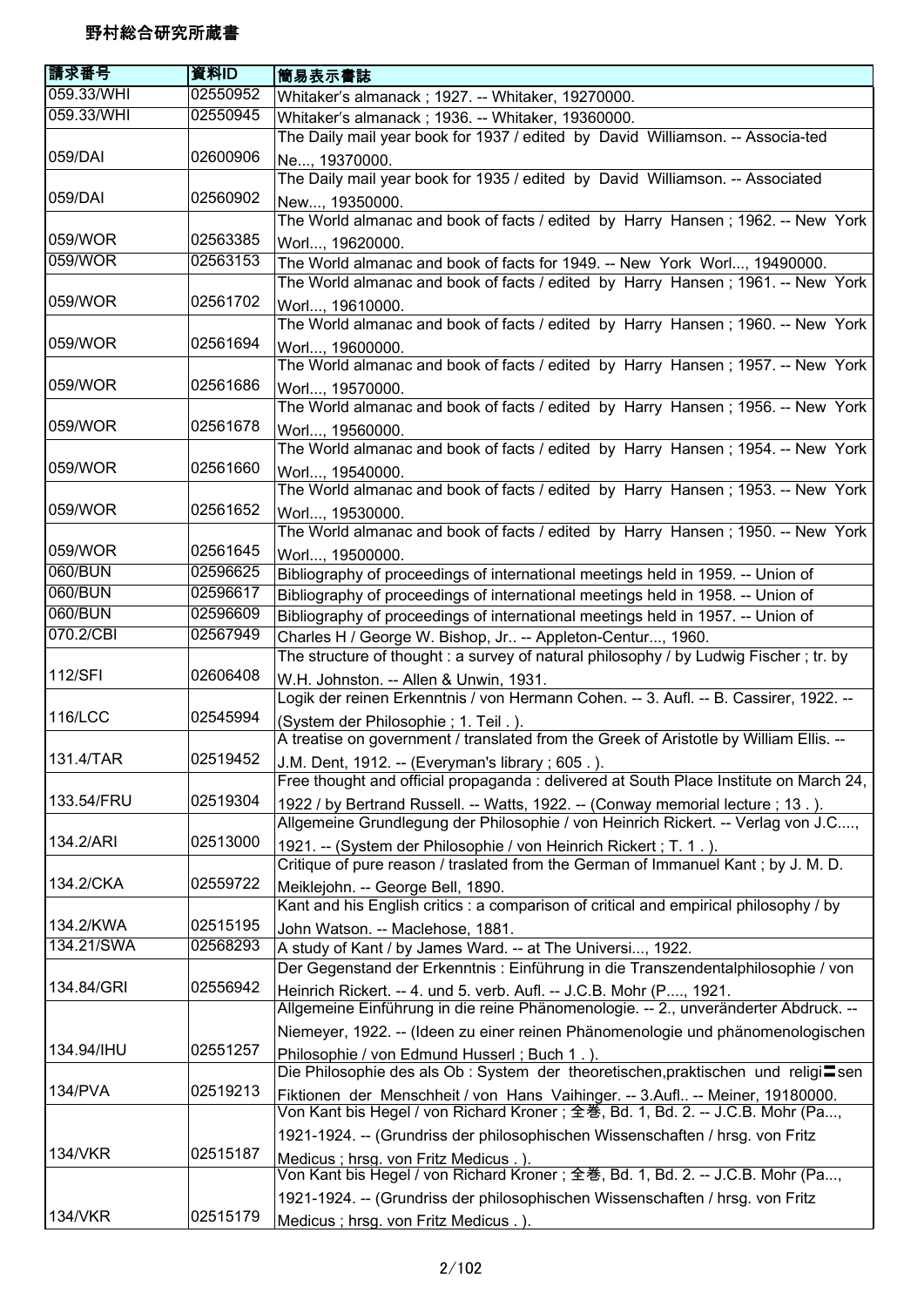# 野村総合研究所蔵書

| 請求番号 | 資料ID | 簡易表示書誌 |
| --- | --- | --- |
| 059.33/WHI | 02550952 | Whitaker's almanack ; 1927. -- Whitaker, 19270000. |
| 059.33/WHI | 02550945 | Whitaker's almanack ; 1936. -- Whitaker, 19360000. |
| 059/DAI | 02600906 | The Daily mail year book for 1937 / edited by David Williamson. -- Associa-ted Ne..., 19370000. |
| 059/DAI | 02560902 | The Daily mail year book for 1935 / edited by David Williamson. -- Associated New..., 19350000. |
| 059/WOR | 02563385 | The World almanac and book of facts / edited by Harry Hansen ; 1962. -- New York Worl..., 19620000. |
| 059/WOR | 02563153 | The World almanac and book of facts for 1949. -- New York Worl..., 19490000. |
| 059/WOR | 02561702 | The World almanac and book of facts / edited by Harry Hansen ; 1961. -- New York Worl..., 19610000. |
| 059/WOR | 02561694 | The World almanac and book of facts / edited by Harry Hansen ; 1960. -- New York Worl..., 19600000. |
| 059/WOR | 02561686 | The World almanac and book of facts / edited by Harry Hansen ; 1957. -- New York Worl..., 19570000. |
| 059/WOR | 02561678 | The World almanac and book of facts / edited by Harry Hansen ; 1956. -- New York Worl..., 19560000. |
| 059/WOR | 02561660 | The World almanac and book of facts / edited by Harry Hansen ; 1954. -- New York Worl..., 19540000. |
| 059/WOR | 02561652 | The World almanac and book of facts / edited by Harry Hansen ; 1953. -- New York Worl..., 19530000. |
| 059/WOR | 02561645 | The World almanac and book of facts / edited by Harry Hansen ; 1950. -- New York Worl..., 19500000. |
| 060/BUN | 02596625 | Bibliography of proceedings of international meetings held in 1959. -- Union of |
| 060/BUN | 02596617 | Bibliography of proceedings of international meetings held in 1958. -- Union of |
| 060/BUN | 02596609 | Bibliography of proceedings of international meetings held in 1957. -- Union of |
| 070.2/CBI | 02567949 | Charles H / George W. Bishop, Jr.. -- Appleton-Centur..., 1960. |
| 112/SFI | 02606408 | The structure of thought : a survey of natural philosophy / by Ludwig Fischer ; tr. by W.H. Johnston. -- Allen & Unwin, 1931. |
| 116/LCC | 02545994 | Logik der reinen Erkenntnis / von Hermann Cohen. -- 3. Aufl. -- B. Cassirer, 1922. -- (System der Philosophie ; 1. Teil . ). |
| 131.4/TAR | 02519452 | A treatise on government / translated from the Greek of Aristotle by William Ellis. -- J.M. Dent, 1912. -- (Everyman's library ; 605 . ). |
| 133.54/FRU | 02519304 | Free thought and official propaganda : delivered at South Place Institute on March 24, 1922 / by Bertrand Russell. -- Watts, 1922. -- (Conway memorial lecture ; 13 . ). |
| 134.2/ARI | 02513000 | Allgemeine Grundlegung der Philosophie / von Heinrich Rickert. -- Verlag von J.C...., 1921. -- (System der Philosophie / von Heinrich Rickert ; T. 1 . ). |
| 134.2/CKA | 02559722 | Critique of pure reason / traslated from the German of Immanuel Kant ; by J. M. D. Meiklejohn. -- George Bell, 1890. |
| 134.2/KWA | 02515195 | Kant and his English critics : a comparison of critical and empirical philosophy / by John Watson. -- Maclehose, 1881. |
| 134.21/SWA | 02568293 | A study of Kant / by James Ward. -- at The Universi..., 1922. |
| 134.84/GRI | 02556942 | Der Gegenstand der Erkenntnis : Einführung in die Transzendentalphilosophie / von Heinrich Rickert. -- 4. und 5. verb. Aufl. -- J.C.B. Mohr (P...., 1921. |
| 134.94/IHU | 02551257 | Allgemeine Einführung in die reine Phänomenologie. -- 2., unveränderter Abdruck. -- Niemeyer, 1922. -- (Ideen zu einer reinen Phänomenologie und phänomenologischen Philosophie / von Edmund Husserl ; Buch 1 . ). |
| 134/PVA | 02519213 | Die Philosophie des als Ob : System der theoretischen,praktischen und religi〓sen Fiktionen der Menschheit / von Hans Vaihinger. -- 3.Aufl.. -- Meiner, 19180000. |
| 134/VKR | 02515187 | Von Kant bis Hegel / von Richard Kroner ; 全巻, Bd. 1, Bd. 2. -- J.C.B. Mohr (Pa..., 1921-1924. -- (Grundriss der philosophischen Wissenschaften / hrsg. von Fritz Medicus ; hrsg. von Fritz Medicus . ). |
| 134/VKR | 02515179 | Von Kant bis Hegel / von Richard Kroner ; 全巻, Bd. 1, Bd. 2. -- J.C.B. Mohr (Pa..., 1921-1924. -- (Grundriss der philosophischen Wissenschaften / hrsg. von Fritz Medicus ; hrsg. von Fritz Medicus . ). |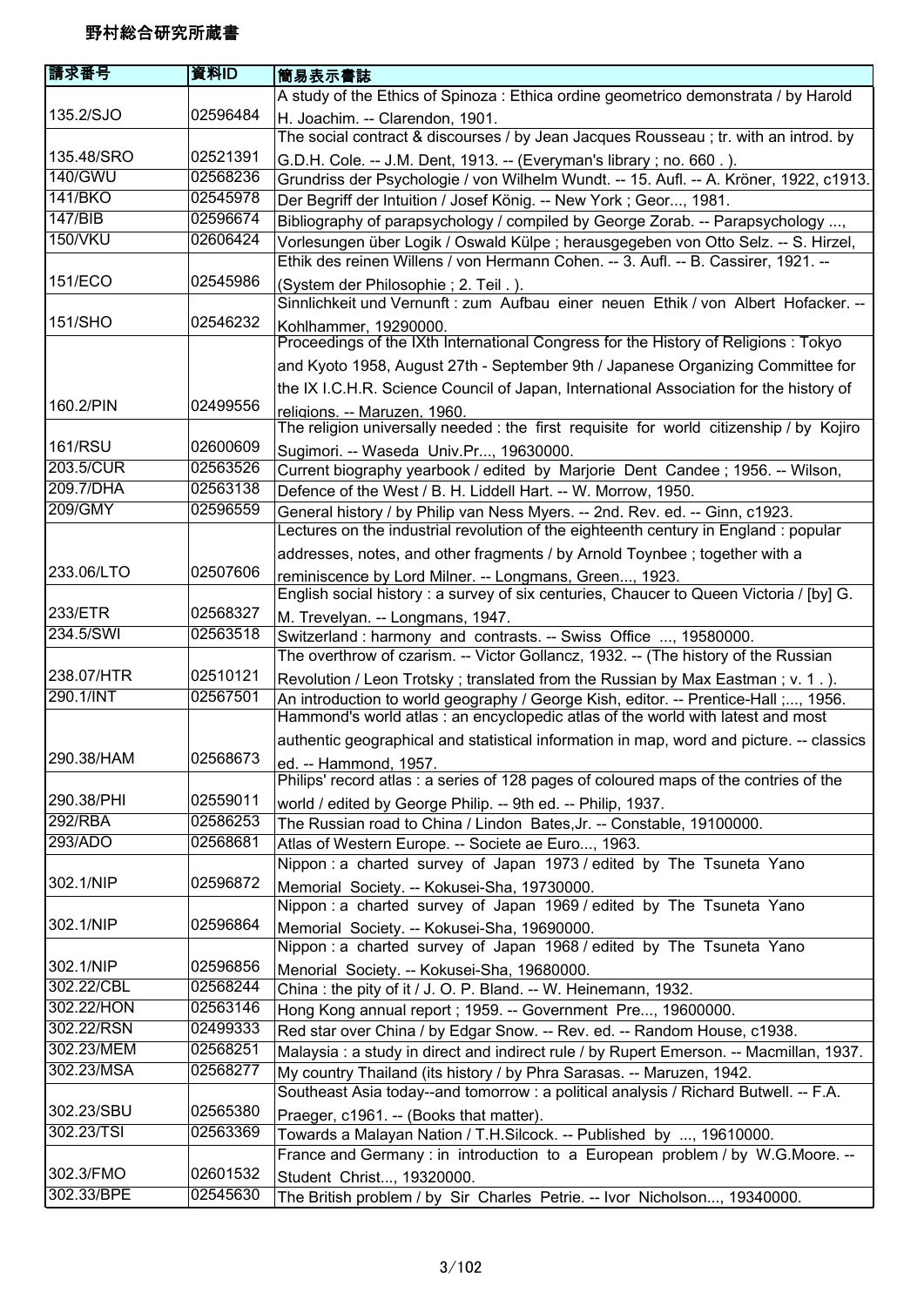野村総合研究所蔵書

| 請求番号 | 資料ID | 簡易表示書誌 |
| --- | --- | --- |
| 135.2/SJO | 02596484 | A study of the Ethics of Spinoza : Ethica ordine geometrico demonstrata / by Harold H. Joachim. -- Clarendon, 1901. |
| 135.48/SRO | 02521391 | The social contract & discourses / by Jean Jacques Rousseau ; tr. with an introd. by G.D.H. Cole. -- J.M. Dent, 1913. -- (Everyman's library ; no. 660 . ). |
| 140/GWU | 02568236 | Grundriss der Psychologie / von Wilhelm Wundt. -- 15. Aufl. -- A. Kröner, 1922, c1913. |
| 141/BKO | 02545978 | Der Begriff der Intuition / Josef König. -- New York ; Geor..., 1981. |
| 147/BIB | 02596674 | Bibliography of parapsychology / compiled by George Zorab. -- Parapsychology ..., |
| 150/VKU | 02606424 | Vorlesungen über Logik / Oswald Külpe ; herausgegeben von Otto Selz. -- S. Hirzel, |
| 151/ECO | 02545986 | Ethik des reinen Willens / von Hermann Cohen. -- 3. Aufl. -- B. Cassirer, 1921. -- (System der Philosophie ; 2. Teil . ). |
| 151/SHO | 02546232 | Sinnlichkeit und Vernunft : zum Aufbau einer neuen Ethik / von Albert Hofacker. -- Kohlhammer, 19290000. |
| 160.2/PIN | 02499556 | Proceedings of the IXth International Congress for the History of Religions : Tokyo and Kyoto 1958, August 27th - September 9th / Japanese Organizing Committee for the IX I.C.H.R. Science Council of Japan, International Association for the history of religions. -- Maruzen, 1960. |
| 161/RSU | 02600609 | The religion universally needed : the first requisite for world citizenship / by Kojiro Sugimori. -- Waseda Univ.Pr..., 19630000. |
| 203.5/CUR | 02563526 | Current biography yearbook / edited by Marjorie Dent Candee ; 1956. -- Wilson, |
| 209.7/DHA | 02563138 | Defence of the West / B. H. Liddell Hart. -- W. Morrow, 1950. |
| 209/GMY | 02596559 | General history / by Philip van Ness Myers. -- 2nd. Rev. ed. -- Ginn, c1923. |
| 233.06/LTO | 02507606 | Lectures on the industrial revolution of the eighteenth century in England : popular addresses, notes, and other fragments / by Arnold Toynbee ; together with a reminiscence by Lord Milner. -- Longmans, Green..., 1923. |
| 233/ETR | 02568327 | English social history : a survey of six centuries, Chaucer to Queen Victoria / [by] G. M. Trevelyan. -- Longmans, 1947. |
| 234.5/SWI | 02563518 | Switzerland : harmony and contrasts. -- Swiss Office ..., 19580000. |
| 238.07/HTR | 02510121 | The overthrow of czarism. -- Victor Gollancz, 1932. -- (The history of the Russian Revolution / Leon Trotsky ; translated from the Russian by Max Eastman ; v. 1 . ). |
| 290.1/INT | 02567501 | An introduction to world geography / George Kish, editor. -- Prentice-Hall ;..., 1956. |
| 290.38/HAM | 02568673 | Hammond's world atlas : an encyclopedic atlas of the world with latest and most authentic geographical and statistical information in map, word and picture. -- classics ed. -- Hammond, 1957. |
| 290.38/PHI | 02559011 | Philips' record atlas : a series of 128 pages of coloured maps of the contries of the world / edited by George Philip. -- 9th ed. -- Philip, 1937. |
| 292/RBA | 02586253 | The Russian road to China / Lindon Bates,Jr. -- Constable, 19100000. |
| 293/ADO | 02568681 | Atlas of Western Europe. -- Societe ae Euro..., 1963. |
| 302.1/NIP | 02596872 | Nippon : a charted survey of Japan 1973 / edited by The Tsuneta Yano Memorial Society. -- Kokusei-Sha, 19730000. |
| 302.1/NIP | 02596864 | Nippon : a charted survey of Japan 1969 / edited by The Tsuneta Yano Memorial Society. -- Kokusei-Sha, 19690000. |
| 302.1/NIP | 02596856 | Nippon : a charted survey of Japan 1968 / edited by The Tsuneta Yano Menorial Society. -- Kokusei-Sha, 19680000. |
| 302.22/CBL | 02568244 | China : the pity of it / J. O. P. Bland. -- W. Heinemann, 1932. |
| 302.22/HON | 02563146 | Hong Kong annual report ; 1959. -- Government Pre..., 19600000. |
| 302.22/RSN | 02499333 | Red star over China / by Edgar Snow. -- Rev. ed. -- Random House, c1938. |
| 302.23/MEM | 02568251 | Malaysia : a study in direct and indirect rule / by Rupert Emerson. -- Macmillan, 1937. |
| 302.23/MSA | 02568277 | My country Thailand (its history / by Phra Sarasas. -- Maruzen, 1942. |
| 302.23/SBU | 02565380 | Southeast Asia today--and tomorrow : a political analysis / Richard Butwell. -- F.A. Praeger, c1961. -- (Books that matter). |
| 302.23/TSI | 02563369 | Towards a Malayan Nation / T.H.Silcock. -- Published by ..., 19610000. |
| 302.3/FMO | 02601532 | France and Germany : in introduction to a European problem / by W.G.Moore. -- Student Christ..., 19320000. |
| 302.33/BPE | 02545630 | The British problem / by Sir Charles Petrie. -- Ivor Nicholson..., 19340000. |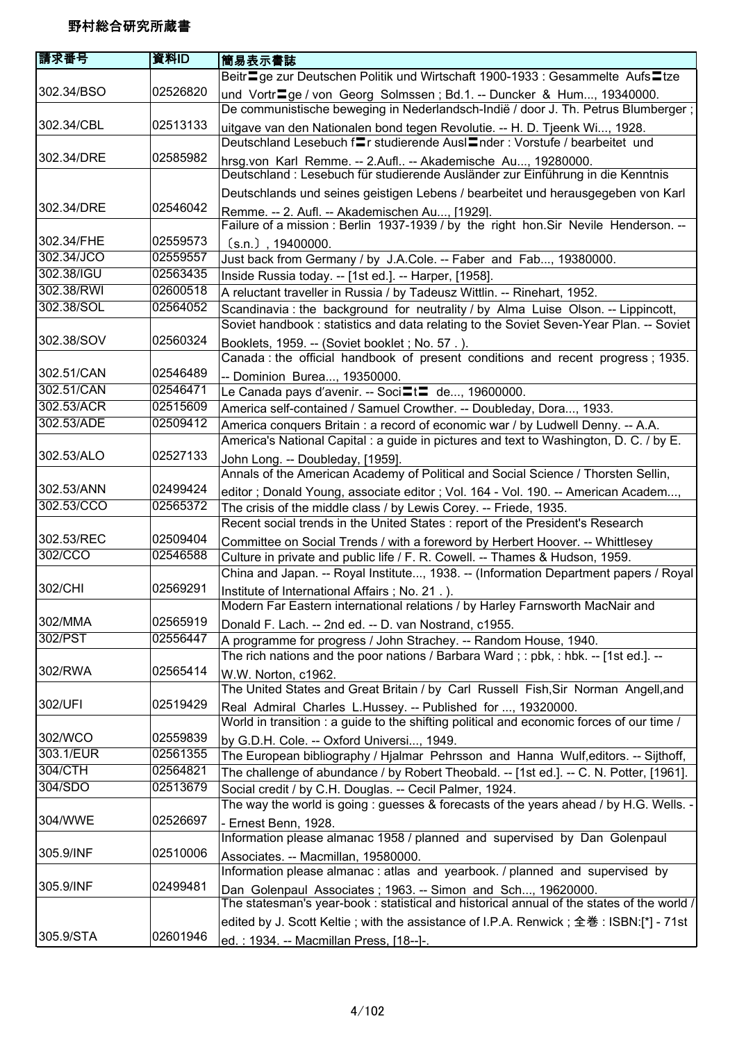# 野村総合研究所蔵書

| 請求番号 | 資料ID | 簡易表示書誌 |
| --- | --- | --- |
| 302.34/BSO | 02526820 | Beitr〓ge zur Deutschen Politik und Wirtschaft 1900-1933 : Gesammelte Aufs〓tze und Vortr〓ge / von Georg Solmssen ; Bd.1. -- Duncker & Hum..., 19340000. |
| 302.34/CBL | 02513133 | De communistische beweging in Nederlandsch-Indië / door J. Th. Petrus Blumberger ; uitgave van den Nationalen bond tegen Revolutie. -- H. D. Tjeenk Wi..., 1928. |
| 302.34/DRE | 02585982 | Deutschland Lesebuch f〓r studierende Ausl〓nder : Vorstufe / bearbeitet und hrsg.von Karl Remme. -- 2.Aufl.. -- Akademische Au..., 19280000. |
| 302.34/DRE | 02546042 | Deutschland : Lesebuch für studierende Ausländer zur Einführung in die Kenntnis Deutschlands und seines geistigen Lebens / bearbeitet und herausgegeben von Karl Remme. -- 2. Aufl. -- Akademischen Au..., [1929]. |
| 302.34/FHE | 02559573 | Failure of a mission : Berlin 1937-1939 / by the right hon.Sir Nevile Henderson. -- 〔s.n.〕, 19400000. |
| 302.34/JCO | 02559557 | Just back from Germany / by J.A.Cole. -- Faber and Fab..., 19380000. |
| 302.38/IGU | 02563435 | Inside Russia today. -- [1st ed.]. -- Harper, [1958]. |
| 302.38/RWI | 02600518 | A reluctant traveller in Russia / by Tadeusz Wittlin. -- Rinehart, 1952. |
| 302.38/SOL | 02564052 | Scandinavia : the background for neutrality / by Alma Luise Olson. -- Lippincott, |
| 302.38/SOV | 02560324 | Soviet handbook : statistics and data relating to the Soviet Seven-Year Plan. -- Soviet Booklets, 1959. -- (Soviet booklet ; No. 57 . ). |
| 302.51/CAN | 02546489 | Canada : the official handbook of present conditions and recent progress ; 1935. -- Dominion Burea..., 19350000. |
| 302.51/CAN | 02546471 | Le Canada pays d'avenir. -- Soci〓t〓 de..., 19600000. |
| 302.53/ACR | 02515609 | America self-contained / Samuel Crowther. -- Doubleday, Dora..., 1933. |
| 302.53/ADE | 02509412 | America conquers Britain : a record of economic war / by Ludwell Denny. -- A.A. |
| 302.53/ALO | 02527133 | America's National Capital : a guide in pictures and text to Washington, D. C. / by E. John Long. -- Doubleday, [1959]. |
| 302.53/ANN | 02499424 | Annals of the American Academy of Political and Social Science / Thorsten Sellin, editor ; Donald Young, associate editor ; Vol. 164 - Vol. 190. -- American Academ..., |
| 302.53/CCO | 02565372 | The crisis of the middle class / by Lewis Corey. -- Friede, 1935. |
| 302.53/REC | 02509404 | Recent social trends in the United States : report of the President's Research Committee on Social Trends / with a foreword by Herbert Hoover. -- Whittlesey |
| 302/CCO | 02546588 | Culture in private and public life / F. R. Cowell. -- Thames & Hudson, 1959. |
| 302/CHI | 02569291 | China and Japan. -- Royal Institute..., 1938. -- (Information Department papers / Royal Institute of International Affairs ; No. 21 . ). |
| 302/MMA | 02565919 | Modern Far Eastern international relations / by Harley Farnsworth MacNair and Donald F. Lach. -- 2nd ed. -- D. van Nostrand, c1955. |
| 302/PST | 02556447 | A programme for progress / John Strachey. -- Random House, 1940. |
| 302/RWA | 02565414 | The rich nations and the poor nations / Barbara Ward ; : pbk, : hbk. -- [1st ed.]. -- W.W. Norton, c1962. |
| 302/UFI | 02519429 | The United States and Great Britain / by Carl Russell Fish,Sir Norman Angell,and Real Admiral Charles L.Hussey. -- Published for ..., 19320000. |
| 302/WCO | 02559839 | World in transition : a guide to the shifting political and economic forces of our time / by G.D.H. Cole. -- Oxford Universi..., 1949. |
| 303.1/EUR | 02561355 | The European bibliography / Hjalmar Pehrsson and Hanna Wulf,editors. -- Sijthoff, |
| 304/CTH | 02564821 | The challenge of abundance / by Robert Theobald. -- [1st ed.]. -- C. N. Potter, [1961]. |
| 304/SDO | 02513679 | Social credit / by C.H. Douglas. -- Cecil Palmer, 1924. |
| 304/WWE | 02526697 | The way the world is going : guesses & forecasts of the years ahead / by H.G. Wells. -- Ernest Benn, 1928. |
| 305.9/INF | 02510006 | Information please almanac 1958 / planned and supervised by Dan Golenpaul Associates. -- Macmillan, 19580000. |
| 305.9/INF | 02499481 | Information please almanac : atlas and yearbook. / planned and supervised by Dan Golenpaul Associates ; 1963. -- Simon and Sch..., 19620000. |
| 305.9/STA | 02601946 | The statesman's year-book : statistical and historical annual of the states of the world / edited by J. Scott Keltie ; with the assistance of I.P.A. Renwick ; 全巻 : ISBN:[*] - 71st ed. : 1934. -- Macmillan Press, [18--]-. |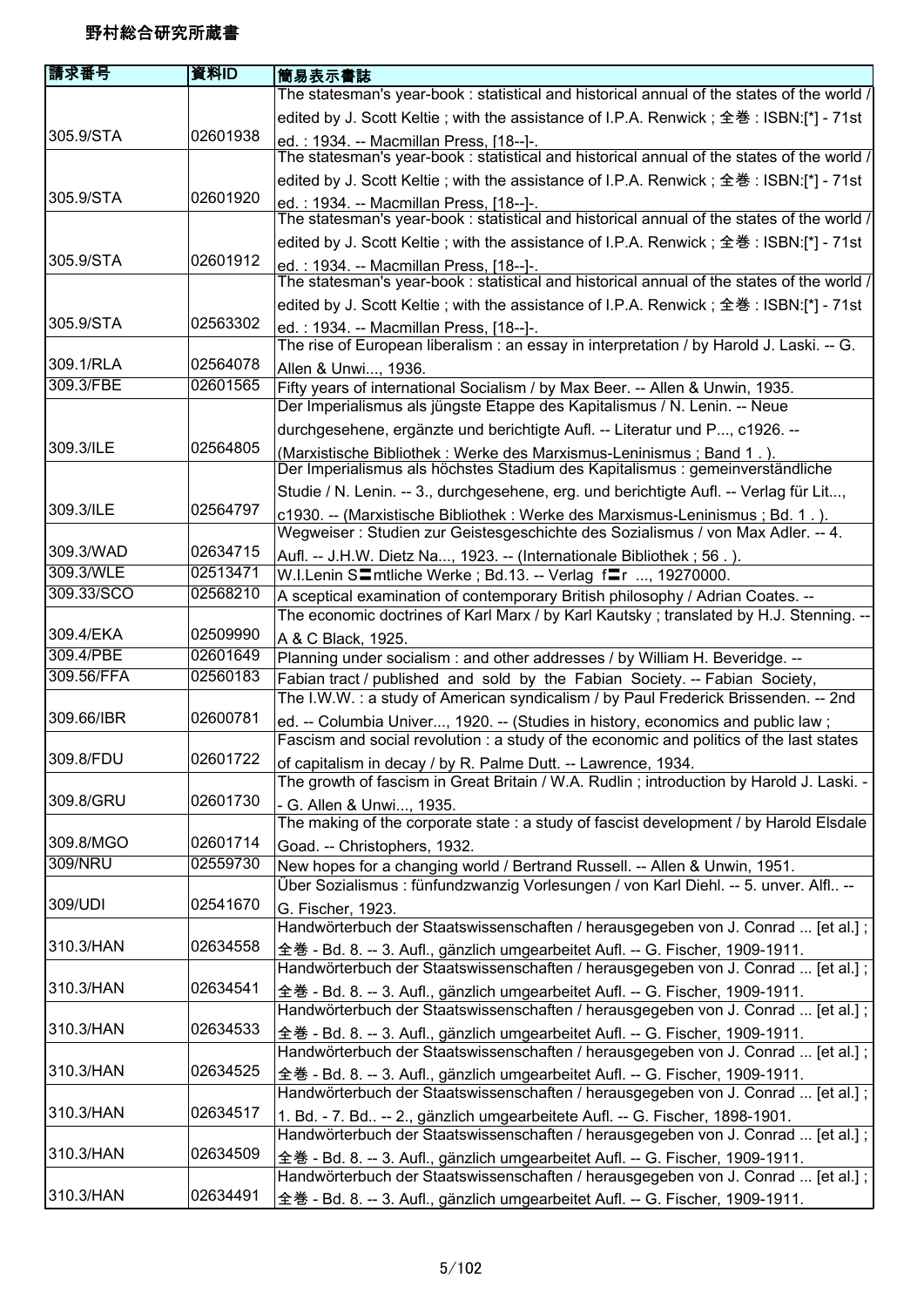# 野村総合研究所蔵書

| 請求番号 | 資料ID | 簡易表示書誌 |
|---|---|---|
| 305.9/STA | 02601938 | The statesman's year-book : statistical and historical annual of the states of the world / edited by J. Scott Keltie ; with the assistance of I.P.A. Renwick ; 全巻 : ISBN:[*] - 71st ed. : 1934. -- Macmillan Press, [18--]-. |
| 305.9/STA | 02601920 | The statesman's year-book : statistical and historical annual of the states of the world / edited by J. Scott Keltie ; with the assistance of I.P.A. Renwick ; 全巻 : ISBN:[*] - 71st ed. : 1934. -- Macmillan Press, [18--]-. |
| 305.9/STA | 02601912 | The statesman's year-book : statistical and historical annual of the states of the world / edited by J. Scott Keltie ; with the assistance of I.P.A. Renwick ; 全巻 : ISBN:[*] - 71st ed. : 1934. -- Macmillan Press, [18--]-. |
| 305.9/STA | 02563302 | The statesman's year-book : statistical and historical annual of the states of the world / edited by J. Scott Keltie ; with the assistance of I.P.A. Renwick ; 全巻 : ISBN:[*] - 71st ed. : 1934. -- Macmillan Press, [18--]-. |
| 309.1/RLA | 02564078 | The rise of European liberalism : an essay in interpretation / by Harold J. Laski. -- G. Allen & Unwi..., 1936. |
| 309.3/FBE | 02601565 | Fifty years of international Socialism / by Max Beer. -- Allen & Unwin, 1935. |
| 309.3/ILE | 02564805 | Der Imperialismus als jüngste Etappe des Kapitalismus / N. Lenin. -- Neue durchgesehene, ergänzte und berichtigte Aufl. -- Literatur und P..., c1926. -- (Marxistische Bibliothek : Werke des Marxismus-Leninismus ; Band 1 . ). |
| 309.3/ILE | 02564797 | Der Imperialismus als höchstes Stadium des Kapitalismus : gemeinverständliche Studie / N. Lenin. -- 3., durchgesehene, erg. und berichtigte Aufl. -- Verlag für Lit..., c1930. -- (Marxistische Bibliothek : Werke des Marxismus-Leninismus ; Bd. 1 . ). |
| 309.3/WAD | 02634715 | Wegweiser : Studien zur Geistesgeschichte des Sozialismus / von Max Adler. -- 4. Aufl. -- J.H.W. Dietz Na..., 1923. -- (Internationale Bibliothek ; 56 . ). |
| 309.3/WLE | 02513471 | W.I.Lenin S〓mtliche Werke ; Bd.13. -- Verlag f〓r ..., 19270000. |
| 309.33/SCO | 02568210 | A sceptical examination of contemporary British philosophy / Adrian Coates. -- |
| 309.4/EKA | 02509990 | The economic doctrines of Karl Marx / by Karl Kautsky ; translated by H.J. Stenning. -- A & C Black, 1925. |
| 309.4/PBE | 02601649 | Planning under socialism : and other addresses / by William H. Beveridge. -- |
| 309.56/FFA | 02560183 | Fabian tract / published and sold by the Fabian Society. -- Fabian Society, |
| 309.66/IBR | 02600781 | The I.W.W. : a study of American syndicalism / by Paul Frederick Brissenden. -- 2nd ed. -- Columbia Univer..., 1920. -- (Studies in history, economics and public law ; |
| 309.8/FDU | 02601722 | Fascism and social revolution : a study of the economic and politics of the last states of capitalism in decay / by R. Palme Dutt. -- Lawrence, 1934. |
| 309.8/GRU | 02601730 | The growth of fascism in Great Britain / W.A. Rudlin ; introduction by Harold J. Laski. -- G. Allen & Unwi..., 1935. |
| 309.8/MGO | 02601714 | The making of the corporate state : a study of fascist development / by Harold Elsdale Goad. -- Christophers, 1932. |
| 309/NRU | 02559730 | New hopes for a changing world / Bertrand Russell. -- Allen & Unwin, 1951. |
| 309/UDI | 02541670 | Über Sozialismus : fünfundzwanzig Vorlesungen / von Karl Diehl. -- 5. unver. Alfl.. -- G. Fischer, 1923. |
| 310.3/HAN | 02634558 | Handwörterbuch der Staatswissenschaften / herausgegeben von J. Conrad ... [et al.] ; 全巻 - Bd. 8. -- 3. Aufl., gänzlich umgearbeitet Aufl. -- G. Fischer, 1909-1911. |
| 310.3/HAN | 02634541 | Handwörterbuch der Staatswissenschaften / herausgegeben von J. Conrad ... [et al.] ; 全巻 - Bd. 8. -- 3. Aufl., gänzlich umgearbeitet Aufl. -- G. Fischer, 1909-1911. |
| 310.3/HAN | 02634533 | Handwörterbuch der Staatswissenschaften / herausgegeben von J. Conrad ... [et al.] ; 全巻 - Bd. 8. -- 3. Aufl., gänzlich umgearbeitet Aufl. -- G. Fischer, 1909-1911. |
| 310.3/HAN | 02634525 | Handwörterbuch der Staatswissenschaften / herausgegeben von J. Conrad ... [et al.] ; 全巻 - Bd. 8. -- 3. Aufl., gänzlich umgearbeitet Aufl. -- G. Fischer, 1909-1911. |
| 310.3/HAN | 02634517 | Handwörterbuch der Staatswissenschaften / herausgegeben von J. Conrad ... [et al.] ; 1. Bd. - 7. Bd.. -- 2., gänzlich umgearbeitete Aufl. -- G. Fischer, 1898-1901. |
| 310.3/HAN | 02634509 | Handwörterbuch der Staatswissenschaften / herausgegeben von J. Conrad ... [et al.] ; 全巻 - Bd. 8. -- 3. Aufl., gänzlich umgearbeitet Aufl. -- G. Fischer, 1909-1911. |
| 310.3/HAN | 02634491 | Handwörterbuch der Staatswissenschaften / herausgegeben von J. Conrad ... [et al.] ; 全巻 - Bd. 8. -- 3. Aufl., gänzlich umgearbeitet Aufl. -- G. Fischer, 1909-1911. |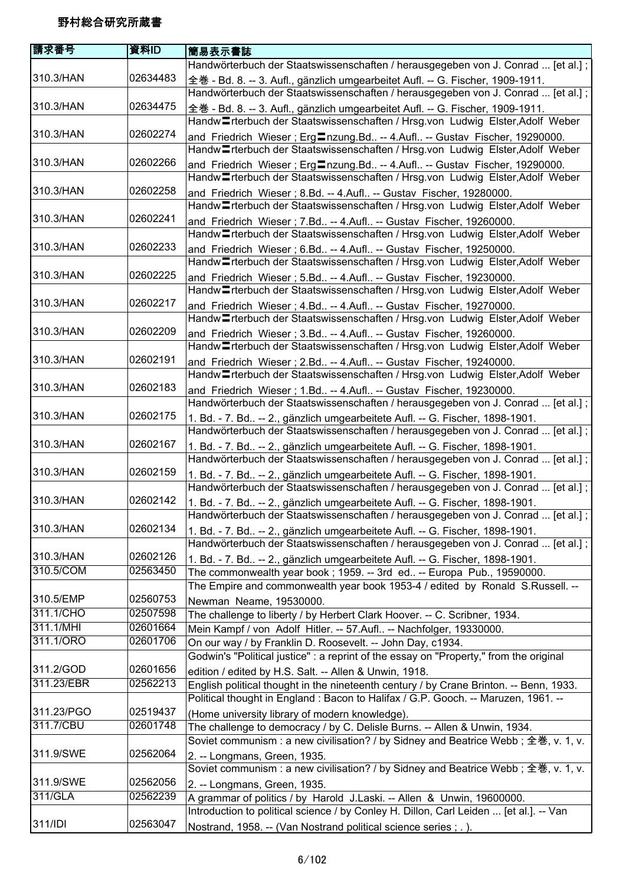野村総合研究所蔵書

| 請求番号 | 資料ID | 簡易表示書誌 |
|---|---|---|
| 310.3/HAN | 02634483 | Handwörterbuch der Staatswissenschaften / herausgegeben von J. Conrad ... [et al.] ; 全巻 - Bd. 8. -- 3. Aufl., gänzlich umgearbeitet Aufl. -- G. Fischer, 1909-1911. |
| 310.3/HAN | 02634475 | Handwörterbuch der Staatswissenschaften / herausgegeben von J. Conrad ... [et al.] ; 全巻 - Bd. 8. -- 3. Aufl., gänzlich umgearbeitet Aufl. -- G. Fischer, 1909-1911. |
| 310.3/HAN | 02602274 | Handw〓rterbuch der Staatswissenschaften / Hrsg.von Ludwig Elster,Adolf Weber and Friedrich Wieser ; Erg〓nzung.Bd.. -- 4.Aufl.. -- Gustav Fischer, 19290000. |
| 310.3/HAN | 02602266 | Handw〓rterbuch der Staatswissenschaften / Hrsg.von Ludwig Elster,Adolf Weber and Friedrich Wieser ; Erg〓nzung.Bd.. -- 4.Aufl.. -- Gustav Fischer, 19290000. |
| 310.3/HAN | 02602258 | Handw〓rterbuch der Staatswissenschaften / Hrsg.von Ludwig Elster,Adolf Weber and Friedrich Wieser ; 8.Bd. -- 4.Aufl.. -- Gustav Fischer, 19280000. |
| 310.3/HAN | 02602241 | Handw〓rterbuch der Staatswissenschaften / Hrsg.von Ludwig Elster,Adolf Weber and Friedrich Wieser ; 7.Bd.. -- 4.Aufl.. -- Gustav Fischer, 19260000. |
| 310.3/HAN | 02602233 | Handw〓rterbuch der Staatswissenschaften / Hrsg.von Ludwig Elster,Adolf Weber and Friedrich Wieser ; 6.Bd.. -- 4.Aufl.. -- Gustav Fischer, 19250000. |
| 310.3/HAN | 02602225 | Handw〓rterbuch der Staatswissenschaften / Hrsg.von Ludwig Elster,Adolf Weber and Friedrich Wieser ; 5.Bd.. -- 4.Aufl.. -- Gustav Fischer, 19230000. |
| 310.3/HAN | 02602217 | Handw〓rterbuch der Staatswissenschaften / Hrsg.von Ludwig Elster,Adolf Weber and Friedrich Wieser ; 4.Bd.. -- 4.Aufl.. -- Gustav Fischer, 19270000. |
| 310.3/HAN | 02602209 | Handw〓rterbuch der Staatswissenschaften / Hrsg.von Ludwig Elster,Adolf Weber and Friedrich Wieser ; 3.Bd.. -- 4.Aufl.. -- Gustav Fischer, 19260000. |
| 310.3/HAN | 02602191 | Handw〓rterbuch der Staatswissenschaften / Hrsg.von Ludwig Elster,Adolf Weber and Friedrich Wieser ; 2.Bd.. -- 4.Aufl.. -- Gustav Fischer, 19240000. |
| 310.3/HAN | 02602183 | Handw〓rterbuch der Staatswissenschaften / Hrsg.von Ludwig Elster,Adolf Weber and Friedrich Wieser ; 1.Bd.. -- 4.Aufl.. -- Gustav Fischer, 19230000. |
| 310.3/HAN | 02602175 | Handwörterbuch der Staatswissenschaften / herausgegeben von J. Conrad ... [et al.] ; 1. Bd. - 7. Bd.. -- 2., gänzlich umgearbeitete Aufl. -- G. Fischer, 1898-1901. |
| 310.3/HAN | 02602167 | Handwörterbuch der Staatswissenschaften / herausgegeben von J. Conrad ... [et al.] ; 1. Bd. - 7. Bd.. -- 2., gänzlich umgearbeitete Aufl. -- G. Fischer, 1898-1901. |
| 310.3/HAN | 02602159 | Handwörterbuch der Staatswissenschaften / herausgegeben von J. Conrad ... [et al.] ; 1. Bd. - 7. Bd.. -- 2., gänzlich umgearbeitete Aufl. -- G. Fischer, 1898-1901. |
| 310.3/HAN | 02602142 | Handwörterbuch der Staatswissenschaften / herausgegeben von J. Conrad ... [et al.] ; 1. Bd. - 7. Bd.. -- 2., gänzlich umgearbeitete Aufl. -- G. Fischer, 1898-1901. |
| 310.3/HAN | 02602134 | Handwörterbuch der Staatswissenschaften / herausgegeben von J. Conrad ... [et al.] ; 1. Bd. - 7. Bd.. -- 2., gänzlich umgearbeitete Aufl. -- G. Fischer, 1898-1901. |
| 310.3/HAN | 02602126 | Handwörterbuch der Staatswissenschaften / herausgegeben von J. Conrad ... [et al.] ; 1. Bd. - 7. Bd.. -- 2., gänzlich umgearbeitete Aufl. -- G. Fischer, 1898-1901. |
| 310.5/COM | 02563450 | The commonwealth year book ; 1959. -- 3rd ed.. -- Europa Pub., 19590000. |
| 310.5/EMP | 02560753 | The Empire and commonwealth year book 1953-4 / edited by Ronald S.Russell. -- Newman Neame, 19530000. |
| 311.1/CHO | 02507598 | The challenge to liberty / by Herbert Clark Hoover. -- C. Scribner, 1934. |
| 311.1/MHI | 02601664 | Mein Kampf / von Adolf Hitler. -- 57.Aufl.. -- Nachfolger, 19330000. |
| 311.1/ORO | 02601706 | On our way / by Franklin D. Roosevelt. -- John Day, c1934. |
| 311.2/GOD | 02601656 | Godwin's "Political justice" : a reprint of the essay on "Property," from the original edition / edited by H.S. Salt. -- Allen & Unwin, 1918. |
| 311.23/EBR | 02562213 | English political thought in the nineteenth century / by Crane Brinton. -- Benn, 1933. |
| 311.23/PGO | 02519437 | Political thought in England : Bacon to Halifax / G.P. Gooch. -- Maruzen, 1961. -- (Home university library of modern knowledge). |
| 311.7/CBU | 02601748 | The challenge to democracy / by C. Delisle Burns. -- Allen & Unwin, 1934. |
| 311.9/SWE | 02562064 | Soviet communism : a new civilisation? / by Sidney and Beatrice Webb ; 全巻, v. 1, v. 2. -- Longmans, Green, 1935. |
| 311.9/SWE | 02562056 | Soviet communism : a new civilisation? / by Sidney and Beatrice Webb ; 全巻, v. 1, v. 2. -- Longmans, Green, 1935. |
| 311/GLA | 02562239 | A grammar of politics / by Harold J.Laski. -- Allen & Unwin, 19600000. |
| 311/IDI | 02563047 | Introduction to political science / by Conley H. Dillon, Carl Leiden ... [et al.]. -- Van Nostrand, 1958. -- (Van Nostrand political science series ; . ). |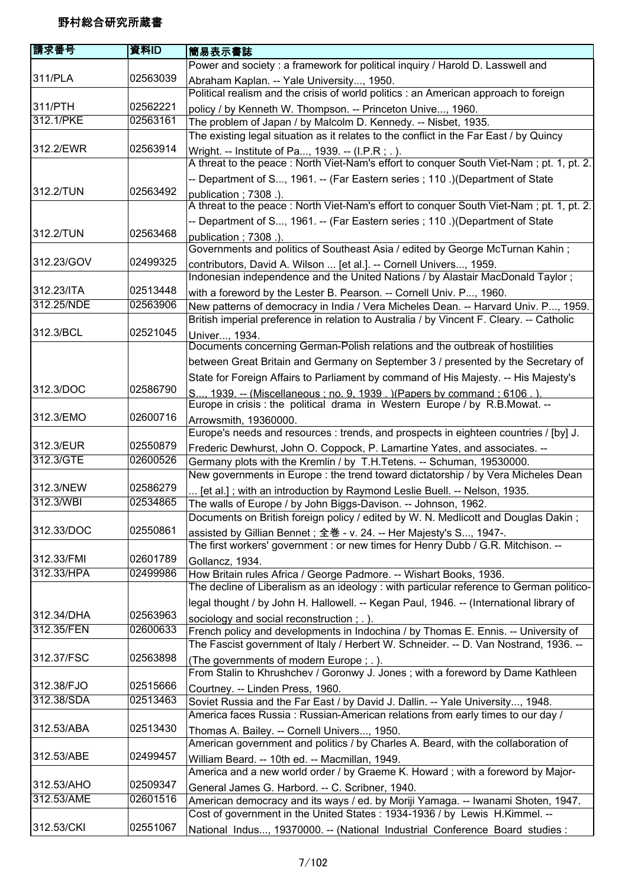# 野村総合研究所蔵書

| 請求番号 | 資料ID | 簡易表示書誌 |
| --- | --- | --- |
| 311/PLA | 02563039 | Power and society : a framework for political inquiry / Harold D. Lasswell and Abraham Kaplan. -- Yale University..., 1950. |
| 311/PTH | 02562221 | Political realism and the crisis of world politics : an American approach to foreign policy / by Kenneth W. Thompson. -- Princeton Unive..., 1960. |
| 312.1/PKE | 02563161 | The problem of Japan / by Malcolm D. Kennedy. -- Nisbet, 1935. |
| 312.2/EWR | 02563914 | The existing legal situation as it relates to the conflict in the Far East / by Quincy Wright. -- Institute of Pa..., 1939. -- (I.P.R ; . ). |
| 312.2/TUN | 02563492 | A threat to the peace : North Viet-Nam's effort to conquer South Viet-Nam ; pt. 1, pt. 2. -- Department of S..., 1961. -- (Far Eastern series ; 110 .)(Department of State publication ; 7308 .). |
| 312.2/TUN | 02563468 | A threat to the peace : North Viet-Nam's effort to conquer South Viet-Nam ; pt. 1, pt. 2. -- Department of S..., 1961. -- (Far Eastern series ; 110 .)(Department of State publication ; 7308 .). |
| 312.23/GOV | 02499325 | Governments and politics of Southeast Asia / edited by George McTurnan Kahin ; contributors, David A. Wilson ... [et al.]. -- Cornell Univers..., 1959. |
| 312.23/ITA | 02513448 | Indonesian independence and the United Nations / by Alastair MacDonald Taylor ; with a foreword by the Lester B. Pearson. -- Cornell Univ. P..., 1960. |
| 312.25/NDE | 02563906 | New patterns of democracy in India / Vera Micheles Dean. -- Harvard Univ. P..., 1959. |
| 312.3/BCL | 02521045 | British imperial preference in relation to Australia / by Vincent F. Cleary. -- Catholic Univer..., 1934. |
| 312.3/DOC | 02586790 | Documents concerning German-Polish relations and the outbreak of hostilities between Great Britain and Germany on September 3 / presented by the Secretary of State for Foreign Affairs to Parliament by command of His Majesty. -- His Majesty's S..., 1939. -- (Miscellaneous ; no. 9, 1939 . )(Papers by command ; 6106 . ). |
| 312.3/EMO | 02600716 | Europe in crisis : the political drama in Western Europe / by R.B.Mowat. -- Arrowsmith, 19360000. |
| 312.3/EUR | 02550879 | Europe's needs and resources : trends, and prospects in eighteen countries / [by] J. Frederic Dewhurst, John O. Coppock, P. Lamartine Yates, and associates. -- |
| 312.3/GTE | 02600526 | Germany plots with the Kremlin / by T.H.Tetens. -- Schuman, 19530000. |
| 312.3/NEW | 02586279 | New governments in Europe : the trend toward dictatorship / by Vera Micheles Dean ... [et al.] ; with an introduction by Raymond Leslie Buell. -- Nelson, 1935. |
| 312.3/WBI | 02534865 | The walls of Europe / by John Biggs-Davison. -- Johnson, 1962. |
| 312.33/DOC | 02550861 | Documents on British foreign policy / edited by W. N. Medlicott and Douglas Dakin ; assisted by Gillian Bennet ; 全巻 - v. 24. -- Her Majesty's S..., 1947-. |
| 312.33/FMI | 02601789 | The first workers' government : or new times for Henry Dubb / G.R. Mitchison. -- Gollancz, 1934. |
| 312.33/HPA | 02499986 | How Britain rules Africa / George Padmore. -- Wishart Books, 1936. |
| 312.34/DHA | 02563963 | The decline of Liberalism as an ideology : with particular reference to German politico-legal thought / by John H. Hallowell. -- Kegan Paul, 1946. -- (International library of sociology and social reconstruction ; . ). |
| 312.35/FEN | 02600633 | French policy and developments in Indochina / by Thomas E. Ennis. -- University of |
| 312.37/FSC | 02563898 | The Fascist government of Italy / Herbert W. Schneider. -- D. Van Nostrand, 1936. -- (The governments of modern Europe ; . ). |
| 312.38/FJO | 02515666 | From Stalin to Khrushchev / Goronwy J. Jones ; with a foreword by Dame Kathleen Courtney. -- Linden Press, 1960. |
| 312.38/SDA | 02513463 | Soviet Russia and the Far East / by David J. Dallin. -- Yale University..., 1948. |
| 312.53/ABA | 02513430 | America faces Russia : Russian-American relations from early times to our day / Thomas A. Bailey. -- Cornell Univers..., 1950. |
| 312.53/ABE | 02499457 | American government and politics / by Charles A. Beard, with the collaboration of William Beard. -- 10th ed. -- Macmillan, 1949. |
| 312.53/AHO | 02509347 | America and a new world order / by Graeme K. Howard ; with a foreword by Major-General James G. Harbord. -- C. Scribner, 1940. |
| 312.53/AME | 02601516 | American democracy and its ways / ed. by Moriji Yamaga. -- Iwanami Shoten, 1947. |
| 312.53/CKI | 02551067 | Cost of government in the United States : 1934-1936 / by Lewis H.Kimmel. -- National Indus..., 19370000. -- (National Industrial Conference Board studies : |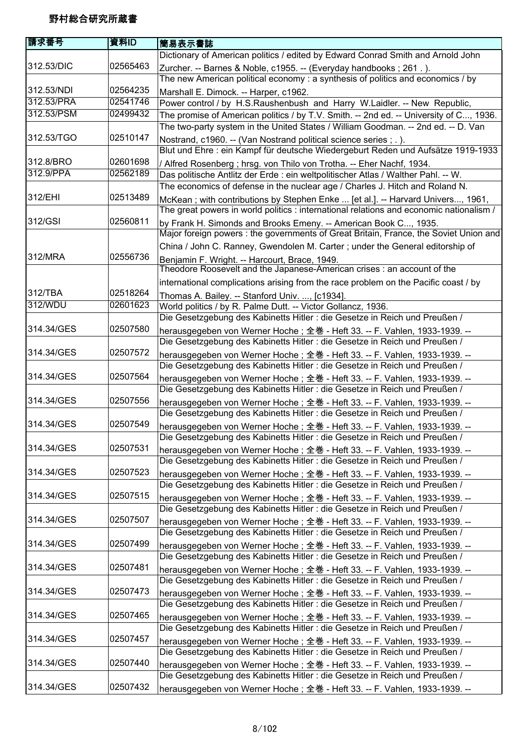# 野村総合研究所蔵書

| 請求番号 | 資料ID | 簡易表示書誌 |
|---|---|---|
| 312.53/DIC | 02565463 | Dictionary of American politics / edited by Edward Conrad Smith and Arnold John Zurcher. -- Barnes & Noble, c1955. -- (Everyday handbooks ; 261 . ). |
| 312.53/NDI | 02564235 | The new American political economy : a synthesis of politics and economics / by Marshall E. Dimock. -- Harper, c1962. |
| 312.53/PRA | 02541746 | Power control / by H.S.Raushenbush and Harry W.Laidler. -- New Republic, |
| 312.53/PSM | 02499432 | The promise of American politics / by T.V. Smith. -- 2nd ed. -- University of C..., 1936. |
| 312.53/TGO | 02510147 | The two-party system in the United States / William Goodman. -- 2nd ed. -- D. Van Nostrand, c1960. -- (Van Nostrand political science series ; . ). |
| 312.8/BRO | 02601698 | Blut und Ehre : ein Kampf für deutsche Wiedergeburt Reden und Aufsätze 1919-1933 / Alfred Rosenberg ; hrsg. von Thilo von Trotha. -- Eher Nachf, 1934. |
| 312.9/PPA | 02562189 | Das politische Antlitz der Erde : ein weltpolitischer Atlas / Walther Pahl. -- W. |
| 312/EHI | 02513489 | The economics of defense in the nuclear age / Charles J. Hitch and Roland N. McKean ; with contributions by Stephen Enke ... [et al.]. -- Harvard Univers..., 1961, |
| 312/GSI | 02560811 | The great powers in world politics : international relations and economic nationalism / by Frank H. Simonds and Brooks Emeny. -- American Book C..., 1935. |
| 312/MRA | 02556736 | Major foreign powers : the governments of Great Britain, France, the Soviet Union and China / John C. Ranney, Gwendolen M. Carter ; under the General editorship of Benjamin F. Wright. -- Harcourt, Brace, 1949. |
| 312/TBA | 02518264 | Theodore Roosevelt and the Japanese-American crises : an account of the international complications arising from the race problem on the Pacific coast / by Thomas A. Bailey. -- Stanford Univ. ..., [c1934]. |
| 312/WDU | 02601623 | World politics / by R. Palme Dutt. -- Victor Gollancz, 1936. |
| 314.34/GES | 02507580 | Die Gesetzgebung des Kabinetts Hitler : die Gesetze in Reich und Preußen / herausgegeben von Werner Hoche ; 全巻 - Heft 33. -- F. Vahlen, 1933-1939. -- |
| 314.34/GES | 02507572 | Die Gesetzgebung des Kabinetts Hitler : die Gesetze in Reich und Preußen / herausgegeben von Werner Hoche ; 全巻 - Heft 33. -- F. Vahlen, 1933-1939. -- |
| 314.34/GES | 02507564 | Die Gesetzgebung des Kabinetts Hitler : die Gesetze in Reich und Preußen / herausgegeben von Werner Hoche ; 全巻 - Heft 33. -- F. Vahlen, 1933-1939. -- |
| 314.34/GES | 02507556 | Die Gesetzgebung des Kabinetts Hitler : die Gesetze in Reich und Preußen / herausgegeben von Werner Hoche ; 全巻 - Heft 33. -- F. Vahlen, 1933-1939. -- |
| 314.34/GES | 02507549 | Die Gesetzgebung des Kabinetts Hitler : die Gesetze in Reich und Preußen / herausgegeben von Werner Hoche ; 全巻 - Heft 33. -- F. Vahlen, 1933-1939. -- |
| 314.34/GES | 02507531 | Die Gesetzgebung des Kabinetts Hitler : die Gesetze in Reich und Preußen / herausgegeben von Werner Hoche ; 全巻 - Heft 33. -- F. Vahlen, 1933-1939. -- |
| 314.34/GES | 02507523 | Die Gesetzgebung des Kabinetts Hitler : die Gesetze in Reich und Preußen / herausgegeben von Werner Hoche ; 全巻 - Heft 33. -- F. Vahlen, 1933-1939. -- |
| 314.34/GES | 02507515 | Die Gesetzgebung des Kabinetts Hitler : die Gesetze in Reich und Preußen / herausgegeben von Werner Hoche ; 全巻 - Heft 33. -- F. Vahlen, 1933-1939. -- |
| 314.34/GES | 02507507 | Die Gesetzgebung des Kabinetts Hitler : die Gesetze in Reich und Preußen / herausgegeben von Werner Hoche ; 全巻 - Heft 33. -- F. Vahlen, 1933-1939. -- |
| 314.34/GES | 02507499 | Die Gesetzgebung des Kabinetts Hitler : die Gesetze in Reich und Preußen / herausgegeben von Werner Hoche ; 全巻 - Heft 33. -- F. Vahlen, 1933-1939. -- |
| 314.34/GES | 02507481 | Die Gesetzgebung des Kabinetts Hitler : die Gesetze in Reich und Preußen / herausgegeben von Werner Hoche ; 全巻 - Heft 33. -- F. Vahlen, 1933-1939. -- |
| 314.34/GES | 02507473 | Die Gesetzgebung des Kabinetts Hitler : die Gesetze in Reich und Preußen / herausgegeben von Werner Hoche ; 全巻 - Heft 33. -- F. Vahlen, 1933-1939. -- |
| 314.34/GES | 02507465 | Die Gesetzgebung des Kabinetts Hitler : die Gesetze in Reich und Preußen / herausgegeben von Werner Hoche ; 全巻 - Heft 33. -- F. Vahlen, 1933-1939. -- |
| 314.34/GES | 02507457 | Die Gesetzgebung des Kabinetts Hitler : die Gesetze in Reich und Preußen / herausgegeben von Werner Hoche ; 全巻 - Heft 33. -- F. Vahlen, 1933-1939. -- |
| 314.34/GES | 02507440 | Die Gesetzgebung des Kabinetts Hitler : die Gesetze in Reich und Preußen / herausgegeben von Werner Hoche ; 全巻 - Heft 33. -- F. Vahlen, 1933-1939. -- |
| 314.34/GES | 02507432 | Die Gesetzgebung des Kabinetts Hitler : die Gesetze in Reich und Preußen / herausgegeben von Werner Hoche ; 全巻 - Heft 33. -- F. Vahlen, 1933-1939. -- |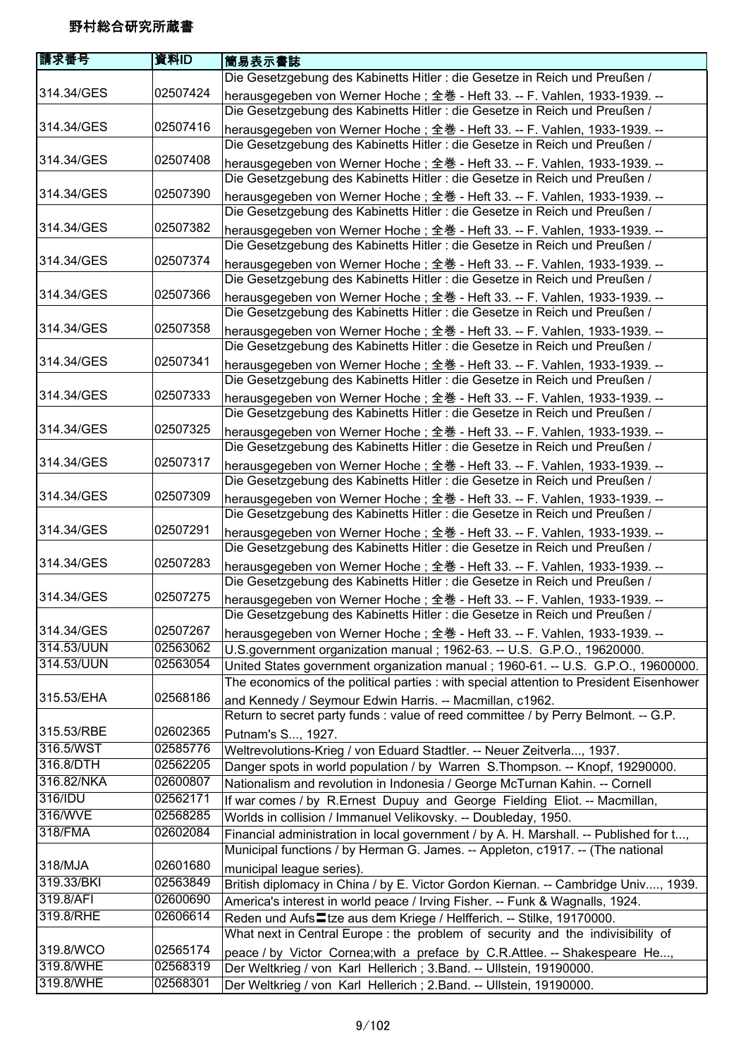# 野村総合研究所蔵書

| 請求番号 | 資料ID | 簡易表示書誌 |
| --- | --- | --- |
| 314.34/GES | 02507424 | Die Gesetzgebung des Kabinetts Hitler : die Gesetze in Reich und Preußen / herausgegeben von Werner Hoche ; 全巻 - Heft 33. -- F. Vahlen, 1933-1939. -- |
| 314.34/GES | 02507416 | Die Gesetzgebung des Kabinetts Hitler : die Gesetze in Reich und Preußen / herausgegeben von Werner Hoche ; 全巻 - Heft 33. -- F. Vahlen, 1933-1939. -- |
| 314.34/GES | 02507408 | Die Gesetzgebung des Kabinetts Hitler : die Gesetze in Reich und Preußen / herausgegeben von Werner Hoche ; 全巻 - Heft 33. -- F. Vahlen, 1933-1939. -- |
| 314.34/GES | 02507390 | Die Gesetzgebung des Kabinetts Hitler : die Gesetze in Reich und Preußen / herausgegeben von Werner Hoche ; 全巻 - Heft 33. -- F. Vahlen, 1933-1939. -- |
| 314.34/GES | 02507382 | Die Gesetzgebung des Kabinetts Hitler : die Gesetze in Reich und Preußen / herausgegeben von Werner Hoche ; 全巻 - Heft 33. -- F. Vahlen, 1933-1939. -- |
| 314.34/GES | 02507374 | Die Gesetzgebung des Kabinetts Hitler : die Gesetze in Reich und Preußen / herausgegeben von Werner Hoche ; 全巻 - Heft 33. -- F. Vahlen, 1933-1939. -- |
| 314.34/GES | 02507366 | Die Gesetzgebung des Kabinetts Hitler : die Gesetze in Reich und Preußen / herausgegeben von Werner Hoche ; 全巻 - Heft 33. -- F. Vahlen, 1933-1939. -- |
| 314.34/GES | 02507358 | Die Gesetzgebung des Kabinetts Hitler : die Gesetze in Reich und Preußen / herausgegeben von Werner Hoche ; 全巻 - Heft 33. -- F. Vahlen, 1933-1939. -- |
| 314.34/GES | 02507341 | Die Gesetzgebung des Kabinetts Hitler : die Gesetze in Reich und Preußen / herausgegeben von Werner Hoche ; 全巻 - Heft 33. -- F. Vahlen, 1933-1939. -- |
| 314.34/GES | 02507333 | Die Gesetzgebung des Kabinetts Hitler : die Gesetze in Reich und Preußen / herausgegeben von Werner Hoche ; 全巻 - Heft 33. -- F. Vahlen, 1933-1939. -- |
| 314.34/GES | 02507325 | Die Gesetzgebung des Kabinetts Hitler : die Gesetze in Reich und Preußen / herausgegeben von Werner Hoche ; 全巻 - Heft 33. -- F. Vahlen, 1933-1939. -- |
| 314.34/GES | 02507317 | Die Gesetzgebung des Kabinetts Hitler : die Gesetze in Reich und Preußen / herausgegeben von Werner Hoche ; 全巻 - Heft 33. -- F. Vahlen, 1933-1939. -- |
| 314.34/GES | 02507309 | Die Gesetzgebung des Kabinetts Hitler : die Gesetze in Reich und Preußen / herausgegeben von Werner Hoche ; 全巻 - Heft 33. -- F. Vahlen, 1933-1939. -- |
| 314.34/GES | 02507291 | Die Gesetzgebung des Kabinetts Hitler : die Gesetze in Reich und Preußen / herausgegeben von Werner Hoche ; 全巻 - Heft 33. -- F. Vahlen, 1933-1939. -- |
| 314.34/GES | 02507283 | Die Gesetzgebung des Kabinetts Hitler : die Gesetze in Reich und Preußen / herausgegeben von Werner Hoche ; 全巻 - Heft 33. -- F. Vahlen, 1933-1939. -- |
| 314.34/GES | 02507275 | Die Gesetzgebung des Kabinetts Hitler : die Gesetze in Reich und Preußen / herausgegeben von Werner Hoche ; 全巻 - Heft 33. -- F. Vahlen, 1933-1939. -- |
| 314.34/GES | 02507267 | Die Gesetzgebung des Kabinetts Hitler : die Gesetze in Reich und Preußen / herausgegeben von Werner Hoche ; 全巻 - Heft 33. -- F. Vahlen, 1933-1939. -- |
| 314.53/UUN | 02563062 | U.S.government organization manual ; 1962-63. -- U.S. G.P.O., 19620000. |
| 314.53/UUN | 02563054 | United States government organization manual ; 1960-61. -- U.S. G.P.O., 19600000. |
| 315.53/EHA | 02568186 | The economics of the political parties : with special attention to President Eisenhower and Kennedy / Seymour Edwin Harris. -- Macmillan, c1962. |
| 315.53/RBE | 02602365 | Return to secret party funds : value of reed committee / by Perry Belmont. -- G.P. Putnam's S..., 1927. |
| 316.5/WST | 02585776 | Weltrevolutions-Krieg / von Eduard Stadtler. -- Neuer Zeitverla..., 1937. |
| 316.8/DTH | 02562205 | Danger spots in world population / by Warren S.Thompson. -- Knopf, 19290000. |
| 316.82/NKA | 02600807 | Nationalism and revolution in Indonesia / George McTurnan Kahin. -- Cornell |
| 316/IDU | 02562171 | If war comes / by R.Ernest Dupuy and George Fielding Eliot. -- Macmillan, |
| 316/WVE | 02568285 | Worlds in collision / Immanuel Velikovsky. -- Doubleday, 1950. |
| 318/FMA | 02602084 | Financial administration in local government / by A. H. Marshall. -- Published for t..., |
| 318/MJA | 02601680 | Municipal functions / by Herman G. James. -- Appleton, c1917. -- (The national municipal league series). |
| 319.33/BKI | 02563849 | British diplomacy in China / by E. Victor Gordon Kiernan. -- Cambridge Univ...., 1939. |
| 319.8/AFI | 02600690 | America's interest in world peace / Irving Fisher. -- Funk & Wagnalls, 1924. |
| 319.8/RHE | 02606614 | Reden und Aufs〓tze aus dem Kriege / Helfferich. -- Stilke, 19170000. |
| 319.8/WCO | 02565174 | What next in Central Europe : the problem of security and the indivisibility of peace / by Victor Cornea;with a preface by C.R.Attlee. -- Shakespeare He..., |
| 319.8/WHE | 02568319 | Der Weltkrieg / von Karl Hellerich ; 3.Band. -- Ullstein, 19190000. |
| 319.8/WHE | 02568301 | Der Weltkrieg / von Karl Hellerich ; 2.Band. -- Ullstein, 19190000. |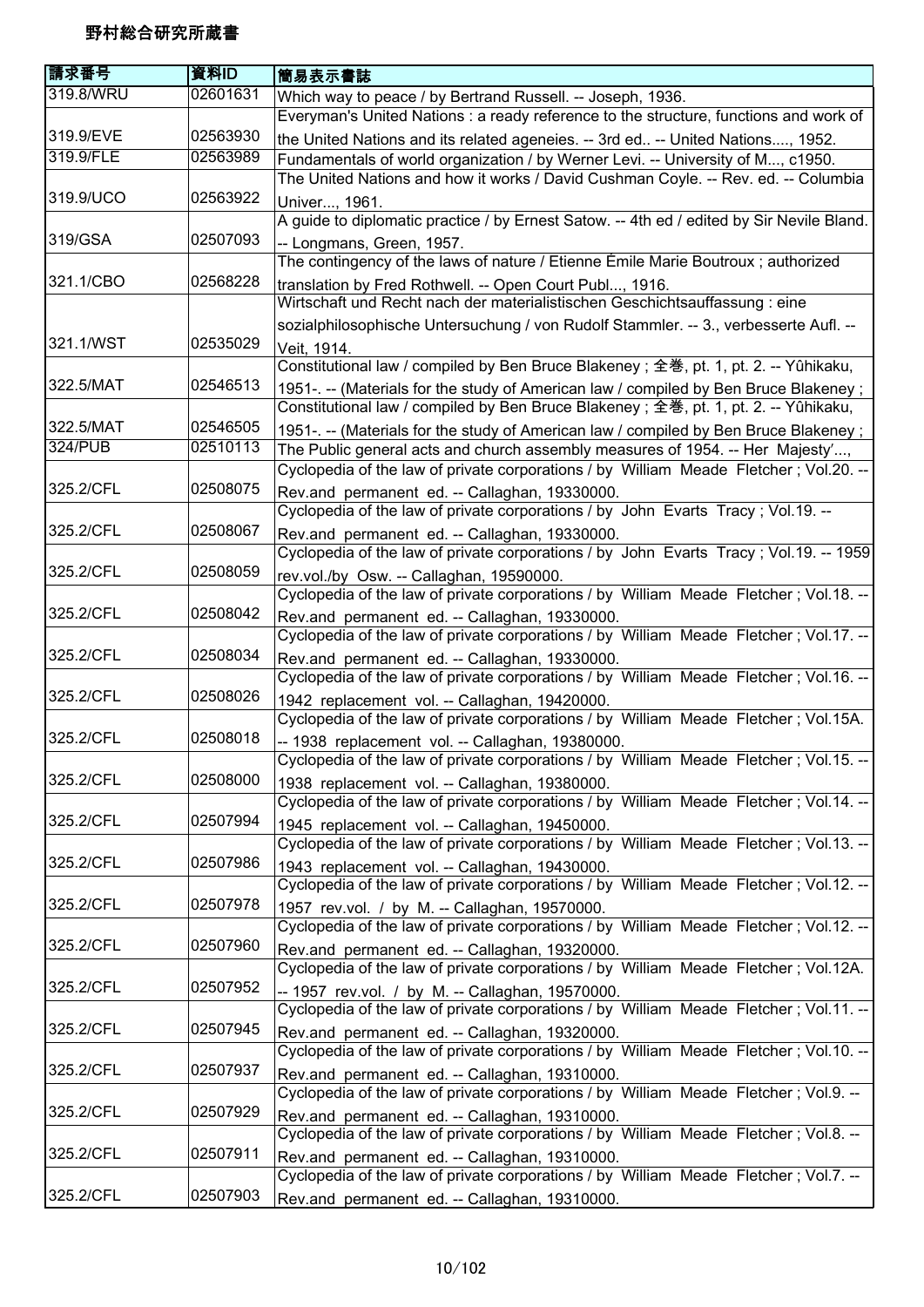野村総合研究所蔵書

| 請求番号 | 資料ID | 簡易表示書誌 |
| --- | --- | --- |
| 319.8/WRU | 02601631 | Which way to peace / by Bertrand Russell. -- Joseph, 1936. |
| 319.9/EVE | 02563930 | Everyman's United Nations : a ready reference to the structure, functions and work of the United Nations and its related ageneies. -- 3rd ed.. -- United Nations...., 1952. |
| 319.9/FLE | 02563989 | Fundamentals of world organization / by Werner Levi. -- University of M..., c1950. |
| 319.9/UCO | 02563922 | The United Nations and how it works / David Cushman Coyle. -- Rev. ed. -- Columbia Univer..., 1961. |
| 319/GSA | 02507093 | A guide to diplomatic practice / by Ernest Satow. -- 4th ed / edited by Sir Nevile Bland. -- Longmans, Green, 1957. |
| 321.1/CBO | 02568228 | The contingency of the laws of nature / Etienne Émile Marie Boutroux ; authorized translation by Fred Rothwell. -- Open Court Publ..., 1916. |
| 321.1/WST | 02535029 | Wirtschaft und Recht nach der materialistischen Geschichtsauffassung : eine sozialphilosophische Untersuchung / von Rudolf Stammler. -- 3., verbesserte Aufl. -- Veit, 1914. |
| 322.5/MAT | 02546513 | Constitutional law / compiled by Ben Bruce Blakeney ; 全巻, pt. 1, pt. 2. -- Yûhikaku, 1951-. -- (Materials for the study of American law / compiled by Ben Bruce Blakeney ; |
| 322.5/MAT | 02546505 | Constitutional law / compiled by Ben Bruce Blakeney ; 全巻, pt. 1, pt. 2. -- Yûhikaku, 1951-. -- (Materials for the study of American law / compiled by Ben Bruce Blakeney ; |
| 324/PUB | 02510113 | The Public general acts and church assembly measures of 1954. -- Her Majesty'..., |
| 325.2/CFL | 02508075 | Cyclopedia of the law of private corporations / by William Meade Fletcher ; Vol.20. -- Rev.and permanent ed. -- Callaghan, 19330000. |
| 325.2/CFL | 02508067 | Cyclopedia of the law of private corporations / by John Evarts Tracy ; Vol.19. -- Rev.and permanent ed. -- Callaghan, 19330000. |
| 325.2/CFL | 02508059 | Cyclopedia of the law of private corporations / by John Evarts Tracy ; Vol.19. -- 1959 rev.vol./by Osw. -- Callaghan, 19590000. |
| 325.2/CFL | 02508042 | Cyclopedia of the law of private corporations / by William Meade Fletcher ; Vol.18. -- Rev.and permanent ed. -- Callaghan, 19330000. |
| 325.2/CFL | 02508034 | Cyclopedia of the law of private corporations / by William Meade Fletcher ; Vol.17. -- Rev.and permanent ed. -- Callaghan, 19330000. |
| 325.2/CFL | 02508026 | Cyclopedia of the law of private corporations / by William Meade Fletcher ; Vol.16. -- 1942 replacement vol. -- Callaghan, 19420000. |
| 325.2/CFL | 02508018 | Cyclopedia of the law of private corporations / by William Meade Fletcher ; Vol.15A. -- 1938 replacement vol. -- Callaghan, 19380000. |
| 325.2/CFL | 02508000 | Cyclopedia of the law of private corporations / by William Meade Fletcher ; Vol.15. -- 1938 replacement vol. -- Callaghan, 19380000. |
| 325.2/CFL | 02507994 | Cyclopedia of the law of private corporations / by William Meade Fletcher ; Vol.14. -- 1945 replacement vol. -- Callaghan, 19450000. |
| 325.2/CFL | 02507986 | Cyclopedia of the law of private corporations / by William Meade Fletcher ; Vol.13. -- 1943 replacement vol. -- Callaghan, 19430000. |
| 325.2/CFL | 02507978 | Cyclopedia of the law of private corporations / by William Meade Fletcher ; Vol.12. -- 1957 rev.vol. / by M. -- Callaghan, 19570000. |
| 325.2/CFL | 02507960 | Cyclopedia of the law of private corporations / by William Meade Fletcher ; Vol.12. -- Rev.and permanent ed. -- Callaghan, 19320000. |
| 325.2/CFL | 02507952 | Cyclopedia of the law of private corporations / by William Meade Fletcher ; Vol.12A. -- 1957 rev.vol. / by M. -- Callaghan, 19570000. |
| 325.2/CFL | 02507945 | Cyclopedia of the law of private corporations / by William Meade Fletcher ; Vol.11. -- Rev.and permanent ed. -- Callaghan, 19320000. |
| 325.2/CFL | 02507937 | Cyclopedia of the law of private corporations / by William Meade Fletcher ; Vol.10. -- Rev.and permanent ed. -- Callaghan, 19310000. |
| 325.2/CFL | 02507929 | Cyclopedia of the law of private corporations / by William Meade Fletcher ; Vol.9. -- Rev.and permanent ed. -- Callaghan, 19310000. |
| 325.2/CFL | 02507911 | Cyclopedia of the law of private corporations / by William Meade Fletcher ; Vol.8. -- Rev.and permanent ed. -- Callaghan, 19310000. |
| 325.2/CFL | 02507903 | Cyclopedia of the law of private corporations / by William Meade Fletcher ; Vol.7. -- Rev.and permanent ed. -- Callaghan, 19310000. |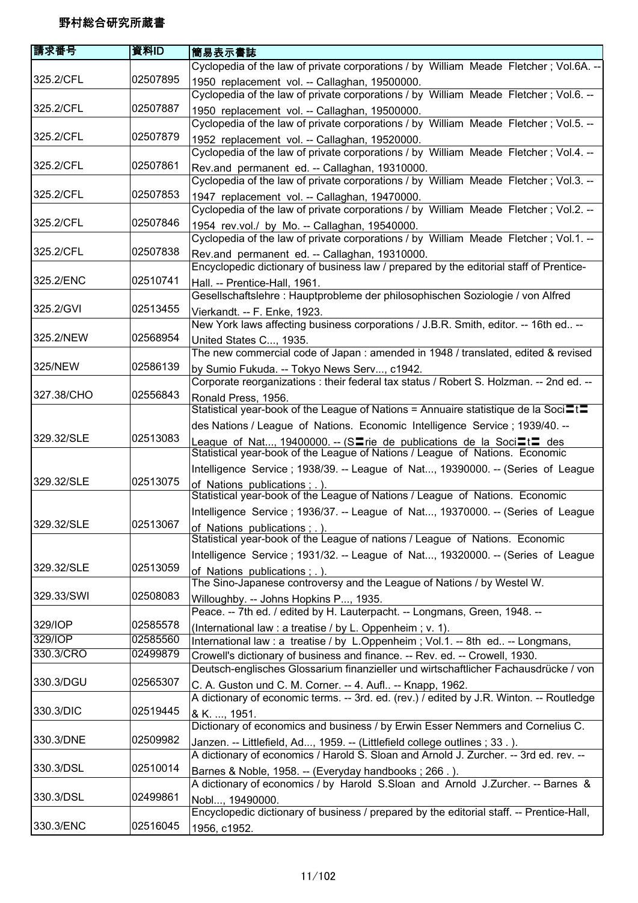# 野村総合研究所蔵書

| 請求番号 | 資料ID | 簡易表示書誌 |
|---|---|---|
| 325.2/CFL | 02507895 | Cyclopedia of the law of private corporations / by William Meade Fletcher ; Vol.6A. -- 1950 replacement vol. -- Callaghan, 19500000. |
| 325.2/CFL | 02507887 | Cyclopedia of the law of private corporations / by William Meade Fletcher ; Vol.6. -- 1950 replacement vol. -- Callaghan, 19500000. |
| 325.2/CFL | 02507879 | Cyclopedia of the law of private corporations / by William Meade Fletcher ; Vol.5. -- 1952 replacement vol. -- Callaghan, 19520000. |
| 325.2/CFL | 02507861 | Cyclopedia of the law of private corporations / by William Meade Fletcher ; Vol.4. -- Rev.and permanent ed. -- Callaghan, 19310000. |
| 325.2/CFL | 02507853 | Cyclopedia of the law of private corporations / by William Meade Fletcher ; Vol.3. -- 1947 replacement vol. -- Callaghan, 19470000. |
| 325.2/CFL | 02507846 | Cyclopedia of the law of private corporations / by William Meade Fletcher ; Vol.2. -- 1954 rev.vol./ by Mo. -- Callaghan, 19540000. |
| 325.2/CFL | 02507838 | Cyclopedia of the law of private corporations / by William Meade Fletcher ; Vol.1. -- Rev.and permanent ed. -- Callaghan, 19310000. |
| 325.2/ENC | 02510741 | Encyclopedic dictionary of business law / prepared by the editorial staff of Prentice-Hall. -- Prentice-Hall, 1961. |
| 325.2/GVI | 02513455 | Gesellschaftslehre : Hauptprobleme der philosophischen Soziologie / von Alfred Vierkandt. -- F. Enke, 1923. |
| 325.2/NEW | 02568954 | New York laws affecting business corporations / J.B.R. Smith, editor. -- 16th ed.. -- United States C..., 1935. |
| 325/NEW | 02586139 | The new commercial code of Japan : amended in 1948 / translated, edited & revised by Sumio Fukuda. -- Tokyo News Serv..., c1942. |
| 327.38/CHO | 02556843 | Corporate reorganizations : their federal tax status / Robert S. Holzman. -- 2nd ed. -- Ronald Press, 1956. |
| 329.32/SLE | 02513083 | Statistical year-book of the League of Nations = Annuaire statistique de la Soci〓t〓 des Nations / League of Nations. Economic Intelligence Service ; 1939/40. -- League of Nat..., 19400000. -- (S〓rie de publications de la Soci〓t〓 des |
| 329.32/SLE | 02513075 | Statistical year-book of the League of Nations / League of Nations. Economic Intelligence Service ; 1938/39. -- League of Nat..., 19390000. -- (Series of League of Nations publications ; . ). |
| 329.32/SLE | 02513067 | Statistical year-book of the League of Nations / League of Nations. Economic Intelligence Service ; 1936/37. -- League of Nat..., 19370000. -- (Series of League of Nations publications ; . ). |
| 329.32/SLE | 02513059 | Statistical year-book of the League of nations / League of Nations. Economic Intelligence Service ; 1931/32. -- League of Nat..., 19320000. -- (Series of League of Nations publications ; . ). |
| 329.33/SWI | 02508083 | The Sino-Japanese controversy and the League of Nations / by Westel W. Willoughby. -- Johns Hopkins P..., 1935. |
| 329/IOP | 02585578 | Peace. -- 7th ed. / edited by H. Lauterpacht. -- Longmans, Green, 1948. -- (International law : a treatise / by L. Oppenheim ; v. 1). |
| 329/IOP | 02585560 | International law : a treatise / by L.Oppenheim ; Vol.1. -- 8th ed.. -- Longmans, |
| 330.3/CRO | 02499879 | Crowell's dictionary of business and finance. -- Rev. ed. -- Crowell, 1930. |
| 330.3/DGU | 02565307 | Deutsch-englisches Glossarium finanzieller und wirtschaftlicher Fachausdrücke / von C. A. Guston und C. M. Corner. -- 4. Aufl.. -- Knapp, 1962. |
| 330.3/DIC | 02519445 | A dictionary of economic terms. -- 3rd. ed. (rev.) / edited by J.R. Winton. -- Routledge & K. ..., 1951. |
| 330.3/DNE | 02509982 | Dictionary of economics and business / by Erwin Esser Nemmers and Cornelius C. Janzen. -- Littlefield, Ad..., 1959. -- (Littlefield college outlines ; 33 . ). |
| 330.3/DSL | 02510014 | A dictionary of economics / Harold S. Sloan and Arnold J. Zurcher. -- 3rd ed. rev. -- Barnes & Noble, 1958. -- (Everyday handbooks ; 266 . ). |
| 330.3/DSL | 02499861 | A dictionary of economics / by Harold S.Sloan and Arnold J.Zurcher. -- Barnes & Nobl..., 19490000. |
| 330.3/ENC | 02516045 | Encyclopedic dictionary of business / prepared by the editorial staff. -- Prentice-Hall, 1956, c1952. |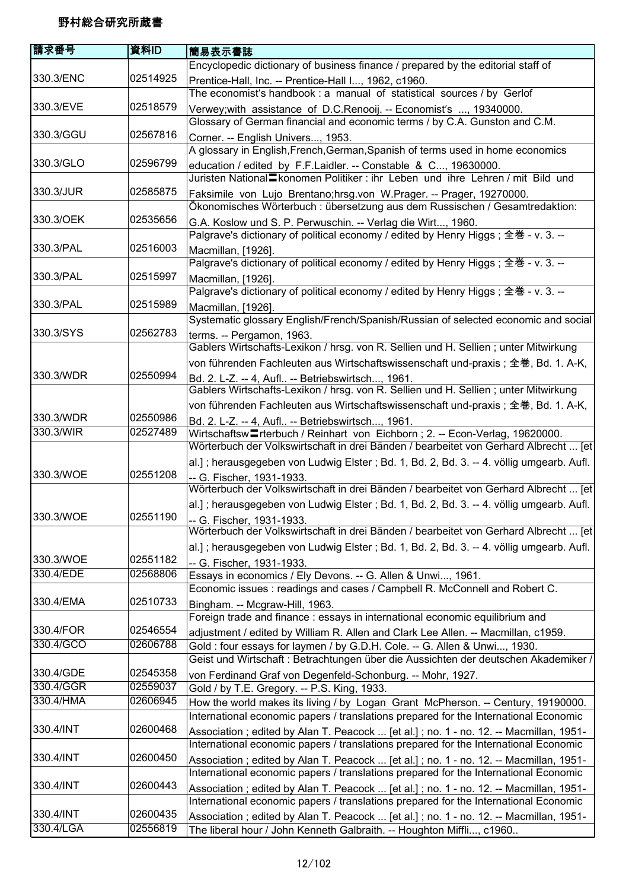# 野村総合研究所蔵書

| 請求番号 | 資料ID | 簡易表示書誌 |
| --- | --- | --- |
| 330.3/ENC | 02514925 | Encyclopedic dictionary of business finance / prepared by the editorial staff of Prentice-Hall, Inc. -- Prentice-Hall I..., 1962, c1960. |
| 330.3/EVE | 02518579 | The economist's handbook : a manual of statistical sources / by Gerlof Verwey;with assistance of D.C.Renooij. -- Economist's ..., 19340000. |
| 330.3/GGU | 02567816 | Glossary of German financial and economic terms / by C.A. Gunston and C.M. Corner. -- English Univers..., 1953. |
| 330.3/GLO | 02596799 | A glossary in English,French,German,Spanish of terms used in home economics education / edited by F.F.Laidler. -- Constable & C..., 19630000. |
| 330.3/JUR | 02585875 | Juristen National〓konomen Politiker : ihr Leben und ihre Lehren / mit Bild und Faksimile von Lujo Brentano;hrsg.von W.Prager. -- Prager, 19270000. |
| 330.3/OEK | 02535656 | Ökonomisches Wörterbuch : übersetzung aus dem Russischen / Gesamtredaktion: G.A. Koslow und S. P. Perwuschin. -- Verlag die Wirt..., 1960. |
| 330.3/PAL | 02516003 | Palgrave's dictionary of political economy / edited by Henry Higgs ; 全巻 - v. 3. -- Macmillan, [1926]. |
| 330.3/PAL | 02515997 | Palgrave's dictionary of political economy / edited by Henry Higgs ; 全巻 - v. 3. -- Macmillan, [1926]. |
| 330.3/PAL | 02515989 | Palgrave's dictionary of political economy / edited by Henry Higgs ; 全巻 - v. 3. -- Macmillan, [1926]. |
| 330.3/SYS | 02562783 | Systematic glossary English/French/Spanish/Russian of selected economic and social terms. -- Pergamon, 1963. |
| 330.3/WDR | 02550994 | Gablers Wirtschafts-Lexikon / hrsg. von R. Sellien und H. Sellien ; unter Mitwirkung von führenden Fachleuten aus Wirtschaftswissenschaft und-praxis ; 全巻, Bd. 1. A-K, Bd. 2. L-Z. -- 4, Aufl.. -- Betriebswirtsch..., 1961. |
| 330.3/WDR | 02550986 | Gablers Wirtschafts-Lexikon / hrsg. von R. Sellien und H. Sellien ; unter Mitwirkung von führenden Fachleuten aus Wirtschaftswissenschaft und-praxis ; 全巻, Bd. 1. A-K, Bd. 2. L-Z. -- 4, Aufl.. -- Betriebswirtsch..., 1961. |
| 330.3/WIR | 02527489 | Wirtschaftsw〓rterbuch / Reinhart von Eichborn ; 2. -- Econ-Verlag, 19620000. |
| 330.3/WOE | 02551208 | Wörterbuch der Volkswirtschaft in drei Bänden / bearbeitet von Gerhard Albrecht ... [et al.] ; herausgegeben von Ludwig Elster ; Bd. 1, Bd. 2, Bd. 3. -- 4. völlig umgearb. Aufl. -- G. Fischer, 1931-1933. |
| 330.3/WOE | 02551190 | Wörterbuch der Volkswirtschaft in drei Bänden / bearbeitet von Gerhard Albrecht ... [et al.] ; herausgegeben von Ludwig Elster ; Bd. 1, Bd. 2, Bd. 3. -- 4. völlig umgearb. Aufl. -- G. Fischer, 1931-1933. |
| 330.3/WOE | 02551182 | Wörterbuch der Volkswirtschaft in drei Bänden / bearbeitet von Gerhard Albrecht ... [et al.] ; herausgegeben von Ludwig Elster ; Bd. 1, Bd. 2, Bd. 3. -- 4. völlig umgearb. Aufl. -- G. Fischer, 1931-1933. |
| 330.4/EDE | 02568806 | Essays in economics / Ely Devons. -- G. Allen & Unwi..., 1961. |
| 330.4/EMA | 02510733 | Economic issues : readings and cases / Campbell R. McConnell and Robert C. Bingham. -- Mcgraw-Hill, 1963. |
| 330.4/FOR | 02546554 | Foreign trade and finance : essays in international economic equilibrium and adjustment / edited by William R. Allen and Clark Lee Allen. -- Macmillan, c1959. |
| 330.4/GCO | 02606788 | Gold : four essays for laymen / by G.D.H. Cole. -- G. Allen & Unwi..., 1930. |
| 330.4/GDE | 02545358 | Geist und Wirtschaft : Betrachtungen über die Aussichten der deutschen Akademiker / von Ferdinand Graf von Degenfeld-Schonburg. -- Mohr, 1927. |
| 330.4/GGR | 02559037 | Gold / by T.E. Gregory. -- P.S. King, 1933. |
| 330.4/HMA | 02606945 | How the world makes its living / by Logan Grant McPherson. -- Century, 19190000. |
| 330.4/INT | 02600468 | International economic papers / translations prepared for the International Economic Association ; edited by Alan T. Peacock ... [et al.] ; no. 1 - no. 12. -- Macmillan, 1951- |
| 330.4/INT | 02600450 | International economic papers / translations prepared for the International Economic Association ; edited by Alan T. Peacock ... [et al.] ; no. 1 - no. 12. -- Macmillan, 1951- |
| 330.4/INT | 02600443 | International economic papers / translations prepared for the International Economic Association ; edited by Alan T. Peacock ... [et al.] ; no. 1 - no. 12. -- Macmillan, 1951- |
| 330.4/INT | 02600435 | International economic papers / translations prepared for the International Economic Association ; edited by Alan T. Peacock ... [et al.] ; no. 1 - no. 12. -- Macmillan, 1951- |
| 330.4/LGA | 02556819 | The liberal hour / John Kenneth Galbraith. -- Houghton Miffli..., c1960.. |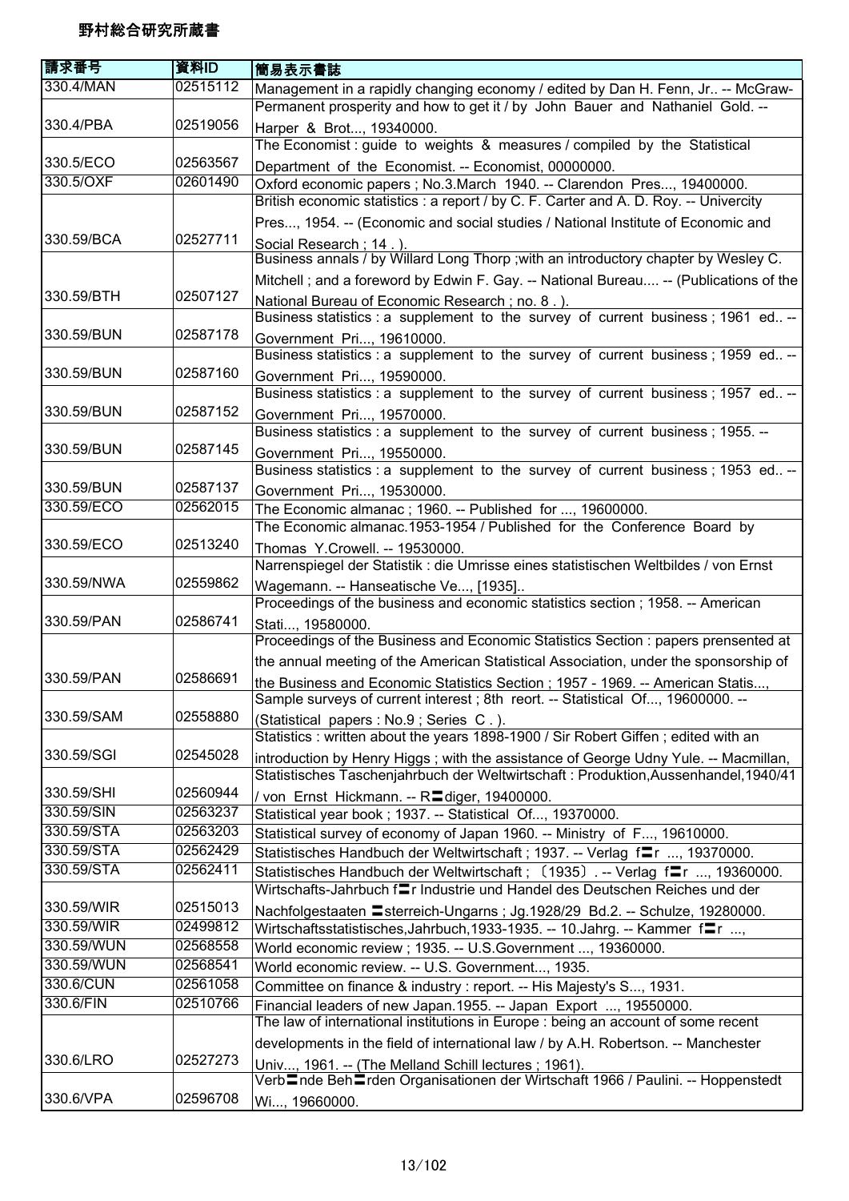# 野村総合研究所蔵書

| 請求番号 | 資料ID | 簡易表示書誌 |
| --- | --- | --- |
| 330.4/MAN | 02515112 | Management in a rapidly changing economy / edited by Dan H. Fenn, Jr.. -- McGraw- |
| 330.4/PBA | 02519056 | Permanent prosperity and how to get it / by John Bauer and Nathaniel Gold. -- Harper & Brot..., 19340000. |
| 330.5/ECO | 02563567 | The Economist : guide to weights & measures / compiled by the Statistical Department of the Economist. -- Economist, 00000000. |
| 330.5/OXF | 02601490 | Oxford economic papers ; No.3.March 1940. -- Clarendon Pres..., 19400000. |
| 330.59/BCA | 02527711 | British economic statistics : a report / by C. F. Carter and A. D. Roy. -- Univercity Pres..., 1954. -- (Economic and social studies / National Institute of Economic and Social Research ; 14 . ). |
| 330.59/BTH | 02507127 | Business annals / by Willard Long Thorp ;with an introductory chapter by Wesley C. Mitchell ; and a foreword by Edwin F. Gay. -- National Bureau.... -- (Publications of the National Bureau of Economic Research ; no. 8 . ). |
| 330.59/BUN | 02587178 | Business statistics : a supplement to the survey of current business ; 1961 ed.. -- Government Pri..., 19610000. |
| 330.59/BUN | 02587160 | Business statistics : a supplement to the survey of current business ; 1959 ed.. -- Government Pri..., 19590000. |
| 330.59/BUN | 02587152 | Business statistics : a supplement to the survey of current business ; 1957 ed.. -- Government Pri..., 19570000. |
| 330.59/BUN | 02587145 | Business statistics : a supplement to the survey of current business ; 1955. -- Government Pri..., 19550000. |
| 330.59/BUN | 02587137 | Business statistics : a supplement to the survey of current business ; 1953 ed.. -- Government Pri..., 19530000. |
| 330.59/ECO | 02562015 | The Economic almanac ; 1960. -- Published for ..., 19600000. |
| 330.59/ECO | 02513240 | The Economic almanac.1953-1954 / Published for the Conference Board by Thomas Y.Crowell. -- 19530000. |
| 330.59/NWA | 02559862 | Narrenspiegel der Statistik : die Umrisse eines statistischen Weltbildes / von Ernst Wagemann. -- Hanseatische Ve..., [1935].. |
| 330.59/PAN | 02586741 | Proceedings of the business and economic statistics section ; 1958. -- American Stati..., 19580000. |
| 330.59/PAN | 02586691 | Proceedings of the Business and Economic Statistics Section : papers prensented at the annual meeting of the American Statistical Association, under the sponsorship of the Business and Economic Statistics Section ; 1957 - 1969. -- American Statis..., |
| 330.59/SAM | 02558880 | Sample surveys of current interest ; 8th reort. -- Statistical Of..., 19600000. -- (Statistical papers : No.9 ; Series C . ). |
| 330.59/SGI | 02545028 | Statistics : written about the years 1898-1900 / Sir Robert Giffen ; edited with an introduction by Henry Higgs ; with the assistance of George Udny Yule. -- Macmillan, |
| 330.59/SHI | 02560944 | Statistisches Taschenjahrbuch der Weltwirtschaft : Produktion,Aussenhandel,1940/41 / von Ernst Hickmann. -- R〓diger, 19400000. |
| 330.59/SIN | 02563237 | Statistical year book ; 1937. -- Statistical Of..., 19370000. |
| 330.59/STA | 02563203 | Statistical survey of economy of Japan 1960. -- Ministry of F..., 19610000. |
| 330.59/STA | 02562429 | Statistisches Handbuch der Weltwirtschaft ; 1937. -- Verlag f〓r ..., 19370000. |
| 330.59/STA | 02562411 | Statistisches Handbuch der Weltwirtschaft ; 〔1935〕. -- Verlag f〓r ..., 19360000. |
| 330.59/WIR | 02515013 | Wirtschafts-Jahrbuch f〓r Industrie und Handel des Deutschen Reiches und der Nachfolgestaaten 〓sterreich-Ungarns ; Jg.1928/29 Bd.2. -- Schulze, 19280000. |
| 330.59/WIR | 02499812 | Wirtschaftsstatistisches,Jahrbuch,1933-1935. -- 10.Jahrg. -- Kammer f〓r ..., |
| 330.59/WUN | 02568558 | World economic review ; 1935. -- U.S.Government ..., 19360000. |
| 330.59/WUN | 02568541 | World economic review. -- U.S. Government..., 1935. |
| 330.6/CUN | 02561058 | Committee on finance & industry : report. -- His Majesty's S..., 1931. |
| 330.6/FIN | 02510766 | Financial leaders of new Japan.1955. -- Japan Export ..., 19550000. |
| 330.6/LRO | 02527273 | The law of international institutions in Europe : being an account of some recent developments in the field of international law / by A.H. Robertson. -- Manchester Univ..., 1961. -- (The Melland Schill lectures ; 1961). |
| 330.6/VPA | 02596708 | Verb〓nde Beh〓rden Organisationen der Wirtschaft 1966 / Paulini. -- Hoppenstedt Wi..., 19660000. |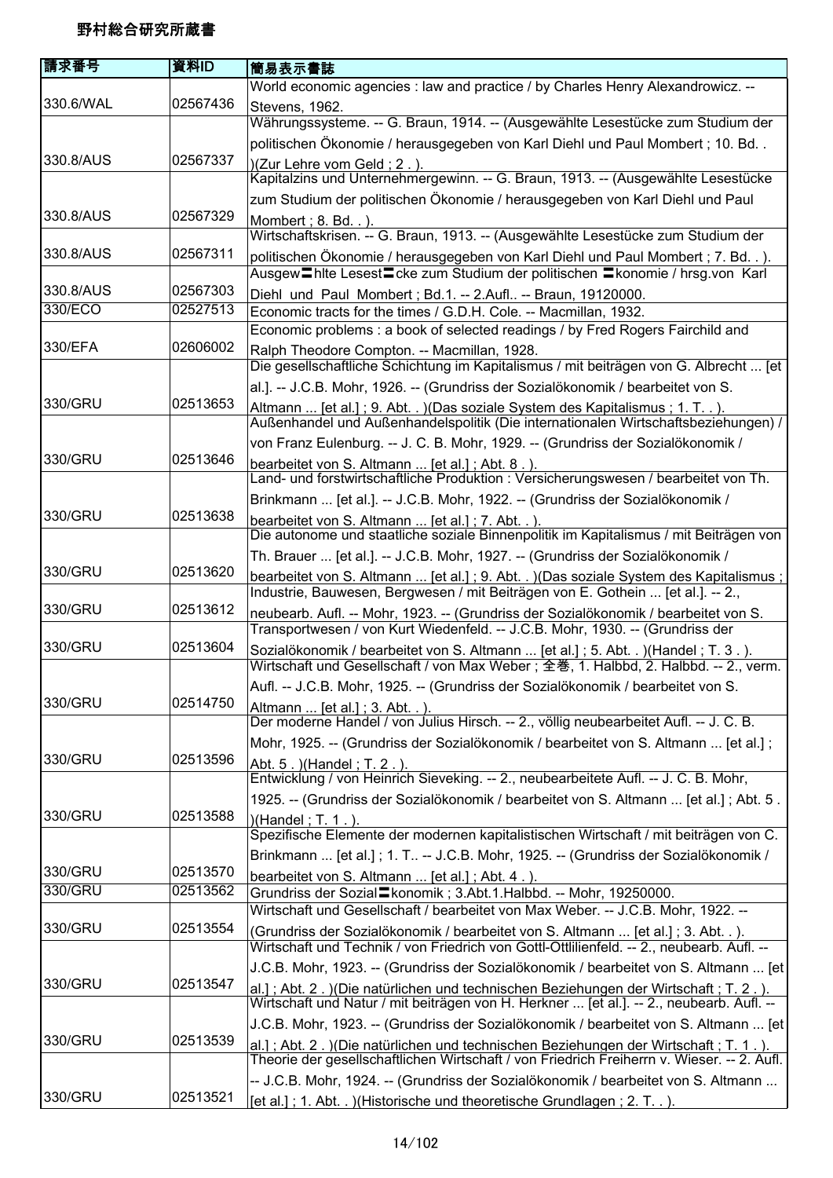野村総合研究所蔵書

| 請求番号 | 資料ID | 簡易表示書誌 |
| --- | --- | --- |
| 330.6/WAL | 02567436 | World economic agencies : law and practice / by Charles Henry Alexandrowicz. -- Stevens, 1962. |
| 330.8/AUS | 02567337 | Währungssysteme. -- G. Braun, 1914. -- (Ausgewählte Lesestücke zum Studium der politischen Ökonomie / herausgegeben von Karl Diehl und Paul Mombert ; 10. Bd. . )(Zur Lehre vom Geld ; 2 . ). |
| 330.8/AUS | 02567329 | Kapitalzins und Unternehmergewinn. -- G. Braun, 1913. -- (Ausgewählte Lesestücke zum Studium der politischen Ökonomie / herausgegeben von Karl Diehl und Paul Mombert ; 8. Bd. . ). |
| 330.8/AUS | 02567311 | Wirtschaftskrisen. -- G. Braun, 1913. -- (Ausgewählte Lesestücke zum Studium der politischen Ökonomie / herausgegeben von Karl Diehl und Paul Mombert ; 7. Bd. . ). |
| 330.8/AUS | 02567303 | Ausgew〓hlte Lesest〓cke zum Studium der politischen 〓konomie / hrsg.von Karl Diehl und Paul Mombert ; Bd.1. -- 2.Aufl.. -- Braun, 19120000. |
| 330/ECO | 02527513 | Economic tracts for the times / G.D.H. Cole. -- Macmillan, 1932. |
| 330/EFA | 02606002 | Economic problems : a book of selected readings / by Fred Rogers Fairchild and Ralph Theodore Compton. -- Macmillan, 1928. |
| 330/GRU | 02513653 | Die gesellschaftliche Schichtung im Kapitalismus / mit beiträgen von G. Albrecht ... [et al.]. -- J.C.B. Mohr, 1926. -- (Grundriss der Sozialökonomik / bearbeitet von S. Altmann ... [et al.] ; 9. Abt. . )(Das soziale System des Kapitalismus ; 1. T. . ). |
| 330/GRU | 02513646 | Außenhandel und Außenhandelspolitik (Die internationalen Wirtschaftsbeziehungen) / von Franz Eulenburg. -- J. C. B. Mohr, 1929. -- (Grundriss der Sozialökonomik / bearbeitet von S. Altmann ... [et al.] ; Abt. 8 . ). |
| 330/GRU | 02513638 | Land- und forstwirtschaftliche Produktion : Versicherungswesen / bearbeitet von Th. Brinkmann ... [et al.]. -- J.C.B. Mohr, 1922. -- (Grundriss der Sozialökonomik / bearbeitet von S. Altmann ... [et al.] ; 7. Abt. . ). |
| 330/GRU | 02513620 | Die autonome und staatliche soziale Binnenpolitik im Kapitalismus / mit Beiträgen von Th. Brauer ... [et al.]. -- J.C.B. Mohr, 1927. -- (Grundriss der Sozialökonomik / bearbeitet von S. Altmann ... [et al.] ; 9. Abt. . )(Das soziale System des Kapitalismus ; |
| 330/GRU | 02513612 | Industrie, Bauwesen, Bergwesen / mit Beiträgen von E. Gothein ... [et al.]. -- 2., neubearb. Aufl. -- Mohr, 1923. -- (Grundriss der Sozialökonomik / bearbeitet von S. |
| 330/GRU | 02513604 | Transportwesen / von Kurt Wiedenfeld. -- J.C.B. Mohr, 1930. -- (Grundriss der Sozialökonomik / bearbeitet von S. Altmann ... [et al.] ; 5. Abt. . )(Handel ; T. 3 . ). |
| 330/GRU | 02514750 | Wirtschaft und Gesellschaft / von Max Weber ; 全巻, 1. Halbbd, 2. Halbbd. -- 2., verm. Aufl. -- J.C.B. Mohr, 1925. -- (Grundriss der Sozialökonomik / bearbeitet von S. Altmann ... [et al.] ; 3. Abt. . ). |
| 330/GRU | 02513596 | Der moderne Handel / von Julius Hirsch. -- 2., völlig neubearbeitet Aufl. -- J. C. B. Mohr, 1925. -- (Grundriss der Sozialökonomik / bearbeitet von S. Altmann ... [et al.] ; Abt. 5 . )(Handel ; T. 2 . ). |
| 330/GRU | 02513588 | Entwicklung / von Heinrich Sieveking. -- 2., neubearbeitete Aufl. -- J. C. B. Mohr, 1925. -- (Grundriss der Sozialökonomik / bearbeitet von S. Altmann ... [et al.] ; Abt. 5 . )(Handel ; T. 1 . ). |
| 330/GRU | 02513570 | Spezifische Elemente der modernen kapitalistischen Wirtschaft / mit beiträgen von C. Brinkmann ... [et al.] ; 1. T.. -- J.C.B. Mohr, 1925. -- (Grundriss der Sozialökonomik / bearbeitet von S. Altmann ... [et al.] ; Abt. 4 . ). |
| 330/GRU | 02513562 | Grundriss der Sozial〓konomik ; 3.Abt.1.Halbbd. -- Mohr, 19250000. |
| 330/GRU | 02513554 | Wirtschaft und Gesellschaft / bearbeitet von Max Weber. -- J.C.B. Mohr, 1922. -- (Grundriss der Sozialökonomik / bearbeitet von S. Altmann ... [et al.] ; 3. Abt. . ). |
| 330/GRU | 02513547 | Wirtschaft und Technik / von Friedrich von Gottl-Ottlilienfeld. -- 2., neubearb. Aufl. -- J.C.B. Mohr, 1923. -- (Grundriss der Sozialökonomik / bearbeitet von S. Altmann ... [et al.] ; Abt. 2 . )(Die natürlichen und technischen Beziehungen der Wirtschaft ; T. 2 . ). |
| 330/GRU | 02513539 | Wirtschaft und Natur / mit beiträgen von H. Herkner ... [et al.]. -- 2., neubearb. Aufl. -- J.C.B. Mohr, 1923. -- (Grundriss der Sozialökonomik / bearbeitet von S. Altmann ... [et al.] ; Abt. 2 . )(Die natürlichen und technischen Beziehungen der Wirtschaft ; T. 1 . ). |
| 330/GRU | 02513521 | Theorie der gesellschaftlichen Wirtschaft / von Friedrich Freiherrn v. Wieser. -- 2. Aufl. -- J.C.B. Mohr, 1924. -- (Grundriss der Sozialökonomik / bearbeitet von S. Altmann ... [et al.] ; 1. Abt. . )(Historische und theoretische Grundlagen ; 2. T. . ). |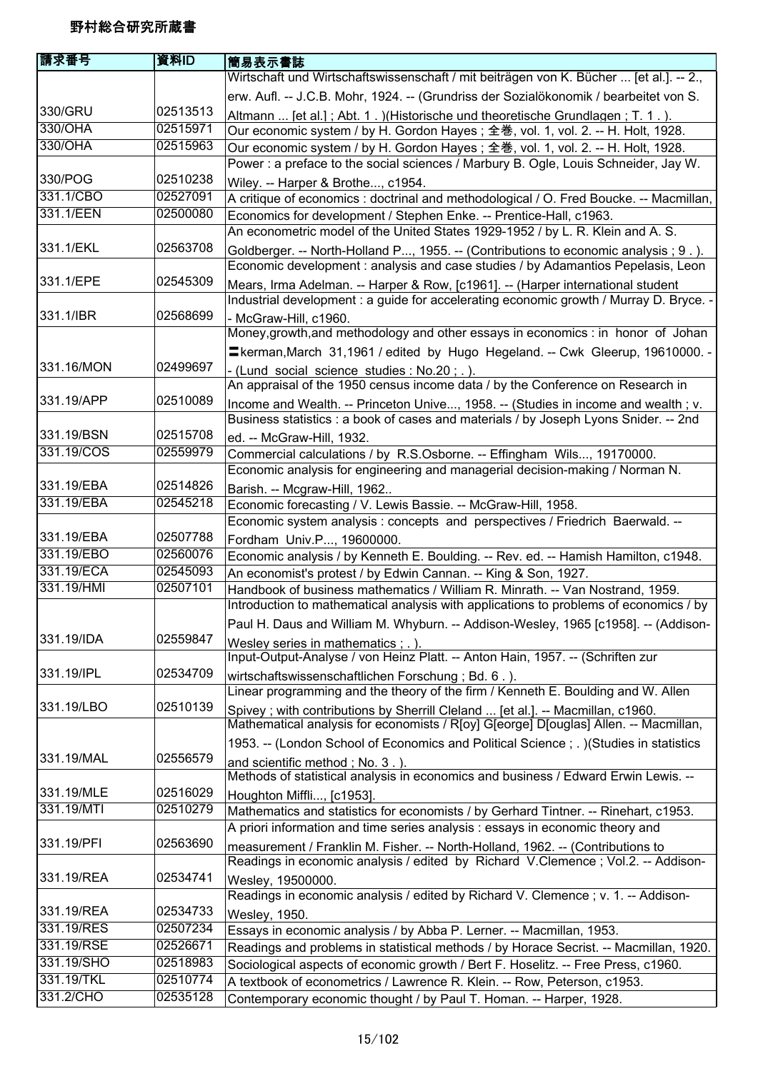野村総合研究所蔵書

| 請求番号 | 資料ID | 簡易表示書誌 |
| --- | --- | --- |
| 330/GRU | 02513513 | Wirtschaft und Wirtschaftswissenschaft / mit beiträgen von K. Bücher ... [et al.]. -- 2., erw. Aufl. -- J.C.B. Mohr, 1924. -- (Grundriss der Sozialökonomik / bearbeitet von S. Altmann ... [et al.] ; Abt. 1 . )(Historische und theoretische Grundlagen ; T. 1 . ). |
| 330/OHA | 02515971 | Our economic system / by H. Gordon Hayes ; 全巻, vol. 1, vol. 2. -- H. Holt, 1928. |
| 330/OHA | 02515963 | Our economic system / by H. Gordon Hayes ; 全巻, vol. 1, vol. 2. -- H. Holt, 1928. |
| 330/POG | 02510238 | Power : a preface to the social sciences / Marbury B. Ogle, Louis Schneider, Jay W. Wiley. -- Harper & Brothe..., c1954. |
| 331.1/CBO | 02527091 | A critique of economics : doctrinal and methodological / O. Fred Boucke. -- Macmillan, |
| 331.1/EEN | 02500080 | Economics for development / Stephen Enke. -- Prentice-Hall, c1963. |
| 331.1/EKL | 02563708 | An econometric model of the United States 1929-1952 / by L. R. Klein and A. S. Goldberger. -- North-Holland P..., 1955. -- (Contributions to economic analysis ; 9 . ). |
| 331.1/EPE | 02545309 | Economic development : analysis and case studies / by Adamantios Pepelasis, Leon Mears, Irma Adelman. -- Harper & Row, [c1961]. -- (Harper international student |
| 331.1/IBR | 02568699 | Industrial development : a guide for accelerating economic growth / Murray D. Bryce. -- McGraw-Hill, c1960. |
| 331.16/MON | 02499697 | Money,growth,and methodology and other essays in economics : in honor of Johan 〓kerman,March 31,1961 / edited by Hugo Hegeland. -- Cwk Gleerup, 19610000. -- (Lund social science studies : No.20 ; . ). |
| 331.19/APP | 02510089 | An appraisal of the 1950 census income data / by the Conference on Research in Income and Wealth. -- Princeton Unive..., 1958. -- (Studies in income and wealth ; v. |
| 331.19/BSN | 02515708 | Business statistics : a book of cases and materials / by Joseph Lyons Snider. -- 2nd ed. -- McGraw-Hill, 1932. |
| 331.19/COS | 02559979 | Commercial calculations / by R.S.Osborne. -- Effingham Wils..., 19170000. |
| 331.19/EBA | 02514826 | Economic analysis for engineering and managerial decision-making / Norman N. Barish. -- Mcgraw-Hill, 1962.. |
| 331.19/EBA | 02545218 | Economic forecasting / V. Lewis Bassie. -- McGraw-Hill, 1958. |
| 331.19/EBA | 02507788 | Economic system analysis : concepts and perspectives / Friedrich Baerwald. -- Fordham Univ.P..., 19600000. |
| 331.19/EBO | 02560076 | Economic analysis / by Kenneth E. Boulding. -- Rev. ed. -- Hamish Hamilton, c1948. |
| 331.19/ECA | 02545093 | An economist's protest / by Edwin Cannan. -- King & Son, 1927. |
| 331.19/HMI | 02507101 | Handbook of business mathematics / William R. Minrath. -- Van Nostrand, 1959. |
| 331.19/IDA | 02559847 | Introduction to mathematical analysis with applications to problems of economics / by Paul H. Daus and William M. Whyburn. -- Addison-Wesley, 1965 [c1958]. -- (Addison-Wesley series in mathematics ; . ). |
| 331.19/IPL | 02534709 | Input-Output-Analyse / von Heinz Platt. -- Anton Hain, 1957. -- (Schriften zur wirtschaftswissenschaftlichen Forschung ; Bd. 6 . ). |
| 331.19/LBO | 02510139 | Linear programming and the theory of the firm / Kenneth E. Boulding and W. Allen Spivey ; with contributions by Sherrill Cleland ... [et al.]. -- Macmillan, c1960. |
| 331.19/MAL | 02556579 | Mathematical analysis for economists / R[oy] G[eorge] D[ouglas] Allen. -- Macmillan, 1953. -- (London School of Economics and Political Science ; . )(Studies in statistics and scientific method ; No. 3 . ). |
| 331.19/MLE | 02516029 | Methods of statistical analysis in economics and business / Edward Erwin Lewis. -- Houghton Miffli..., [c1953]. |
| 331.19/MTI | 02510279 | Mathematics and statistics for economists / by Gerhard Tintner. -- Rinehart, c1953. |
| 331.19/PFI | 02563690 | A priori information and time series analysis : essays in economic theory and measurement / Franklin M. Fisher. -- North-Holland, 1962. -- (Contributions to |
| 331.19/REA | 02534741 | Readings in economic analysis / edited by Richard V.Clemence ; Vol.2. -- Addison-Wesley, 19500000. |
| 331.19/REA | 02534733 | Readings in economic analysis / edited by Richard V. Clemence ; v. 1. -- Addison-Wesley, 1950. |
| 331.19/RES | 02507234 | Essays in economic analysis / by Abba P. Lerner. -- Macmillan, 1953. |
| 331.19/RSE | 02526671 | Readings and problems in statistical methods / by Horace Secrist. -- Macmillan, 1920. |
| 331.19/SHO | 02518983 | Sociological aspects of economic growth / Bert F. Hoselitz. -- Free Press, c1960. |
| 331.19/TKL | 02510774 | A textbook of econometrics / Lawrence R. Klein. -- Row, Peterson, c1953. |
| 331.2/CHO | 02535128 | Contemporary economic thought / by Paul T. Homan. -- Harper, 1928. |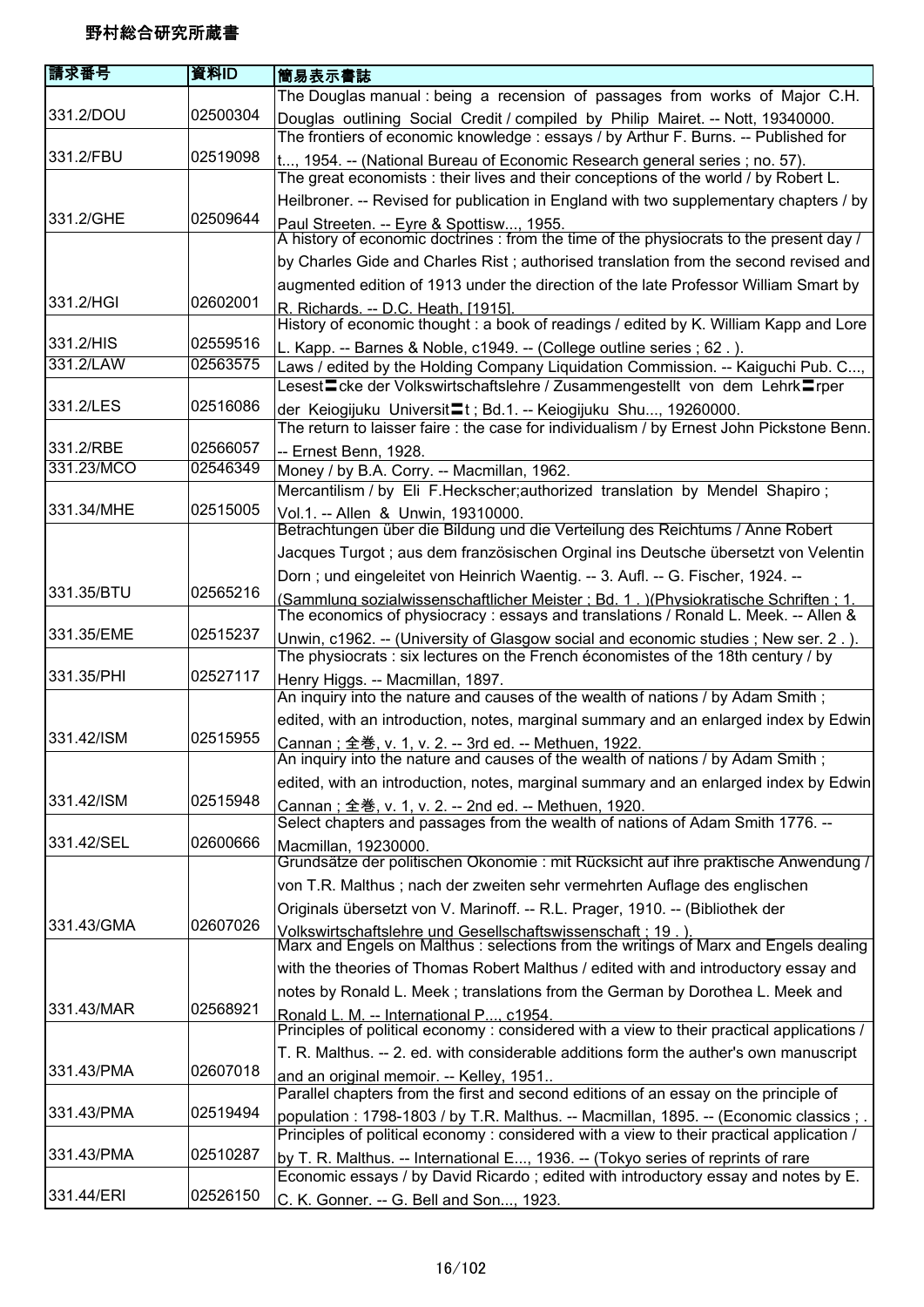# 野村総合研究所蔵書

| 請求番号 | 資料ID | 簡易表示書誌 |
|---|---|---|
| 331.2/DOU | 02500304 | The Douglas manual : being a recension of passages from works of Major C.H. Douglas outlining Social Credit / compiled by Philip Mairet. -- Nott, 19340000. |
| 331.2/FBU | 02519098 | The frontiers of economic knowledge : essays / by Arthur F. Burns. -- Published for t..., 1954. -- (National Bureau of Economic Research general series ; no. 57). |
| 331.2/GHE | 02509644 | The great economists : their lives and their conceptions of the world / by Robert L. Heilbroner. -- Revised for publication in England with two supplementary chapters / by Paul Streeten. -- Eyre & Spottisw..., 1955. |
| 331.2/HGI | 02602001 | A history of economic doctrines : from the time of the physiocrats to the present day / by Charles Gide and Charles Rist ; authorised translation from the second revised and augmented edition of 1913 under the direction of the late Professor William Smart by R. Richards. -- D.C. Heath, [1915]. |
| 331.2/HIS | 02559516 | History of economic thought : a book of readings / edited by K. William Kapp and Lore L. Kapp. -- Barnes & Noble, c1949. -- (College outline series ; 62 . ). |
| 331.2/LAW | 02563575 | Laws / edited by the Holding Company Liquidation Commission. -- Kaiguchi Pub. C..., |
| 331.2/LES | 02516086 | Lesest〓cke der Volkswirtschaftslehre / Zusammengestellt von dem Lehrk〓rper der Keiogijuku Universit〓t ; Bd.1. -- Keiogijuku Shu..., 19260000. |
| 331.2/RBE | 02566057 | The return to laisser faire : the case for individualism / by Ernest John Pickstone Benn. -- Ernest Benn, 1928. |
| 331.23/MCO | 02546349 | Money / by B.A. Corry. -- Macmillan, 1962. |
| 331.34/MHE | 02515005 | Mercantilism / by Eli F.Heckscher;authorized translation by Mendel Shapiro ; Vol.1. -- Allen & Unwin, 19310000. |
| 331.35/BTU | 02565216 | Betrachtungen über die Bildung und die Verteilung des Reichtums / Anne Robert Jacques Turgot ; aus dem französischen Orginal ins Deutsche übersetzt von Velentin Dorn ; und eingeleitet von Heinrich Waentig. -- 3. Aufl. -- G. Fischer, 1924. -- (Sammlung sozialwissenschaftlicher Meister ; Bd. 1 . )(Physiokratische Schriften ; 1. |
| 331.35/EME | 02515237 | The economics of physiocracy : essays and translations / Ronald L. Meek. -- Allen & Unwin, c1962. -- (University of Glasgow social and economic studies ; New ser. 2 . ). |
| 331.35/PHI | 02527117 | The physiocrats : six lectures on the French économistes of the 18th century / by Henry Higgs. -- Macmillan, 1897. |
| 331.42/ISM | 02515955 | An inquiry into the nature and causes of the wealth of nations / by Adam Smith ; edited, with an introduction, notes, marginal summary and an enlarged index by Edwin Cannan ; 全巻, v. 1, v. 2. -- 3rd ed. -- Methuen, 1922. |
| 331.42/ISM | 02515948 | An inquiry into the nature and causes of the wealth of nations / by Adam Smith ; edited, with an introduction, notes, marginal summary and an enlarged index by Edwin Cannan ; 全巻, v. 1, v. 2. -- 2nd ed. -- Methuen, 1920. |
| 331.42/SEL | 02600666 | Select chapters and passages from the wealth of nations of Adam Smith 1776. -- Macmillan, 19230000. |
| 331.43/GMA | 02607026 | Grundsätze der politischen Okonomie : mit Rücksicht auf ihre praktische Anwendung / von T.R. Malthus ; nach der zweiten sehr vermehrten Auflage des englischen Originals übersetzt von V. Marinoff. -- R.L. Prager, 1910. -- (Bibliothek der Volkswirtschaftslehre und Gesellschaftswissenschaft ; 19 . ). |
| 331.43/MAR | 02568921 | Marx and Engels on Malthus : selections from the writings of Marx and Engels dealing with the theories of Thomas Robert Malthus / edited with and introductory essay and notes by Ronald L. Meek ; translations from the German by Dorothea L. Meek and Ronald L. M. -- International P..., c1954. |
| 331.43/PMA | 02607018 | Principles of political economy : considered with a view to their practical applications / T. R. Malthus. -- 2. ed. with considerable additions form the auther's own manuscript and an original memoir. -- Kelley, 1951.. |
| 331.43/PMA | 02519494 | Parallel chapters from the first and second editions of an essay on the principle of population : 1798-1803 / by T.R. Malthus. -- Macmillan, 1895. -- (Economic classics ; . |
| 331.43/PMA | 02510287 | Principles of political economy : considered with a view to their practical application / by T. R. Malthus. -- International E..., 1936. -- (Tokyo series of reprints of rare |
| 331.44/ERI | 02526150 | Economic essays / by David Ricardo ; edited with introductory essay and notes by E. C. K. Gonner. -- G. Bell and Son..., 1923. |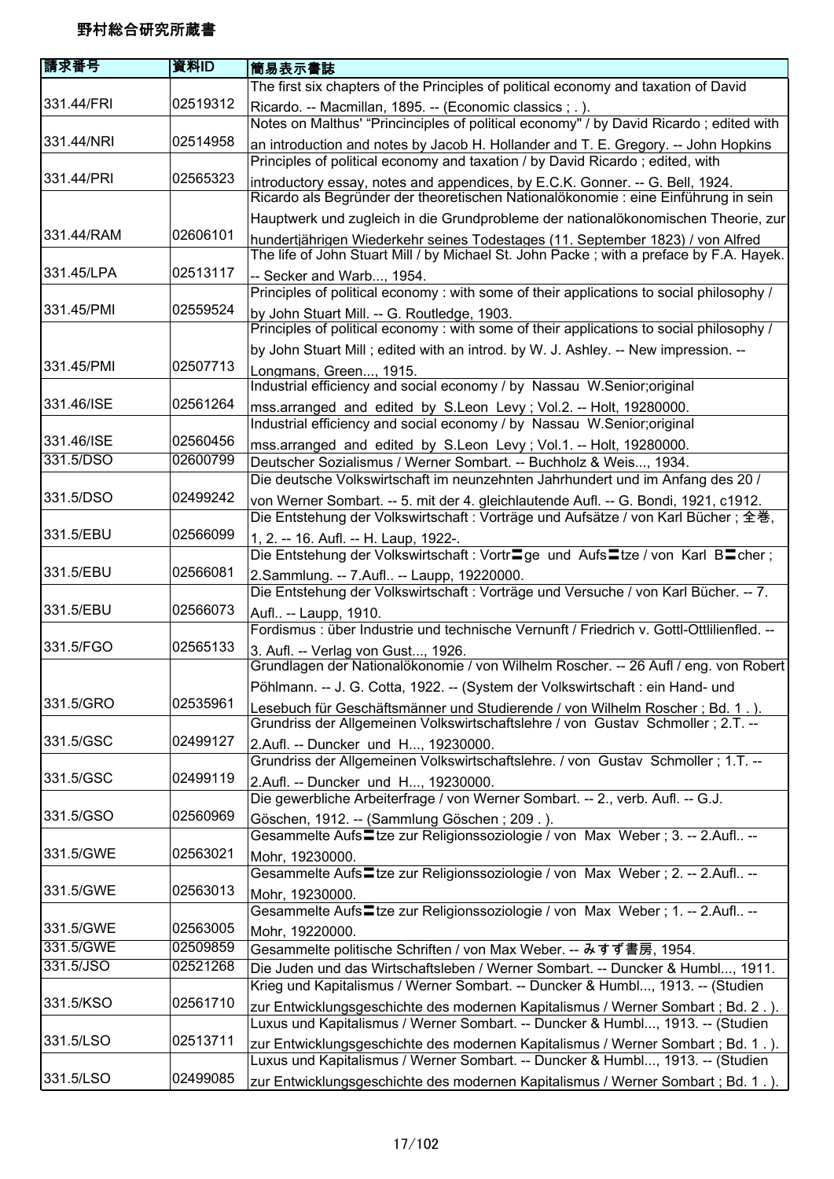野村総合研究所蔵書

| 請求番号 | 資料ID | 簡易表示書誌 |
|---|---|---|
| 331.44/FRI | 02519312 | The first six chapters of the Principles of political economy and taxation of David Ricardo. -- Macmillan, 1895. -- (Economic classics ; . ). |
| 331.44/NRI | 02514958 | Notes on Malthus' "Princinciples of political economy" / by David Ricardo ; edited with an introduction and notes by Jacob H. Hollander and T. E. Gregory. -- John Hopkins |
| 331.44/PRI | 02565323 | Principles of political economy and taxation / by David Ricardo ; edited, with introductory essay, notes and appendices, by E.C.K. Gonner. -- G. Bell, 1924. |
| 331.44/RAM | 02606101 | Ricardo als Begründer der theoretischen Nationalökonomie : eine Einführung in sein Hauptwerk und zugleich in die Grundprobleme der nationalökonomischen Theorie, zur hundertjährigen Wiederkehr seines Todestages (11. September 1823) / von Alfred |
| 331.45/LPA | 02513117 | The life of John Stuart Mill / by Michael St. John Packe ; with a preface by F.A. Hayek. -- Secker and Warb..., 1954. |
| 331.45/PMI | 02559524 | Principles of political economy : with some of their applications to social philosophy / by John Stuart Mill. -- G. Routledge, 1903. |
| 331.45/PMI | 02507713 | Principles of political economy : with some of their applications to social philosophy / by John Stuart Mill ; edited with an introd. by W. J. Ashley. -- New impression. -- Longmans, Green..., 1915. |
| 331.46/ISE | 02561264 | Industrial efficiency and social economy / by Nassau W.Senior;original mss.arranged and edited by S.Leon Levy ; Vol.2. -- Holt, 19280000. |
| 331.46/ISE | 02560456 | Industrial efficiency and social economy / by Nassau W.Senior;original mss.arranged and edited by S.Leon Levy ; Vol.1. -- Holt, 19280000. |
| 331.5/DSO | 02600799 | Deutscher Sozialismus / Werner Sombart. -- Buchholz & Weis..., 1934. |
| 331.5/DSO | 02499242 | Die deutsche Volkswirtschaft im neunzehnten Jahrhundert und im Anfang des 20 / von Werner Sombart. -- 5. mit der 4. gleichlautende Aufl. -- G. Bondi, 1921, c1912. |
| 331.5/EBU | 02566099 | Die Entstehung der Volkswirtschaft : Vorträge und Aufsätze / von Karl Bücher ; 全巻, 1, 2. -- 16. Aufl. -- H. Laup, 1922-. |
| 331.5/EBU | 02566081 | Die Entstehung der Volkswirtschaft : Vortr〓ge und Aufs〓tze / von Karl B〓cher ; 2.Sammlung. -- 7.Aufl.. -- Laupp, 19220000. |
| 331.5/EBU | 02566073 | Die Entstehung der Volkswirtschaft : Vorträge und Versuche / von Karl Bücher. -- 7. Aufl.. -- Laupp, 1910. |
| 331.5/FGO | 02565133 | Fordismus : über Industrie und technische Vernunft / Friedrich v. Gottl-Ottlilienfled. -- 3. Aufl. -- Verlag von Gust..., 1926. |
| 331.5/GRO | 02535961 | Grundlagen der Nationalökonomie / von Wilhelm Roscher. -- 26 Aufl / eng. von Robert Pöhlmann. -- J. G. Cotta, 1922. -- (System der Volkswirtschaft : ein Hand- und Lesebuch für Geschäftsmänner und Studierende / von Wilhelm Roscher ; Bd. 1 . ). |
| 331.5/GSC | 02499127 | Grundriss der Allgemeinen Volkswirtschaftslehre / von Gustav Schmoller ; 2.T. -- 2.Aufl. -- Duncker und H..., 19230000. |
| 331.5/GSC | 02499119 | Grundriss der Allgemeinen Volkswirtschaftslehre. / von Gustav Schmoller ; 1.T. -- 2.Aufl. -- Duncker und H..., 19230000. |
| 331.5/GSO | 02560969 | Die gewerbliche Arbeiterfrage / von Werner Sombart. -- 2., verb. Aufl. -- G.J. Göschen, 1912. -- (Sammlung Göschen ; 209 . ). |
| 331.5/GWE | 02563021 | Gesammelte Aufs〓tze zur Religionssoziologie / von Max Weber ; 3. -- 2.Aufl.. -- Mohr, 19230000. |
| 331.5/GWE | 02563013 | Gesammelte Aufs〓tze zur Religionssoziologie / von Max Weber ; 2. -- 2.Aufl.. -- Mohr, 19230000. |
| 331.5/GWE | 02563005 | Gesammelte Aufs〓tze zur Religionssoziologie / von Max Weber ; 1. -- 2.Aufl.. -- Mohr, 19220000. |
| 331.5/GWE | 02509859 | Gesammelte politische Schriften / von Max Weber. -- みすず書房, 1954. |
| 331.5/JSO | 02521268 | Die Juden und das Wirtschaftsleben / Werner Sombart. -- Duncker & Humbl..., 1911. |
| 331.5/KSO | 02561710 | Krieg und Kapitalismus / Werner Sombart. -- Duncker & Humbl..., 1913. -- (Studien zur Entwicklungsgeschichte des modernen Kapitalismus / Werner Sombart ; Bd. 2 . ). |
| 331.5/LSO | 02513711 | Luxus und Kapitalismus / Werner Sombart. -- Duncker & Humbl..., 1913. -- (Studien zur Entwicklungsgeschichte des modernen Kapitalismus / Werner Sombart ; Bd. 1 . ). |
| 331.5/LSO | 02499085 | Luxus und Kapitalismus / Werner Sombart. -- Duncker & Humbl..., 1913. -- (Studien zur Entwicklungsgeschichte des modernen Kapitalismus / Werner Sombart ; Bd. 1 . ). |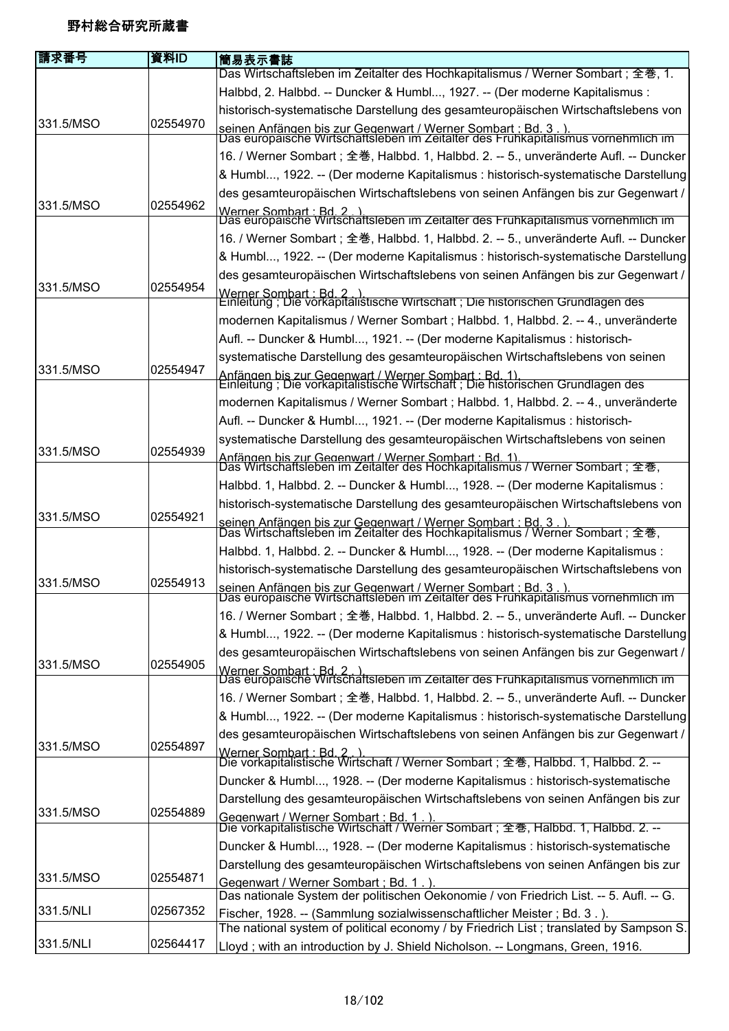野村総合研究所蔵書

| 請求番号 | 資料ID | 簡易表示書誌 |
|---|---|---|
| 331.5/MSO | 02554970 | Das Wirtschaftsleben im Zeitalter des Hochkapitalismus / Werner Sombart ; 全巻, 1. Halbbd, 2. Halbbd. -- Duncker & Humbl..., 1927. -- (Der moderne Kapitalismus : historisch-systematische Darstellung des gesamteuropäischen Wirtschaftslebens von seinen Anfängen bis zur Gegenwart / Werner Sombart ; Bd. 3 . ). |
| 331.5/MSO | 02554962 | Das europäische Wirtschaftsleben im Zeitalter des Frühkapitalismus vornehmlich im 16. / Werner Sombart ; 全巻, Halbbd. 1, Halbbd. 2. -- 5., unveränderte Aufl. -- Duncker & Humbl..., 1922. -- (Der moderne Kapitalismus : historisch-systematische Darstellung des gesamteuropäischen Wirtschaftslebens von seinen Anfängen bis zur Gegenwart / Werner Sombart ; Bd. 2 . ). |
| 331.5/MSO | 02554954 | Das europäische Wirtschaftsleben im Zeitalter des Frühkapitalismus vornehmlich im 16. / Werner Sombart ; 全巻, Halbbd. 1, Halbbd. 2. -- 5., unveränderte Aufl. -- Duncker & Humbl..., 1922. -- (Der moderne Kapitalismus : historisch-systematische Darstellung des gesamteuropäischen Wirtschaftslebens von seinen Anfängen bis zur Gegenwart / Werner Sombart ; Bd. 2 . ). |
| 331.5/MSO | 02554947 | Einleitung ; Die vorkapitalistische Wirtschaft ; Die historischen Grundlagen des modernen Kapitalismus / Werner Sombart ; Halbbd. 1, Halbbd. 2. -- 4., unveränderte Aufl. -- Duncker & Humbl..., 1921. -- (Der moderne Kapitalismus : historisch-systematische Darstellung des gesamteuropäischen Wirtschaftslebens von seinen Anfängen bis zur Gegenwart / Werner Sombart ; Bd. 1). |
| 331.5/MSO | 02554939 | Einleitung ; Die vorkapitalistische Wirtschaft ; Die historischen Grundlagen des modernen Kapitalismus / Werner Sombart ; Halbbd. 1, Halbbd. 2. -- 4., unveränderte Aufl. -- Duncker & Humbl..., 1921. -- (Der moderne Kapitalismus : historisch-systematische Darstellung des gesamteuropäischen Wirtschaftslebens von seinen Anfängen bis zur Gegenwart / Werner Sombart ; Bd. 1). |
| 331.5/MSO | 02554921 | Das Wirtschaftsleben im Zeitalter des Hochkapitalismus / Werner Sombart ; 全巻, Halbbd. 1, Halbbd. 2. -- Duncker & Humbl..., 1928. -- (Der moderne Kapitalismus : historisch-systematische Darstellung des gesamteuropäischen Wirtschaftslebens von seinen Anfängen bis zur Gegenwart / Werner Sombart ; Bd. 3 . ). |
| 331.5/MSO | 02554913 | Das Wirtschaftsleben im Zeitalter des Hochkapitalismus / Werner Sombart ; 全巻, Halbbd. 1, Halbbd. 2. -- Duncker & Humbl..., 1928. -- (Der moderne Kapitalismus : historisch-systematische Darstellung des gesamteuropäischen Wirtschaftslebens von seinen Anfängen bis zur Gegenwart / Werner Sombart ; Bd. 3 . ). |
| 331.5/MSO | 02554905 | Das europäische Wirtschaftsleben im Zeitalter des Frühkapitalismus vornehmlich im 16. / Werner Sombart ; 全巻, Halbbd. 1, Halbbd. 2. -- 5., unveränderte Aufl. -- Duncker & Humbl..., 1922. -- (Der moderne Kapitalismus : historisch-systematische Darstellung des gesamteuropäischen Wirtschaftslebens von seinen Anfängen bis zur Gegenwart / Werner Sombart ; Bd. 2 . ). |
| 331.5/MSO | 02554897 | Das europäische Wirtschaftsleben im Zeitalter des Frühkapitalismus vornehmlich im 16. / Werner Sombart ; 全巻, Halbbd. 1, Halbbd. 2. -- 5., unveränderte Aufl. -- Duncker & Humbl..., 1922. -- (Der moderne Kapitalismus : historisch-systematische Darstellung des gesamteuropäischen Wirtschaftslebens von seinen Anfängen bis zur Gegenwart / Werner Sombart ; Bd. 2 . ). |
| 331.5/MSO | 02554889 | Die vorkapitalistische Wirtschaft / Werner Sombart ; 全巻, Halbbd. 1, Halbbd. 2. -- Duncker & Humbl..., 1928. -- (Der moderne Kapitalismus : historisch-systematische Darstellung des gesamteuropäischen Wirtschaftslebens von seinen Anfängen bis zur Gegenwart / Werner Sombart ; Bd. 1 . ). |
| 331.5/MSO | 02554871 | Die vorkapitalistische Wirtschaft / Werner Sombart ; 全巻, Halbbd. 1, Halbbd. 2. -- Duncker & Humbl..., 1928. -- (Der moderne Kapitalismus : historisch-systematische Darstellung des gesamteuropäischen Wirtschaftslebens von seinen Anfängen bis zur Gegenwart / Werner Sombart ; Bd. 1 . ). |
| 331.5/NLI | 02567352 | Das nationale System der politischen Oekonomie / von Friedrich List. -- 5. Aufl. -- G. Fischer, 1928. -- (Sammlung sozialwissenschaftlicher Meister ; Bd. 3 . ). |
| 331.5/NLI | 02564417 | The national system of political economy / by Friedrich List ; translated by Sampson S. Lloyd ; with an introduction by J. Shield Nicholson. -- Longmans, Green, 1916. |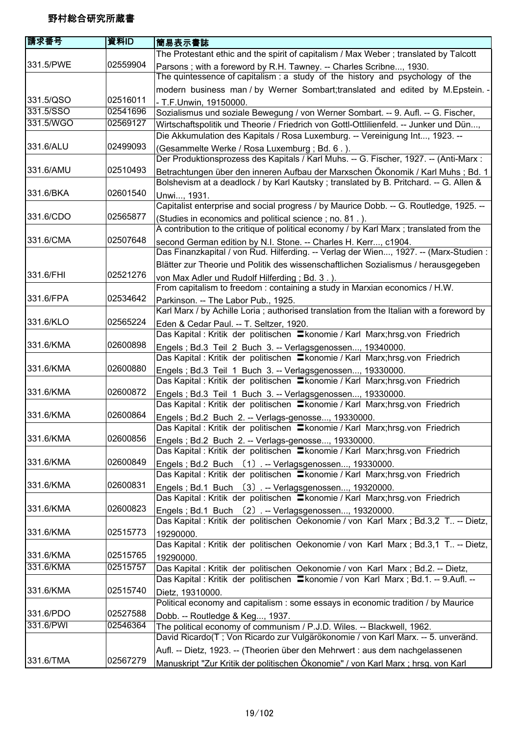野村総合研究所蔵書

| 請求番号 | 資料ID | 簡易表示書誌 |
|---|---|---|
| 331.5/PWE | 02559904 | The Protestant ethic and the spirit of capitalism / Max Weber ; translated by Talcott Parsons ; with a foreword by R.H. Tawney. -- Charles Scribne..., 1930. |
| 331.5/QSO | 02516011 | The quintessence of capitalism : a study of the history and psychology of the modern business man / by Werner Sombart;translated and edited by M.Epstein. -- T.F.Unwin, 19150000. |
| 331.5/SSO | 02541696 | Sozialismus und soziale Bewegung / von Werner Sombart. -- 9. Aufl. -- G. Fischer, |
| 331.5/WGO | 02569127 | Wirtschaftspolitik und Theorie / Friedrich von Gottl-Ottlilienfeld. -- Junker und Dün..., |
| 331.6/ALU | 02499093 | Die Akkumulation des Kapitals / Rosa Luxemburg. -- Vereinigung Int..., 1923. -- (Gesammelte Werke / Rosa Luxemburg ; Bd. 6 . ). |
| 331.6/AMU | 02510493 | Der Produktionsprozess des Kapitals / Karl Muhs. -- G. Fischer, 1927. -- (Anti-Marx : Betrachtungen über den inneren Aufbau der Marxschen Ökonomik / Karl Muhs ; Bd. 1 |
| 331.6/BKA | 02601540 | Bolshevism at a deadlock / by Karl Kautsky ; translated by B. Pritchard. -- G. Allen & Unwi..., 1931. |
| 331.6/CDO | 02565877 | Capitalist enterprise and social progress / by Maurice Dobb. -- G. Routledge, 1925. -- (Studies in economics and political science ; no. 81 . ). |
| 331.6/CMA | 02507648 | A contribution to the critique of political economy / by Karl Marx ; translated from the second German edition by N.I. Stone. -- Charles H. Kerr..., c1904. |
| 331.6/FHI | 02521276 | Das Finanzkapital / von Rud. Hilferding. -- Verlag der Wien..., 1927. -- (Marx-Studien : Blätter zur Theorie und Politik des wissenschaftlichen Sozialismus / herausgegeben von Max Adler und Rudolf Hilferding ; Bd. 3 . ). |
| 331.6/FPA | 02534642 | From capitalism to freedom : containing a study in Marxian economics / H.W. Parkinson. -- The Labor Pub., 1925. |
| 331.6/KLO | 02565224 | Karl Marx / by Achille Loria ; authorised translation from the Italian with a foreword by Eden & Cedar Paul. -- T. Seltzer, 1920. |
| 331.6/KMA | 02600898 | Das Kapital : Kritik der politischen 〓konomie / Karl Marx;hrsg.von Friedrich Engels ; Bd.3 Teil 2 Buch 3. -- Verlagsgenossen..., 19340000. |
| 331.6/KMA | 02600880 | Das Kapital : Kritik der politischen 〓konomie / Karl Marx;hrsg.von Friedrich Engels ; Bd.3 Teil 1 Buch 3. -- Verlagsgenossen..., 19330000. |
| 331.6/KMA | 02600872 | Das Kapital : Kritik der politischen 〓konomie / Karl Marx;hrsg.von Friedrich Engels ; Bd.3 Teil 1 Buch 3. -- Verlagsgenossen..., 19330000. |
| 331.6/KMA | 02600864 | Das Kapital : Kritik der politischen 〓konomie / Karl Marx;hrsg.von Friedrich Engels ; Bd.2 Buch 2. -- Verlags-genosse..., 19330000. |
| 331.6/KMA | 02600856 | Das Kapital : Kritik der politischen 〓konomie / Karl Marx;hrsg.von Friedrich Engels ; Bd.2 Buch 2. -- Verlags-genosse..., 19330000. |
| 331.6/KMA | 02600849 | Das Kapital : Kritik der politischen 〓konomie / Karl Marx;hrsg.von Friedrich Engels ; Bd.2 Buch 〔1〕. -- Verlagsgenossen..., 19330000. |
| 331.6/KMA | 02600831 | Das Kapital : Kritik der politischen 〓konomie / Karl Marx;hrsg.von Friedrich Engels ; Bd.1 Buch 〔3〕. -- Verlagsgenossen..., 19320000. |
| 331.6/KMA | 02600823 | Das Kapital : Kritik der politischen 〓konomie / Karl Marx;hrsg.von Friedrich Engels ; Bd.1 Buch 〔2〕. -- Verlagsgenossen..., 19320000. |
| 331.6/KMA | 02515773 | Das Kapital : Kritik der politischen Oekonomie / von Karl Marx ; Bd.3,2 T.. -- Dietz, 19290000. |
| 331.6/KMA | 02515765 | Das Kapital : Kritik der politischen Oekonomie / von Karl Marx ; Bd.3,1 T.. -- Dietz, 19290000. |
| 331.6/KMA | 02515757 | Das Kapital : Kritik der politischen Oekonomie / von Karl Marx ; Bd.2. -- Dietz, |
| 331.6/KMA | 02515740 | Das Kapital : Kritik der politischen 〓konomie / von Karl Marx ; Bd.1. -- 9.Aufl. -- Dietz, 19310000. |
| 331.6/PDO | 02527588 | Political economy and capitalism : some essays in economic tradition / by Maurice Dobb. -- Routledge & Keg..., 1937. |
| 331.6/PWI | 02546364 | The political economy of communism / P.J.D. Wiles. -- Blackwell, 1962. |
| 331.6/TMA | 02567279 | David Ricardo(T ; Von Ricardo zur Vulgärökonomie / von Karl Marx. -- 5. unveränd. Aufl. -- Dietz, 1923. -- (Theorien über den Mehrwert : aus dem nachgelassenen Manuskript "Zur Kritik der politischen Ökonomie" / von Karl Marx ; hrsg. von Karl |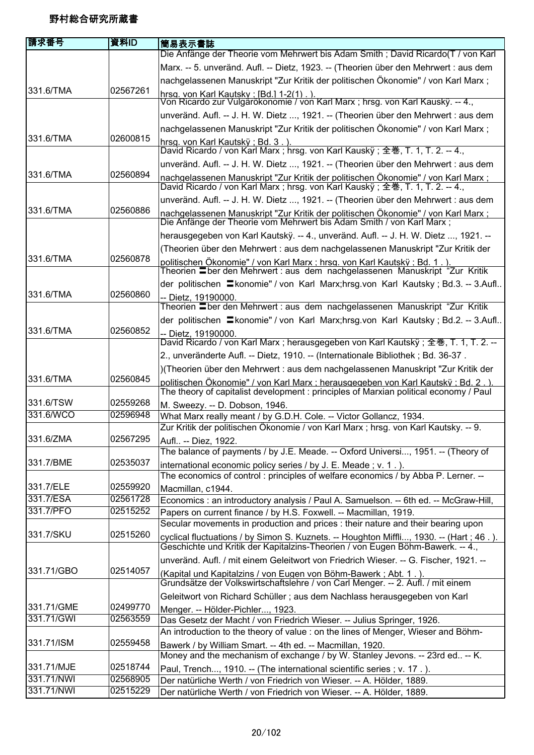# 野村総合研究所蔵書

| 請求番号 | 資料ID | 簡易表示書誌 |
| --- | --- | --- |
| 331.6/TMA | 02567261 | Die Anfänge der Theorie vom Mehrwert bis Adam Smith ; David Ricardo(T / von Karl Marx. -- 5. unveränd. Aufl. -- Dietz, 1923. -- (Theorien über den Mehrwert : aus dem nachgelassenen Manuskript "Zur Kritik der politischen Ökonomie" / von Karl Marx ; hrsg. von Karl Kautsky ; [Bd.] 1-2(1) . ). |
| 331.6/TMA | 02600815 | Von Ricardo zur Vulgärökonomie / von Karl Marx ; hrsg. von Karl Kauskÿ. -- 4., unveränd. Aufl. -- J. H. W. Dietz ..., 1921. -- (Theorien über den Mehrwert : aus dem nachgelassenen Manuskript "Zur Kritik der politischen Ökonomie" / von Karl Marx ; hrsg. von Karl Kautskÿ ; Bd. 3 . ). |
| 331.6/TMA | 02560894 | David Ricardo / von Karl Marx ; hrsg. von Karl Kauskÿ ; 全巻, T. 1, T. 2. -- 4., unveränd. Aufl. -- J. H. W. Dietz ..., 1921. -- (Theorien über den Mehrwert : aus dem nachgelassenen Manuskript "Zur Kritik der politischen Ökonomie" / von Karl Marx ; |
| 331.6/TMA | 02560886 | David Ricardo / von Karl Marx ; hrsg. von Karl Kauskÿ ; 全巻, T. 1, T. 2. -- 4., unveränd. Aufl. -- J. H. W. Dietz ..., 1921. -- (Theorien über den Mehrwert : aus dem nachgelassenen Manuskript "Zur Kritik der politischen Ökonomie" / von Karl Marx ; |
| 331.6/TMA | 02560878 | Die Anfänge der Theorie vom Mehrwert bis Adam Smith / von Karl Marx ; herausgegeben von Karl Kautskÿ. -- 4., unveränd. Aufl. -- J. H. W. Dietz ..., 1921. -- (Theorien über den Mehrwert : aus dem nachgelassenen Manuskript "Zur Kritik der politischen Ökonomie" / von Karl Marx ; hrsg. von Karl Kautskÿ ; Bd. 1 . ). |
| 331.6/TMA | 02560860 | Theorien 〓ber den Mehrwert : aus dem nachgelassenen Manuskript “Zur Kritik der politischen 〓konomie" / von Karl Marx;hrsg.von Karl Kautsky ; Bd.3. -- 3.Aufl.. -- Dietz, 19190000. |
| 331.6/TMA | 02560852 | Theorien 〓ber den Mehrwert : aus dem nachgelassenen Manuskript “Zur Kritik der politischen 〓konomie" / von Karl Marx;hrsg.von Karl Kautsky ; Bd.2. -- 3.Aufl.. -- Dietz, 19190000. |
| 331.6/TMA | 02560845 | David Ricardo / von Karl Marx ; herausgegeben von Karl Kautskÿ ; 全巻, T. 1, T. 2. -- 2., unveränderte Aufl. -- Dietz, 1910. -- (Internationale Bibliothek ; Bd. 36-37 . )(Theorien über den Mehrwert : aus dem nachgelassenen Manuskript "Zur Kritik der politischen Ökonomie" / von Karl Marx ; herausgegeben von Karl Kautskÿ ; Bd. 2 . ). |
| 331.6/TSW | 02559268 | The theory of capitalist development : principles of Marxian political economy / Paul M. Sweezy. -- D. Dobson, 1946. |
| 331.6/WCO | 02596948 | What Marx really meant / by G.D.H. Cole. -- Victor Gollancz, 1934. |
| 331.6/ZMA | 02567295 | Zur Kritik der politischen Ökonomie / von Karl Marx ; hrsg. von Karl Kautsky. -- 9. Aufl.. -- Diez, 1922. |
| 331.7/BME | 02535037 | The balance of payments / by J.E. Meade. -- Oxford Universi..., 1951. -- (Theory of international economic policy series / by J. E. Meade ; v. 1 . ). |
| 331.7/ELE | 02559920 | The economics of control : principles of welfare economics / by Abba P. Lerner. -- Macmillan, c1944. |
| 331.7/ESA | 02561728 | Economics : an introductory analysis / Paul A. Samuelson. -- 6th ed. -- McGraw-Hill, |
| 331.7/PFO | 02515252 | Papers on current finance / by H.S. Foxwell. -- Macmillan, 1919. |
| 331.7/SKU | 02515260 | Secular movements in production and prices : their nature and their bearing upon cyclical fluctuations / by Simon S. Kuznets. -- Houghton Miffli..., 1930. -- (Hart ; 46 . ). |
| 331.71/GBO | 02514057 | Geschichte und Kritik der Kapitalzins-Theorien / von Eugen Böhm-Bawerk. -- 4., unveränd. Aufl. / mit einem Geleitwort von Friedrich Wieser. -- G. Fischer, 1921. -- (Kapital und Kapitalzins / von Eugen von Böhm-Bawerk ; Abt. 1 . ). |
| 331.71/GME | 02499770 | Grundsätze der Volkswirtschaftslehre / von Carl Menger. -- 2. Aufl. / mit einem Geleitwort von Richard Schüller ; aus dem Nachlass herausgegeben von Karl Menger. -- Hölder-Pichler..., 1923. |
| 331.71/GWI | 02563559 | Das Gesetz der Macht / von Friedrich Wieser. -- Julius Springer, 1926. |
| 331.71/ISM | 02559458 | An introduction to the theory of value : on the lines of Menger, Wieser and Böhm-Bawerk / by William Smart. -- 4th ed. -- Macmillan, 1920. |
| 331.71/MJE | 02518744 | Money and the mechanism of exchange / by W. Stanley Jevons. -- 23rd ed.. -- K. Paul, Trench..., 1910. -- (The international scientific series ; v. 17 . ). |
| 331.71/NWI | 02568905 | Der natürliche Werth / von Friedrich von Wieser. -- A. Hölder, 1889. |
| 331.71/NWI | 02515229 | Der natürliche Werth / von Friedrich von Wieser. -- A. Hölder, 1889. |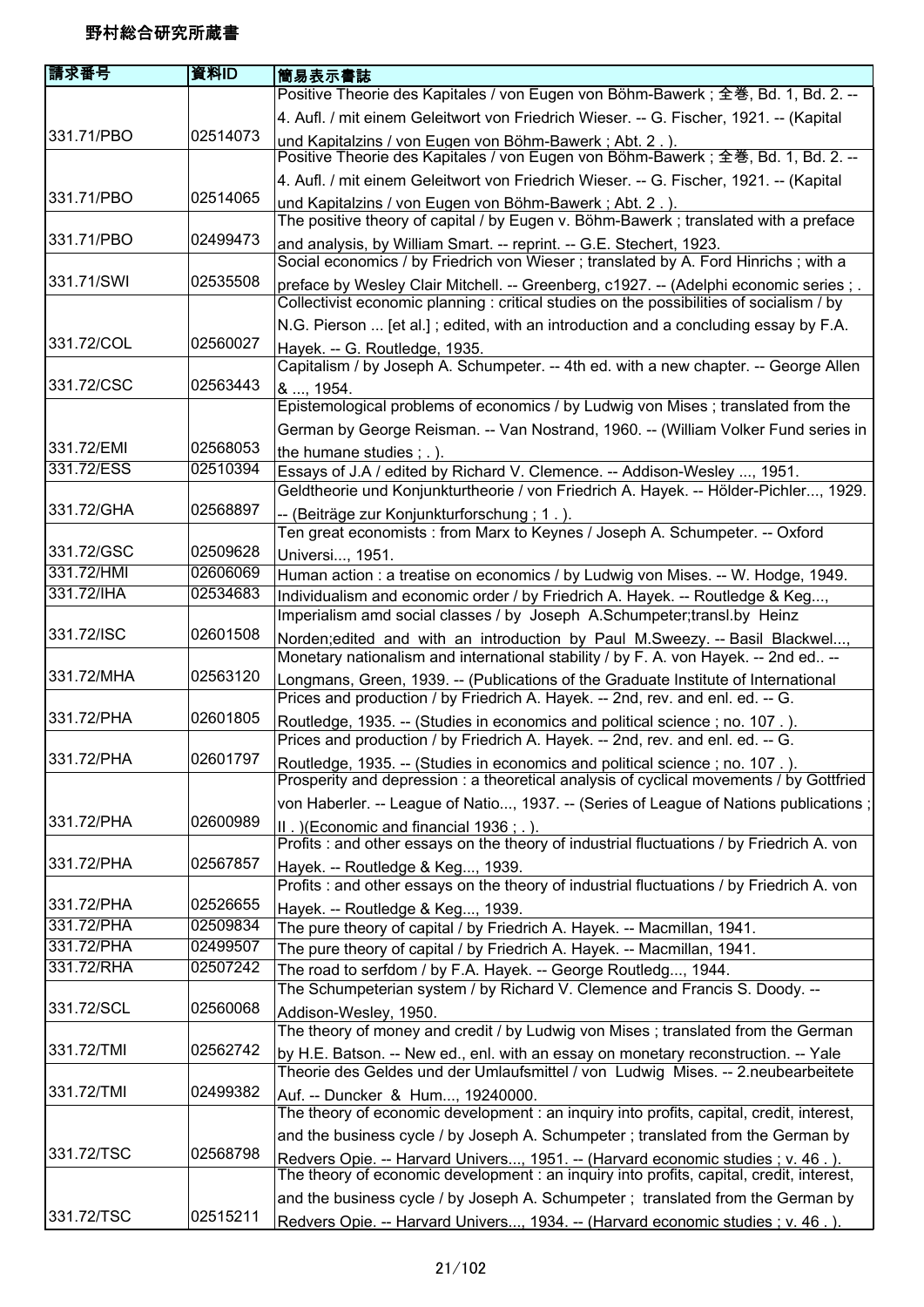# 野村総合研究所蔵書

| 請求番号 | 資料ID | 簡易表示書誌 |
|---|---|---|
| 331.71/PBO | 02514073 | Positive Theorie des Kapitales / von Eugen von Böhm-Bawerk ; 全巻, Bd. 1, Bd. 2. -- 4. Aufl. / mit einem Geleitwort von Friedrich Wieser. -- G. Fischer, 1921. -- (Kapital und Kapitalzins / von Eugen von Böhm-Bawerk ; Abt. 2 . ). |
| 331.71/PBO | 02514065 | Positive Theorie des Kapitales / von Eugen von Böhm-Bawerk ; 全巻, Bd. 1, Bd. 2. -- 4. Aufl. / mit einem Geleitwort von Friedrich Wieser. -- G. Fischer, 1921. -- (Kapital und Kapitalzins / von Eugen von Böhm-Bawerk ; Abt. 2 . ). |
| 331.71/PBO | 02499473 | The positive theory of capital / by Eugen v. Böhm-Bawerk ; translated with a preface and analysis, by William Smart. -- reprint. -- G.E. Stechert, 1923. |
| 331.71/SWI | 02535508 | Social economics / by Friedrich von Wieser ; translated by A. Ford Hinrichs ; with a preface by Wesley Clair Mitchell. -- Greenberg, c1927. -- (Adelphi economic series ; . |
| 331.72/COL | 02560027 | Collectivist economic planning : critical studies on the possibilities of socialism / by N.G. Pierson ... [et al.] ; edited, with an introduction and a concluding essay by F.A. Hayek. -- G. Routledge, 1935. |
| 331.72/CSC | 02563443 | Capitalism / by Joseph A. Schumpeter. -- 4th ed. with a new chapter. -- George Allen & ..., 1954. |
| 331.72/EMI | 02568053 | Epistemological problems of economics / by Ludwig von Mises ; translated from the German by George Reisman. -- Van Nostrand, 1960. -- (William Volker Fund series in the humane studies ; . ). |
| 331.72/ESS | 02510394 | Essays of J.A / edited by Richard V. Clemence. -- Addison-Wesley ..., 1951. |
| 331.72/GHA | 02568897 | Geldtheorie und Konjunkturtheorie / von Friedrich A. Hayek. -- Hölder-Pichler..., 1929. -- (Beiträge zur Konjunkturforschung ; 1 . ). |
| 331.72/GSC | 02509628 | Ten great economists : from Marx to Keynes / Joseph A. Schumpeter. -- Oxford Universi..., 1951. |
| 331.72/HMI | 02606069 | Human action : a treatise on economics / by Ludwig von Mises. -- W. Hodge, 1949. |
| 331.72/IHA | 02534683 | Individualism amd economic order / by Friedrich A. Hayek. -- Routledge & Keg..., |
| 331.72/ISC | 02601508 | Imperialism amd social classes / by Joseph A.Schumpeter;transl.by Heinz Norden;edited and with an introduction by Paul M.Sweezy. -- Basil Blackwel..., |
| 331.72/MHA | 02563120 | Monetary nationalism and international stability / by F. A. von Hayek. -- 2nd ed.. -- Longmans, Green, 1939. -- (Publications of the Graduate Institute of International |
| 331.72/PHA | 02601805 | Prices and production / by Friedrich A. Hayek. -- 2nd, rev. and enl. ed. -- G. Routledge, 1935. -- (Studies in economics and political science ; no. 107 . ). |
| 331.72/PHA | 02601797 | Prices and production / by Friedrich A. Hayek. -- 2nd, rev. and enl. ed. -- G. Routledge, 1935. -- (Studies in economics and political science ; no. 107 . ). |
| 331.72/PHA | 02600989 | Prosperity and depression : a theoretical analysis of cyclical movements / by Gottfried von Haberler. -- League of Natio..., 1937. -- (Series of League of Nations publications ; II . )(Economic and financial 1936 ; . ). |
| 331.72/PHA | 02567857 | Profits : and other essays on the theory of industrial fluctuations / by Friedrich A. von Hayek. -- Routledge & Keg..., 1939. |
| 331.72/PHA | 02526655 | Profits : and other essays on the theory of industrial fluctuations / by Friedrich A. von Hayek. -- Routledge & Keg..., 1939. |
| 331.72/PHA | 02509834 | The pure theory of capital / by Friedrich A. Hayek. -- Macmillan, 1941. |
| 331.72/PHA | 02499507 | The pure theory of capital / by Friedrich A. Hayek. -- Macmillan, 1941. |
| 331.72/RHA | 02507242 | The road to serfdom / by F.A. Hayek. -- George Routledg..., 1944. |
| 331.72/SCL | 02560068 | The Schumpeterian system / by Richard V. Clemence and Francis S. Doody. -- Addison-Wesley, 1950. |
| 331.72/TMI | 02562742 | The theory of money and credit / by Ludwig von Mises ; translated from the German by H.E. Batson. -- New ed., enl. with an essay on monetary reconstruction. -- Yale |
| 331.72/TMI | 02499382 | Theorie des Geldes und der Umlaufsmittel / von Ludwig Mises. -- 2.neubearbeitete Auf. -- Duncker & Hum..., 19240000. |
| 331.72/TSC | 02568798 | The theory of economic development : an inquiry into profits, capital, credit, interest, and the business cycle / by Joseph A. Schumpeter ; translated from the German by Redvers Opie. -- Harvard Univers..., 1951. -- (Harvard economic studies ; v. 46 . ). |
| 331.72/TSC | 02515211 | The theory of economic development : an inquiry into profits, capital, credit, interest, and the business cycle / by Joseph A. Schumpeter ; translated from the German by Redvers Opie. -- Harvard Univers..., 1934. -- (Harvard economic studies ; v. 46 . ). |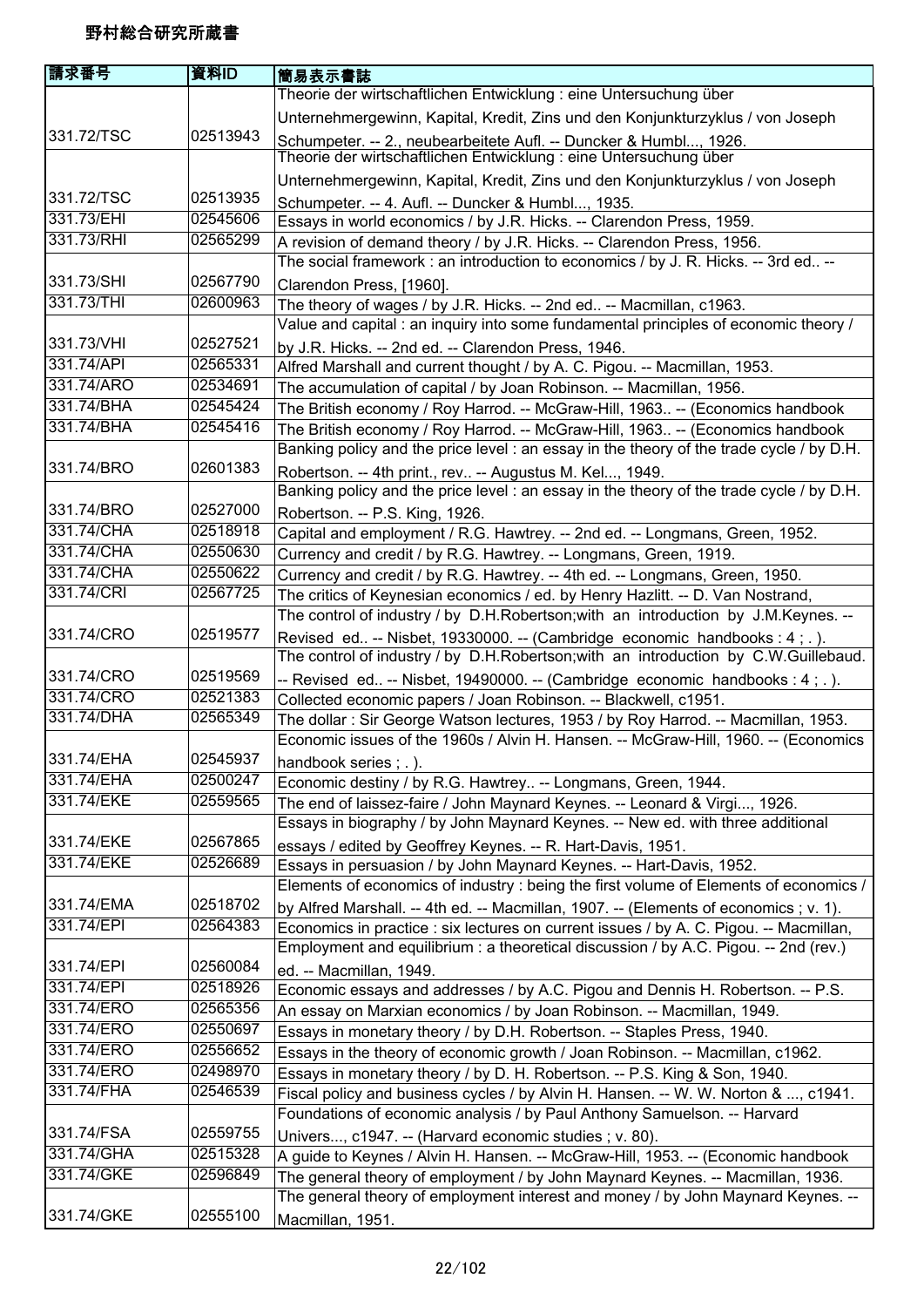# 野村総合研究所蔵書

| 請求番号 | 資料ID | 簡易表示書誌 |
| --- | --- | --- |
| 331.72/TSC | 02513943 | Theorie der wirtschaftlichen Entwicklung : eine Untersuchung über Unternehmergewinn, Kapital, Kredit, Zins und den Konjunkturzyklus / von Joseph Schumpeter. -- 2., neubearbeitete Aufl. -- Duncker & Humbl..., 1926. |
| 331.72/TSC | 02513935 | Theorie der wirtschaftlichen Entwicklung : eine Untersuchung über Unternehmergewinn, Kapital, Kredit, Zins und den Konjunkturzyklus / von Joseph Schumpeter. -- 4. Aufl. -- Duncker & Humbl..., 1935. |
| 331.73/EHI | 02545606 | Essays in world economics / by J.R. Hicks. -- Clarendon Press, 1959. |
| 331.73/RHI | 02565299 | A revision of demand theory / by J.R. Hicks. -- Clarendon Press, 1956. |
| 331.73/SHI | 02567790 | The social framework : an introduction to economics / by J. R. Hicks. -- 3rd ed.. -- Clarendon Press, [1960]. |
| 331.73/THI | 02600963 | The theory of wages / by J.R. Hicks. -- 2nd ed.. -- Macmillan, c1963. |
| 331.73/VHI | 02527521 | Value and capital : an inquiry into some fundamental principles of economic theory / by J.R. Hicks. -- 2nd ed. -- Clarendon Press, 1946. |
| 331.74/API | 02565331 | Alfred Marshall and current thought / by A. C. Pigou. -- Macmillan, 1953. |
| 331.74/ARO | 02534691 | The accumulation of capital / by Joan Robinson. -- Macmillan, 1956. |
| 331.74/BHA | 02545424 | The British economy / Roy Harrod. -- McGraw-Hill, 1963.. -- (Economics handbook |
| 331.74/BHA | 02545416 | The British economy / Roy Harrod. -- McGraw-Hill, 1963.. -- (Economics handbook |
| 331.74/BRO | 02601383 | Banking policy and the price level : an essay in the theory of the trade cycle / by D.H. Robertson. -- 4th print., rev.. -- Augustus M. Kel..., 1949. |
| 331.74/BRO | 02527000 | Banking policy and the price level : an essay in the theory of the trade cycle / by D.H. Robertson. -- P.S. King, 1926. |
| 331.74/CHA | 02518918 | Capital and employment / R.G. Hawtrey. -- 2nd ed. -- Longmans, Green, 1952. |
| 331.74/CHA | 02550630 | Currency and credit / by R.G. Hawtrey. -- Longmans, Green, 1919. |
| 331.74/CHA | 02550622 | Currency and credit / by R.G. Hawtrey. -- 4th ed. -- Longmans, Green, 1950. |
| 331.74/CRI | 02567725 | The critics of Keynesian economics / ed. by Henry Hazlitt. -- D. Van Nostrand, |
| 331.74/CRO | 02519577 | The control of industry / by D.H.Robertson;with an introduction by J.M.Keynes. -- Revised ed.. -- Nisbet, 19330000. -- (Cambridge economic handbooks : 4 ; . ). |
| 331.74/CRO | 02519569 | The control of industry / by D.H.Robertson;with an introduction by C.W.Guillebaud. -- Revised ed.. -- Nisbet, 19490000. -- (Cambridge economic handbooks : 4 ; . ). |
| 331.74/CRO | 02521383 | Collected economic papers / Joan Robinson. -- Blackwell, c1951. |
| 331.74/DHA | 02565349 | The dollar : Sir George Watson lectures, 1953 / by Roy Harrod. -- Macmillan, 1953. |
| 331.74/EHA | 02545937 | Economic issues of the 1960s / Alvin H. Hansen. -- McGraw-Hill, 1960. -- (Economics handbook series ; . ). |
| 331.74/EHA | 02500247 | Economic destiny / by R.G. Hawtrey.. -- Longmans, Green, 1944. |
| 331.74/EKE | 02559565 | The end of laissez-faire / John Maynard Keynes. -- Leonard & Virgi..., 1926. |
| 331.74/EKE | 02567865 | Essays in biography / by John Maynard Keynes. -- New ed. with three additional essays / edited by Geoffrey Keynes. -- R. Hart-Davis, 1951. |
| 331.74/EKE | 02526689 | Essays in persuasion / by John Maynard Keynes. -- Hart-Davis, 1952. |
| 331.74/EMA | 02518702 | Elements of economics of industry : being the first volume of Elements of economics / by Alfred Marshall. -- 4th ed. -- Macmillan, 1907. -- (Elements of economics ; v. 1). |
| 331.74/EPI | 02564383 | Economics in practice : six lectures on current issues / by A. C. Pigou. -- Macmillan, |
| 331.74/EPI | 02560084 | Employment and equilibrium : a theoretical discussion / by A.C. Pigou. -- 2nd (rev.) ed. -- Macmillan, 1949. |
| 331.74/EPI | 02518926 | Economic essays and addresses / by A.C. Pigou and Dennis H. Robertson. -- P.S. |
| 331.74/ERO | 02565356 | An essay on Marxian economics / by Joan Robinson. -- Macmillan, 1949. |
| 331.74/ERO | 02550697 | Essays in monetary theory / by D.H. Robertson. -- Staples Press, 1940. |
| 331.74/ERO | 02556652 | Essays in the theory of economic growth / Joan Robinson. -- Macmillan, c1962. |
| 331.74/ERO | 02498970 | Essays in monetary theory / by D. H. Robertson. -- P.S. King & Son, 1940. |
| 331.74/FHA | 02546539 | Fiscal policy and business cycles / by Alvin H. Hansen. -- W. W. Norton & ..., c1941. |
| 331.74/FSA | 02559755 | Foundations of economic analysis / by Paul Anthony Samuelson. -- Harvard Univers..., c1947. -- (Harvard economic studies ; v. 80). |
| 331.74/GHA | 02515328 | A guide to Keynes / Alvin H. Hansen. -- McGraw-Hill, 1953. -- (Economic handbook |
| 331.74/GKE | 02596849 | The general theory of employment / by John Maynard Keynes. -- Macmillan, 1936. |
| 331.74/GKE | 02555100 | The general theory of employment interest and money / by John Maynard Keynes. -- Macmillan, 1951. |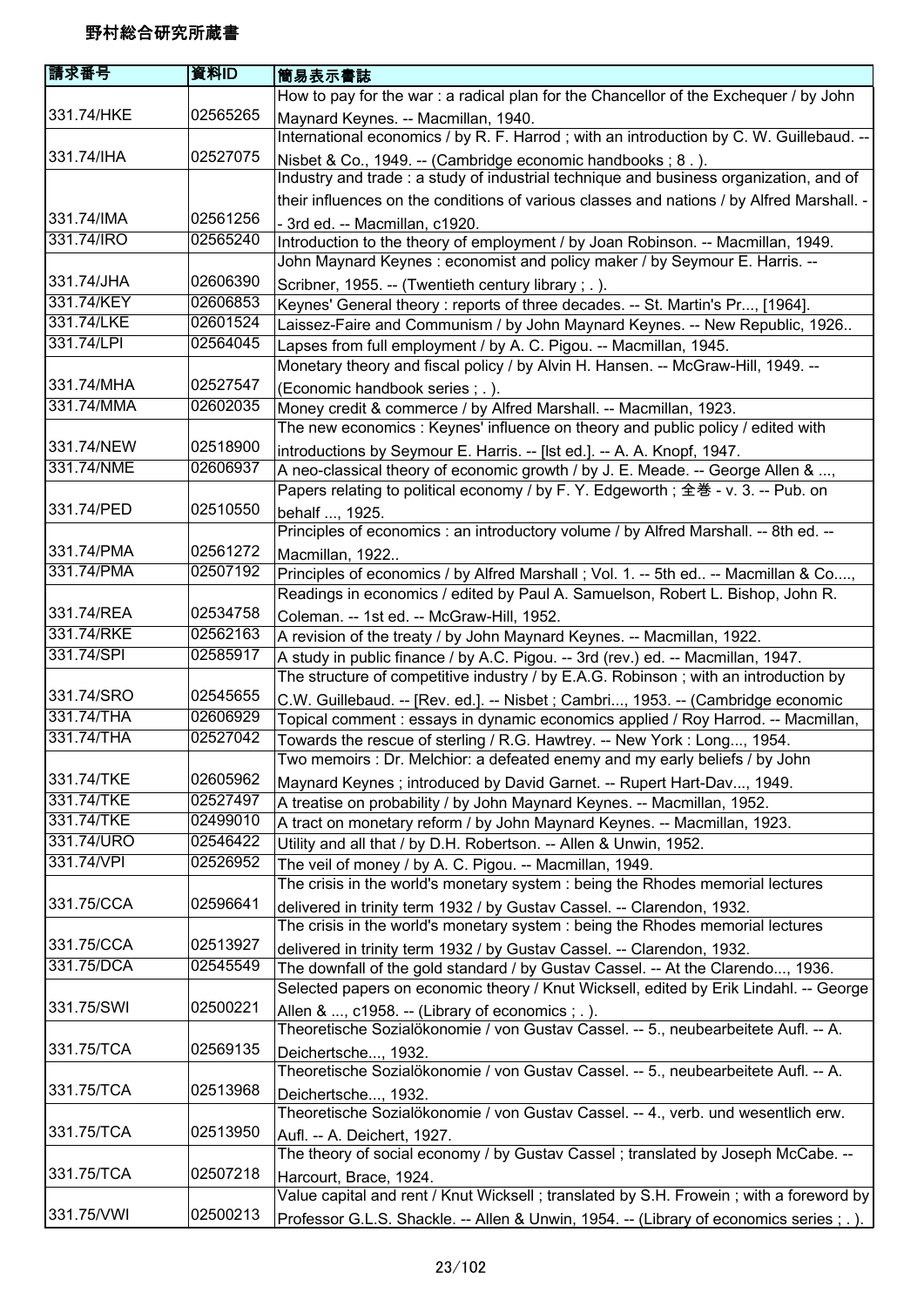野村総合研究所蔵書

| 請求番号 | 資料ID | 簡易表示書誌 |
| --- | --- | --- |
| 331.74/HKE | 02565265 | How to pay for the war : a radical plan for the Chancellor of the Exchequer / by John Maynard Keynes. -- Macmillan, 1940. |
| 331.74/IHA | 02527075 | International economics / by R. F. Harrod ; with an introduction by C. W. Guillebaud. -- Nisbet & Co., 1949. -- (Cambridge economic handbooks ; 8 . ). |
| 331.74/IMA | 02561256 | Industry and trade : a study of industrial technique and business organization, and of their influences on the conditions of various classes and nations / by Alfred Marshall. -- 3rd ed. -- Macmillan, c1920. |
| 331.74/IRO | 02565240 | Introduction to the theory of employment / by Joan Robinson. -- Macmillan, 1949. |
| 331.74/JHA | 02606390 | John Maynard Keynes : economist and policy maker / by Seymour E. Harris. -- Scribner, 1955. -- (Twentieth century library ; . ). |
| 331.74/KEY | 02606853 | Keynes' General theory : reports of three decades. -- St. Martin's Pr..., [1964]. |
| 331.74/LKE | 02601524 | Laissez-Faire and Communism / by John Maynard Keynes. -- New Republic, 1926.. |
| 331.74/LPI | 02564045 | Lapses from full employment / by A. C. Pigou. -- Macmillan, 1945. |
| 331.74/MHA | 02527547 | Monetary theory and fiscal policy / by Alvin H. Hansen. -- McGraw-Hill, 1949. -- (Economic handbook series ; . ). |
| 331.74/MMA | 02602035 | Money credit & commerce / by Alfred Marshall. -- Macmillan, 1923. |
| 331.74/NEW | 02518900 | The new economics : Keynes' influence on theory and public policy / edited with introductions by Seymour E. Harris. -- [lst ed.]. -- A. A. Knopf, 1947. |
| 331.74/NME | 02606937 | A neo-classical theory of economic growth / by J. E. Meade. -- George Allen & ..., |
| 331.74/PED | 02510550 | Papers relating to political economy / by F. Y. Edgeworth ; 全巻 - v. 3. -- Pub. on behalf ..., 1925. |
| 331.74/PMA | 02561272 | Principles of economics : an introductory volume / by Alfred Marshall. -- 8th ed. -- Macmillan, 1922.. |
| 331.74/PMA | 02507192 | Principles of economics / by Alfred Marshall ; Vol. 1. -- 5th ed.. -- Macmillan & Co...., |
| 331.74/REA | 02534758 | Readings in economics / edited by Paul A. Samuelson, Robert L. Bishop, John R. Coleman. -- 1st ed. -- McGraw-Hill, 1952. |
| 331.74/RKE | 02562163 | A revision of the treaty / by John Maynard Keynes. -- Macmillan, 1922. |
| 331.74/SPI | 02585917 | A study in public finance / by A.C. Pigou. -- 3rd (rev.) ed. -- Macmillan, 1947. |
| 331.74/SRO | 02545655 | The structure of competitive industry / by E.A.G. Robinson ; with an introduction by C.W. Guillebaud. -- [Rev. ed.]. -- Nisbet ; Cambri..., 1953. -- (Cambridge economic |
| 331.74/THA | 02606929 | Topical comment : essays in dynamic economics applied / Roy Harrod. -- Macmillan, |
| 331.74/THA | 02527042 | Towards the rescue of sterling / R.G. Hawtrey. -- New York : Long..., 1954. |
| 331.74/TKE | 02605962 | Two memoirs : Dr. Melchior: a defeated enemy and my early beliefs / by John Maynard Keynes ; introduced by David Garnet. -- Rupert Hart-Dav..., 1949. |
| 331.74/TKE | 02527497 | A treatise on probability / by John Maynard Keynes. -- Macmillan, 1952. |
| 331.74/TKE | 02499010 | A tract on monetary reform / by John Maynard Keynes. -- Macmillan, 1923. |
| 331.74/URO | 02546422 | Utility and all that / by D.H. Robertson. -- Allen & Unwin, 1952. |
| 331.74/VPI | 02526952 | The veil of money / by A. C. Pigou. -- Macmillan, 1949. |
| 331.75/CCA | 02596641 | The crisis in the world's monetary system : being the Rhodes memorial lectures delivered in trinity term 1932 / by Gustav Cassel. -- Clarendon, 1932. |
| 331.75/CCA | 02513927 | The crisis in the world's monetary system : being the Rhodes memorial lectures delivered in trinity term 1932 / by Gustav Cassel. -- Clarendon, 1932. |
| 331.75/DCA | 02545549 | The downfall of the gold standard / by Gustav Cassel. -- At the Clarendo..., 1936. |
| 331.75/SWI | 02500221 | Selected papers on economic theory / Knut Wicksell, edited by Erik Lindahl. -- George Allen & ..., c1958. -- (Library of economics ; . ). |
| 331.75/TCA | 02569135 | Theoretische Sozialökonomie / von Gustav Cassel. -- 5., neubearbeitete Aufl. -- A. Deichertsche..., 1932. |
| 331.75/TCA | 02513968 | Theoretische Sozialökonomie / von Gustav Cassel. -- 5., neubearbeitete Aufl. -- A. Deichertsche..., 1932. |
| 331.75/TCA | 02513950 | Theoretische Sozialökonomie / von Gustav Cassel. -- 4., verb. und wesentlich erw. Aufl. -- A. Deichert, 1927. |
| 331.75/TCA | 02507218 | The theory of social economy / by Gustav Cassel ; translated by Joseph McCabe. -- Harcourt, Brace, 1924. |
| 331.75/VWI | 02500213 | Value capital and rent / Knut Wicksell ; translated by S.H. Frowein ; with a foreword by Professor G.L.S. Shackle. -- Allen & Unwin, 1954. -- (Library of economics series ; . ). |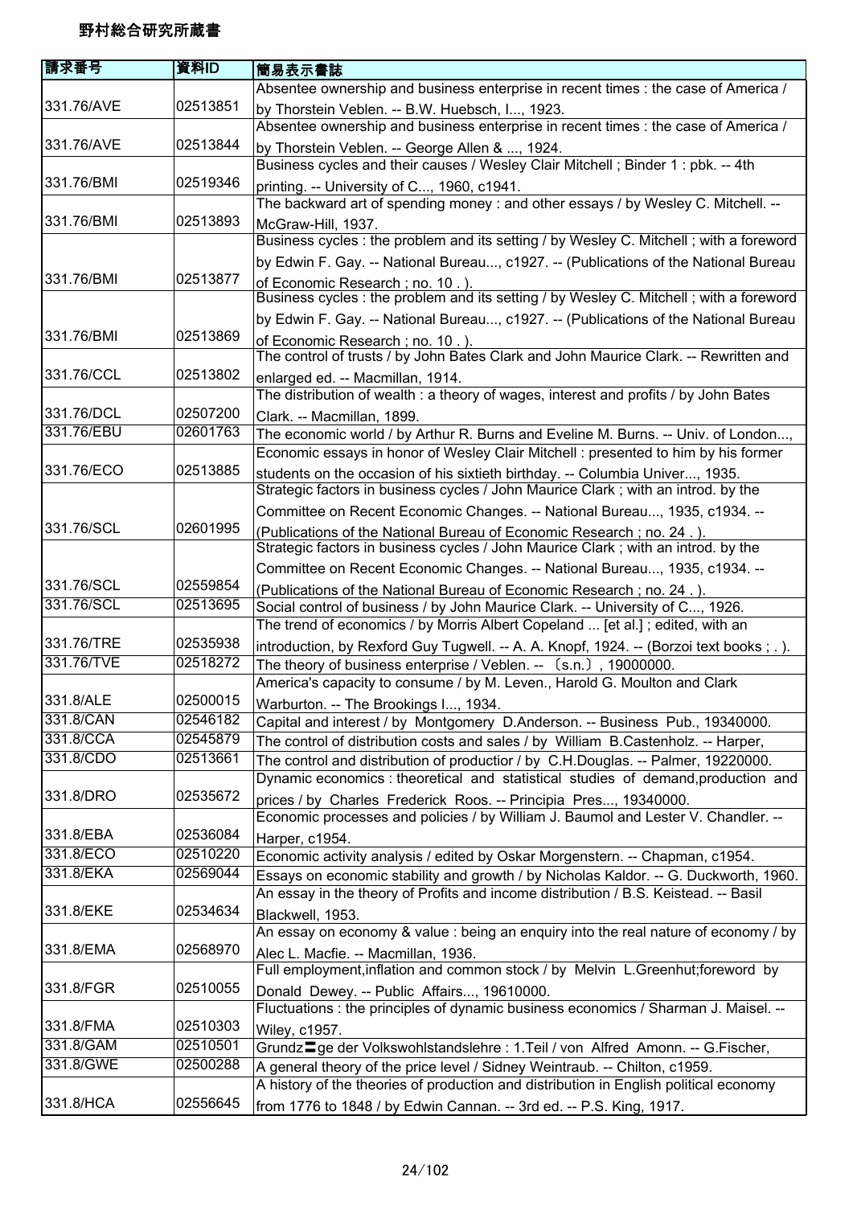# 野村総合研究所蔵書

| 請求番号 | 資料ID | 簡易表示書誌 |
|---|---|---|
| 331.76/AVE | 02513851 | Absentee ownership and business enterprise in recent times : the case of America / by Thorstein Veblen. -- B.W. Huebsch, I..., 1923. |
| 331.76/AVE | 02513844 | Absentee ownership and business enterprise in recent times : the case of America / by Thorstein Veblen. -- George Allen & ..., 1924. |
| 331.76/BMI | 02519346 | Business cycles and their causes / Wesley Clair Mitchell ; Binder 1 : pbk. -- 4th printing. -- University of C..., 1960, c1941. |
| 331.76/BMI | 02513893 | The backward art of spending money : and other essays / by Wesley C. Mitchell. -- McGraw-Hill, 1937. |
| 331.76/BMI | 02513877 | Business cycles : the problem and its setting / by Wesley C. Mitchell ; with a foreword by Edwin F. Gay. -- National Bureau..., c1927. -- (Publications of the National Bureau of Economic Research ; no. 10 . ). |
| 331.76/BMI | 02513869 | Business cycles : the problem and its setting / by Wesley C. Mitchell ; with a foreword by Edwin F. Gay. -- National Bureau..., c1927. -- (Publications of the National Bureau of Economic Research ; no. 10 . ). |
| 331.76/CCL | 02513802 | The control of trusts / by John Bates Clark and John Maurice Clark. -- Rewritten and enlarged ed. -- Macmillan, 1914. |
| 331.76/DCL | 02507200 | The distribution of wealth : a theory of wages, interest and profits / by John Bates Clark. -- Macmillan, 1899. |
| 331.76/EBU | 02601763 | The economic world / by Arthur R. Burns and Eveline M. Burns. -- Univ. of London..., |
| 331.76/ECO | 02513885 | Economic essays in honor of Wesley Clair Mitchell : presented to him by his former students on the occasion of his sixtieth birthday. -- Columbia Univer..., 1935. |
| 331.76/SCL | 02601995 | Strategic factors in business cycles / John Maurice Clark ; with an introd. by the Committee on Recent Economic Changes. -- National Bureau..., 1935, c1934. -- (Publications of the National Bureau of Economic Research ; no. 24 . ). |
| 331.76/SCL | 02559854 | Strategic factors in business cycles / John Maurice Clark ; with an introd. by the Committee on Recent Economic Changes. -- National Bureau..., 1935, c1934. -- (Publications of the National Bureau of Economic Research ; no. 24 . ). |
| 331.76/SCL | 02513695 | Social control of business / by John Maurice Clark. -- University of C..., 1926. |
| 331.76/TRE | 02535938 | The trend of economics / by Morris Albert Copeland ... [et al.] ; edited, with an introduction, by Rexford Guy Tugwell. -- A. A. Knopf, 1924. -- (Borzoi text books ; . ). |
| 331.76/TVE | 02518272 | The theory of business enterprise / Veblen. -- 〔s.n.〕, 19000000. |
| 331.8/ALE | 02500015 | America's capacity to consume / by M. Leven., Harold G. Moulton and Clark Warburton. -- The Brookings I..., 1934. |
| 331.8/CAN | 02546182 | Capital and interest / by Montgomery D.Anderson. -- Business Pub., 19340000. |
| 331.8/CCA | 02545879 | The control of distribution costs and sales / by William B.Castenholz. -- Harper, |
| 331.8/CDO | 02513661 | The control and distribution of productior / by C.H.Douglas. -- Palmer, 19220000. |
| 331.8/DRO | 02535672 | Dynamic economics : theoretical and statistical studies of demand,production and prices / by Charles Frederick Roos. -- Principia Pres..., 19340000. |
| 331.8/EBA | 02536084 | Economic processes and policies / by William J. Baumol and Lester V. Chandler. -- Harper, c1954. |
| 331.8/ECO | 02510220 | Economic activity analysis / edited by Oskar Morgenstern. -- Chapman, c1954. |
| 331.8/EKA | 02569044 | Essays on economic stability and growth / by Nicholas Kaldor. -- G. Duckworth, 1960. |
| 331.8/EKE | 02534634 | An essay in the theory of Profits and income distribution / B.S. Keistead. -- Basil Blackwell, 1953. |
| 331.8/EMA | 02568970 | An essay on economy & value : being an enquiry into the real nature of economy / by Alec L. Macfie. -- Macmillan, 1936. |
| 331.8/FGR | 02510055 | Full employment,inflation and common stock / by Melvin L.Greenhut;foreword by Donald Dewey. -- Public Affairs..., 19610000. |
| 331.8/FMA | 02510303 | Fluctuations : the principles of dynamic business economics / Sharman J. Maisel. -- Wiley, c1957. |
| 331.8/GAM | 02510501 | Grundz〓ge der Volkswohlstandslehre : 1.Teil / von Alfred Amonn. -- G.Fischer, |
| 331.8/GWE | 02500288 | A general theory of the price level / Sidney Weintraub. -- Chilton, c1959. |
| 331.8/HCA | 02556645 | A history of the theories of production and distribution in English political economy from 1776 to 1848 / by Edwin Cannan. -- 3rd ed. -- P.S. King, 1917. |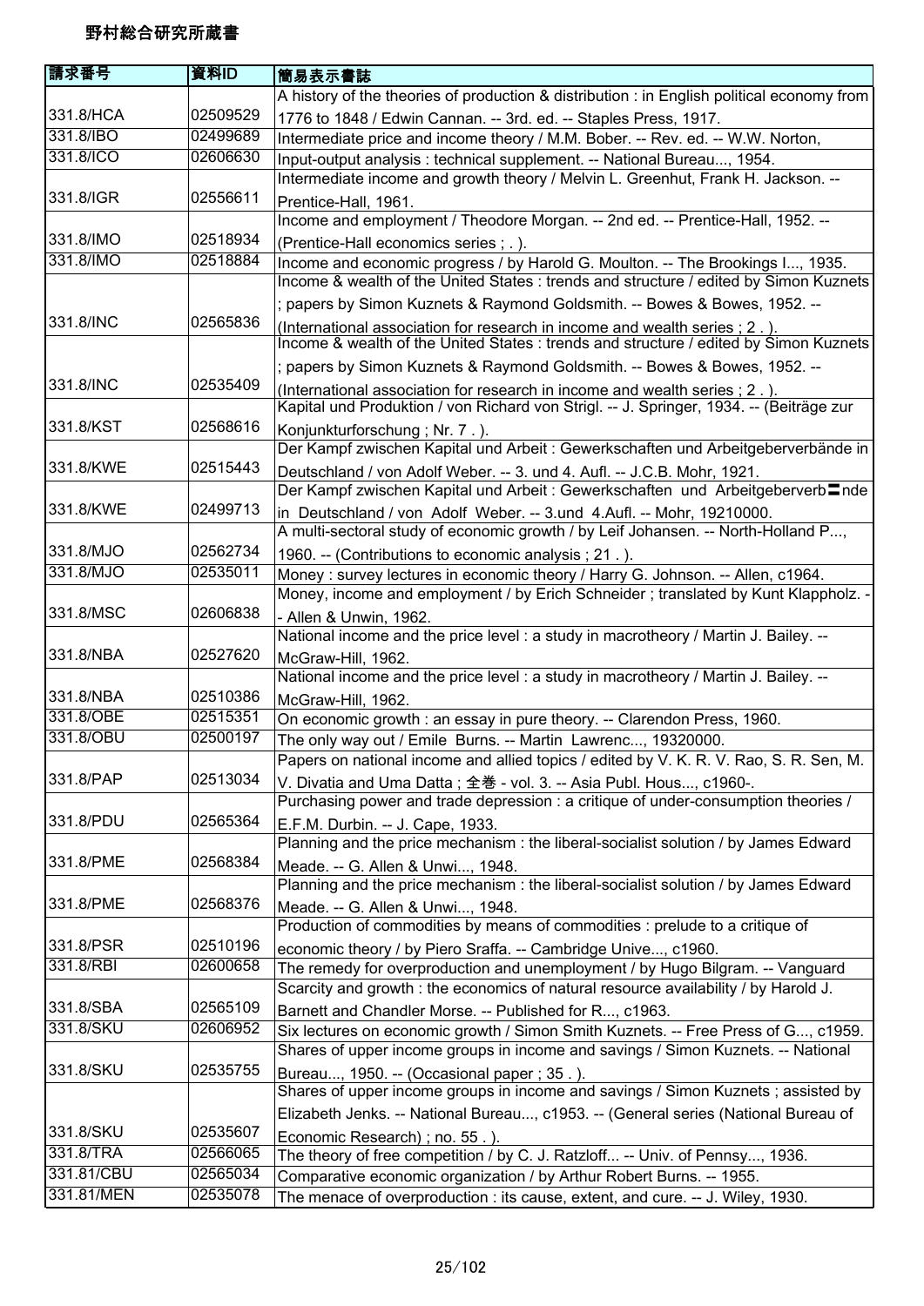# 野村総合研究所蔵書

| 請求番号 | 資料ID | 簡易表示書誌 |
|---|---|---|
| 331.8/HCA | 02509529 | A history of the theories of production & distribution : in English political economy from 1776 to 1848 / Edwin Cannan. -- 3rd. ed. -- Staples Press, 1917. |
| 331.8/IBO | 02499689 | Intermediate price and income theory / M.M. Bober. -- Rev. ed. -- W.W. Norton, |
| 331.8/ICO | 02606630 | Input-output analysis : technical supplement. -- National Bureau..., 1954. |
| 331.8/IGR | 02556611 | Intermediate income and growth theory / Melvin L. Greenhut, Frank H. Jackson. -- Prentice-Hall, 1961. |
| 331.8/IMO | 02518934 | Income and employment / Theodore Morgan. -- 2nd ed. -- Prentice-Hall, 1952. -- (Prentice-Hall economics series ; . ). |
| 331.8/IMO | 02518884 | Income and economic progress / by Harold G. Moulton. -- The Brookings I..., 1935. |
| 331.8/INC | 02565836 | Income & wealth of the United States : trends and structure / edited by Simon Kuznets ; papers by Simon Kuznets & Raymond Goldsmith. -- Bowes & Bowes, 1952. -- (International association for research in income and wealth series ; 2 . ). |
| 331.8/INC | 02535409 | Income & wealth of the United States : trends and structure / edited by Simon Kuznets ; papers by Simon Kuznets & Raymond Goldsmith. -- Bowes & Bowes, 1952. -- (International association for research in income and wealth series ; 2 . ). |
| 331.8/KST | 02568616 | Kapital und Produktion / von Richard von Strigl. -- J. Springer, 1934. -- (Beiträge zur Konjunkturforschung ; Nr. 7 . ). |
| 331.8/KWE | 02515443 | Der Kampf zwischen Kapital und Arbeit : Gewerkschaften und Arbeitgeberverbände in Deutschland / von Adolf Weber. -- 3. und 4. Aufl. -- J.C.B. Mohr, 1921. |
| 331.8/KWE | 02499713 | Der Kampf zwischen Kapital und Arbeit : Gewerkschaften und Arbeitgeberverb〓nde in Deutschland / von Adolf Weber. -- 3.und 4.Aufl. -- Mohr, 19210000. |
| 331.8/MJO | 02562734 | A multi-sectoral study of economic growth / by Leif Johansen. -- North-Holland P..., 1960. -- (Contributions to economic analysis ; 21 . ). |
| 331.8/MJO | 02535011 | Money : survey lectures in economic theory / Harry G. Johnson. -- Allen, c1964. |
| 331.8/MSC | 02606838 | Money, income and employment / by Erich Schneider ; translated by Kunt Klappholz. -- Allen & Unwin, 1962. |
| 331.8/NBA | 02527620 | National income and the price level : a study in macrotheory / Martin J. Bailey. -- McGraw-Hill, 1962. |
| 331.8/NBA | 02510386 | National income and the price level : a study in macrotheory / Martin J. Bailey. -- McGraw-Hill, 1962. |
| 331.8/OBE | 02515351 | On economic growth : an essay in pure theory. -- Clarendon Press, 1960. |
| 331.8/OBU | 02500197 | The only way out / Emile Burns. -- Martin Lawrenc..., 19320000. |
| 331.8/PAP | 02513034 | Papers on national income and allied topics / edited by V. K. R. V. Rao, S. R. Sen, M. V. Divatia and Uma Datta ; 全巻 - vol. 3. -- Asia Publ. Hous..., c1960-. |
| 331.8/PDU | 02565364 | Purchasing power and trade depression : a critique of under-consumption theories / E.F.M. Durbin. -- J. Cape, 1933. |
| 331.8/PME | 02568384 | Planning and the price mechanism : the liberal-socialist solution / by James Edward Meade. -- G. Allen & Unwi..., 1948. |
| 331.8/PME | 02568376 | Planning and the price mechanism : the liberal-socialist solution / by James Edward Meade. -- G. Allen & Unwi..., 1948. |
| 331.8/PSR | 02510196 | Production of commodities by means of commodities : prelude to a critique of economic theory / by Piero Sraffa. -- Cambridge Unive..., c1960. |
| 331.8/RBI | 02600658 | The remedy for overproduction and unemployment / by Hugo Bilgram. -- Vanguard |
| 331.8/SBA | 02565109 | Scarcity and growth : the economics of natural resource availability / by Harold J. Barnett and Chandler Morse. -- Published for R..., c1963. |
| 331.8/SKU | 02606952 | Six lectures on economic growth / Simon Smith Kuznets. -- Free Press of G..., c1959. |
| 331.8/SKU | 02535755 | Shares of upper income groups in income and savings / Simon Kuznets. -- National Bureau..., 1950. -- (Occasional paper ; 35 . ). |
| 331.8/SKU | 02535607 | Shares of upper income groups in income and savings / Simon Kuznets ; assisted by Elizabeth Jenks. -- National Bureau..., c1953. -- (General series (National Bureau of Economic Research) ; no. 55 . ). |
| 331.8/TRA | 02566065 | The theory of free competition / by C. J. Ratzloff... -- Univ. of Pennsy..., 1936. |
| 331.81/CBU | 02565034 | Comparative economic organization / by Arthur Robert Burns. -- 1955. |
| 331.81/MEN | 02535078 | The menace of overproduction : its cause, extent, and cure. -- J. Wiley, 1930. |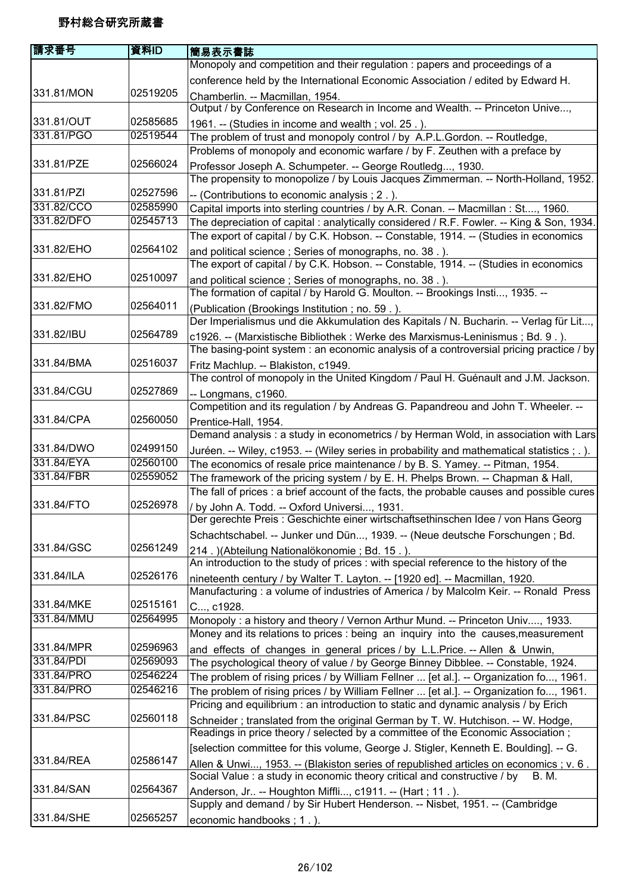野村総合研究所蔵書

| 請求番号 | 資料ID | 簡易表示書誌 |
|---|---|---|
| 331.81/MON | 02519205 | Monopoly and competition and their regulation : papers and proceedings of a conference held by the International Economic Association / edited by Edward H. Chamberlin. -- Macmillan, 1954. |
| 331.81/OUT | 02585685 | Output / by Conference on Research in Income and Wealth. -- Princeton Unive..., 1961. -- (Studies in income and wealth ; vol. 25 . ). |
| 331.81/PGO | 02519544 | The problem of trust and monopoly control / by A.P.L.Gordon. -- Routledge, |
| 331.81/PZE | 02566024 | Problems of monopoly and economic warfare / by F. Zeuthen with a preface by Professor Joseph A. Schumpeter. -- George Routledg..., 1930. |
| 331.81/PZI | 02527596 | The propensity to monopolize / by Louis Jacques Zimmerman. -- North-Holland, 1952. -- (Contributions to economic analysis ; 2 . ). |
| 331.82/CCO | 02585990 | Capital imports into sterling countries / by A.R. Conan. -- Macmillan : St...., 1960. |
| 331.82/DFO | 02545713 | The depreciation of capital : analytically considered / R.F. Fowler. -- King & Son, 1934. |
| 331.82/EHO | 02564102 | The export of capital / by C.K. Hobson. -- Constable, 1914. -- (Studies in economics and political science ; Series of monographs, no. 38 . ). |
| 331.82/EHO | 02510097 | The export of capital / by C.K. Hobson. -- Constable, 1914. -- (Studies in economics and political science ; Series of monographs, no. 38 . ). |
| 331.82/FMO | 02564011 | The formation of capital / by Harold G. Moulton. -- Brookings Insti..., 1935. -- (Publication (Brookings Institution ; no. 59 . ). |
| 331.82/IBU | 02564789 | Der Imperialismus und die Akkumulation des Kapitals / N. Bucharin. -- Verlag für Lit..., c1926. -- (Marxistische Bibliothek : Werke des Marxismus-Leninismus ; Bd. 9 . ). |
| 331.84/BMA | 02516037 | The basing-point system : an economic analysis of a controversial pricing practice / by Fritz Machlup. -- Blakiston, c1949. |
| 331.84/CGU | 02527869 | The control of monopoly in the United Kingdom / Paul H. Guénault and J.M. Jackson. -- Longmans, c1960. |
| 331.84/CPA | 02560050 | Competition and its regulation / by Andreas G. Papandreou and John T. Wheeler. -- Prentice-Hall, 1954. |
| 331.84/DWO | 02499150 | Demand analysis : a study in econometrics / by Herman Wold, in association with Lars Juréen. -- Wiley, c1953. -- (Wiley series in probability and mathematical statistics ; . ). |
| 331.84/EYA | 02560100 | The economics of resale price maintenance / by B. S. Yamey. -- Pitman, 1954. |
| 331.84/FBR | 02559052 | The framework of the pricing system / by E. H. Phelps Brown. -- Chapman & Hall, |
| 331.84/FTO | 02526978 | The fall of prices : a brief account of the facts, the probable causes and possible cures / by John A. Todd. -- Oxford Universi..., 1931. |
| 331.84/GSC | 02561249 | Der gerechte Preis : Geschichte einer wirtschaftsethinschen Idee / von Hans Georg Schachtschabel. -- Junker und Dün..., 1939. -- (Neue deutsche Forschungen ; Bd. 214 . )(Abteilung Nationalökonomie ; Bd. 15 . ). |
| 331.84/ILA | 02526176 | An introduction to the study of prices : with special reference to the history of the nineteenth century / by Walter T. Layton. -- [1920 ed]. -- Macmillan, 1920. |
| 331.84/MKE | 02515161 | Manufacturing : a volume of industries of America / by Malcolm Keir. -- Ronald Press C..., c1928. |
| 331.84/MMU | 02564995 | Monopoly : a history and theory / Vernon Arthur Mund. -- Princeton Univ...., 1933. |
| 331.84/MPR | 02596963 | Money and its relations to prices : being an inquiry into the causes,measurement and effects of changes in general prices / by L.L.Price. -- Allen & Unwin, |
| 331.84/PDI | 02569093 | The psychological theory of value / by George Binney Dibblee. -- Constable, 1924. |
| 331.84/PRO | 02546224 | The problem of rising prices / by William Fellner ... [et al.]. -- Organization fo..., 1961. |
| 331.84/PRO | 02546216 | The problem of rising prices / by William Fellner ... [et al.]. -- Organization fo..., 1961. |
| 331.84/PSC | 02560118 | Pricing and equilibrium : an introduction to static and dynamic analysis / by Erich Schneider ; translated from the original German by T. W. Hutchison. -- W. Hodge, |
| 331.84/REA | 02586147 | Readings in price theory / selected by a committee of the Economic Association ; [selection committee for this volume, George J. Stigler, Kenneth E. Boulding]. -- G. Allen & Unwi..., 1953. -- (Blakiston series of republished articles on economics ; v. 6 . |
| 331.84/SAN | 02564367 | Social Value : a study in economic theory critical and constructive / by B. M. Anderson, Jr.. -- Houghton Miffli..., c1911. -- (Hart ; 11 . ). |
| 331.84/SHE | 02565257 | Supply and demand / by Sir Hubert Henderson. -- Nisbet, 1951. -- (Cambridge economic handbooks ; 1 . ). |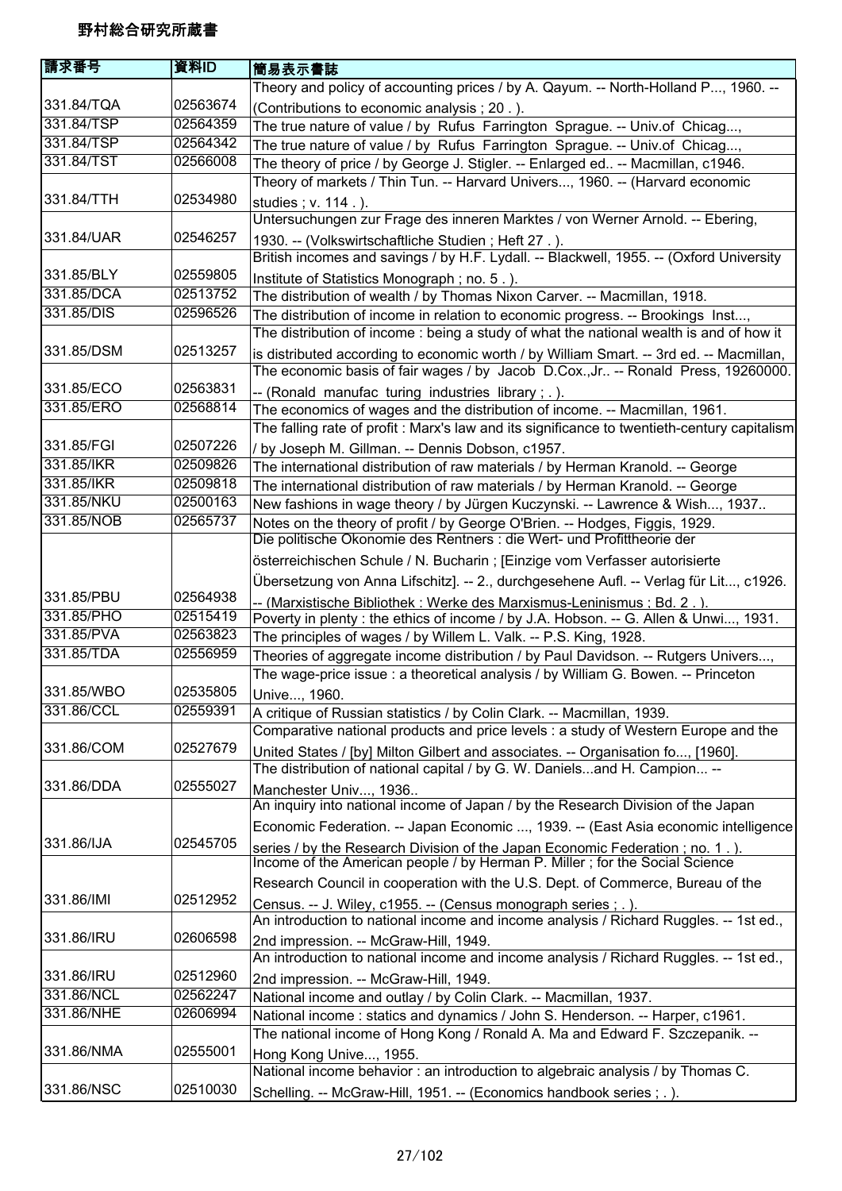| 請求番号 | 資料ID | 簡易表示書誌 |
|---|---|---|
| 331.84/TQA | 02563674 | Theory and policy of accounting prices / by A. Qayum. -- North-Holland P..., 1960. -- (Contributions to economic analysis ; 20 . ). |
| 331.84/TSP | 02564359 | The true nature of value / by Rufus Farrington Sprague. -- Univ.of Chicag..., |
| 331.84/TSP | 02564342 | The true nature of value / by Rufus Farrington Sprague. -- Univ.of Chicag..., |
| 331.84/TST | 02566008 | The theory of price / by George J. Stigler. -- Enlarged ed.. -- Macmillan, c1946. |
| 331.84/TTH | 02534980 | Theory of markets / Thin Tun. -- Harvard Univers..., 1960. -- (Harvard economic studies ; v. 114 . ). |
| 331.84/UAR | 02546257 | Untersuchungen zur Frage des inneren Marktes / von Werner Arnold. -- Ebering, 1930. -- (Volkswirtschaftliche Studien ; Heft 27 . ). |
| 331.85/BLY | 02559805 | British incomes and savings / by H.F. Lydall. -- Blackwell, 1955. -- (Oxford University Institute of Statistics Monograph ; no. 5 . ). |
| 331.85/DCA | 02513752 | The distribution of wealth / by Thomas Nixon Carver. -- Macmillan, 1918. |
| 331.85/DIS | 02596526 | The distribution of income in relation to economic progress. -- Brookings Inst..., |
| 331.85/DSM | 02513257 | The distribution of income : being a study of what the national wealth is and of how it is distributed according to economic worth / by William Smart. -- 3rd ed. -- Macmillan, |
| 331.85/ECO | 02563831 | The economic basis of fair wages / by Jacob D.Cox.,Jr.. -- Ronald Press, 19260000. -- (Ronald manufac turing industries library ; . ). |
| 331.85/ERO | 02568814 | The economics of wages and the distribution of income. -- Macmillan, 1961. |
| 331.85/FGI | 02507226 | The falling rate of profit : Marx's law and its significance to twentieth-century capitalism / by Joseph M. Gillman. -- Dennis Dobson, c1957. |
| 331.85/IKR | 02509826 | The international distribution of raw materials / by Herman Kranold. -- George |
| 331.85/IKR | 02509818 | The international distribution of raw materials / by Herman Kranold. -- George |
| 331.85/NKU | 02500163 | New fashions in wage theory / by Jürgen Kuczynski. -- Lawrence & Wish..., 1937.. |
| 331.85/NOB | 02565737 | Notes on the theory of profit / by George O'Brien. -- Hodges, Figgis, 1929. |
| 331.85/PBU | 02564938 | Die politische Ökonomie des Rentners : die Wert- und Profittheorie der österreichischen Schule / N. Bucharin ; [Einzige vom Verfasser autorisierte Übersetzung von Anna Lifschitz]. -- 2., durchgesehene Aufl. -- Verlag für Lit..., c1926. -- (Marxistische Bibliothek : Werke des Marxismus-Leninismus ; Bd. 2 . ). |
| 331.85/PHO | 02515419 | Poverty in plenty : the ethics of income / by J.A. Hobson. -- G. Allen & Unwi..., 1931. |
| 331.85/PVA | 02563823 | The principles of wages / by Willem L. Valk. -- P.S. King, 1928. |
| 331.85/TDA | 02556959 | Theories of aggregate income distribution / by Paul Davidson. -- Rutgers Univers..., |
| 331.85/WBO | 02535805 | The wage-price issue : a theoretical analysis / by William G. Bowen. -- Princeton Unive..., 1960. |
| 331.86/CCL | 02559391 | A critique of Russian statistics / by Colin Clark. -- Macmillan, 1939. |
| 331.86/COM | 02527679 | Comparative national products and price levels : a study of Western Europe and the United States / [by] Milton Gilbert and associates. -- Organisation fo..., [1960]. |
| 331.86/DDA | 02555027 | The distribution of national capital / by G. W. Daniels...and H. Campion... -- Manchester Univ..., 1936.. |
| 331.86/IJA | 02545705 | An inquiry into national income of Japan / by the Research Division of the Japan Economic Federation. -- Japan Economic ..., 1939. -- (East Asia economic intelligence series / by the Research Division of the Japan Economic Federation ; no. 1 . ). |
| 331.86/IMI | 02512952 | Income of the American people / by Herman P. Miller ; for the Social Science Research Council in cooperation with the U.S. Dept. of Commerce, Bureau of the Census. -- J. Wiley, c1955. -- (Census monograph series ; . ). |
| 331.86/IRU | 02606598 | An introduction to national income and income analysis / Richard Ruggles. -- 1st ed., 2nd impression. -- McGraw-Hill, 1949. |
| 331.86/IRU | 02512960 | An introduction to national income and income analysis / Richard Ruggles. -- 1st ed., 2nd impression. -- McGraw-Hill, 1949. |
| 331.86/NCL | 02562247 | National income and outlay / by Colin Clark. -- Macmillan, 1937. |
| 331.86/NHE | 02606994 | National income : statics and dynamics / John S. Henderson. -- Harper, c1961. |
| 331.86/NMA | 02555001 | The national income of Hong Kong / Ronald A. Ma and Edward F. Szczepanik. -- Hong Kong Unive..., 1955. |
| 331.86/NSC | 02510030 | National income behavior : an introduction to algebraic analysis / by Thomas C. Schelling. -- McGraw-Hill, 1951. -- (Economics handbook series ; . ). |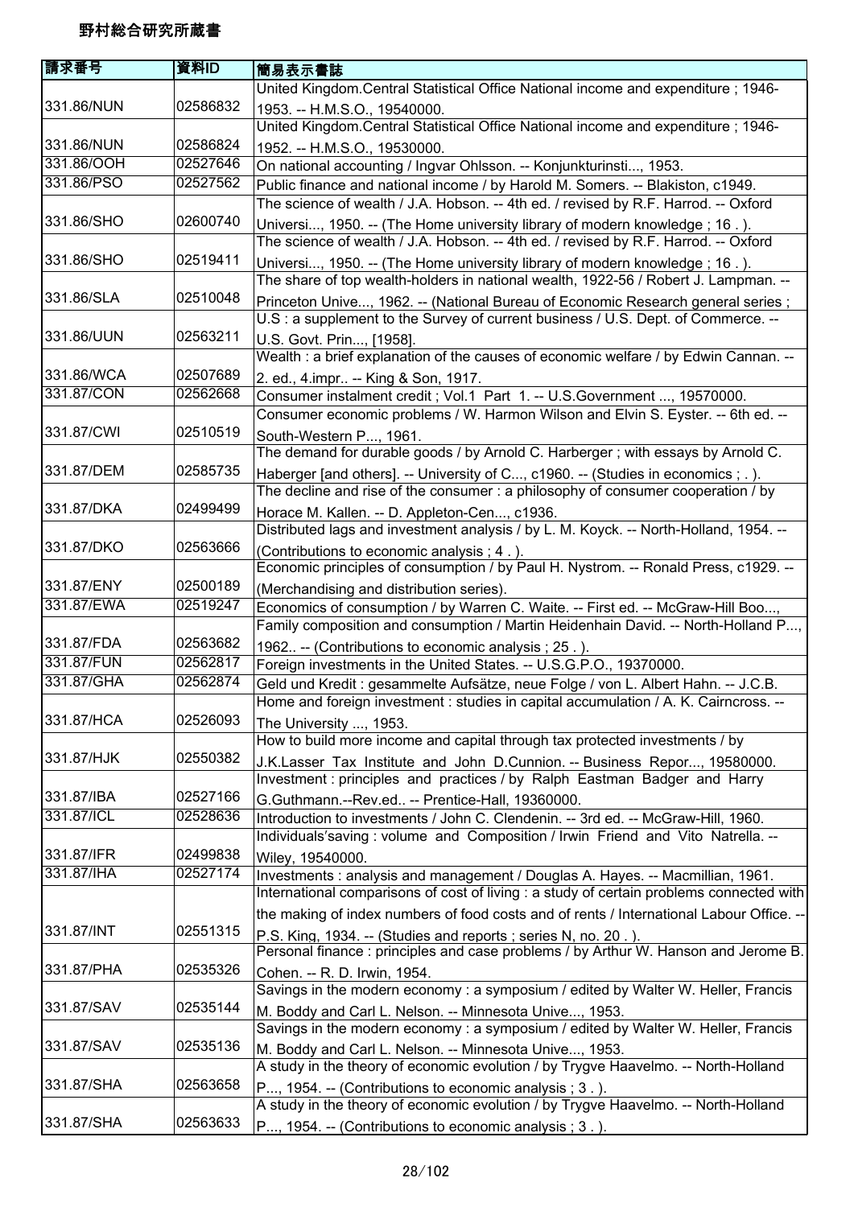野村総合研究所蔵書

| 請求番号 | 資料ID | 簡易表示書誌 |
| --- | --- | --- |
| 331.86/NUN | 02586832 | United Kingdom.Central Statistical Office National income and expenditure ; 1946-1953. -- H.M.S.O., 19540000. |
| 331.86/NUN | 02586824 | United Kingdom.Central Statistical Office National income and expenditure ; 1946-1952. -- H.M.S.O., 19530000. |
| 331.86/OOH | 02527646 | On national accounting / Ingvar Ohlsson. -- Konjunkturinsti..., 1953. |
| 331.86/PSO | 02527562 | Public finance and national income / by Harold M. Somers. -- Blakiston, c1949. |
| 331.86/SHO | 02600740 | The science of wealth / J.A. Hobson. -- 4th ed. / revised by R.F. Harrod. -- Oxford Universi..., 1950. -- (The Home university library of modern knowledge ; 16 . ). |
| 331.86/SHO | 02519411 | The science of wealth / J.A. Hobson. -- 4th ed. / revised by R.F. Harrod. -- Oxford Universi..., 1950. -- (The Home university library of modern knowledge ; 16 . ). |
| 331.86/SLA | 02510048 | The share of top wealth-holders in national wealth, 1922-56 / Robert J. Lampman. -- Princeton Unive..., 1962. -- (National Bureau of Economic Research general series ; |
| 331.86/UUN | 02563211 | U.S : a supplement to the Survey of current business / U.S. Dept. of Commerce. -- U.S. Govt. Prin..., [1958]. |
| 331.86/WCA | 02507689 | Wealth : a brief explanation of the causes of economic welfare / by Edwin Cannan. -- 2. ed., 4.impr.. -- King & Son, 1917. |
| 331.87/CON | 02562668 | Consumer instalment credit ; Vol.1 Part 1. -- U.S.Government ..., 19570000. |
| 331.87/CWI | 02510519 | Consumer economic problems / W. Harmon Wilson and Elvin S. Eyster. -- 6th ed. -- South-Western P..., 1961. |
| 331.87/DEM | 02585735 | The demand for durable goods / by Arnold C. Harberger ; with essays by Arnold C. Haberger [and others]. -- University of C..., c1960. -- (Studies in economics ; . ). |
| 331.87/DKA | 02499499 | The decline and rise of the consumer : a philosophy of consumer cooperation / by Horace M. Kallen. -- D. Appleton-Cen..., c1936. |
| 331.87/DKO | 02563666 | Distributed lags and investment analysis / by L. M. Koyck. -- North-Holland, 1954. -- (Contributions to economic analysis ; 4 . ). |
| 331.87/ENY | 02500189 | Economic principles of consumption / by Paul H. Nystrom. -- Ronald Press, c1929. -- (Merchandising and distribution series). |
| 331.87/EWA | 02519247 | Economics of consumption / by Warren C. Waite. -- First ed. -- McGraw-Hill Boo..., |
| 331.87/FDA | 02563682 | Family composition and consumption / Martin Heidenhain David. -- North-Holland P..., 1962.. -- (Contributions to economic analysis ; 25 . ). |
| 331.87/FUN | 02562817 | Foreign investments in the United States. -- U.S.G.P.O., 19370000. |
| 331.87/GHA | 02562874 | Geld und Kredit : gesammelte Aufsätze, neue Folge / von L. Albert Hahn. -- J.C.B. |
| 331.87/HCA | 02526093 | Home and foreign investment : studies in capital accumulation / A. K. Cairncross. -- The University ..., 1953. |
| 331.87/HJK | 02550382 | How to build more income and capital through tax protected investments / by J.K.Lasser Tax Institute and John D.Cunnion. -- Business Repor..., 19580000. |
| 331.87/IBA | 02527166 | Investment : principles and practices / by Ralph Eastman Badger and Harry G.Guthmann.--Rev.ed.. -- Prentice-Hall, 19360000. |
| 331.87/ICL | 02528636 | Introduction to investments / John C. Clendenin. -- 3rd ed. -- McGraw-Hill, 1960. |
| 331.87/IFR | 02499838 | Individuals'saving : volume and Composition / Irwin Friend and Vito Natrella. -- Wiley, 19540000. |
| 331.87/IHA | 02527174 | Investments : analysis and management / Douglas A. Hayes. -- Macmillian, 1961. |
| 331.87/INT | 02551315 | International comparisons of cost of living : a study of certain problems connected with the making of index numbers of food costs and of rents / International Labour Office. -- P.S. King, 1934. -- (Studies and reports ; series N, no. 20 . ). |
| 331.87/PHA | 02535326 | Personal finance : principles and case problems / by Arthur W. Hanson and Jerome B. Cohen. -- R. D. Irwin, 1954. |
| 331.87/SAV | 02535144 | Savings in the modern economy : a symposium / edited by Walter W. Heller, Francis M. Boddy and Carl L. Nelson. -- Minnesota Unive..., 1953. |
| 331.87/SAV | 02535136 | Savings in the modern economy : a symposium / edited by Walter W. Heller, Francis M. Boddy and Carl L. Nelson. -- Minnesota Unive..., 1953. |
| 331.87/SHA | 02563658 | A study in the theory of economic evolution / by Trygve Haavelmo. -- North-Holland P..., 1954. -- (Contributions to economic analysis ; 3 . ). |
| 331.87/SHA | 02563633 | A study in the theory of economic evolution / by Trygve Haavelmo. -- North-Holland P..., 1954. -- (Contributions to economic analysis ; 3 . ). |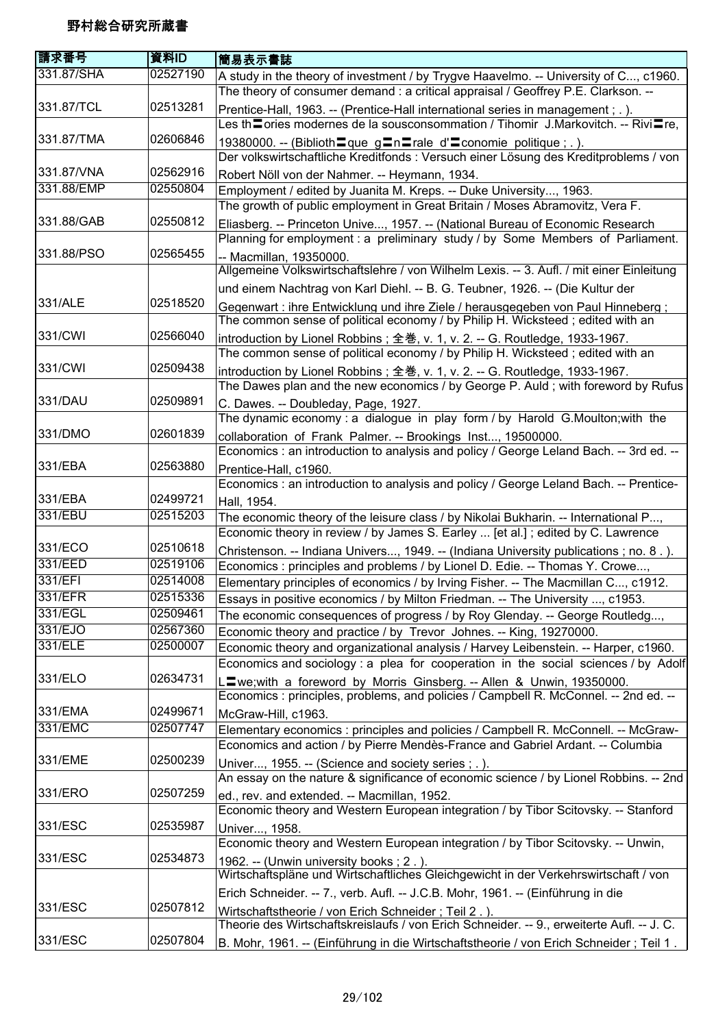野村総合研究所蔵書

| 請求番号 | 資料ID | 簡易表示書誌 |
| --- | --- | --- |
| 331.87/SHA | 02527190 | A study in the theory of investment / by Trygve Haavelmo. -- University of C..., c1960. |
| 331.87/TCL | 02513281 | The theory of consumer demand : a critical appraisal / Geoffrey P.E. Clarkson. -- Prentice-Hall, 1963. -- (Prentice-Hall international series in management ; . ). |
| 331.87/TMA | 02606846 | Les th〓ories modernes de la sousconsommation / Tihomir J.Markovitch. -- Rivi〓re, 19380000. -- (Biblioth〓que g〓n〓rale d'〓conomie politique ; . ). |
| 331.87/VNA | 02562916 | Der volkswirtschaftliche Kreditfonds : Versuch einer Lösung des Kreditproblems / von Robert Nöll von der Nahmer. -- Heymann, 1934. |
| 331.88/EMP | 02550804 | Employment / edited by Juanita M. Kreps. -- Duke University..., 1963. |
| 331.88/GAB | 02550812 | The growth of public employment in Great Britain / Moses Abramovitz, Vera F. Eliasberg. -- Princeton Unive..., 1957. -- (National Bureau of Economic Research |
| 331.88/PSO | 02565455 | Planning for employment : a preliminary study / by Some Members of Parliament. -- Macmillan, 19350000. |
| 331/ALE | 02518520 | Allgemeine Volkswirtschaftslehre / von Wilhelm Lexis. -- 3. Aufl. / mit einer Einleitung und einem Nachtrag von Karl Diehl. -- B. G. Teubner, 1926. -- (Die Kultur der Gegenwart : ihre Entwicklung und ihre Ziele / herausgegeben von Paul Hinneberg ; |
| 331/CWI | 02566040 | The common sense of political economy / by Philip H. Wicksteed ; edited with an introduction by Lionel Robbins ; 全巻, v. 1, v. 2. -- G. Routledge, 1933-1967. |
| 331/CWI | 02509438 | The common sense of political economy / by Philip H. Wicksteed ; edited with an introduction by Lionel Robbins ; 全巻, v. 1, v. 2. -- G. Routledge, 1933-1967. |
| 331/DAU | 02509891 | The Dawes plan and the new economics / by George P. Auld ; with foreword by Rufus C. Dawes. -- Doubleday, Page, 1927. |
| 331/DMO | 02601839 | The dynamic economy : a dialogue in play form / by Harold G.Moulton;with the collaboration of Frank Palmer. -- Brookings Inst..., 19500000. |
| 331/EBA | 02563880 | Economics : an introduction to analysis and policy / George Leland Bach. -- 3rd ed. -- Prentice-Hall, c1960. |
| 331/EBA | 02499721 | Economics : an introduction to analysis and policy / George Leland Bach. -- Prentice-Hall, 1954. |
| 331/EBU | 02515203 | The economic theory of the leisure class / by Nikolai Bukharin. -- International P..., |
| 331/ECO | 02510618 | Economic theory in review / by James S. Earley ... [et al.] ; edited by C. Lawrence Christenson. -- Indiana Univers..., 1949. -- (Indiana University publications ; no. 8 . ). |
| 331/EED | 02519106 | Economics : principles and problems / by Lionel D. Edie. -- Thomas Y. Crowe..., |
| 331/EFI | 02514008 | Elementary principles of economics / by Irving Fisher. -- The Macmillan C..., c1912. |
| 331/EFR | 02515336 | Essays in positive economics / by Milton Friedman. -- The University ..., c1953. |
| 331/EGL | 02509461 | The economic consequences of progress / by Roy Glenday. -- George Routledg..., |
| 331/EJO | 02567360 | Economic theory and practice / by Trevor Johnes. -- King, 19270000. |
| 331/ELE | 02500007 | Economic theory and organizational analysis / Harvey Leibenstein. -- Harper, c1960. |
| 331/ELO | 02634731 | Economics and sociology : a plea for cooperation in the social sciences / by Adolf L〓we;with a foreword by Morris Ginsberg. -- Allen & Unwin, 19350000. |
| 331/EMA | 02499671 | Economics : principles, problems, and policies / Campbell R. McConnel. -- 2nd ed. -- McGraw-Hill, c1963. |
| 331/EMC | 02507747 | Elementary economics : principles and policies / Campbell R. McConnell. -- McGraw- |
| 331/EME | 02500239 | Economics and action / by Pierre Mendès-France and Gabriel Ardant. -- Columbia Univer..., 1955. -- (Science and society series ; . ). |
| 331/ERO | 02507259 | An essay on the nature & significance of economic science / by Lionel Robbins. -- 2nd ed., rev. and extended. -- Macmillan, 1952. |
| 331/ESC | 02535987 | Economic theory and Western European integration / by Tibor Scitovsky. -- Stanford Univer..., 1958. |
| 331/ESC | 02534873 | Economic theory and Western European integration / by Tibor Scitovsky. -- Unwin, 1962. -- (Unwin university books ; 2 . ). |
| 331/ESC | 02507812 | Wirtschaftspläne und Wirtschaftliches Gleichgewicht in der Verkehrswirtschaft / von Erich Schneider. -- 7., verb. Aufl. -- J.C.B. Mohr, 1961. -- (Einführung in die Wirtschaftstheorie / von Erich Schneider ; Teil 2 . ). |
| 331/ESC | 02507804 | Theorie des Wirtschaftskreislaufs / von Erich Schneider. -- 9., erweiterte Aufl. -- J. C. B. Mohr, 1961. -- (Einführung in die Wirtschaftstheorie / von Erich Schneider ; Teil 1 . |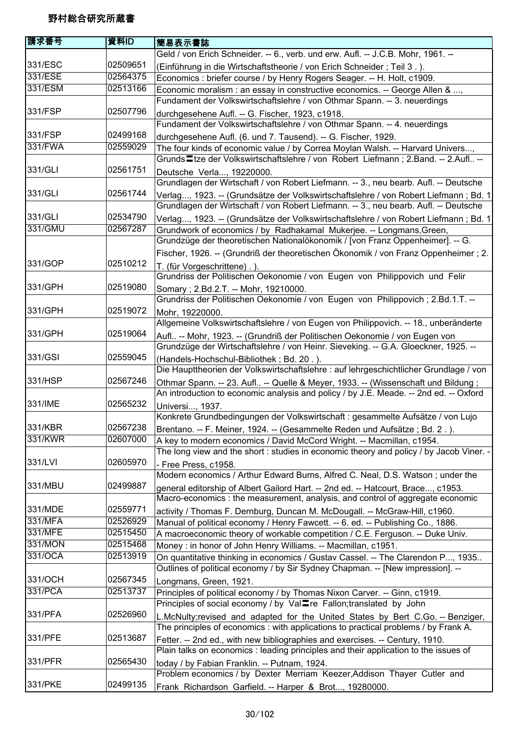野村総合研究所蔵書

| 請求番号 | 資料ID | 簡易表示書誌 |
| --- | --- | --- |
| 331/ESC | 02509651 | Geld / von Erich Schneider. -- 6., verb. und erw. Aufl. -- J.C.B. Mohr, 1961. -- (Einführung in die Wirtschaftstheorie / von Erich Schneider ; Teil 3 . ). |
| 331/ESE | 02564375 | Economics : briefer course / by Henry Rogers Seager. -- H. Holt, c1909. |
| 331/ESM | 02513166 | Economic moralism : an essay in constructive economics. -- George Allen & ..., |
| 331/FSP | 02507796 | Fundament der Volkswirtschaftslehre / von Othmar Spann. -- 3. neuerdings durchgesehene Aufl. -- G. Fischer, 1923, c1918. |
| 331/FSP | 02499168 | Fundament der Volkswirtschaftslehre / von Othmar Spann. -- 4. neuerdings durchgesehene Aufl. (6. und 7. Tausend). -- G. Fischer, 1929. |
| 331/FWA | 02559029 | The four kinds of economic value / by Correa Moylan Walsh. -- Harvard Univers..., |
| 331/GLI | 02561751 | Grunds〓tze der Volkswirtschaftslehre / von Robert Liefmann ; 2.Band. -- 2.Aufl.. -- Deutsche Verla..., 19220000. |
| 331/GLI | 02561744 | Grundlagen der Wirtschaft / von Robert Liefmann. -- 3., neu bearb. Aufl. -- Deutsche Verlag..., 1923. -- (Grundsätze der Volkswirtschaftslehre / von Robert Liefmann ; Bd. 1 |
| 331/GLI | 02534790 | Grundlagen der Wirtschaft / von Robert Liefmann. -- 3., neu bearb. Aufl. -- Deutsche Verlag..., 1923. -- (Grundsätze der Volkswirtschaftslehre / von Robert Liefmann ; Bd. 1 |
| 331/GMU | 02567287 | Grundwork of economics / by Radhakamal Mukerjee. -- Longmans,Green, |
| 331/GOP | 02510212 | Grundzüge der theoretischen Nationalökonomik / [von Franz Oppenheimer]. -- G. Fischer, 1926. -- (Grundriß der theoretischen Ökonomik / von Franz Oppenheimer ; 2. T. (für Vorgeschrittene) . ). |
| 331/GPH | 02519080 | Grundriss der Politischen Oekonomie / von Eugen von Philippovich und Felir Somary ; 2.Bd.2.T. -- Mohr, 19210000. |
| 331/GPH | 02519072 | Grundriss der Politischen Oekonomie / von Eugen von Philippovich ; 2.Bd.1.T. -- Mohr, 19220000. |
| 331/GPH | 02519064 | Allgemeine Volkswirtschaftslehre / von Eugen von Philippovich. -- 18., unberänderte Aufl.. -- Mohr, 1923. -- (Grundriß der Politischen Oekonomie / von Eugen von |
| 331/GSI | 02559045 | Grundzüge der Wirtschaftslehre / von Heinr. Sieveking. -- G.A. Gloeckner, 1925. -- (Handels-Hochschul-Bibliothek ; Bd. 20 . ). |
| 331/HSP | 02567246 | Die Haupttheorien der Volkswirtschaftslehre : auf lehrgeschichtlicher Grundlage / von Othmar Spann. -- 23. Aufl.. -- Quelle & Meyer, 1933. -- (Wissenschaft und Bildung ; |
| 331/IME | 02565232 | An introduction to economic analysis and policy / by J.E. Meade. -- 2nd ed. -- Oxford Universi..., 1937. |
| 331/KBR | 02567238 | Konkrete Grundbedingungen der Volkswirtschaft : gesammelte Aufsätze / von Lujo Brentano. -- F. Meiner, 1924. -- (Gesammelte Reden und Aufsätze ; Bd. 2 . ). |
| 331/KWR | 02607000 | A key to modern economics / David McCord Wright. -- Macmillan, c1954. |
| 331/LVI | 02605970 | The long view and the short : studies in economic theory and policy / by Jacob Viner. -- Free Press, c1958. |
| 331/MBU | 02499887 | Modern economics / Arthur Edward Burns, Alfred C. Neal, D.S. Watson ; under the general editorship of Albert Gailord Hart. -- 2nd ed. -- Hatcourt, Brace..., c1953. |
| 331/MDE | 02559771 | Macro-economics : the measurement, analysis, and control of aggregate economic activity / Thomas F. Dernburg, Duncan M. McDougall. -- McGraw-Hill, c1960. |
| 331/MFA | 02526929 | Manual of political economy / Henry Fawcett. -- 6. ed. -- Publishing Co., 1886. |
| 331/MFE | 02515450 | A macroeconomic theory of workable competition / C.E. Ferguson. -- Duke Univ. |
| 331/MON | 02515468 | Money : in honor of John Henry Williams. -- Macmillan, c1951. |
| 331/OCA | 02513919 | On quantitative thinking in economics / Gustav Cassel. -- The Clarendon P..., 1935.. |
| 331/OCH | 02567345 | Outlines of political economy / by Sir Sydney Chapman. -- [New impression]. -- Longmans, Green, 1921. |
| 331/PCA | 02513737 | Principles of political economy / by Thomas Nixon Carver. -- Ginn, c1919. |
| 331/PFA | 02526960 | Principles of social economy / by Val〓re Fallon;translated by John L.McNulty;revised and adapted for the United States by Bert C.Go. -- Benziger, |
| 331/PFE | 02513687 | The principles of economics : with applications to practical problems / by Frank A. Fetter. -- 2nd ed., with new bibliographies and exercises. -- Century, 1910. |
| 331/PFR | 02565430 | Plain talks on economics : leading principles and their application to the issues of today / by Fabian Franklin. -- Putnam, 1924. |
| 331/PKE | 02499135 | Problem economics / by Dexter Merriam Keezer,Addison Thayer Cutler and Frank Richardson Garfield. -- Harper & Brot..., 19280000. |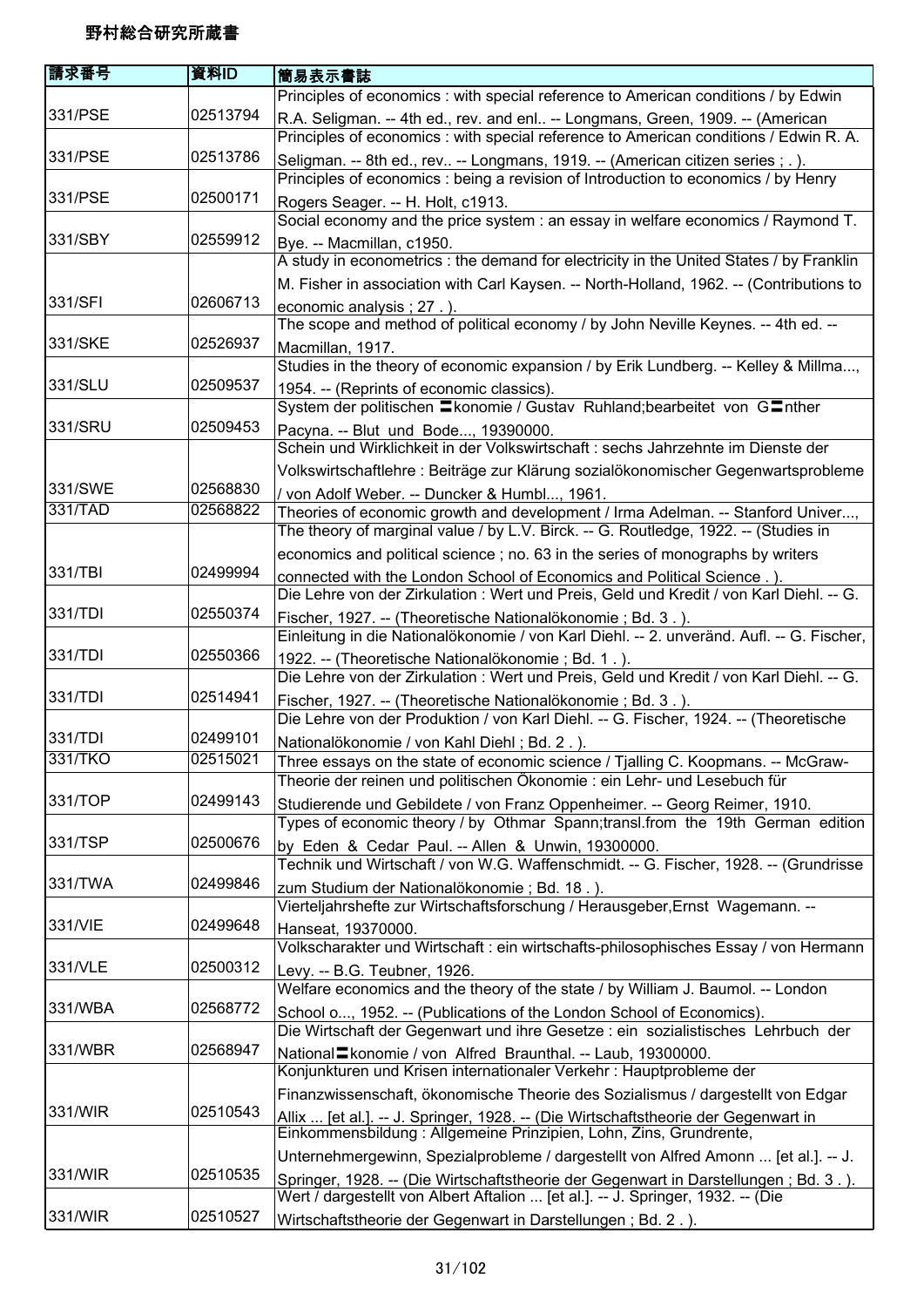野村総合研究所蔵書

| 請求番号 | 資料ID | 簡易表示書誌 |
| --- | --- | --- |
| 331/PSE | 02513794 | Principles of economics : with special reference to American conditions / by Edwin R.A. Seligman. -- 4th ed., rev. and enl.. -- Longmans, Green, 1909. -- (American |
| 331/PSE | 02513786 | Principles of economics : with special reference to American conditions / Edwin R. A. Seligman. -- 8th ed., rev.. -- Longmans, 1919. -- (American citizen series ; . ). |
| 331/PSE | 02500171 | Principles of economics : being a revision of Introduction to economics / by Henry Rogers Seager. -- H. Holt, c1913. |
| 331/SBY | 02559912 | Social economy and the price system : an essay in welfare economics / Raymond T. Bye. -- Macmillan, c1950. |
| 331/SFI | 02606713 | A study in econometrics : the demand for electricity in the United States / by Franklin M. Fisher in association with Carl Kaysen. -- North-Holland, 1962. -- (Contributions to economic analysis ; 27 . ). |
| 331/SKE | 02526937 | The scope and method of political economy / by John Neville Keynes. -- 4th ed. -- Macmillan, 1917. |
| 331/SLU | 02509537 | Studies in the theory of economic expansion / by Erik Lundberg. -- Kelley & Millma..., 1954. -- (Reprints of economic classics). |
| 331/SRU | 02509453 | System der politischen 〓konomie / Gustav Ruhland;bearbeitet von G〓nther Pacyna. -- Blut und Bode..., 19390000. |
| 331/SWE | 02568830 | Schein und Wirklichkeit in der Volkswirtschaft : sechs Jahrzehnte im Dienste der Volkswirtschaftlehre : Beiträge zur Klärung sozialökonomischer Gegenwartsprobleme / von Adolf Weber. -- Duncker & Humbl..., 1961. |
| 331/TAD | 02568822 | Theories of economic growth and development / Irma Adelman. -- Stanford Univer..., |
| 331/TBI | 02499994 | The theory of marginal value / by L.V. Birck. -- G. Routledge, 1922. -- (Studies in economics and political science ; no. 63 in the series of monographs by writers connected with the London School of Economics and Political Science . ). |
| 331/TDI | 02550374 | Die Lehre von der Zirkulation : Wert und Preis, Geld und Kredit / von Karl Diehl. -- G. Fischer, 1927. -- (Theoretische Nationalökonomie ; Bd. 3 . ). |
| 331/TDI | 02550366 | Einleitung in die Nationalökonomie / von Karl Diehl. -- 2. unveränd. Aufl. -- G. Fischer, 1922. -- (Theoretische Nationalökonomie ; Bd. 1 . ). |
| 331/TDI | 02514941 | Die Lehre von der Zirkulation : Wert und Preis, Geld und Kredit / von Karl Diehl. -- G. Fischer, 1927. -- (Theoretische Nationalökonomie ; Bd. 3 . ). |
| 331/TDI | 02499101 | Die Lehre von der Produktion / von Karl Diehl. -- G. Fischer, 1924. -- (Theoretische Nationalökonomie / von Kahl Diehl ; Bd. 2 . ). |
| 331/TKO | 02515021 | Three essays on the state of economic science / Tjalling C. Koopmans. -- McGraw- |
| 331/TOP | 02499143 | Theorie der reinen und politischen Ökonomie : ein Lehr- und Lesebuch für Studierende und Gebildete / von Franz Oppenheimer. -- Georg Reimer, 1910. |
| 331/TSP | 02500676 | Types of economic theory / by Othmar Spann;transl.from the 19th German edition by Eden & Cedar Paul. -- Allen & Unwin, 19300000. |
| 331/TWA | 02499846 | Technik und Wirtschaft / von W.G. Waffenschmidt. -- G. Fischer, 1928. -- (Grundrisse zum Studium der Nationalökonomie ; Bd. 18 . ). |
| 331/VIE | 02499648 | Vierteljahrshefte zur Wirtschaftsforschung / Herausgeber,Ernst Wagemann. -- Hanseat, 19370000. |
| 331/VLE | 02500312 | Volkscharakter und Wirtschaft : ein wirtschafts-philosophisches Essay / von Hermann Levy. -- B.G. Teubner, 1926. |
| 331/WBA | 02568772 | Welfare economics and the theory of the state / by William J. Baumol. -- London School o..., 1952. -- (Publications of the London School of Economics). |
| 331/WBR | 02568947 | Die Wirtschaft der Gegenwart und ihre Gesetze : ein sozialistisches Lehrbuch der National〓konomie / von Alfred Braunthal. -- Laub, 19300000. |
| 331/WIR | 02510543 | Konjunkturen und Krisen internationaler Verkehr : Hauptprobleme der Finanzwissenschaft, ökonomische Theorie des Sozialismus / dargestellt von Edgar Allix ... [et al.]. -- J. Springer, 1928. -- (Die Wirtschaftstheorie der Gegenwart in |
| 331/WIR | 02510535 | Einkommensbildung : Allgemeine Prinzipien, Lohn, Zins, Grundrente, Unternehmergewinn, Spezialprobleme / dargestellt von Alfred Amonn ... [et al.]. -- J. Springer, 1928. -- (Die Wirtschaftstheorie der Gegenwart in Darstellungen ; Bd. 3 . ). |
| 331/WIR | 02510527 | Wert / dargestellt von Albert Aftalion ... [et al.]. -- J. Springer, 1932. -- (Die Wirtschaftstheorie der Gegenwart in Darstellungen ; Bd. 2 . ). |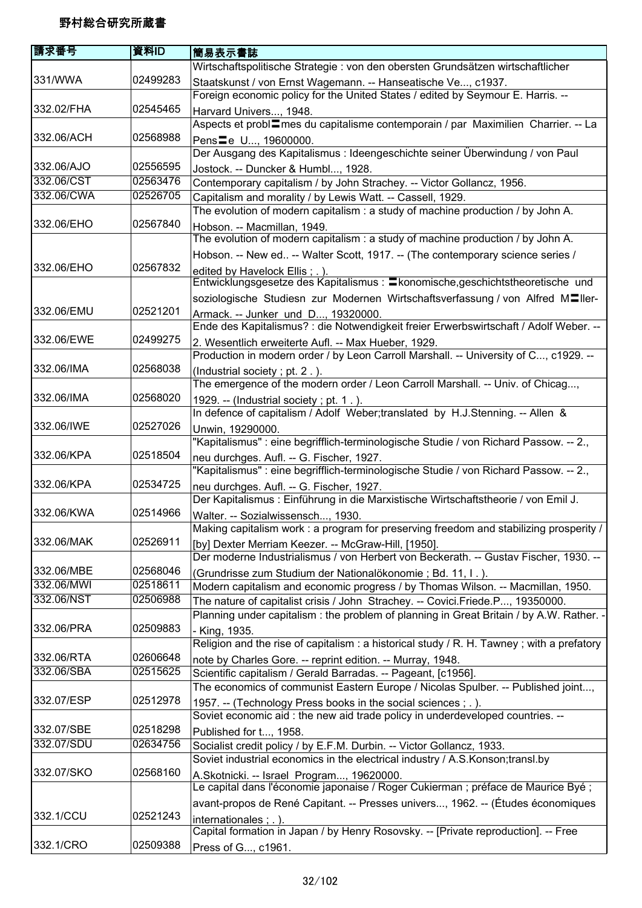# 野村総合研究所蔵書

| 請求番号 | 資料ID | 簡易表示書誌 |
|---|---|---|
| 331/WWA | 02499283 | Wirtschaftspolitische Strategie : von den obersten Grundsätzen wirtschaftlicher Staatskunst / von Ernst Wagemann. -- Hanseatische Ve..., c1937. |
| 332.02/FHA | 02545465 | Foreign economic policy for the United States / edited by Seymour E. Harris. -- Harvard Univers..., 1948. |
| 332.06/ACH | 02568988 | Aspects et probl〓mes du capitalisme contemporain / par Maximilien Charrier. -- La Pens〓e U..., 19600000. |
| 332.06/AJO | 02556595 | Der Ausgang des Kapitalismus : Ideengeschichte seiner Überwindung / von Paul Jostock. -- Duncker & Humbl..., 1928. |
| 332.06/CST | 02563476 | Contemporary capitalism / by John Strachey. -- Victor Gollancz, 1956. |
| 332.06/CWA | 02526705 | Capitalism and morality / by Lewis Watt. -- Cassell, 1929. |
| 332.06/EHO | 02567840 | The evolution of modern capitalism : a study of machine production / by John A. Hobson. -- Macmillan, 1949. |
| 332.06/EHO | 02567832 | The evolution of modern capitalism : a study of machine production / by John A. Hobson. -- New ed.. -- Walter Scott, 1917. -- (The contemporary science series / edited by Havelock Ellis ; . ). |
| 332.06/EMU | 02521201 | Entwicklungsgesetze des Kapitalismus : 〓konomische,geschichtstheoretische und soziologische Studiesn zur Modernen Wirtschaftsverfassung / von Alfred M〓ller-Armack. -- Junker und D..., 19320000. |
| 332.06/EWE | 02499275 | Ende des Kapitalismus? : die Notwendigkeit freier Erwerbswirtschaft / Adolf Weber. -- 2. Wesentlich erweiterte Aufl. -- Max Hueber, 1929. |
| 332.06/IMA | 02568038 | Production in modern order / by Leon Carroll Marshall. -- University of C..., c1929. -- (Industrial society ; pt. 2 . ). |
| 332.06/IMA | 02568020 | The emergence of the modern order / Leon Carroll Marshall. -- Univ. of Chicag..., 1929. -- (Industrial society ; pt. 1 . ). |
| 332.06/IWE | 02527026 | In defence of capitalism / Adolf Weber;translated by H.J.Stenning. -- Allen & Unwin, 19290000. |
| 332.06/KPA | 02518504 | "Kapitalismus" : eine begrifflich-terminologische Studie / von Richard Passow. -- 2., neu durchges. Aufl. -- G. Fischer, 1927. |
| 332.06/KPA | 02534725 | "Kapitalismus" : eine begrifflich-terminologische Studie / von Richard Passow. -- 2., neu durchges. Aufl. -- G. Fischer, 1927. |
| 332.06/KWA | 02514966 | Der Kapitalismus : Einführung in die Marxistische Wirtschaftstheorie / von Emil J. Walter. -- Sozialwissensch..., 1930. |
| 332.06/MAK | 02526911 | Making capitalism work : a program for preserving freedom and stabilizing prosperity / [by] Dexter Merriam Keezer. -- McGraw-Hill, [1950]. |
| 332.06/MBE | 02568046 | Der moderne Industrialismus / von Herbert von Beckerath. -- Gustav Fischer, 1930. -- (Grundrisse zum Studium der Nationalökonomie ; Bd. 11, I . ). |
| 332.06/MWI | 02518611 | Modern capitalism and economic progress / by Thomas Wilson. -- Macmillan, 1950. |
| 332.06/NST | 02506988 | The nature of capitalist crisis / John Strachey. -- Covici.Friede.P..., 19350000. |
| 332.06/PRA | 02509883 | Planning under capitalism : the problem of planning in Great Britain / by A.W. Rather. -- King, 1935. |
| 332.06/RTA | 02606648 | Religion and the rise of capitalism : a historical study / R. H. Tawney ; with a prefatory note by Charles Gore. -- reprint edition. -- Murray, 1948. |
| 332.06/SBA | 02515625 | Scientific capitalism / Gerald Barradas. -- Pageant, [c1956]. |
| 332.07/ESP | 02512978 | The economics of communist Eastern Europe / Nicolas Spulber. -- Published joint..., 1957. -- (Technology Press books in the social sciences ; . ). |
| 332.07/SBE | 02518298 | Soviet economic aid : the new aid trade policy in underdeveloped countries. -- Published for t..., 1958. |
| 332.07/SDU | 02634756 | Socialist credit policy / by E.F.M. Durbin. -- Victor Gollancz, 1933. |
| 332.07/SKO | 02568160 | Soviet industrial economics in the electrical industry / A.S.Konson;transl.by A.Skotnicki. -- Israel Program..., 19620000. |
| 332.1/CCU | 02521243 | Le capital dans l'économie japonaise / Roger Cukierman ; préface de Maurice Byé ; avant-propos de René Capitant. -- Presses univers..., 1962. -- (Études économiques internationales ; . ). |
| 332.1/CRO | 02509388 | Capital formation in Japan / by Henry Rosovsky. -- [Private reproduction]. -- Free Press of G..., c1961. |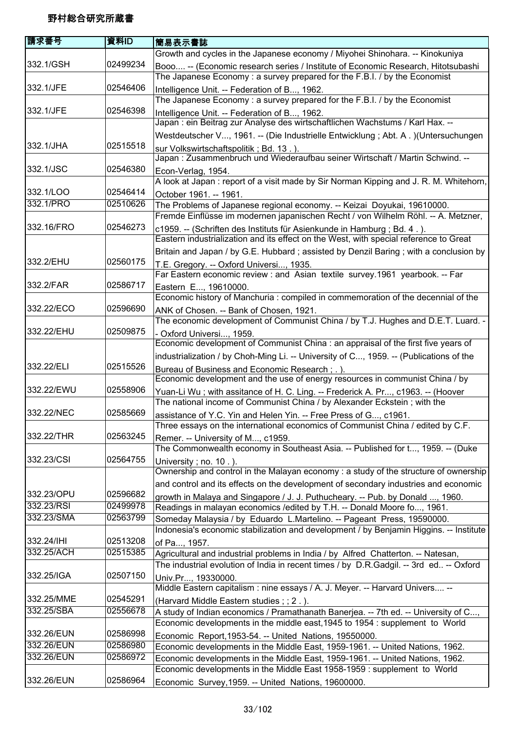# 野村総合研究所蔵書

| 請求番号 | 資料ID | 簡易表示書誌 |
| --- | --- | --- |
| 332.1/GSH | 02499234 | Growth and cycles in the Japanese economy / Miyohei Shinohara. -- Kinokuniya Booo.... -- (Economic research series / Institute of Economic Research, Hitotsubashi |
| 332.1/JFE | 02546406 | The Japanese Economy : a survey prepared for the F.B.I. / by the Economist Intelligence Unit. -- Federation of B..., 1962. |
| 332.1/JFE | 02546398 | The Japanese Economy : a survey prepared for the F.B.I. / by the Economist Intelligence Unit. -- Federation of B..., 1962. |
| 332.1/JHA | 02515518 | Japan : ein Beitrag zur Analyse des wirtschaftlichen Wachstums / Karl Hax. -- Westdeutscher V..., 1961. -- (Die Industrielle Entwicklung ; Abt. A . )(Untersuchungen sur Volkswirtschaftspolitik ; Bd. 13 . ). |
| 332.1/JSC | 02546380 | Japan : Zusammenbruch und Wiederaufbau seiner Wirtschaft / Martin Schwind. -- Econ-Verlag, 1954. |
| 332.1/LOO | 02546414 | A look at Japan : report of a visit made by Sir Norman Kipping and J. R. M. Whitehorn, October 1961. -- 1961. |
| 332.1/PRO | 02510626 | The Problems of Japanese regional economy. -- Keizai Doyukai, 19610000. |
| 332.16/FRO | 02546273 | Fremde Einflüsse im modernen japanischen Recht / von Wilhelm Röhl. -- A. Metzner, c1959. -- (Schriften des Instituts für Asienkunde in Hamburg ; Bd. 4 . ). |
| 332.2/EHU | 02560175 | Eastern industrialization and its effect on the West, with special reference to Great Britain and Japan / by G.E. Hubbard ; assisted by Denzil Baring ; with a conclusion by T.E. Gregory. -- Oxford Universi..., 1935. |
| 332.2/FAR | 02586717 | Far Eastern economic review : and Asian textile survey.1961 yearbook. -- Far Eastern E..., 19610000. |
| 332.22/ECO | 02596690 | Economic history of Manchuria : compiled in commemoration of the decennial of the ANK of Chosen. -- Bank of Chosen, 1921. |
| 332.22/EHU | 02509875 | The economic development of Communist China / by T.J. Hughes and D.E.T. Luard. -- Oxford Universi..., 1959. |
| 332.22/ELI | 02515526 | Economic development of Communist China : an appraisal of the first five years of industrialization / by Choh-Ming Li. -- University of C..., 1959. -- (Publications of the Bureau of Business and Economic Research ; . ). |
| 332.22/EWU | 02558906 | Economic development and the use of energy resources in communist China / by Yuan-Li Wu ; with assitance of H. C. Ling. -- Frederick A. Pr..., c1963. -- (Hoover |
| 332.22/NEC | 02585669 | The national income of Communist China / by Alexander Eckstein ; with the assistance of Y.C. Yin and Helen Yin. -- Free Press of G..., c1961. |
| 332.22/THR | 02563245 | Three essays on the international economics of Communist China / edited by C.F. Remer. -- University of M..., c1959. |
| 332.23/CSI | 02564755 | The Commonwealth economy in Southeast Asia. -- Published for t..., 1959. -- (Duke University ; no. 10 . ). |
| 332.23/OPU | 02596682 | Ownership and control in the Malayan economy : a study of the structure of ownership and control and its effects on the development of secondary industries and economic growth in Malaya and Singapore / J. J. Puthucheary. -- Pub. by Donald ..., 1960. |
| 332.23/RSI | 02499978 | Readings in malayan economics /edited by T.H. -- Donald Moore fo..., 1961. |
| 332.23/SMA | 02563799 | Someday Malaysia / by Eduardo L.Martelino. -- Pageant Press, 19590000. |
| 332.24/IHI | 02513208 | Indonesia's economic stabilization and development / by Benjamin Higgins. -- Institute of Pa..., 1957. |
| 332.25/ACH | 02515385 | Agricultural and industrial problems in India / by Alfred Chatterton. -- Natesan, |
| 332.25/IGA | 02507150 | The industrial evolution of India in recent times / by D.R.Gadgil. -- 3rd ed.. -- Oxford Univ.Pr..., 19330000. |
| 332.25/MME | 02545291 | Middle Eastern capitalism : nine essays / A. J. Meyer. -- Harvard Univers.... -- (Harvard Middle Eastern studies ; ; 2 . ). |
| 332.25/SBA | 02556678 | A study of Indian economics / Pramathanath Banerjea. -- 7th ed. -- University of C..., |
| 332.26/EUN | 02586998 | Economic developments in the middle east,1945 to 1954 : supplement to World Economic Report,1953-54. -- United Nations, 19550000. |
| 332.26/EUN | 02586980 | Economic developments in the Middle East, 1959-1961. -- United Nations, 1962. |
| 332.26/EUN | 02586972 | Economic developments in the Middle East, 1959-1961. -- United Nations, 1962. |
| 332.26/EUN | 02586964 | Economic developments in the Middle East 1958-1959 : supplement to World Economic Survey,1959. -- United Nations, 19600000. |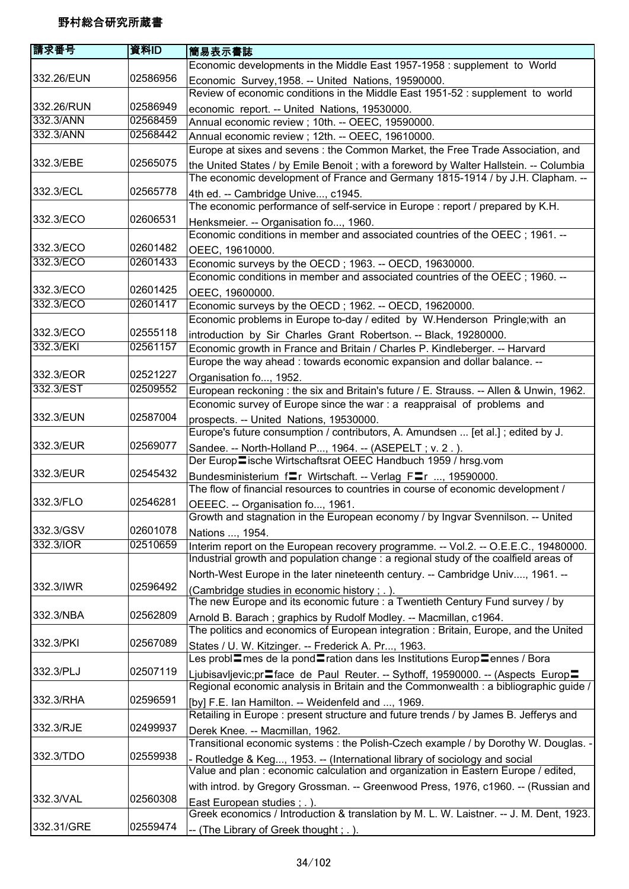# 野村総合研究所蔵書

| 請求番号 | 資料ID | 簡易表示書誌 |
| --- | --- | --- |
| 332.26/EUN | 02586956 | Economic developments in the Middle East 1957-1958 : supplement to World Economic Survey,1958. -- United Nations, 19590000. |
| 332.26/RUN | 02586949 | Review of economic conditions in the Middle East 1951-52 : supplement to world economic report. -- United Nations, 19530000. |
| 332.3/ANN | 02568459 | Annual economic review ; 10th. -- OEEC, 19590000. |
| 332.3/ANN | 02568442 | Annual economic review ; 12th. -- OEEC, 19610000. |
| 332.3/EBE | 02565075 | Europe at sixes and sevens : the Common Market, the Free Trade Association, and the United States / by Emile Benoit ; with a foreword by Walter Hallstein. -- Columbia |
| 332.3/ECL | 02565778 | The economic development of France and Germany 1815-1914 / by J.H. Clapham. -- 4th ed. -- Cambridge Unive..., c1945. |
| 332.3/ECO | 02606531 | The economic performance of self-service in Europe : report / prepared by K.H. Henksmeier. -- Organisation fo..., 1960. |
| 332.3/ECO | 02601482 | Economic conditions in member and associated countries of the OEEC ; 1961. -- OEEC, 19610000. |
| 332.3/ECO | 02601433 | Economic surveys by the OECD ; 1963. -- OECD, 19630000. |
| 332.3/ECO | 02601425 | Economic conditions in member and associated countries of the OEEC ; 1960. -- OEEC, 19600000. |
| 332.3/ECO | 02601417 | Economic surveys by the OECD ; 1962. -- OECD, 19620000. |
| 332.3/ECO | 02555118 | Economic problems in Europe to-day / edited by W.Henderson Pringle;with an introduction by Sir Charles Grant Robertson. -- Black, 19280000. |
| 332.3/EKI | 02561157 | Economic growth in France and Britain / Charles P. Kindleberger. -- Harvard |
| 332.3/EOR | 02521227 | Europe the way ahead : towards economic expansion and dollar balance. -- Organisation fo..., 1952. |
| 332.3/EST | 02509552 | European reckoning : the six and Britain's future / E. Strauss. -- Allen & Unwin, 1962. |
| 332.3/EUN | 02587004 | Economic survey of Europe since the war : a reappraisal of problems and prospects. -- United Nations, 19530000. |
| 332.3/EUR | 02569077 | Europe's future consumption / contributors, A. Amundsen ... [et al.] ; edited by J. Sandee. -- North-Holland P..., 1964. -- (ASEPELT ; v. 2 . ). |
| 332.3/EUR | 02545432 | Der Europ〓ische Wirtschaftsrat OEEC Handbuch 1959 / hrsg.vom Bundesministerium f〓r Wirtschaft. -- Verlag F〓r ..., 19590000. |
| 332.3/FLO | 02546281 | The flow of financial resources to countries in course of economic development / OEEEC. -- Organisation fo..., 1961. |
| 332.3/GSV | 02601078 | Growth and stagnation in the European economy / by Ingvar Svennilson. -- United Nations ..., 1954. |
| 332.3/IOR | 02510659 | Interim report on the European recovery programme. -- Vol.2. -- O.E.E.C., 19480000. |
| 332.3/IWR | 02596492 | Industrial growth and population change : a regional study of the coalfield areas of North-West Europe in the later nineteenth century. -- Cambridge Univ...., 1961. -- (Cambridge studies in economic history ; . ). |
| 332.3/NBA | 02562809 | The new Europe and its economic future : a Twentieth Century Fund survey / by Arnold B. Barach ; graphics by Rudolf Modley. -- Macmillan, c1964. |
| 332.3/PKI | 02567089 | The politics and economics of European integration : Britain, Europe, and the United States / U. W. Kitzinger. -- Frederick A. Pr..., 1963. |
| 332.3/PLJ | 02507119 | Les probl〓mes de la pond〓ration dans les Institutions Europ〓ennes / Bora Ljubisavljevic;pr〓face de Paul Reuter. -- Sythoff, 19590000. -- (Aspects Europ〓 |
| 332.3/RHA | 02596591 | Regional economic analysis in Britain and the Commonwealth : a bibliographic guide / [by] F.E. Ian Hamilton. -- Weidenfeld and ..., 1969. |
| 332.3/RJE | 02499937 | Retailing in Europe : present structure and future trends / by James B. Jefferys and Derek Knee. -- Macmillan, 1962. |
| 332.3/TDO | 02559938 | Transitional economic systems : the Polish-Czech example / by Dorothy W. Douglas. -- Routledge & Keg..., 1953. -- (International library of sociology and social |
| 332.3/VAL | 02560308 | Value and plan : economic calculation and organization in Eastern Europe / edited, with introd. by Gregory Grossman. -- Greenwood Press, 1976, c1960. -- (Russian and East European studies ; . ). |
| 332.31/GRE | 02559474 | Greek economics / Introduction & translation by M. L. W. Laistner. -- J. M. Dent, 1923. -- (The Library of Greek thought ; . ). |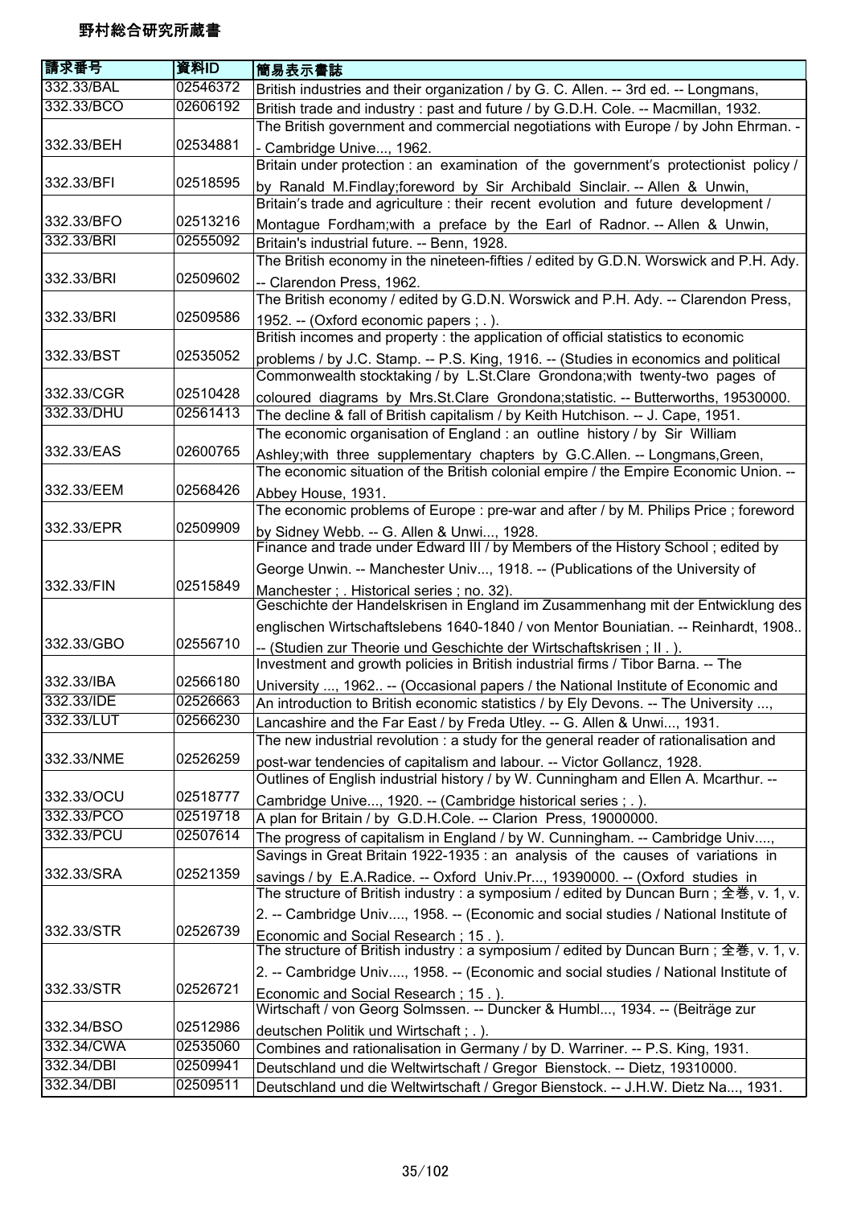# 野村総合研究所蔵書

| 請求番号 | 資料ID | 簡易表示書誌 |
|---|---|---|
| 332.33/BAL | 02546372 | British industries and their organization / by G. C. Allen. -- 3rd ed. -- Longmans, |
| 332.33/BCO | 02606192 | British trade and industry : past and future / by G.D.H. Cole. -- Macmillan, 1932. |
| 332.33/BEH | 02534881 | The British government and commercial negotiations with Europe / by John Ehrman. -- Cambridge Unive..., 1962. |
| 332.33/BFI | 02518595 | Britain under protection : an examination of the government's protectionist policy / by Ranald M.Findlay;foreword by Sir Archibald Sinclair. -- Allen & Unwin, |
| 332.33/BFO | 02513216 | Britain's trade and agriculture : their recent evolution and future development / Montague Fordham;with a preface by the Earl of Radnor. -- Allen & Unwin, |
| 332.33/BRI | 02555092 | Britain's industrial future. -- Benn, 1928. |
| 332.33/BRI | 02509602 | The British economy in the nineteen-fifties / edited by G.D.N. Worswick and P.H. Ady. -- Clarendon Press, 1962. |
| 332.33/BRI | 02509586 | The British economy / edited by G.D.N. Worswick and P.H. Ady. -- Clarendon Press, 1952. -- (Oxford economic papers ; . ). |
| 332.33/BST | 02535052 | British incomes and property : the application of official statistics to economic problems / by J.C. Stamp. -- P.S. King, 1916. -- (Studies in economics and political |
| 332.33/CGR | 02510428 | Commonwealth stocktaking / by L.St.Clare Grondona;with twenty-two pages of coloured diagrams by Mrs.St.Clare Grondona;statistic. -- Butterworths, 19530000. |
| 332.33/DHU | 02561413 | The decline & fall of British capitalism / by Keith Hutchison. -- J. Cape, 1951. |
| 332.33/EAS | 02600765 | The economic organisation of England : an outline history / by Sir William Ashley;with three supplementary chapters by G.C.Allen. -- Longmans,Green, |
| 332.33/EEM | 02568426 | The economic situation of the British colonial empire / the Empire Economic Union. -- Abbey House, 1931. |
| 332.33/EPR | 02509909 | The economic problems of Europe : pre-war and after / by M. Philips Price ; foreword by Sidney Webb. -- G. Allen & Unwi..., 1928. |
| 332.33/FIN | 02515849 | Finance and trade under Edward III / by Members of the History School ; edited by George Unwin. -- Manchester Univ..., 1918. -- (Publications of the University of Manchester ; . Historical series ; no. 32). |
| 332.33/GBO | 02556710 | Geschichte der Handelskrisen in England im Zusammenhang mit der Entwicklung des englischen Wirtschaftslebens 1640-1840 / von Mentor Bouniatian. -- Reinhardt, 1908.. -- (Studien zur Theorie und Geschichte der Wirtschaftskrisen ; II . ). |
| 332.33/IBA | 02566180 | Investment and growth policies in British industrial firms / Tibor Barna. -- The University ..., 1962.. -- (Occasional papers / the National Institute of Economic and |
| 332.33/IDE | 02526663 | An introduction to British economic statistics / by Ely Devons. -- The University ..., |
| 332.33/LUT | 02566230 | Lancashire and the Far East / by Freda Utley. -- G. Allen & Unwi..., 1931. |
| 332.33/NME | 02526259 | The new industrial revolution : a study for the general reader of rationalisation and post-war tendencies of capitalism and labour. -- Victor Gollancz, 1928. |
| 332.33/OCU | 02518777 | Outlines of English industrial history / by W. Cunningham and Ellen A. Mcarthur. -- Cambridge Unive..., 1920. -- (Cambridge historical series ; . ). |
| 332.33/PCO | 02519718 | A plan for Britain / by G.D.H.Cole. -- Clarion Press, 19000000. |
| 332.33/PCU | 02507614 | The progress of capitalism in England / by W. Cunningham. -- Cambridge Univ...., |
| 332.33/SRA | 02521359 | Savings in Great Britain 1922-1935 : an analysis of the causes of variations in savings / by E.A.Radice. -- Oxford Univ.Pr..., 19390000. -- (Oxford studies in |
| 332.33/STR | 02526739 | The structure of British industry : a symposium / edited by Duncan Burn ; 全巻, v. 1, v. 2. -- Cambridge Univ...., 1958. -- (Economic and social studies / National Institute of Economic and Social Research ; 15 . ). |
| 332.33/STR | 02526721 | The structure of British industry : a symposium / edited by Duncan Burn ; 全巻, v. 1, v. 2. -- Cambridge Univ...., 1958. -- (Economic and social studies / National Institute of Economic and Social Research ; 15 . ). |
| 332.34/BSO | 02512986 | Wirtschaft / von Georg Solmssen. -- Duncker & Humbl..., 1934. -- (Beiträge zur deutschen Politik und Wirtschaft ; . ). |
| 332.34/CWA | 02535060 | Combines and rationalisation in Germany / by D. Warriner. -- P.S. King, 1931. |
| 332.34/DBI | 02509941 | Deutschland und die Weltwirtschaft / Gregor Bienstock. -- Dietz, 19310000. |
| 332.34/DBI | 02509511 | Deutschland und die Weltwirtschaft / Gregor Bienstock. -- J.H.W. Dietz Na..., 1931. |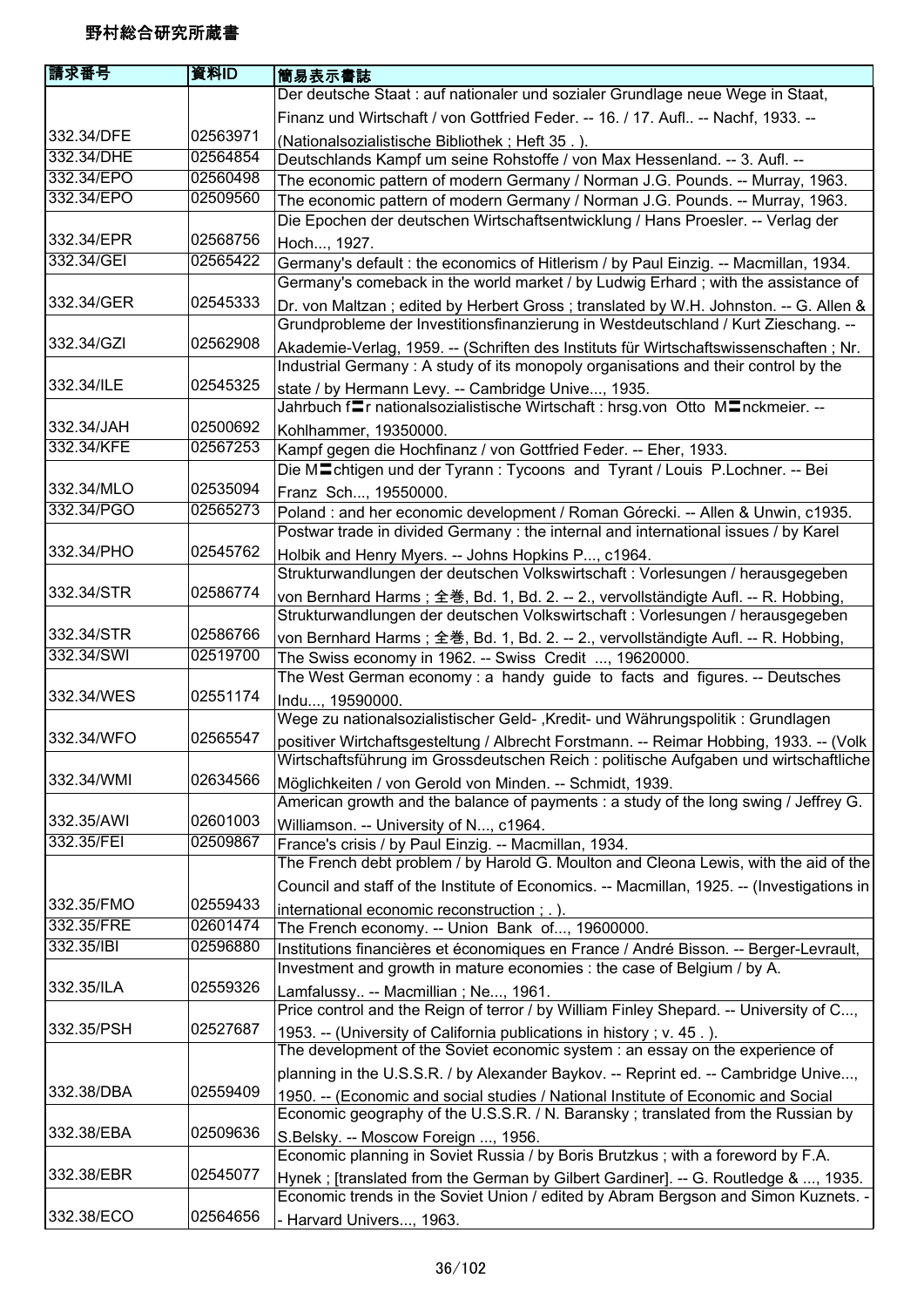野村総合研究所蔵書

| 請求番号 | 資料ID | 簡易表示書誌 |
|---|---|---|
| 332.34/DFE | 02563971 | Der deutsche Staat : auf nationaler und sozialer Grundlage neue Wege in Staat, Finanz und Wirtschaft / von Gottfried Feder. -- 16. / 17. Aufl.. -- Nachf, 1933. -- (Nationalsozialistische Bibliothek ; Heft 35 . ). |
| 332.34/DHE | 02564854 | Deutschlands Kampf um seine Rohstoffe / von Max Hessenland. -- 3. Aufl. -- |
| 332.34/EPO | 02560498 | The economic pattern of modern Germany / Norman J.G. Pounds. -- Murray, 1963. |
| 332.34/EPO | 02509560 | The economic pattern of modern Germany / Norman J.G. Pounds. -- Murray, 1963. |
| 332.34/EPR | 02568756 | Die Epochen der deutschen Wirtschaftsentwicklung / Hans Proesler. -- Verlag der Hoch..., 1927. |
| 332.34/GEI | 02565422 | Germany's default : the economics of Hitlerism / by Paul Einzig. -- Macmillan, 1934. |
| 332.34/GER | 02545333 | Germany's comeback in the world market / by Ludwig Erhard ; with the assistance of Dr. von Maltzan ; edited by Herbert Gross ; translated by W.H. Johnston. -- G. Allen & |
| 332.34/GZI | 02562908 | Grundprobleme der Investitionsfinanzierung in Westdeutschland / Kurt Zieschang. -- Akademie-Verlag, 1959. -- (Schriften des Instituts für Wirtschaftswissenschaften ; Nr. |
| 332.34/ILE | 02545325 | Industrial Germany : A study of its monopoly organisations and their control by the state / by Hermann Levy. -- Cambridge Unive..., 1935. |
| 332.34/JAH | 02500692 | Jahrbuch f〓r nationalsozialistische Wirtschaft : hrsg.von Otto M〓nckmeier. -- Kohlhammer, 19350000. |
| 332.34/KFE | 02567253 | Kampf gegen die Hochfinanz / von Gottfried Feder. -- Eher, 1933. |
| 332.34/MLO | 02535094 | Die M〓chtigen und der Tyrann : Tycoons and Tyrant / Louis P.Lochner. -- Bei Franz Sch..., 19550000. |
| 332.34/PGO | 02565273 | Poland : and her economic development / Roman Górecki. -- Allen & Unwin, c1935. |
| 332.34/PHO | 02545762 | Postwar trade in divided Germany : the internal and international issues / by Karel Holbik and Henry Myers. -- Johns Hopkins P..., c1964. |
| 332.34/STR | 02586774 | Strukturwandlungen der deutschen Volkswirtschaft : Vorlesungen / herausgegeben von Bernhard Harms ; 全巻, Bd. 1, Bd. 2. -- 2., vervollständigte Aufl. -- R. Hobbing, |
| 332.34/STR | 02586766 | Strukturwandlungen der deutschen Volkswirtschaft : Vorlesungen / herausgegeben von Bernhard Harms ; 全巻, Bd. 1, Bd. 2. -- 2., vervollständigte Aufl. -- R. Hobbing, |
| 332.34/SWI | 02519700 | The Swiss economy in 1962. -- Swiss Credit ..., 19620000. |
| 332.34/WES | 02551174 | The West German economy : a handy guide to facts and figures. -- Deutsches Indu..., 19590000. |
| 332.34/WFO | 02565547 | Wege zu nationalsozialistischer Geld- ,Kredit- und Währungspolitik : Grundlagen positiver Wirtchaftsgesteltung / Albrecht Forstmann. -- Reimar Hobbing, 1933. -- (Volk |
| 332.34/WMI | 02634566 | Wirtschaftsführung im Grossdeutschen Reich : politische Aufgaben und wirtschaftliche Möglichkeiten / von Gerold von Minden. -- Schmidt, 1939. |
| 332.35/AWI | 02601003 | American growth and the balance of payments : a study of the long swing / Jeffrey G. Williamson. -- University of N..., c1964. |
| 332.35/FEI | 02509867 | France's crisis / by Paul Einzig. -- Macmillan, 1934. |
| 332.35/FMO | 02559433 | The French debt problem / by Harold G. Moulton and Cleona Lewis, with the aid of the Council and staff of the Institute of Economics. -- Macmillan, 1925. -- (Investigations in international economic reconstruction ; . ). |
| 332.35/FRE | 02601474 | The French economy. -- Union Bank of..., 19600000. |
| 332.35/IBI | 02596880 | Institutions financières et économiques en France / André Bisson. -- Berger-Levrault, |
| 332.35/ILA | 02559326 | Investment and growth in mature economies : the case of Belgium / by A. Lamfalussy.. -- Macmillian ; Ne..., 1961. |
| 332.35/PSH | 02527687 | Price control and the Reign of terror / by William Finley Shepard. -- University of C..., 1953. -- (University of California publications in history ; v. 45 . ). |
| 332.38/DBA | 02559409 | The development of the Soviet economic system : an essay on the experience of planning in the U.S.S.R. / by Alexander Baykov. -- Reprint ed. -- Cambridge Unive..., 1950. -- (Economic and social studies / National Institute of Economic and Social |
| 332.38/EBA | 02509636 | Economic geography of the U.S.S.R. / N. Baransky ; translated from the Russian by S.Belsky. -- Moscow Foreign ..., 1956. |
| 332.38/EBR | 02545077 | Economic planning in Soviet Russia / by Boris Brutzkus ; with a foreword by F.A. Hynek ; [translated from the German by Gilbert Gardiner]. -- G. Routledge & ..., 1935. |
| 332.38/ECO | 02564656 | Economic trends in the Soviet Union / edited by Abram Bergson and Simon Kuznets. -- Harvard Univers..., 1963. |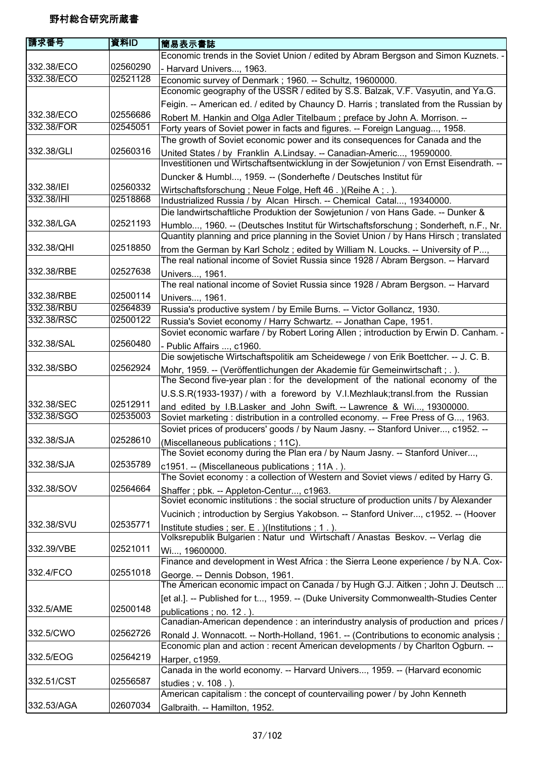# 野村総合研究所蔵書

| 請求番号 | 資料ID | 簡易表示書誌 |
| --- | --- | --- |
| 332.38/ECO | 02560290 | Economic trends in the Soviet Union / edited by Abram Bergson and Simon Kuznets. -- Harvard Univers..., 1963. |
| 332.38/ECO | 02521128 | Economic survey of Denmark ; 1960. -- Schultz, 19600000. |
| 332.38/ECO | 02556686 | Economic geography of the USSR / edited by S.S. Balzak, V.F. Vasyutin, and Ya.G. Feigin. -- American ed. / edited by Chauncy D. Harris ; translated from the Russian by Robert M. Hankin and Olga Adler Titelbaum ; preface by John A. Morrison. -- |
| 332.38/FOR | 02545051 | Forty years of Soviet power in facts and figures. -- Foreign Languag..., 1958. |
| 332.38/GLI | 02560316 | The growth of Soviet economic power and its consequences for Canada and the United States / by Franklin A.Lindsay. -- Canadian-Americ..., 19590000. |
| 332.38/IEI | 02560332 | Investitionen und Wirtschaftsentwicklung in der Sowjetunion / von Ernst Eisendrath. -- Duncker & Humbl..., 1959. -- (Sonderhefte / Deutsches Institut für Wirtschaftsforschung ; Neue Folge, Heft 46 . )(Reihe A ; . ). |
| 332.38/IHI | 02518868 | Industrialized Russia / by Alcan Hirsch. -- Chemical Catal..., 19340000. |
| 332.38/LGA | 02521193 | Die landwirtschaftliche Produktion der Sowjetunion / von Hans Gade. -- Dunker & Humblo..., 1960. -- (Deutsches Institut für Wirtschaftsforschung ; Sonderheft, n.F., Nr. |
| 332.38/QHI | 02518850 | Quantity planning and price planning in the Soviet Union / by Hans Hirsch ; translated from the German by Karl Scholz ; edited by William N. Loucks. -- University of P..., |
| 332.38/RBE | 02527638 | The real national income of Soviet Russia since 1928 / Abram Bergson. -- Harvard Univers..., 1961. |
| 332.38/RBE | 02500114 | The real national income of Soviet Russia since 1928 / Abram Bergson. -- Harvard Univers..., 1961. |
| 332.38/RBU | 02564839 | Russia's productive system / by Emile Burns. -- Victor Gollancz, 1930. |
| 332.38/RSC | 02500122 | Russia's Soviet economy / Harry Schwartz. -- Jonathan Cape, 1951. |
| 332.38/SAL | 02560480 | Soviet economic warfare / by Robert Loring Allen ; introduction by Erwin D. Canham. -- Public Affairs ..., c1960. |
| 332.38/SBO | 02562924 | Die sowjetische Wirtschaftspolitik am Scheidewege / von Erik Boettcher. -- J. C. B. Mohr, 1959. -- (Veröffentlichungen der Akademie für Gemeinwirtschaft ; . ). |
| 332.38/SEC | 02512911 | The Second five-year plan : for the development of the national economy of the U.S.S.R(1933-1937) / with a foreword by V.I.Mezhlauk;transl.from the Russian and edited by I.B.Lasker and John Swift. -- Lawrence & Wi..., 19300000. |
| 332.38/SGO | 02535003 | Soviet marketing : distribution in a controlled economy. -- Free Press of G..., 1963. |
| 332.38/SJA | 02528610 | Soviet prices of producers' goods / by Naum Jasny. -- Stanford Univer..., c1952. -- (Miscellaneous publications ; 11C). |
| 332.38/SJA | 02535789 | The Soviet economy during the Plan era / by Naum Jasny. -- Stanford Univer..., c1951. -- (Miscellaneous publications ; 11A . ). |
| 332.38/SOV | 02564664 | The Soviet economy : a collection of Western and Soviet views / edited by Harry G. Shaffer ; pbk. -- Appleton-Centur..., c1963. |
| 332.38/SVU | 02535771 | Soviet economic institutions : the social structure of production units / by Alexander Vucinich ; introduction by Sergius Yakobson. -- Stanford Univer..., c1952. -- (Hoover Institute studies ; ser. E . )(Institutions ; 1 . ). |
| 332.39/VBE | 02521011 | Volksrepublik Bulgarien : Natur und Wirtschaft / Anastas Beskov. -- Verlag die Wi..., 19600000. |
| 332.4/FCO | 02551018 | Finance and development in West Africa : the Sierra Leone experience / by N.A. Cox-George. -- Dennis Dobson, 1961. |
| 332.5/AME | 02500148 | The American economic impact on Canada / by Hugh G.J. Aitken ; John J. Deutsch ... [et al.]. -- Published for t..., 1959. -- (Duke University Commonwealth-Studies Center publications ; no. 12 . ). |
| 332.5/CWO | 02562726 | Canadian-American dependence : an interindustry analysis of production and prices / Ronald J. Wonnacott. -- North-Holland, 1961. -- (Contributions to economic analysis ; |
| 332.5/EOG | 02564219 | Economic plan and action : recent American developments / by Charlton Ogburn. -- Harper, c1959. |
| 332.51/CST | 02556587 | Canada in the world economy. -- Harvard Univers..., 1959. -- (Harvard economic studies ; v. 108 . ). |
| 332.53/AGA | 02607034 | American capitalism : the concept of countervailing power / by John Kenneth Galbraith. -- Hamilton, 1952. |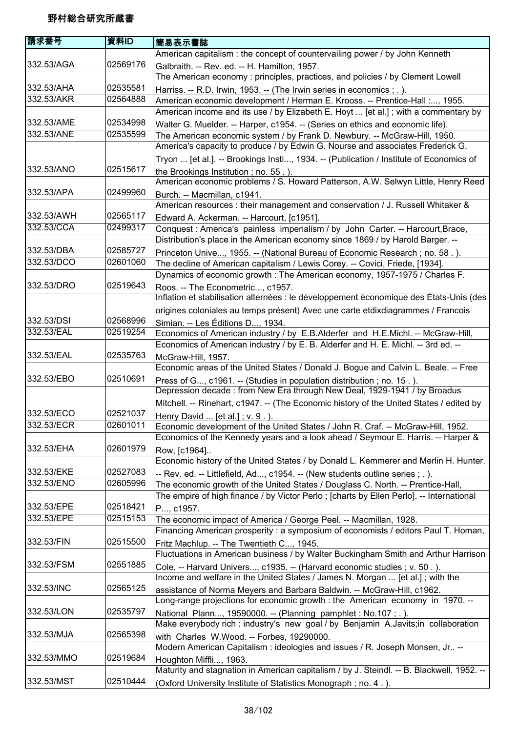# 野村総合研究所蔵書

| 請求番号 | 資料ID | 簡易表示書誌 |
|---|---|---|
| 332.53/AGA | 02569176 | American capitalism : the concept of countervailing power / by John Kenneth Galbraith. -- Rev. ed. -- H. Hamilton, 1957. |
| 332.53/AHA | 02535581 | The American economy : principles, practices, and policies / by Clement Lowell Harriss. -- R.D. Irwin, 1953. -- (The Irwin series in economics ; . ). |
| 332.53/AKR | 02564888 | American economic development / Herman E. Krooss. -- Prentice-Hall :..., 1955. |
| 332.53/AME | 02534998 | American income and its use / by Elizabeth E. Hoyt ... [et al.] ; with a commentary by Walter G. Muelder. -- Harper, c1954. -- (Series on ethics and economic life). |
| 332.53/ANE | 02535599 | The American economic system / by Frank D. Newbury. -- McGraw-Hill, 1950. |
| 332.53/ANO | 02515617 | America's capacity to produce / by Edwin G. Nourse and associates Frederick G. Tryon ... [et al.]. -- Brookings Insti..., 1934. -- (Publication / Institute of Economics of the Brookings Institution ; no. 55 . ). |
| 332.53/APA | 02499960 | American economic problems / S. Howard Patterson, A.W. Selwyn Little, Henry Reed Burch. -- Macmillan, c1941. |
| 332.53/AWH | 02565117 | American resources : their management and conservation / J. Russell Whitaker & Edward A. Ackerman. -- Harcourt, [c1951]. |
| 332.53/CCA | 02499317 | Conquest : America's painless imperialism / by John Carter. -- Harcourt,Brace, |
| 332.53/DBA | 02585727 | Distribution's place in the American economy since 1869 / by Harold Barger. -- Princeton Unive..., 1955. -- (National Bureau of Economic Research ; no. 58 . ). |
| 332.53/DCO | 02601060 | The decline of American capitalism / Lewis Corey. -- Covici, Friede, [1934]. |
| 332.53/DRO | 02519643 | Dynamics of economic growth : The American economy, 1957-1975 / Charles F. Roos. -- The Econometric..., c1957. |
| 332.53/DSI | 02568996 | Inflation et stabilisation alternées : le développement économique des Etats-Unis (des origines coloniales au temps présent) Avec une carte etdixdiagrammes / Francois Simian. -- Les Éditions D..., 1934. |
| 332.53/EAL | 02519254 | Economics of American industry / by E.B.Alderfer and H.E.Michl. -- McGraw-Hill, |
| 332.53/EAL | 02535763 | Economics of American industry / by E. B. Alderfer and H. E. Michl. -- 3rd ed. -- McGraw-Hill, 1957. |
| 332.53/EBO | 02510691 | Economic areas of the United States / Donald J. Bogue and Calvin L. Beale. -- Free Press of G..., c1961. -- (Studies in population distribution ; no. 15 . ). |
| 332.53/ECO | 02521037 | Depression decade : from New Era through New Deal, 1929-1941 / by Broadus Mitchell. -- Rinehart, c1947. -- (The Economic history of the United States / edited by Henry David ... [et al.] ; v. 9 . ). |
| 332.53/ECR | 02601011 | Economic development of the United States / John R. Craf. -- McGraw-Hill, 1952. |
| 332.53/EHA | 02601979 | Economics of the Kennedy years and a look ahead / Seymour E. Harris. -- Harper & Row, [c1964].. |
| 332.53/EKE | 02527083 | Economic history of the United States / by Donald L. Kemmerer and Merlin H. Hunter. -- Rev. ed. -- Littlefield, Ad..., c1954. -- (New students outline series ; . ). |
| 332.53/ENO | 02605996 | The economic growth of the United States / Douglass C. North. -- Prentice-Hall, |
| 332.53/EPE | 02518421 | The empire of high finance / by Victor Perlo ; [charts by Ellen Perlo]. -- International P..., c1957. |
| 332.53/EPE | 02515153 | The economic impact of America / George Peel. -- Macmillan, 1928. |
| 332.53/FIN | 02515500 | Financing American prosperity : a symposium of economists / editors Paul T. Homan, Fritz Machlup. -- The Twentieth C..., 1945. |
| 332.53/FSM | 02551885 | Fluctuations in American business / by Walter Buckingham Smith and Arthur Harrison Cole. -- Harvard Univers..., c1935. -- (Harvard economic studies ; v. 50 . ). |
| 332.53/INC | 02565125 | Income and welfare in the United States / James N. Morgan ... [et al.] ; with the assistance of Norma Meyers and Barbara Baldwin. -- McGraw-Hill, c1962. |
| 332.53/LON | 02535797 | Long-range projections for economic growth : the American economy in 1970. -- National Plann..., 19590000. -- (Planning pamphlet : No.107 ; . ). |
| 332.53/MJA | 02565398 | Make everybody rich : industry's new goal / by Benjamin A.Javits;in collaboration with Charles W.Wood. -- Forbes, 19290000. |
| 332.53/MMO | 02519684 | Modern American Capitalism : ideologies and issues / R. Joseph Monsen, Jr.. -- Houghton Miffli..., 1963. |
| 332.53/MST | 02510444 | Maturity and stagnation in American capitalism / by J. Steindl. -- B. Blackwell, 1952. -- (Oxford University Institute of Statistics Monograph ; no. 4 . ). |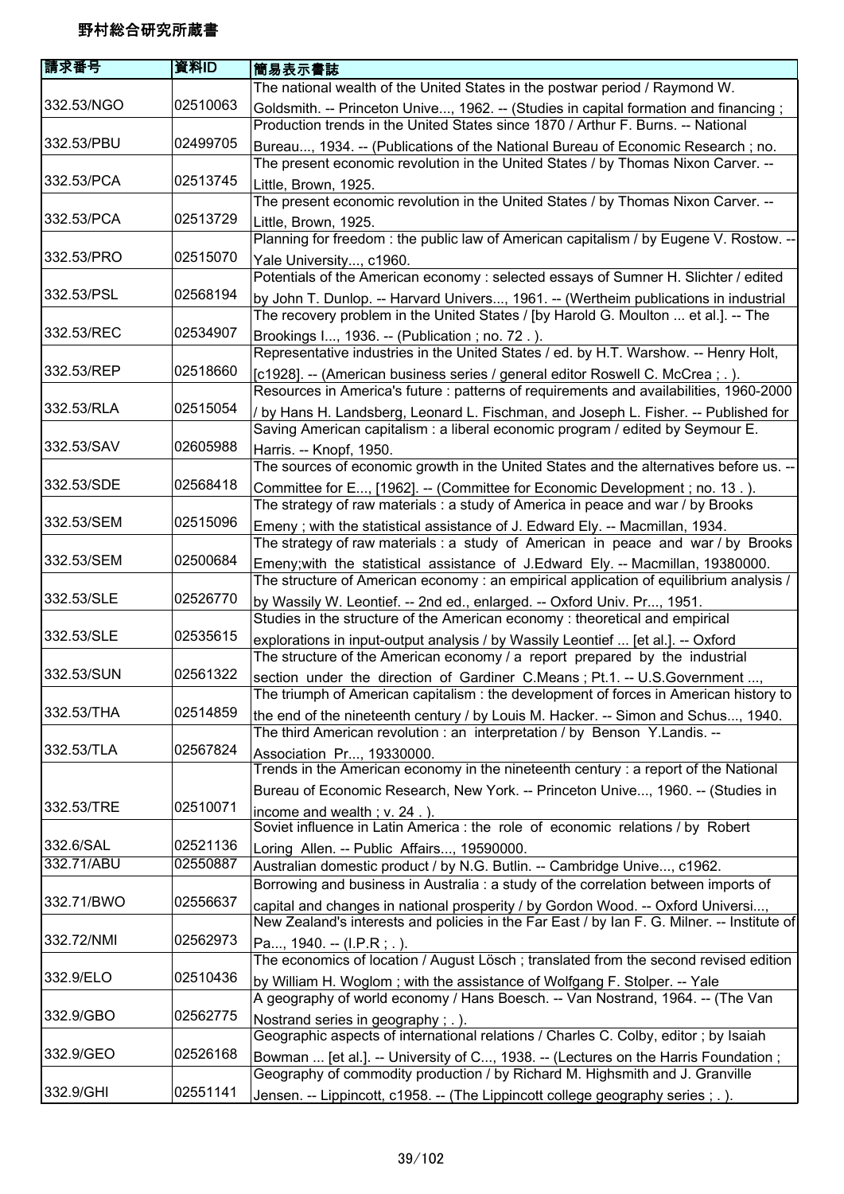# 野村総合研究所蔵書

| 請求番号 | 資料ID | 簡易表示書誌 |
|---|---|---|
| 332.53/NGO | 02510063 | The national wealth of the United States in the postwar period / Raymond W. Goldsmith. -- Princeton Unive..., 1962. -- (Studies in capital formation and financing ; |
| 332.53/PBU | 02499705 | Production trends in the United States since 1870 / Arthur F. Burns. -- National Bureau..., 1934. -- (Publications of the National Bureau of Economic Research ; no. |
| 332.53/PCA | 02513745 | The present economic revolution in the United States / by Thomas Nixon Carver. -- Little, Brown, 1925. |
| 332.53/PCA | 02513729 | The present economic revolution in the United States / by Thomas Nixon Carver. -- Little, Brown, 1925. |
| 332.53/PRO | 02515070 | Planning for freedom : the public law of American capitalism / by Eugene V. Rostow. -- Yale University..., c1960. |
| 332.53/PSL | 02568194 | Potentials of the American economy : selected essays of Sumner H. Slichter / edited by John T. Dunlop. -- Harvard Univers..., 1961. -- (Wertheim publications in industrial |
| 332.53/REC | 02534907 | The recovery problem in the United States / [by Harold G. Moulton ... et al.]. -- The Brookings I..., 1936. -- (Publication ; no. 72 . ). |
| 332.53/REP | 02518660 | Representative industries in the United States / ed. by H.T. Warshow. -- Henry Holt, [c1928]. -- (American business series / general editor Roswell C. McCrea ; . ). |
| 332.53/RLA | 02515054 | Resources in America's future : patterns of requirements and availabilities, 1960-2000 / by Hans H. Landsberg, Leonard L. Fischman, and Joseph L. Fisher. -- Published for |
| 332.53/SAV | 02605988 | Saving American capitalism : a liberal economic program / edited by Seymour E. Harris. -- Knopf, 1950. |
| 332.53/SDE | 02568418 | The sources of economic growth in the United States and the alternatives before us. -- Committee for E..., [1962]. -- (Committee for Economic Development ; no. 13 . ). |
| 332.53/SEM | 02515096 | The strategy of raw materials : a study of America in peace and war / by Brooks Emeny ; with the statistical assistance of J. Edward Ely. -- Macmillan, 1934. |
| 332.53/SEM | 02500684 | The strategy of raw materials : a study of American in peace and war / by Brooks Emeny;with the statistical assistance of J.Edward Ely. -- Macmillan, 19380000. |
| 332.53/SLE | 02526770 | The structure of American economy : an empirical application of equilibrium analysis / by Wassily W. Leontief. -- 2nd ed., enlarged. -- Oxford Univ. Pr..., 1951. |
| 332.53/SLE | 02535615 | Studies in the structure of the American economy : theoretical and empirical explorations in input-output analysis / by Wassily Leontief ... [et al.]. -- Oxford |
| 332.53/SUN | 02561322 | The structure of the American economy / a report prepared by the industrial section under the direction of Gardiner C.Means ; Pt.1. -- U.S.Government ..., |
| 332.53/THA | 02514859 | The triumph of American capitalism : the development of forces in American history to the end of the nineteenth century / by Louis M. Hacker. -- Simon and Schus..., 1940. |
| 332.53/TLA | 02567824 | The third American revolution : an interpretation / by Benson Y.Landis. -- Association Pr..., 19330000. |
| 332.53/TRE | 02510071 | Trends in the American economy in the nineteenth century : a report of the National Bureau of Economic Research, New York. -- Princeton Unive..., 1960. -- (Studies in income and wealth ; v. 24 . ). |
| 332.6/SAL | 02521136 | Soviet influence in Latin America : the role of economic relations / by Robert Loring Allen. -- Public Affairs..., 19590000. |
| 332.71/ABU | 02550887 | Australian domestic product / by N.G. Butlin. -- Cambridge Unive..., c1962. |
| 332.71/BWO | 02556637 | Borrowing and business in Australia : a study of the correlation between imports of capital and changes in national prosperity / by Gordon Wood. -- Oxford Universi..., |
| 332.72/NMI | 02562973 | New Zealand's interests and policies in the Far East / by Ian F. G. Milner. -- Institute of Pa..., 1940. -- (I.P.R ; . ). |
| 332.9/ELO | 02510436 | The economics of location / August Lösch ; translated from the second revised edition by William H. Woglom ; with the assistance of Wolfgang F. Stolper. -- Yale |
| 332.9/GBO | 02562775 | A geography of world economy / Hans Boesch. -- Van Nostrand, 1964. -- (The Van Nostrand series in geography ; . ). |
| 332.9/GEO | 02526168 | Geographic aspects of international relations / Charles C. Colby, editor ; by Isaiah Bowman ... [et al.]. -- University of C..., 1938. -- (Lectures on the Harris Foundation ; |
| 332.9/GHI | 02551141 | Geography of commodity production / by Richard M. Highsmith and J. Granville Jensen. -- Lippincott, c1958. -- (The Lippincott college geography series ; . ). |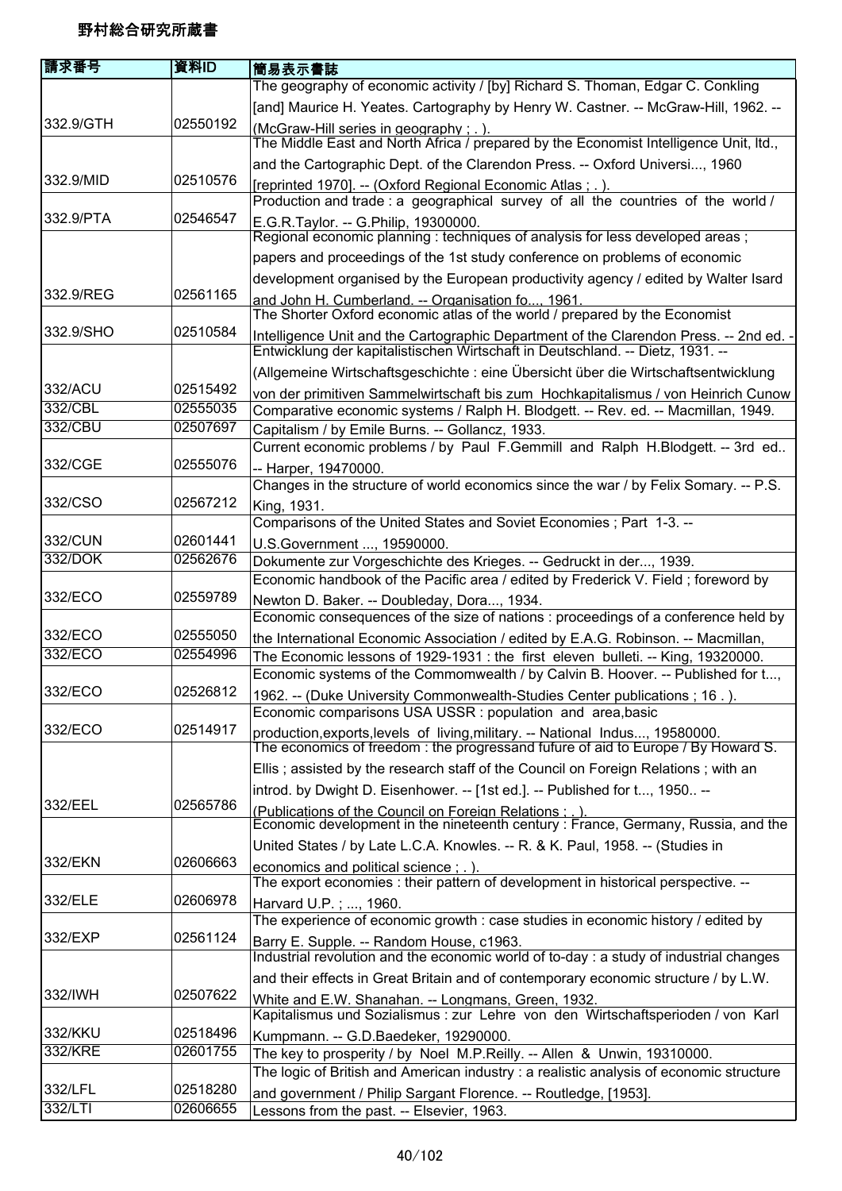# 野村総合研究所蔵書

| 請求番号 | 資料ID | 簡易表示書誌 |
|---|---|---|
| 332.9/GTH | 02550192 | The geography of economic activity / [by] Richard S. Thoman, Edgar C. Conkling [and] Maurice H. Yeates. Cartography by Henry W. Castner. -- McGraw-Hill, 1962. -- (McGraw-Hill series in geography ; . ). |
| 332.9/MID | 02510576 | The Middle East and North Africa / prepared by the Economist Intelligence Unit, ltd., and the Cartographic Dept. of the Clarendon Press. -- Oxford Universi..., 1960 [reprinted 1970]. -- (Oxford Regional Economic Atlas ; . ). |
| 332.9/PTA | 02546547 | Production and trade : a geographical survey of all the countries of the world / E.G.R.Taylor. -- G.Philip, 19300000. |
| 332.9/REG | 02561165 | Regional economic planning : techniques of analysis for less developed areas ; papers and proceedings of the 1st study conference on problems of economic development organised by the European productivity agency / edited by Walter Isard and John H. Cumberland. -- Organisation fo..., 1961. |
| 332.9/SHO | 02510584 | The Shorter Oxford economic atlas of the world / prepared by the Economist Intelligence Unit and the Cartographic Department of the Clarendon Press. -- 2nd ed. - |
| 332/ACU | 02515492 | Entwicklung der kapitalistischen Wirtschaft in Deutschland. -- Dietz, 1931. -- (Allgemeine Wirtschaftsgeschichte : eine Übersicht über die Wirtschaftsentwicklung von der primitiven Sammelwirtschaft bis zum Hochkapitalismus / von Heinrich Cunow |
| 332/CBL | 02555035 | Comparative economic systems / Ralph H. Blodgett. -- Rev. ed. -- Macmillan, 1949. |
| 332/CBU | 02507697 | Capitalism / by Emile Burns. -- Gollancz, 1933. |
| 332/CGE | 02555076 | Current economic problems / by Paul F.Gemmill and Ralph H.Blodgett. -- 3rd ed.. -- Harper, 19470000. |
| 332/CSO | 02567212 | Changes in the structure of world economics since the war / by Felix Somary. -- P.S. King, 1931. |
| 332/CUN | 02601441 | Comparisons of the United States and Soviet Economies ; Part 1-3. -- U.S.Government ..., 19590000. |
| 332/DOK | 02562676 | Dokumente zur Vorgeschichte des Krieges. -- Gedruckt in der..., 1939. |
| 332/ECO | 02559789 | Economic handbook of the Pacific area / edited by Frederick V. Field ; foreword by Newton D. Baker. -- Doubleday, Dora..., 1934. |
| 332/ECO | 02555050 | Economic consequences of the size of nations : proceedings of a conference held by the International Economic Association / edited by E.A.G. Robinson. -- Macmillan, |
| 332/ECO | 02554996 | The Economic lessons of 1929-1931 : the first eleven bulleti. -- King, 19320000. |
| 332/ECO | 02526812 | Economic systems of the Commomwealth / by Calvin B. Hoover. -- Published for t..., 1962. -- (Duke University Commonwealth-Studies Center publications ; 16 . ). |
| 332/ECO | 02514917 | Economic comparisons USA USSR : population and area,basic production,exports,levels of living,military. -- National Indus..., 19580000. |
| 332/EEL | 02565786 | The economics of freedom : the progressand fufure of aid to Europe / By Howard S. Ellis ; assisted by the research staff of the Council on Foreign Relations ; with an introd. by Dwight D. Eisenhower. -- [1st ed.]. -- Published for t..., 1950.. -- (Publications of the Council on Foreign Relations ; . ). |
| 332/EKN | 02606663 | Economic development in the nineteenth century : France, Germany, Russia, and the United States / by Late L.C.A. Knowles. -- R. & K. Paul, 1958. -- (Studies in economics and political science ; . ). |
| 332/ELE | 02606978 | The export economies : their pattern of development in historical perspective. -- Harvard U.P. ; ..., 1960. |
| 332/EXP | 02561124 | The experience of economic growth : case studies in economic history / edited by Barry E. Supple. -- Random House, c1963. |
| 332/IWH | 02507622 | Industrial revolution and the economic world of to-day : a study of industrial changes and their effects in Great Britain and of contemporary economic structure / by L.W. White and E.W. Shanahan. -- Longmans, Green, 1932. |
| 332/KKU | 02518496 | Kapitalismus und Sozialismus : zur Lehre von den Wirtschaftsperioden / von Karl Kumpmann. -- G.D.Baedeker, 19290000. |
| 332/KRE | 02601755 | The key to prosperity / by Noel M.P.Reilly. -- Allen & Unwin, 19310000. |
| 332/LFL | 02518280 | The logic of British and American industry : a realistic analysis of economic structure and government / Philip Sargant Florence. -- Routledge, [1953]. |
| 332/LTI | 02606655 | Lessons from the past. -- Elsevier, 1963. |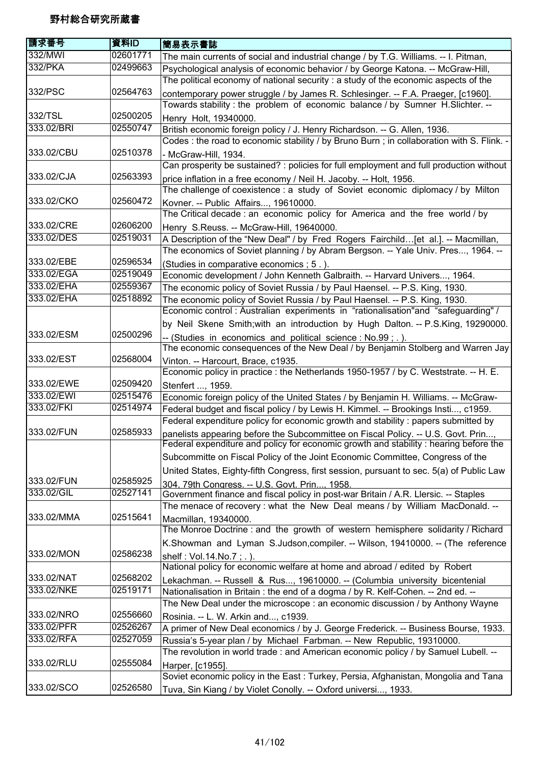# 野村総合研究所蔵書

| 請求番号 | 資料ID | 簡易表示書誌 |
| --- | --- | --- |
| 332/MWI | 02601771 | The main currents of social and industrial change / by T.G. Williams. -- I. Pitman, |
| 332/PKA | 02499663 | Psychological analysis of economic behavior / by George Katona. -- McGraw-Hill, |
| 332/PSC | 02564763 | The political economy of national security : a study of the economic aspects of the contemporary power struggle / by James R. Schlesinger. -- F.A. Praeger, [c1960]. |
| 332/TSL | 02500205 | Towards stability : the problem of economic balance / by Sumner H.Slichter. -- Henry Holt, 19340000. |
| 333.02/BRI | 02550747 | British economic foreign policy / J. Henry Richardson. -- G. Allen, 1936. |
| 333.02/CBU | 02510378 | Codes : the road to economic stability / by Bruno Burn ; in collaboration with S. Flink. -- McGraw-Hill, 1934. |
| 333.02/CJA | 02563393 | Can prosperity be sustained? : policies for full employment and full production without price inflation in a free economy / Neil H. Jacoby. -- Holt, 1956. |
| 333.02/CKO | 02560472 | The challenge of coexistence : a study of Soviet economic diplomacy / by Milton Kovner. -- Public Affairs..., 19610000. |
| 333.02/CRE | 02606200 | The Critical decade : an economic policy for America and the free world / by Henry S.Reuss. -- McGraw-Hill, 19640000. |
| 333.02/DES | 02519031 | A Description of the "New Deal" / by Fred Rogers Fairchild…[et al.]. -- Macmillan, |
| 333.02/EBE | 02596534 | The economics of Soviet planning / by Abram Bergson. -- Yale Univ. Pres..., 1964. -- (Studies in comparative economics ; 5 . ). |
| 333.02/EGA | 02519049 | Economic development / John Kenneth Galbraith. -- Harvard Univers..., 1964. |
| 333.02/EHA | 02559367 | The economic policy of Soviet Russia / by Paul Haensel. -- P.S. King, 1930. |
| 333.02/EHA | 02518892 | The economic policy of Soviet Russia / by Paul Haensel. -- P.S. King, 1930. |
| 333.02/ESM | 02500296 | Economic control : Australian experiments in "rationalisation"and "safeguarding" / by Neil Skene Smith;with an introduction by Hugh Dalton. -- P.S.King, 19290000. -- (Studies in economics and political science : No.99 ; . ). |
| 333.02/EST | 02568004 | The economic consequences of the New Deal / by Benjamin Stolberg and Warren Jay Vinton. -- Harcourt, Brace, c1935. |
| 333.02/EWE | 02509420 | Economic policy in practice : the Netherlands 1950-1957 / by C. Weststrate. -- H. E. Stenfert ..., 1959. |
| 333.02/EWI | 02515476 | Economic foreign policy of the United States / by Benjamin H. Williams. -- McGraw- |
| 333.02/FKI | 02514974 | Federal budget and fiscal policy / by Lewis H. Kimmel. -- Brookings Insti..., c1959. |
| 333.02/FUN | 02585933 | Federal expenditure policy for economic growth and stability : papers submitted by panelists appearing before the Subcommittee on Fiscal Policy. -- U.S. Govt. Prin..., |
| 333.02/FUN | 02585925 | Federal expenditure and policy for economic growth and stability : hearing before the Subcommitte on Fiscal Policy of the Joint Economic Committee, Congress of the United States, Eighty-fifth Congress, first session, pursuant to sec. 5(a) of Public Law 304, 79th Congress. -- U.S. Govt. Prin..., 1958. |
| 333.02/GIL | 02527141 | Government finance and fiscal policy in post-war Britain / A.R. Llersic. -- Staples |
| 333.02/MMA | 02515641 | The menace of recovery : what the New Deal means / by William MacDonald. -- Macmillan, 19340000. |
| 333.02/MON | 02586238 | The Monroe Doctrine : and the growth of western hemisphere solidarity / Richard K.Showman and Lyman S.Judson,compiler. -- Wilson, 19410000. -- (The reference shelf : Vol.14.No.7 ; . ). |
| 333.02/NAT | 02568202 | National policy for economic welfare at home and abroad / edited by Robert Lekachman. -- Russell & Rus..., 19610000. -- (Columbia university bicentenial |
| 333.02/NKE | 02519171 | Nationalisation in Britain : the end of a dogma / by R. Kelf-Cohen. -- 2nd ed. -- |
| 333.02/NRO | 02556660 | The New Deal under the microscope : an economic discussion / by Anthony Wayne Rosinia. -- L. W. Arkin and..., c1939. |
| 333.02/PFR | 02526267 | A primer of New Deal economics / by J. George Frederick. -- Business Bourse, 1933. |
| 333.02/RFA | 02527059 | Russia's 5-year plan / by Michael Farbman. -- New Republic, 19310000. |
| 333.02/RLU | 02555084 | The revolution in world trade : and American economic policy / by Samuel Lubell. -- Harper, [c1955]. |
| 333.02/SCO | 02526580 | Soviet economic policy in the East : Turkey, Persia, Afghanistan, Mongolia and Tana Tuva, Sin Kiang / by Violet Conolly. -- Oxford universi..., 1933. |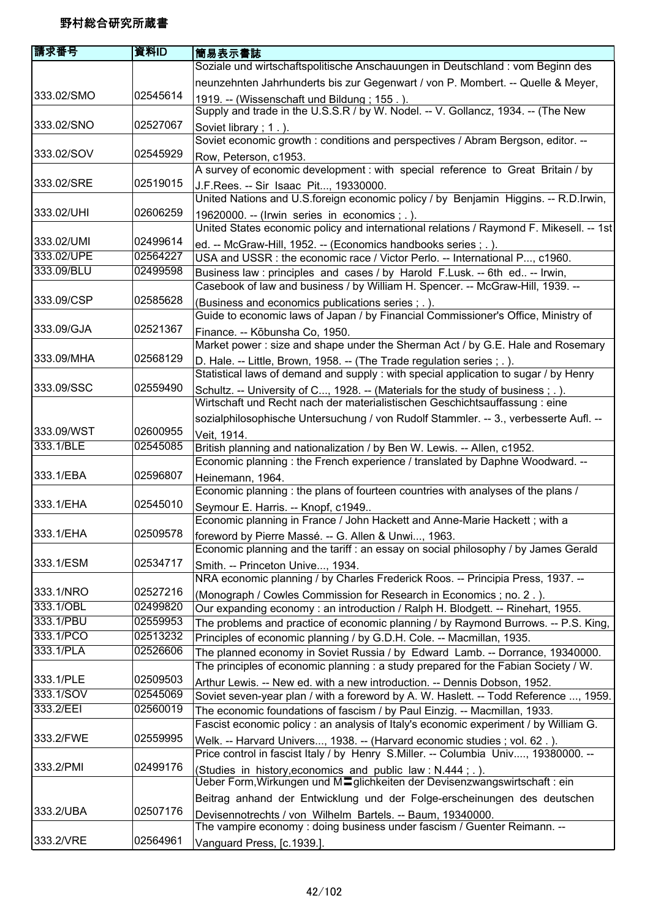野村総合研究所蔵書

| 請求番号 | 資料ID | 簡易表示書誌 |
| --- | --- | --- |
| 333.02/SMO | 02545614 | Soziale und wirtschaftspolitische Anschauungen in Deutschland : vom Beginn des neunzehnten Jahrhunderts bis zur Gegenwart / von P. Mombert. -- Quelle & Meyer, 1919. -- (Wissenschaft und Bildung ; 155 . ). |
| 333.02/SNO | 02527067 | Supply and trade in the U.S.S.R / by W. Nodel. -- V. Gollancz, 1934. -- (The New Soviet library ; 1 . ). |
| 333.02/SOV | 02545929 | Soviet economic growth : conditions and perspectives / Abram Bergson, editor. -- Row, Peterson, c1953. |
| 333.02/SRE | 02519015 | A survey of economic development : with special reference to Great Britain / by J.F.Rees. -- Sir Isaac Pit..., 19330000. |
| 333.02/UHI | 02606259 | United Nations and U.S.foreign economic policy / by Benjamin Higgins. -- R.D.Irwin, 19620000. -- (Irwin series in economics ; . ). |
| 333.02/UMI | 02499614 | United States economic policy and international relations / Raymond F. Mikesell. -- 1st ed. -- McGraw-Hill, 1952. -- (Economics handbooks series ; . ). |
| 333.02/UPE | 02564227 | USA and USSR : the economic race / Victor Perlo. -- International P..., c1960. |
| 333.09/BLU | 02499598 | Business law : principles and cases / by Harold F.Lusk. -- 6th ed.. -- Irwin, |
| 333.09/CSP | 02585628 | Casebook of law and business / by William H. Spencer. -- McGraw-Hill, 1939. -- (Business and economics publications series ; . ). |
| 333.09/GJA | 02521367 | Guide to economic laws of Japan / by Financial Commissioner's Office, Ministry of Finance. -- Kōbunsha Co, 1950. |
| 333.09/MHA | 02568129 | Market power : size and shape under the Sherman Act / by G.E. Hale and Rosemary D. Hale. -- Little, Brown, 1958. -- (The Trade regulation series ; . ). |
| 333.09/SSC | 02559490 | Statistical laws of demand and supply : with special application to sugar / by Henry Schultz. -- University of C..., 1928. -- (Materials for the study of business ; . ). |
| 333.09/WST | 02600955 | Wirtschaft und Recht nach der materialistischen Geschichtsauffassung : eine sozialphilosophische Untersuchung / von Rudolf Stammler. -- 3., verbesserte Aufl. -- Veit, 1914. |
| 333.1/BLE | 02545085 | British planning and nationalization / by Ben W. Lewis. -- Allen, c1952. |
| 333.1/EBA | 02596807 | Economic planning : the French experience / translated by Daphne Woodward. -- Heinemann, 1964. |
| 333.1/EHA | 02545010 | Economic planning : the plans of fourteen countries with analyses of the plans / Seymour E. Harris. -- Knopf, c1949.. |
| 333.1/EHA | 02509578 | Economic planning in France / John Hackett and Anne-Marie Hackett ; with a foreword by Pierre Massé. -- G. Allen & Unwi..., 1963. |
| 333.1/ESM | 02534717 | Economic planning and the tariff : an essay on social philosophy / by James Gerald Smith. -- Princeton Unive..., 1934. |
| 333.1/NRO | 02527216 | NRA economic planning / by Charles Frederick Roos. -- Principia Press, 1937. -- (Monograph / Cowles Commission for Research in Economics ; no. 2 . ). |
| 333.1/OBL | 02499820 | Our expanding economy : an introduction / Ralph H. Blodgett. -- Rinehart, 1955. |
| 333.1/PBU | 02559953 | The problems and practice of economic planning / by Raymond Burrows. -- P.S. King, |
| 333.1/PCO | 02513232 | Principles of economic planning / by G.D.H. Cole. -- Macmillan, 1935. |
| 333.1/PLA | 02526606 | The planned economy in Soviet Russia / by Edward Lamb. -- Dorrance, 19340000. |
| 333.1/PLE | 02509503 | The principles of economic planning : a study prepared for the Fabian Society / W. Arthur Lewis. -- New ed. with a new introduction. -- Dennis Dobson, 1952. |
| 333.1/SOV | 02545069 | Soviet seven-year plan / with a foreword by A. W. Haslett. -- Todd Reference ..., 1959. |
| 333.2/EEI | 02560019 | The economic foundations of fascism / by Paul Einzig. -- Macmillan, 1933. |
| 333.2/FWE | 02559995 | Fascist economic policy : an analysis of Italy's economic experiment / by William G. Welk. -- Harvard Univers..., 1938. -- (Harvard economic studies ; vol. 62 . ). |
| 333.2/PMI | 02499176 | Price control in fascist Italy / by Henry S.Miller. -- Columbia Univ...., 19380000. -- (Studies in history,economics and public law : N.444 ; . ). |
| 333.2/UBA | 02507176 | Ueber Form,Wirkungen und M〓glichkeiten der Devisenzwangswirtschaft : ein Beitrag anhand der Entwicklung und der Folge-erscheinungen des deutschen Devisennotrechts / von Wilhelm Bartels. -- Baum, 19340000. |
| 333.2/VRE | 02564961 | The vampire economy : doing business under fascism / Guenter Reimann. -- Vanguard Press, [c.1939.]. |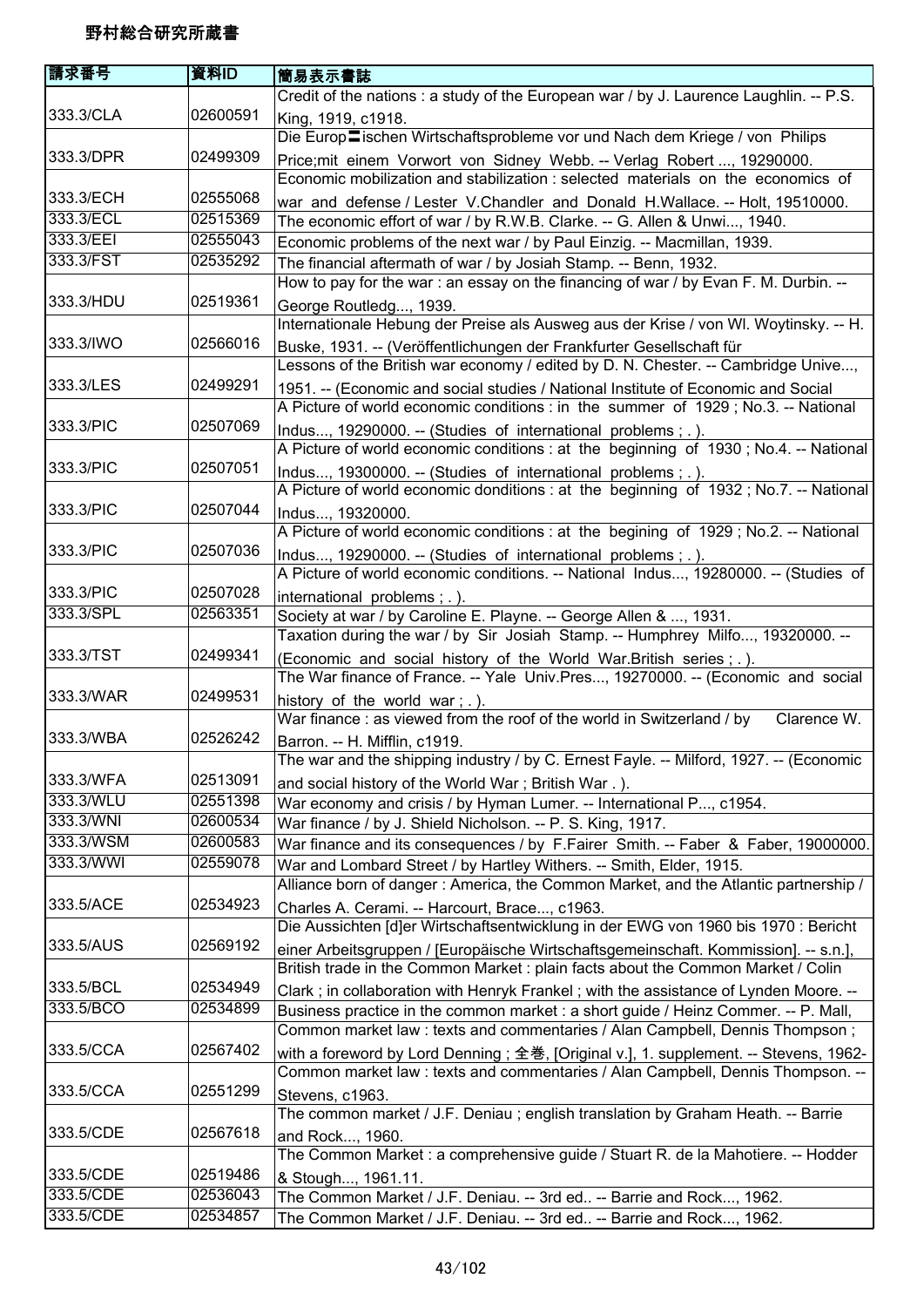野村総合研究所蔵書

| 請求番号 | 資料ID | 簡易表示書誌 |
| --- | --- | --- |
| 333.3/CLA | 02600591 | Credit of the nations : a study of the European war / by J. Laurence Laughlin. -- P.S. King, 1919, c1918. |
| 333.3/DPR | 02499309 | Die Europ〓ischen Wirtschaftsprobleme vor und Nach dem Kriege / von Philips Price;mit einem Vorwort von Sidney Webb. -- Verlag Robert ..., 19290000. |
| 333.3/ECH | 02555068 | Economic mobilization and stabilization : selected materials on the economics of war and defense / Lester V.Chandler and Donald H.Wallace. -- Holt, 19510000. |
| 333.3/ECL | 02515369 | The economic effort of war / by R.W.B. Clarke. -- G. Allen & Unwi..., 1940. |
| 333.3/EEI | 02555043 | Economic problems of the next war / by Paul Einzig. -- Macmillan, 1939. |
| 333.3/FST | 02535292 | The financial aftermath of war / by Josiah Stamp. -- Benn, 1932. |
| 333.3/HDU | 02519361 | How to pay for the war : an essay on the financing of war / by Evan F. M. Durbin. -- George Routledg..., 1939. |
| 333.3/IWO | 02566016 | Internationale Hebung der Preise als Ausweg aus der Krise / von Wl. Woytinsky. -- H. Buske, 1931. -- (Veröffentlichungen der Frankfurter Gesellschaft für |
| 333.3/LES | 02499291 | Lessons of the British war economy / edited by D. N. Chester. -- Cambridge Unive..., 1951. -- (Economic and social studies / National Institute of Economic and Social |
| 333.3/PIC | 02507069 | A Picture of world economic conditions : in the summer of 1929 ; No.3. -- National Indus..., 19290000. -- (Studies of international problems ; . ). |
| 333.3/PIC | 02507051 | A Picture of world economic conditions : at the beginning of 1930 ; No.4. -- National Indus..., 19300000. -- (Studies of international problems ; . ). |
| 333.3/PIC | 02507044 | A Picture of world economic donditions : at the beginning of 1932 ; No.7. -- National Indus..., 19320000. |
| 333.3/PIC | 02507036 | A Picture of world economic conditions : at the begining of 1929 ; No.2. -- National Indus..., 19290000. -- (Studies of international problems ; . ). |
| 333.3/PIC | 02507028 | A Picture of world economic conditions. -- National Indus..., 19280000. -- (Studies of international problems ; . ). |
| 333.3/SPL | 02563351 | Society at war / by Caroline E. Playne. -- George Allen & ..., 1931. |
| 333.3/TST | 02499341 | Taxation during the war / by Sir Josiah Stamp. -- Humphrey Milfo..., 19320000. -- (Economic and social history of the World War.British series ; . ). |
| 333.3/WAR | 02499531 | The War finance of France. -- Yale Univ.Pres..., 19270000. -- (Economic and social history of the world war ; . ). |
| 333.3/WBA | 02526242 | War finance : as viewed from the roof of the world in Switzerland / by Clarence W. Barron. -- H. Mifflin, c1919. |
| 333.3/WFA | 02513091 | The war and the shipping industry / by C. Ernest Fayle. -- Milford, 1927. -- (Economic and social history of the World War ; British War . ). |
| 333.3/WLU | 02551398 | War economy and crisis / by Hyman Lumer. -- International P..., c1954. |
| 333.3/WNI | 02600534 | War finance / by J. Shield Nicholson. -- P. S. King, 1917. |
| 333.3/WSM | 02600583 | War finance and its consequences / by F.Fairer Smith. -- Faber & Faber, 19000000. |
| 333.3/WWI | 02559078 | War and Lombard Street / by Hartley Withers. -- Smith, Elder, 1915. |
| 333.5/ACE | 02534923 | Alliance born of danger : America, the Common Market, and the Atlantic partnership / Charles A. Cerami. -- Harcourt, Brace..., c1963. |
| 333.5/AUS | 02569192 | Die Aussichten [d]er Wirtschaftsentwicklung in der EWG von 1960 bis 1970 : Bericht einer Arbeitsgruppen / [Europäische Wirtschaftsgemeinschaft. Kommission]. -- s.n.], |
| 333.5/BCL | 02534949 | British trade in the Common Market : plain facts about the Common Market / Colin Clark ; in collaboration with Henryk Frankel ; with the assistance of Lynden Moore. -- |
| 333.5/BCO | 02534899 | Business practice in the common market : a short guide / Heinz Commer. -- P. Mall, |
| 333.5/CCA | 02567402 | Common market law : texts and commentaries / Alan Campbell, Dennis Thompson ; with a foreword by Lord Denning ; 全巻, [Original v.], 1. supplement. -- Stevens, 1962- |
| 333.5/CCA | 02551299 | Common market law : texts and commentaries / Alan Campbell, Dennis Thompson. -- Stevens, c1963. |
| 333.5/CDE | 02567618 | The common market / J.F. Deniau ; english translation by Graham Heath. -- Barrie and Rock..., 1960. |
| 333.5/CDE | 02519486 | The Common Market : a comprehensive guide / Stuart R. de la Mahotiere. -- Hodder & Stough..., 1961.11. |
| 333.5/CDE | 02536043 | The Common Market / J.F. Deniau. -- 3rd ed.. -- Barrie and Rock..., 1962. |
| 333.5/CDE | 02534857 | The Common Market / J.F. Deniau. -- 3rd ed.. -- Barrie and Rock..., 1962. |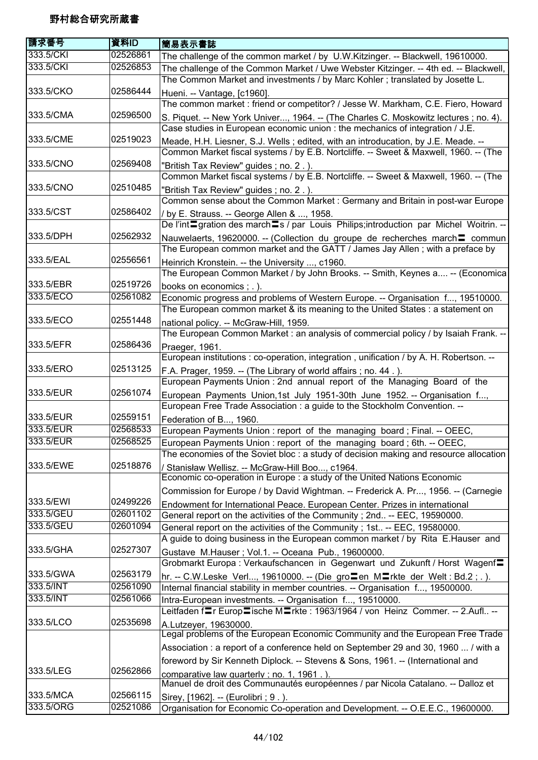野村総合研究所蔵書

| 請求番号 | 資料ID | 簡易表示書誌 |
|---|---|---|
| 333.5/CKI | 02526861 | The challenge of the common market / by U.W.Kitzinger. -- Blackwell, 19610000. |
| 333.5/CKI | 02526853 | The challenge of the Common Market / Uwe Webster Kitzinger. -- 4th ed. -- Blackwell, |
| 333.5/CKO | 02586444 | The Common Market and investments / by Marc Kohler ; translated by Josette L. Hueni. -- Vantage, [c1960]. |
| 333.5/CMA | 02596500 | The common market : friend or competitor? / Jesse W. Markham, C.E. Fiero, Howard S. Piquet. -- New York Univer..., 1964. -- (The Charles C. Moskowitz lectures ; no. 4). |
| 333.5/CME | 02519023 | Case studies in European economic union : the mechanics of integration / J.E. Meade, H.H. Liesner, S.J. Wells ; edited, with an introducation, by J.E. Meade. -- |
| 333.5/CNO | 02569408 | Common Market fiscal systems / by E.B. Nortcliffe. -- Sweet & Maxwell, 1960. -- (The "British Tax Review" guides ; no. 2 . ). |
| 333.5/CNO | 02510485 | Common Market fiscal systems / by E.B. Nortcliffe. -- Sweet & Maxwell, 1960. -- (The "British Tax Review" guides ; no. 2 . ). |
| 333.5/CST | 02586402 | Common sense about the Common Market : Germany and Britain in post-war Europe / by E. Strauss. -- George Allen & ..., 1958. |
| 333.5/DPH | 02562932 | De l'int〓gration des march〓s / par Louis Philips;introduction par Michel Woitrin. -- Nauwelaerts, 19620000. -- (Collection du groupe de recherches march〓 commun |
| 333.5/EAL | 02556561 | The European common market and the GATT / James Jay Allen ; with a preface by Heinrich Kronstein. -- the University ..., c1960. |
| 333.5/EBR | 02519726 | The European Common Market / by John Brooks. -- Smith, Keynes a.... -- (Economica books on economics ; . ). |
| 333.5/ECO | 02561082 | Economic progress and problems of Western Europe. -- Organisation f..., 19510000. |
| 333.5/ECO | 02551448 | The European common market & its meaning to the United States : a statement on national policy. -- McGraw-Hill, 1959. |
| 333.5/EFR | 02586436 | The European Common Market : an analysis of commercial policy / by Isaiah Frank. -- Praeger, 1961. |
| 333.5/ERO | 02513125 | European institutions : co-operation, integration , unification / by A. H. Robertson. -- F.A. Prager, 1959. -- (The Library of world affairs ; no. 44 . ). |
| 333.5/EUR | 02561074 | European Payments Union : 2nd annual report of the Managing Board of the European Payments Union,1st July 1951-30th June 1952. -- Organisation f..., |
| 333.5/EUR | 02559151 | European Free Trade Association : a guide to the Stockholm Convention. -- Federation of B..., 1960. |
| 333.5/EUR | 02568533 | European Payments Union : report of the managing board ; Final. -- OEEC, |
| 333.5/EUR | 02568525 | European Payments Union : report of the managing board ; 6th. -- OEEC, |
| 333.5/EWE | 02518876 | The economies of the Soviet bloc : a study of decision making and resource allocation / Stanisław Wellisz. -- McGraw-Hill Boo..., c1964. |
| 333.5/EWI | 02499226 | Economic co-operation in Europe : a study of the United Nations Economic Commission for Europe / by David Wightman. -- Frederick A. Pr..., 1956. -- (Carnegie Endowment for International Peace. European Center. Prizes in international |
| 333.5/GEU | 02601102 | General report on the activities of the Community ; 2nd.. -- EEC, 19590000. |
| 333.5/GEU | 02601094 | General report on the activities of the Community ; 1st.. -- EEC, 19580000. |
| 333.5/GHA | 02527307 | A guide to doing business in the European common market / by Rita E.Hauser and Gustave M.Hauser ; Vol.1. -- Oceana Pub., 19600000. |
| 333.5/GWA | 02563179 | Grobmarkt Europa : Verkaufschancen in Gegenwart und Zukunft / Horst Wagenf〓hr. -- C.W.Leske Verl..., 19610000. -- (Die gro〓en M〓rkte der Welt : Bd.2 ; . ). |
| 333.5/INT | 02561090 | Internal financial stability in member countries. -- Organisation f..., 19500000. |
| 333.5/INT | 02561066 | Intra-European investments. -- Organisation f..., 19510000. |
| 333.5/LCO | 02535698 | Leitfaden f〓r Europ〓ische M〓rkte : 1963/1964 / von Heinz Commer. -- 2.Aufl.. -- A.Lutzeyer, 19630000. |
| 333.5/LEG | 02562866 | Legal problems of the European Economic Community and the European Free Trade Association : a report of a conference held on September 29 and 30, 1960 ... / with a foreword by Sir Kenneth Diplock. -- Stevens & Sons, 1961. -- (International and comparative law quarterly ; no. 1, 1961 . ). |
| 333.5/MCA | 02566115 | Manuel de droit des Communautés européennes / par Nicola Catalano. -- Dalloz et Sirey, [1962]. -- (Eurolibri ; 9 . ). |
| 333.5/ORG | 02521086 | Organisation for Economic Co-operation and Development. -- O.E.E.C., 19600000. |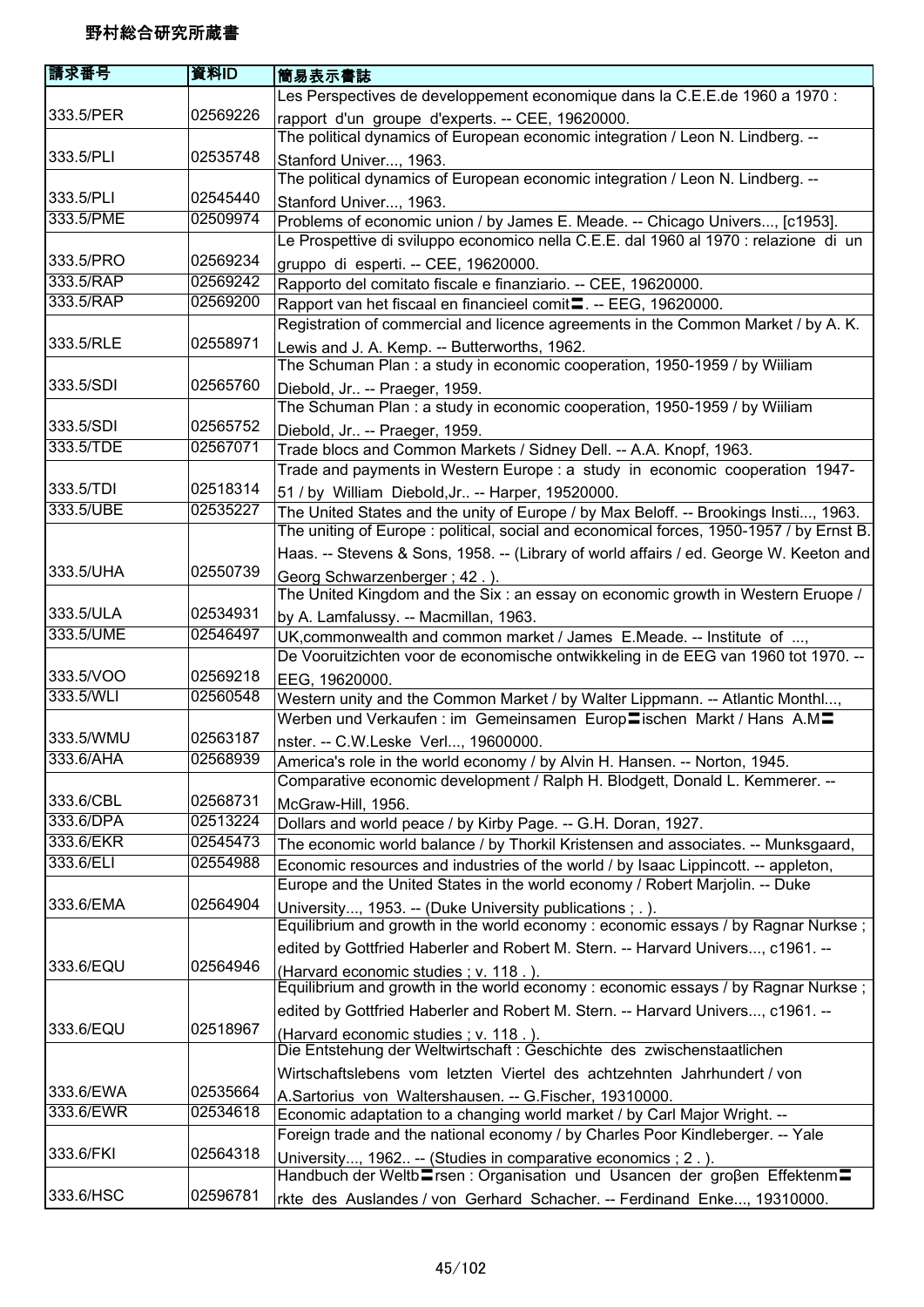# 野村総合研究所蔵書

| 請求番号 | 資料ID | 簡易表示書誌 |
| --- | --- | --- |
| 333.5/PER | 02569226 | Les Perspectives de developpement economique dans la C.E.E.de 1960 a 1970 : rapport d'un groupe d'experts. -- CEE, 19620000. |
| 333.5/PLI | 02535748 | The political dynamics of European economic integration / Leon N. Lindberg. -- Stanford Univer..., 1963. |
| 333.5/PLI | 02545440 | The political dynamics of European economic integration / Leon N. Lindberg. -- Stanford Univer..., 1963. |
| 333.5/PME | 02509974 | Problems of economic union / by James E. Meade. -- Chicago Univers..., [c1953]. |
| 333.5/PRO | 02569234 | Le Prospettive di sviluppo economico nella C.E.E. dal 1960 al 1970 : relazione di un gruppo di esperti. -- CEE, 19620000. |
| 333.5/RAP | 02569242 | Rapporto del comitato fiscale e finanziario. -- CEE, 19620000. |
| 333.5/RAP | 02569200 | Rapport van het fiscaal en financieel comit〓. -- EEG, 19620000. |
| 333.5/RLE | 02558971 | Registration of commercial and licence agreements in the Common Market / by A. K. Lewis and J. A. Kemp. -- Butterworths, 1962. |
| 333.5/SDI | 02565760 | The Schuman Plan : a study in economic cooperation, 1950-1959 / by Wiiliam Diebold, Jr.. -- Praeger, 1959. |
| 333.5/SDI | 02565752 | The Schuman Plan : a study in economic cooperation, 1950-1959 / by Wiiliam Diebold, Jr.. -- Praeger, 1959. |
| 333.5/TDE | 02567071 | Trade blocs and Common Markets / Sidney Dell. -- A.A. Knopf, 1963. |
| 333.5/TDI | 02518314 | Trade and payments in Western Europe : a study in economic cooperation 1947-51 / by William Diebold,Jr.. -- Harper, 19520000. |
| 333.5/UBE | 02535227 | The United States and the unity of Europe / by Max Beloff. -- Brookings Insti..., 1963. |
| 333.5/UHA | 02550739 | The uniting of Europe : political, social and economical forces, 1950-1957 / by Ernst B. Haas. -- Stevens & Sons, 1958. -- (Library of world affairs / ed. George W. Keeton and Georg Schwarzenberger ; 42 . ). |
| 333.5/ULA | 02534931 | The United Kingdom and the Six : an essay on economic growth in Western Eruope / by A. Lamfalussy. -- Macmillan, 1963. |
| 333.5/UME | 02546497 | UK,commonwealth and common market / James E.Meade. -- Institute of ..., |
| 333.5/VOO | 02569218 | De Vooruitzichten voor de economische ontwikkeling in de EEG van 1960 tot 1970. -- EEG, 19620000. |
| 333.5/WLI | 02560548 | Western unity and the Common Market / by Walter Lippmann. -- Atlantic Monthl..., |
| 333.5/WMU | 02563187 | Werben und Verkaufen : im Gemeinsamen Europ〓ischen Markt / Hans A.M〓nster. -- C.W.Leske Verl..., 19600000. |
| 333.6/AHA | 02568939 | America's role in the world economy / by Alvin H. Hansen. -- Norton, 1945. |
| 333.6/CBL | 02568731 | Comparative economic development / Ralph H. Blodgett, Donald L. Kemmerer. -- McGraw-Hill, 1956. |
| 333.6/DPA | 02513224 | Dollars and world peace / by Kirby Page. -- G.H. Doran, 1927. |
| 333.6/EKR | 02545473 | The economic world balance / by Thorkil Kristensen and associates. -- Munksgaard, |
| 333.6/ELI | 02554988 | Economic resources and industries of the world / by Isaac Lippincott. -- appleton, |
| 333.6/EMA | 02564904 | Europe and the United States in the world economy / Robert Marjolin. -- Duke University..., 1953. -- (Duke University publications ; . ). |
| 333.6/EQU | 02564946 | Equilibrium and growth in the world economy : economic essays / by Ragnar Nurkse ; edited by Gottfried Haberler and Robert M. Stern. -- Harvard Univers..., c1961. -- (Harvard economic studies ; v. 118 . ). |
| 333.6/EQU | 02518967 | Equilibrium and growth in the world economy : economic essays / by Ragnar Nurkse ; edited by Gottfried Haberler and Robert M. Stern. -- Harvard Univers..., c1961. -- (Harvard economic studies ; v. 118 . ). |
| 333.6/EWA | 02535664 | Die Entstehung der Weltwirtschaft : Geschichte des zwischenstaatlichen Wirtschaftslebens vom letzten Viertel des achtzehnten Jahrhundert / von A.Sartorius von Waltershausen. -- G.Fischer, 19310000. |
| 333.6/EWR | 02534618 | Economic adaptation to a changing world market / by Carl Major Wright. -- |
| 333.6/FKI | 02564318 | Foreign trade and the national economy / by Charles Poor Kindleberger. -- Yale University..., 1962.. -- (Studies in comparative economics ; 2 . ). |
| 333.6/HSC | 02596781 | Handbuch der Weltb〓rsen : Organisation und Usancen der groβen Effektenm〓rkte des Auslandes / von Gerhard Schacher. -- Ferdinand Enke..., 19310000. |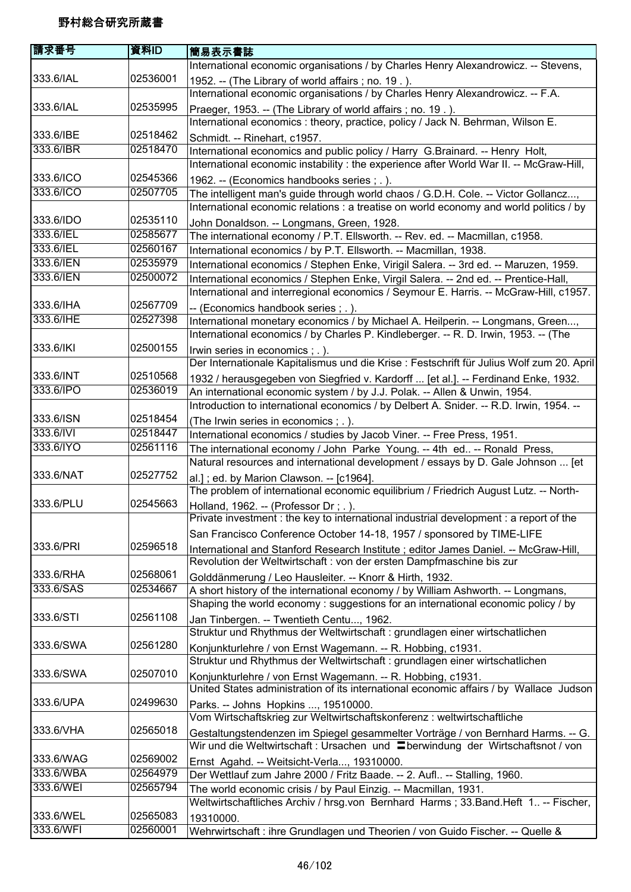# 野村総合研究所蔵書

| 請求番号 | 資料ID | 簡易表示書誌 |
|---|---|---|
| 333.6/IAL | 02536001 | International economic organisations / by Charles Henry Alexandrowicz. -- Stevens, 1952. -- (The Library of world affairs ; no. 19 . ). |
| 333.6/IAL | 02535995 | International economic organisations / by Charles Henry Alexandrowicz. -- F.A. Praeger, 1953. -- (The Library of world affairs ; no. 19 . ). |
| 333.6/IBE | 02518462 | International economics : theory, practice, policy / Jack N. Behrman, Wilson E. Schmidt. -- Rinehart, c1957. |
| 333.6/IBR | 02518470 | International economics and public policy / Harry G.Brainard. -- Henry Holt, |
| 333.6/ICO | 02545366 | International economic instability : the experience after World War II. -- McGraw-Hill, 1962. -- (Economics handbooks series ; . ). |
| 333.6/ICO | 02507705 | The intelligent man's guide through world chaos / G.D.H. Cole. -- Victor Gollancz..., |
| 333.6/IDO | 02535110 | International economic relations : a treatise on world economy and world politics / by John Donaldson. -- Longmans, Green, 1928. |
| 333.6/IEL | 02585677 | The international economy / P.T. Ellsworth. -- Rev. ed. -- Macmillan, c1958. |
| 333.6/IEL | 02560167 | International economics / by P.T. Ellsworth. -- Macmillan, 1938. |
| 333.6/IEN | 02535979 | International economics / Stephen Enke, Virigil Salera. -- 3rd ed. -- Maruzen, 1959. |
| 333.6/IEN | 02500072 | International economics / Stephen Enke, Virgil Salera. -- 2nd ed. -- Prentice-Hall, |
| 333.6/IHA | 02567709 | International and interregional economics / Seymour E. Harris. -- McGraw-Hill, c1957. -- (Economics handbook series ; . ). |
| 333.6/IHE | 02527398 | International monetary economics / by Michael A. Heilperin. -- Longmans, Green..., |
| 333.6/IKI | 02500155 | International economics / by Charles P. Kindleberger. -- R. D. Irwin, 1953. -- (The Irwin series in economics ; . ). |
| 333.6/INT | 02510568 | Der Internationale Kapitalismus und die Krise : Festschrift für Julius Wolf zum 20. April 1932 / herausgegeben von Siegfried v. Kardorff ... [et al.]. -- Ferdinand Enke, 1932. |
| 333.6/IPO | 02536019 | An international economic system / by J.J. Polak. -- Allen & Unwin, 1954. |
| 333.6/ISN | 02518454 | Introduction to international economics / by Delbert A. Snider. -- R.D. Irwin, 1954. -- (The Irwin series in economics ; . ). |
| 333.6/IVI | 02518447 | International economics / studies by Jacob Viner. -- Free Press, 1951. |
| 333.6/IYO | 02561116 | The international economy / John Parke Young. -- 4th ed.. -- Ronald Press, |
| 333.6/NAT | 02527752 | Natural resources and international development / essays by D. Gale Johnson ... [et al.] ; ed. by Marion Clawson. -- [c1964]. |
| 333.6/PLU | 02545663 | The problem of international economic equilibrium / Friedrich August Lutz. -- North-Holland, 1962. -- (Professor Dr ; . ). |
| 333.6/PRI | 02596518 | Private investment : the key to international industrial development : a report of the San Francisco Conference October 14-18, 1957 / sponsored by TIME-LIFE International and Stanford Research Institute ; editor James Daniel. -- McGraw-Hill, |
| 333.6/RHA | 02568061 | Revolution der Weltwirtschaft : von der ersten Dampfmaschine bis zur Golddänmerung / Leo Hausleiter. -- Knorr & Hirth, 1932. |
| 333.6/SAS | 02534667 | A short history of the international economy / by William Ashworth. -- Longmans, |
| 333.6/STI | 02561108 | Shaping the world economy : suggestions for an international economic policy / by Jan Tinbergen. -- Twentieth Centu..., 1962. |
| 333.6/SWA | 02561280 | Struktur und Rhythmus der Weltwirtschaft : grundlagen einer wirtschatlichen Konjunkturlehre / von Ernst Wagemann. -- R. Hobbing, c1931. |
| 333.6/SWA | 02507010 | Struktur und Rhythmus der Weltwirtschaft : grundlagen einer wirtschatlichen Konjunkturlehre / von Ernst Wagemann. -- R. Hobbing, c1931. |
| 333.6/UPA | 02499630 | United States administration of its international economic affairs / by Wallace Judson Parks. -- Johns Hopkins ..., 19510000. |
| 333.6/VHA | 02565018 | Vom Wirtschaftskrieg zur Weltwirtschaftskonferenz : weltwirtschaftliche Gestaltungstendenzen im Spiegel gesammelter Vorträge / von Bernhard Harms. -- G. |
| 333.6/WAG | 02569002 | Wir und die Weltwirtschaft : Ursachen und 〓berwindung der Wirtschaftsnot / von Ernst Agahd. -- Weitsicht-Verla..., 19310000. |
| 333.6/WBA | 02564979 | Der Wettlauf zum Jahre 2000 / Fritz Baade. -- 2. Aufl.. -- Stalling, 1960. |
| 333.6/WEI | 02565794 | The world economic crisis / by Paul Einzig. -- Macmillan, 1931. |
| 333.6/WEL | 02565083 | Weltwirtschaftliches Archiv / hrsg.von Bernhard Harms ; 33.Band.Heft 1.. -- Fischer, 19310000. |
| 333.6/WFI | 02560001 | Wehrwirtschaft : ihre Grundlagen und Theorien / von Guido Fischer. -- Quelle & |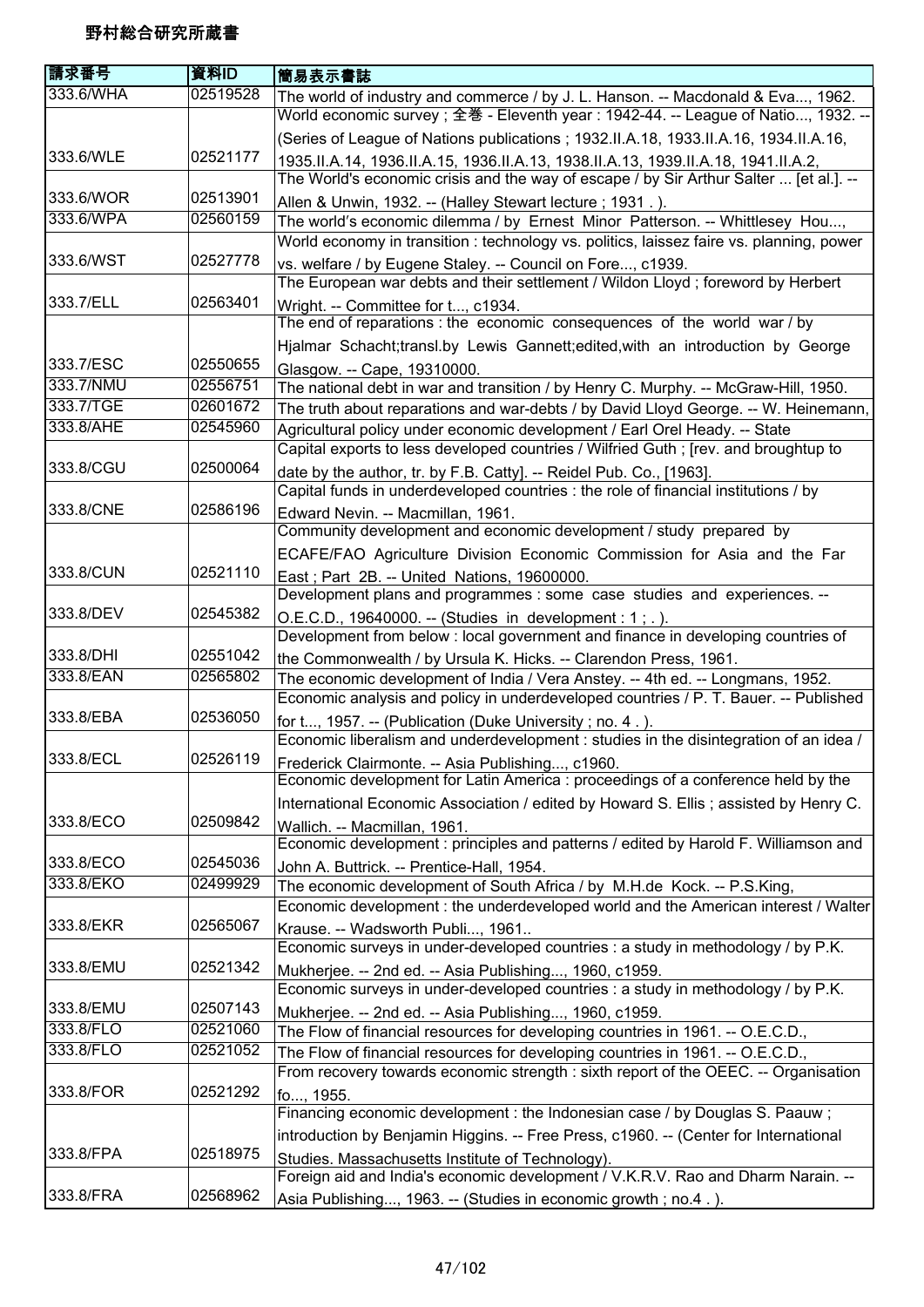野村総合研究所蔵書

| 請求番号 | 資料ID | 簡易表示書誌 |
|---|---|---|
| 333.6/WHA | 02519528 | The world of industry and commerce / by J. L. Hanson. -- Macdonald & Eva..., 1962. |
| 333.6/WLE | 02521177 | World economic survey ; 全巻 - Eleventh year : 1942-44. -- League of Natio..., 1932. -- (Series of League of Nations publications ; 1932.II.A.18, 1933.II.A.16, 1934.II.A.16, 1935.II.A.14, 1936.II.A.15, 1936.II.A.13, 1938.II.A.13, 1939.II.A.18, 1941.II.A.2, |
| 333.6/WOR | 02513901 | The World's economic crisis and the way of escape / by Sir Arthur Salter ... [et al.]. -- Allen & Unwin, 1932. -- (Halley Stewart lecture ; 1931 . ). |
| 333.6/WPA | 02560159 | The world's economic dilemma / by Ernest Minor Patterson. -- Whittlesey Hou..., |
| 333.6/WST | 02527778 | World economy in transition : technology vs. politics, laissez faire vs. planning, power vs. welfare / by Eugene Staley. -- Council on Fore..., c1939. |
| 333.7/ELL | 02563401 | The European war debts and their settlement / Wildon Lloyd ; foreword by Herbert Wright. -- Committee for t..., c1934. |
| 333.7/ESC | 02550655 | The end of reparations : the economic consequences of the world war / by Hjalmar Schacht;transl.by Lewis Gannett;edited,with an introduction by George Glasgow. -- Cape, 19310000. |
| 333.7/NMU | 02556751 | The national debt in war and transition / by Henry C. Murphy. -- McGraw-Hill, 1950. |
| 333.7/TGE | 02601672 | The truth about reparations and war-debts / by David Lloyd George. -- W. Heinemann, |
| 333.8/AHE | 02545960 | Agricultural policy under economic development / Earl Orel Heady. -- State |
| 333.8/CGU | 02500064 | Capital exports to less developed countries / Wilfried Guth ; [rev. and broughtup to date by the author, tr. by F.B. Catty]. -- Reidel Pub. Co., [1963]. |
| 333.8/CNE | 02586196 | Capital funds in underdeveloped countries : the role of financial institutions / by Edward Nevin. -- Macmillan, 1961. |
| 333.8/CUN | 02521110 | Community development and economic development / study prepared by ECAFE/FAO Agriculture Division Economic Commission for Asia and the Far East ; Part 2B. -- United Nations, 19600000. |
| 333.8/DEV | 02545382 | Development plans and programmes : some case studies and experiences. -- O.E.C.D., 19640000. -- (Studies in development : 1 ; . ). |
| 333.8/DHI | 02551042 | Development from below : local government and finance in developing countries of the Commonwealth / by Ursula K. Hicks. -- Clarendon Press, 1961. |
| 333.8/EAN | 02565802 | The economic development of India / Vera Anstey. -- 4th ed. -- Longmans, 1952. |
| 333.8/EBA | 02536050 | Economic analysis and policy in underdeveloped countries / P. T. Bauer. -- Published for t..., 1957. -- (Publication (Duke University ; no. 4 . ). |
| 333.8/ECL | 02526119 | Economic liberalism and underdevelopment : studies in the disintegration of an idea / Frederick Clairmonte. -- Asia Publishing..., c1960. |
| 333.8/ECO | 02509842 | Economic development for Latin America : proceedings of a conference held by the International Economic Association / edited by Howard S. Ellis ; assisted by Henry C. Wallich. -- Macmillan, 1961. |
| 333.8/ECO | 02545036 | Economic development : principles and patterns / edited by Harold F. Williamson and John A. Buttrick. -- Prentice-Hall, 1954. |
| 333.8/EKO | 02499929 | The economic development of South Africa / by M.H.de Kock. -- P.S.King, |
| 333.8/EKR | 02565067 | Economic development : the underdeveloped world and the American interest / Walter Krause. -- Wadsworth Publi..., 1961.. |
| 333.8/EMU | 02521342 | Economic surveys in under-developed countries : a study in methodology / by P.K. Mukherjee. -- 2nd ed. -- Asia Publishing..., 1960, c1959. |
| 333.8/EMU | 02507143 | Economic surveys in under-developed countries : a study in methodology / by P.K. Mukherjee. -- 2nd ed. -- Asia Publishing..., 1960, c1959. |
| 333.8/FLO | 02521060 | The Flow of financial resources for developing countries in 1961. -- O.E.C.D., |
| 333.8/FLO | 02521052 | The Flow of financial resources for developing countries in 1961. -- O.E.C.D., |
| 333.8/FOR | 02521292 | From recovery towards economic strength : sixth report of the OEEC. -- Organisation fo..., 1955. |
| 333.8/FPA | 02518975 | Financing economic development : the Indonesian case / by Douglas S. Paauw ; introduction by Benjamin Higgins. -- Free Press, c1960. -- (Center for International Studies. Massachusetts Institute of Technology). |
| 333.8/FRA | 02568962 | Foreign aid and India's economic development / V.K.R.V. Rao and Dharm Narain. -- Asia Publishing..., 1963. -- (Studies in economic growth ; no.4 . ). |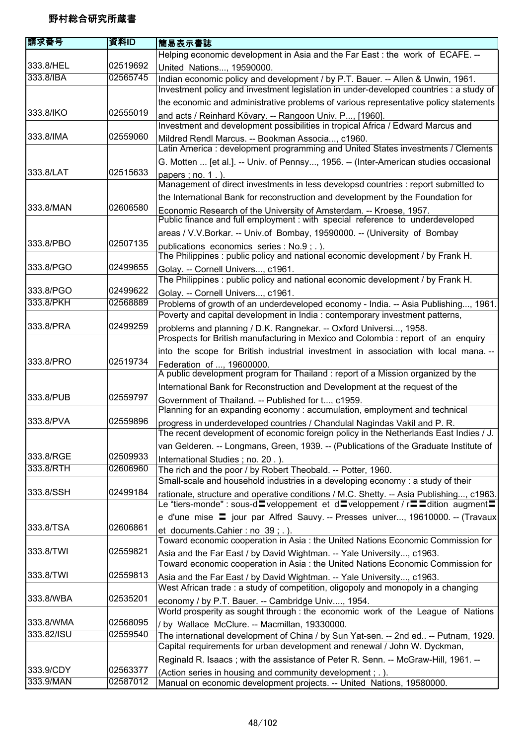野村総合研究所蔵書

| 請求番号 | 資料ID | 簡易表示書誌 |
| --- | --- | --- |
| 333.8/HEL | 02519692 | Helping economic development in Asia and the Far East : the work of ECAFE. -- United Nations..., 19590000. |
| 333.8/IBA | 02565745 | Indian economic policy and development / by P.T. Bauer. -- Allen & Unwin, 1961. |
| 333.8/IKO | 02555019 | Investment policy and investment legislation in under-developed countries : a study of the economic and administrative problems of various representative policy statements and acts / Reinhard Kövary. -- Rangoon Univ. P..., [1960]. |
| 333.8/IMA | 02559060 | Investment and development possibilities in tropical Africa / Edward Marcus and Mildred Rendl Marcus. -- Bookman Associa..., c1960. |
| 333.8/LAT | 02515633 | Latin America : development programming and United States investments / Clements G. Motten ... [et al.]. -- Univ. of Pennsy..., 1956. -- (Inter-American studies occasional papers ; no. 1 . ). |
| 333.8/MAN | 02606580 | Management of direct investments in less developsd countries : report submitted to the International Bank for reconstruction and development by the Foundation for Economic Research of the University of Amsterdam. -- Kroese, 1957. |
| 333.8/PBO | 02507135 | Public finance and full employment : with special reference to underdeveloped areas / V.V.Borkar. -- Univ.of Bombay, 19590000. -- (University of Bombay publications economics series : No.9 ; . ). |
| 333.8/PGO | 02499655 | The Philippines : public policy and national economic development / by Frank H. Golay. -- Cornell Univers..., c1961. |
| 333.8/PGO | 02499622 | The Philippines : public policy and national economic development / by Frank H. Golay. -- Cornell Univers..., c1961. |
| 333.8/PKH | 02568889 | Problems of growth of an underdeveloped economy - India. -- Asia Publishing..., 1961. |
| 333.8/PRA | 02499259 | Poverty and capital development in India : contemporary investment patterns, problems and planning / D.K. Rangnekar. -- Oxford Universi..., 1958. |
| 333.8/PRO | 02519734 | Prospects for British manufacturing in Mexico and Colombia : report of an enquiry into the scope for British industrial investment in association with local mana. -- Federation of ..., 19600000. |
| 333.8/PUB | 02559797 | A public development program for Thailand : report of a Mission organized by the International Bank for Reconstruction and Development at the request of the Government of Thailand. -- Published for t..., c1959. |
| 333.8/PVA | 02559896 | Planning for an expanding economy : accumulation, employment and technical progress in underdeveloped countries / Chandulal Nagindas Vakil and P. R. |
| 333.8/RGE | 02509933 | The recent development of economic foreign policy in the Netherlands East Indies / J. van Gelderen. -- Longmans, Green, 1939. -- (Publications of the Graduate Institute of International Studies ; no. 20 . ). |
| 333.8/RTH | 02606960 | The rich and the poor / by Robert Theobald. -- Potter, 1960. |
| 333.8/SSH | 02499184 | Small-scale and household industries in a developing economy : a study of their rationale, structure and operative conditions / M.C. Shetty. -- Asia Publishing..., c1963. |
| 333.8/TSA | 02606861 | Le "tiers-monde" : sous-d〓veloppement et d〓veloppement / r〓〓dition augment〓e d'une mise 〓 jour par Alfred Sauvy. -- Presses univer..., 19610000. -- (Travaux et documents.Cahier : no 39 ; . ). |
| 333.8/TWI | 02559821 | Toward economic cooperation in Asia : the United Nations Economic Commission for Asia and the Far East / by David Wightman. -- Yale University..., c1963. |
| 333.8/TWI | 02559813 | Toward economic cooperation in Asia : the United Nations Economic Commission for Asia and the Far East / by David Wightman. -- Yale University..., c1963. |
| 333.8/WBA | 02535201 | West African trade : a study of competition, oligopoly and monopoly in a changing economy / by P.T. Bauer. -- Cambridge Univ...., 1954. |
| 333.8/WMA | 02568095 | World prosperity as sought through : the economic work of the League of Nations / by Wallace McClure. -- Macmillan, 19330000. |
| 333.82/ISU | 02559540 | The international development of China / by Sun Yat-sen. -- 2nd ed.. -- Putnam, 1929. |
| 333.9/CDY | 02563377 | Capital requirements for urban development and renewal / John W. Dyckman, Reginald R. Isaacs ; with the assistance of Peter R. Senn. -- McGraw-Hill, 1961. -- (Action series in housing and community development ; . ). |
| 333.9/MAN | 02587012 | Manual on economic development projects. -- United Nations, 19580000. |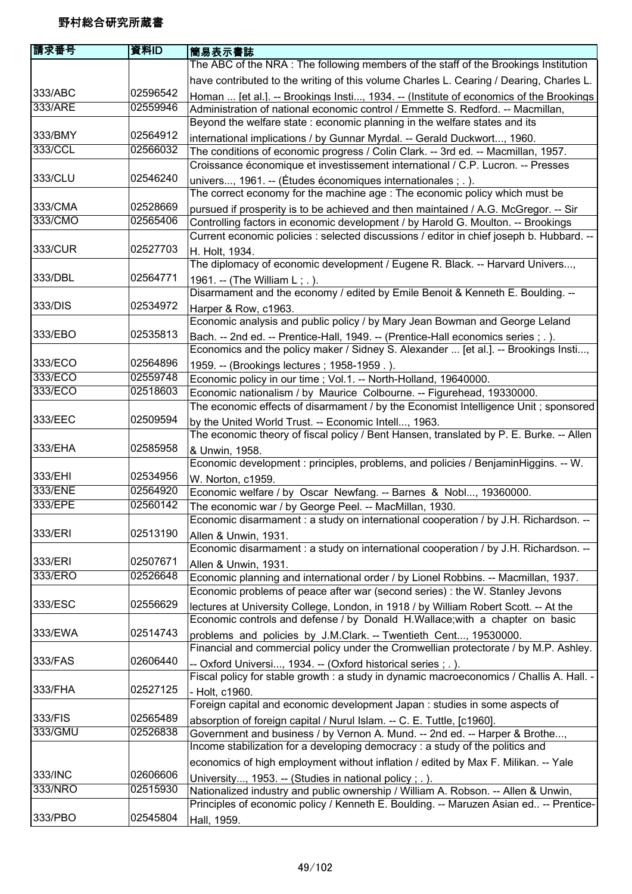# 野村総合研究所蔵書

| 請求番号 | 資料ID | 簡易表示書誌 |
|---|---|---|
| 333/ABC | 02596542 | The ABC of the NRA : The following members of the staff of the Brookings Institution have contributed to the writing of this volume Charles L. Cearing / Dearing, Charles L. Homan ... [et al.]. -- Brookings Insti..., 1934. -- (Institute of economics of the Brookings |
| 333/ARE | 02559946 | Administration of national economic control / Emmette S. Redford. -- Macmillan, |
| 333/BMY | 02564912 | Beyond the welfare state : economic planning in the welfare states and its international implications / by Gunnar Myrdal. -- Gerald Duckwort..., 1960. |
| 333/CCL | 02566032 | The conditions of economic progress / Colin Clark. -- 3rd ed. -- Macmillan, 1957. |
| 333/CLU | 02546240 | Croissance économique et investissement international / C.P. Lucron. -- Presses univers..., 1961. -- (Études économiques internationales ; . ). |
| 333/CMA | 02528669 | The correct economy for the machine age : The economic policy which must be pursued if prosperity is to be achieved and then maintained / A.G. McGregor. -- Sir |
| 333/CMO | 02565406 | Controlling factors in economic development / by Harold G. Moulton. -- Brookings |
| 333/CUR | 02527703 | Current economic policies : selected discussions / editor in chief joseph b. Hubbard. -- H. Holt, 1934. |
| 333/DBL | 02564771 | The diplomacy of economic development / Eugene R. Black. -- Harvard Univers..., 1961. -- (The William L ; . ). |
| 333/DIS | 02534972 | Disarmament and the economy / edited by Emile Benoit & Kenneth E. Boulding. -- Harper & Row, c1963. |
| 333/EBO | 02535813 | Economic analysis and public policy / by Mary Jean Bowman and George Leland Bach. -- 2nd ed. -- Prentice-Hall, 1949. -- (Prentice-Hall economics series ; . ). |
| 333/ECO | 02564896 | Economics and the policy maker / Sidney S. Alexander ... [et al.]. -- Brookings Insti..., 1959. -- (Brookings lectures ; 1958-1959 . ). |
| 333/ECO | 02559748 | Economic policy in our time ; Vol.1. -- North-Holland, 19640000. |
| 333/ECO | 02518603 | Economic nationalism / by Maurice Colbourne. -- Figurehead, 19330000. |
| 333/EEC | 02509594 | The economic effects of disarmament / by the Economist Intelligence Unit ; sponsored by the United World Trust. -- Economic Intell..., 1963. |
| 333/EHA | 02585958 | The economic theory of fiscal policy / Bent Hansen, translated by P. E. Burke. -- Allen & Unwin, 1958. |
| 333/EHI | 02534956 | Economic development : principles, problems, and policies / BenjaminHiggins. -- W. W. Norton, c1959. |
| 333/ENE | 02564920 | Economic welfare / by Oscar Newfang. -- Barnes & Nobl..., 19360000. |
| 333/EPE | 02560142 | The economic war / by George Peel. -- MacMillan, 1930. |
| 333/ERI | 02513190 | Economic disarmament : a study on international cooperation / by J.H. Richardson. -- Allen & Unwin, 1931. |
| 333/ERI | 02507671 | Economic disarmament : a study on international cooperation / by J.H. Richardson. -- Allen & Unwin, 1931. |
| 333/ERO | 02526648 | Economic planning and international order / by Lionel Robbins. -- Macmillan, 1937. |
| 333/ESC | 02556629 | Economic problems of peace after war (second series) : the W. Stanley Jevons lectures at University College, London, in 1918 / by William Robert Scott. -- At the |
| 333/EWA | 02514743 | Economic controls and defense / by Donald H.Wallace;with a chapter on basic problems and policies by J.M.Clark. -- Twentieth Cent..., 19530000. |
| 333/FAS | 02606440 | Financial and commercial policy under the Cromwellian protectorate / by M.P. Ashley. -- Oxford Universi..., 1934. -- (Oxford historical series ; . ). |
| 333/FHA | 02527125 | Fiscal policy for stable growth : a study in dynamic macroeconomics / Challis A. Hall. -- Holt, c1960. |
| 333/FIS | 02565489 | Foreign capital and economic development Japan : studies in some aspects of absorption of foreign capital / Nurul Islam. -- C. E. Tuttle, [c1960]. |
| 333/GMU | 02526838 | Government and business / by Vernon A. Mund. -- 2nd ed. -- Harper & Brothe..., |
| 333/INC | 02606606 | Income stabilization for a developing democracy : a study of the politics and economics of high employment without inflation / edited by Max F. Milikan. -- Yale University..., 1953. -- (Studies in national policy ; . ). |
| 333/NRO | 02515930 | Nationalized industry and public ownership / William A. Robson. -- Allen & Unwin, |
| 333/PBO | 02545804 | Principles of economic policy / Kenneth E. Boulding. -- Maruzen Asian ed.. -- Prentice-Hall, 1959. |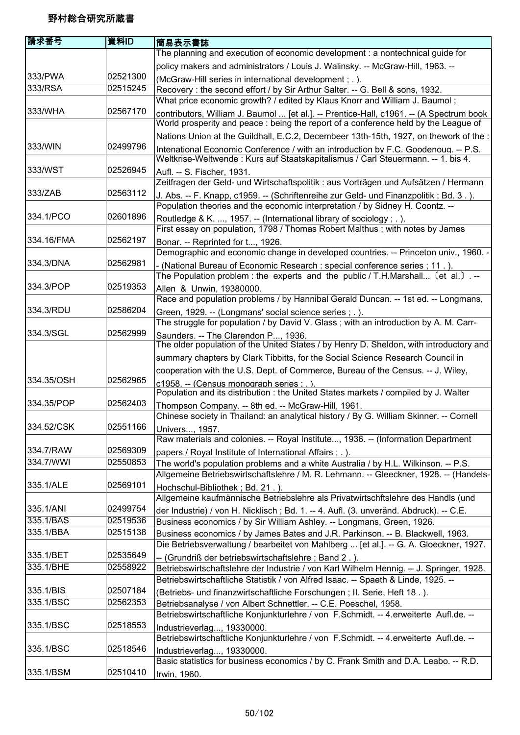# 野村総合研究所蔵書

| 請求番号 | 資料ID | 簡易表示書誌 |
|---|---|---|
| 333/PWA | 02521300 | The planning and execution of economic development : a nontechnical guide for policy makers and administrators / Louis J. Walinsky. -- McGraw-Hill, 1963. -- (McGraw-Hill series in international development ; . ). |
| 333/RSA | 02515245 | Recovery : the second effort / by Sir Arthur Salter. -- G. Bell & sons, 1932. |
| 333/WHA | 02567170 | What price economic growth? / edited by Klaus Knorr and William J. Baumol ; contributors, William J. Baumol ... [et al.]. -- Prentice-Hall, c1961. -- (A Spectrum book |
| 333/WIN | 02499796 | World prosperity and peace : being the report of a conference held by the League of Nations Union at the Guildhall, E.C.2, Decembeer 13th-15th, 1927, on thework of the : Intenational Economic Conference / with an introduction by F.C. Goodenoug. -- P.S. |
| 333/WST | 02526945 | Weltkrise-Weltwende : Kurs auf Staatskapitalismus / Carl Steuermann. -- 1. bis 4. Aufl. -- S. Fischer, 1931. |
| 333/ZAB | 02563112 | Zeitfragen der Geld- und Wirtschaftspolitik : aus Vorträgen und Aufsätzen / Hermann J. Abs. -- F. Knapp, c1959. -- (Schriftenreihe zur Geld- und Finanzpolitik ; Bd. 3 . ). |
| 334.1/PCO | 02601896 | Population theories and the economic interpretation / by Sidney H. Coontz. -- Routledge & K. ..., 1957. -- (International library of sociology ; . ). |
| 334.16/FMA | 02562197 | First essay on population, 1798 / Thomas Robert Malthus ; with notes by James Bonar. -- Reprinted for t..., 1926. |
| 334.3/DNA | 02562981 | Demographic and economic change in developed countries. -- Princeton univ., 1960. -- (National Bureau of Economic Research : special conference series ; 11 . ). |
| 334.3/POP | 02519353 | The Population problem : the experts and the public / T.H.Marshall...〔et al.〕. -- Allen & Unwin, 19380000. |
| 334.3/RDU | 02586204 | Race and population problems / by Hannibal Gerald Duncan. -- 1st ed. -- Longmans, Green, 1929. -- (Longmans' social science series ; . ). |
| 334.3/SGL | 02562999 | The struggle for population / by David V. Glass ; with an introduction by A. M. Carr-Saunders. -- The Clarendon P..., 1936. |
| 334.35/OSH | 02562965 | The older population of the United States / by Henry D. Sheldon, with introductory and summary chapters by Clark Tibbitts, for the Social Science Research Council in cooperation with the U.S. Dept. of Commerce, Bureau of the Census. -- J. Wiley, c1958. -- (Census monograph series ; . ). |
| 334.35/POP | 02562403 | Population and its distribution : the United States markets / compiled by J. Walter Thompson Company. -- 8th ed. -- McGraw-Hill, 1961. |
| 334.52/CSK | 02551166 | Chinese society in Thailand: an analytical history / By G. William Skinner. -- Cornell Univers..., 1957. |
| 334.7/RAW | 02569309 | Raw materials and colonies. -- Royal Institute..., 1936. -- (Information Department papers / Royal Institute of International Affairs ; . ). |
| 334.7/WWI | 02550853 | The world's population problems and a white Australia / by H.L. Wilkinson. -- P.S. |
| 335.1/ALE | 02569101 | Allgemeine Betriebswirtschaftslehre / M. R. Lehmann. -- Gleeckner, 1928. -- (Handels-Hochschul-Bibliothek ; Bd. 21 . ). |
| 335.1/ANI | 02499754 | Allgemeine kaufmännische Betriebslehre als Privatwirtschftslehre des Handls (und der Industrie) / von H. Nicklisch ; Bd. 1. -- 4. Aufl. (3. unveränd. Abdruck). -- C.E. |
| 335.1/BAS | 02519536 | Business economics / by Sir William Ashley. -- Longmans, Green, 1926. |
| 335.1/BBA | 02515138 | Business economics / by James Bates and J.R. Parkinson. -- B. Blackwell, 1963. |
| 335.1/BET | 02535649 | Die Betriebsverwaltung / bearbeitet von Mahlberg ... [et al.]. -- G. A. Gloeckner, 1927. -- (Grundriß der betriebswirtschaftslehre ; Band 2 . ). |
| 335.1/BHE | 02558922 | Betriebswirtschaftslehre der Industrie / von Karl Wilhelm Hennig. -- J. Springer, 1928. |
| 335.1/BIS | 02507184 | Betriebswirtschaftliche Statistik / von Alfred Isaac. -- Spaeth & Linde, 1925. -- (Betriebs- und finanzwirtschaftliche Forschungen ; II. Serie, Heft 18 . ). |
| 335.1/BSC | 02562353 | Betriebsanalyse / von Albert Schnettler. -- C.E. Poeschel, 1958. |
| 335.1/BSC | 02518553 | Betriebswirtschaftliche Konjunkturlehre / von F.Schmidt. -- 4.erweiterte Aufl.de. -- Industrieverlag..., 19330000. |
| 335.1/BSC | 02518546 | Betriebswirtschaftliche Konjunkturlehre / von F.Schmidt. -- 4.erweiterte Aufl.de. -- Industrieverlag..., 19330000. |
| 335.1/BSM | 02510410 | Basic statistics for business economics / by C. Frank Smith and D.A. Leabo. -- R.D. Irwin, 1960. |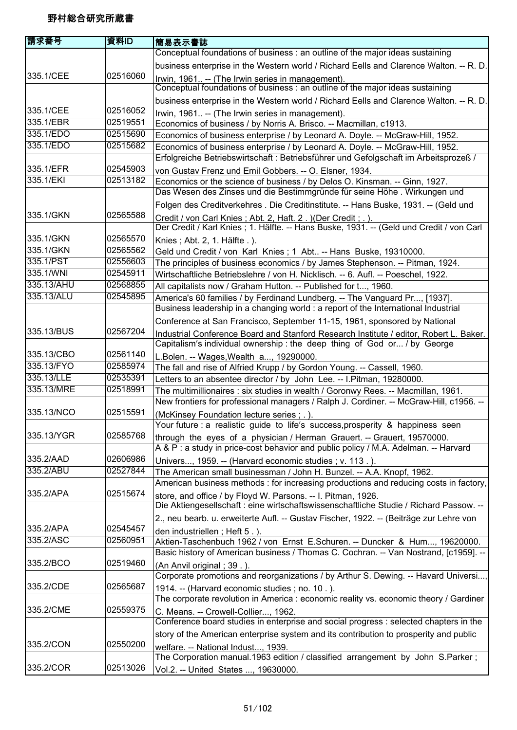野村総合研究所蔵書

| 請求番号 | 資料ID | 簡易表示書誌 |
|---|---|---|
| 335.1/CEE | 02516060 | Conceptual foundations of business : an outline of the major ideas sustaining business enterprise in the Western world / Richard Eells and Clarence Walton. -- R. D. Irwin, 1961.. -- (The Irwin series in management). |
| 335.1/CEE | 02516052 | Conceptual foundations of business : an outline of the major ideas sustaining business enterprise in the Western world / Richard Eells and Clarence Walton. -- R. D. Irwin, 1961.. -- (The Irwin series in management). |
| 335.1/EBR | 02519551 | Economics of business / by Norris A. Brisco. -- Macmillan, c1913. |
| 335.1/EDO | 02515690 | Economics of business enterprise / by Leonard A. Doyle. -- McGraw-Hill, 1952. |
| 335.1/EDO | 02515682 | Economics of business enterprise / by Leonard A. Doyle. -- McGraw-Hill, 1952. |
| 335.1/EFR | 02545903 | Erfolgreiche Betriebswirtschaft : Betriebsführer und Gefolgschaft im Arbeitsprozeß / von Gustav Frenz und Emil Gobbers. -- O. Elsner, 1934. |
| 335.1/EKI | 02513182 | Economics or the science of business / by Delos O. Kinsman. -- Ginn, 1927. |
| 335.1/GKN | 02565588 | Das Wesen des Zinses und die Bestimmgründe für seine Höhe . Wirkungen und Folgen des Creditverkehres . Die Creditinstitute. -- Hans Buske, 1931. -- (Geld und Credit / von Carl Knies ; Abt. 2, Haft. 2 . )(Der Credit ; . ). |
| 335.1/GKN | 02565570 | Der Credit / Karl Knies ; 1. Hälfte. -- Hans Buske, 1931. -- (Geld und Credit / von Carl Knies ; Abt. 2, 1. Hälfte . ). |
| 335.1/GKN | 02565562 | Geld und Credit / von Karl Knies ; 1 Abt.. -- Hans Buske, 19310000. |
| 335.1/PST | 02556603 | The principles of business economics / by James Stephenson. -- Pitman, 1924. |
| 335.1/WNI | 02545911 | Wirtschaftliche Betriebslehre / von H. Nicklisch. -- 6. Aufl. -- Poeschel, 1922. |
| 335.13/AHU | 02568855 | All capitalists now / Graham Hutton. -- Published for t..., 1960. |
| 335.13/ALU | 02545895 | America's 60 families / by Ferdinand Lundberg. -- The Vanguard Pr..., [1937]. |
| 335.13/BUS | 02567204 | Business leadership in a changing world : a report of the International Industrial Conference at San Francisco, September 11-15, 1961, sponsored by National Industrial Conference Board and Stanford Research Institute / editor, Robert L. Baker. |
| 335.13/CBO | 02561140 | Capitalism's individual ownership : the deep thing of God or... / by George L.Bolen. -- Wages,Wealth a..., 19290000. |
| 335.13/FYO | 02585974 | The fall and rise of Alfried Krupp / by Gordon Young. -- Cassell, 1960. |
| 335.13/LLE | 02535391 | Letters to an absentee director / by John Lee. -- I.Pitman, 19280000. |
| 335.13/MRE | 02518991 | The multimillionaires : six studies in wealth / Goronwy Rees. -- Macmillan, 1961. |
| 335.13/NCO | 02515591 | New frontiers for professional managers / Ralph J. Cordiner. -- McGraw-Hill, c1956. -- (McKinsey Foundation lecture series ; . ). |
| 335.13/YGR | 02585768 | Your future : a realistic guide to life's success,prosperity & happiness seen through the eyes of a physician / Herman Grauert. -- Grauert, 19570000. |
| 335.2/AAD | 02606986 | A & P : a study in price-cost behavior and public policy / M.A. Adelman. -- Harvard Univers..., 1959. -- (Harvard economic studies ; v. 113 . ). |
| 335.2/ABU | 02527844 | The American small businessman / John H. Bunzel. -- A.A. Knopf, 1962. |
| 335.2/APA | 02515674 | American business methods : for increasing productions and reducing costs in factory, store, and office / by Floyd W. Parsons. -- I. Pitman, 1926. |
| 335.2/APA | 02545457 | Die Aktiengesellschaft : eine wirtschaftswissenschaftliche Studie / Richard Passow. -- 2., neu bearb. u. erweiterte Aufl. -- Gustav Fischer, 1922. -- (Beiträge zur Lehre von den industriellen ; Heft 5 . ). |
| 335.2/ASC | 02560951 | Aktien-Taschenbuch 1962 / von Ernst E.Schuren. -- Duncker & Hum..., 19620000. |
| 335.2/BCO | 02519460 | Basic history of American business / Thomas C. Cochran. -- Van Nostrand, [c1959]. -- (An Anvil original ; 39 . ). |
| 335.2/CDE | 02565687 | Corporate promotions and reorganizations / by Arthur S. Dewing. -- Havard Universi..., 1914. -- (Harvard economic studies ; no. 10 . ). |
| 335.2/CME | 02559375 | The corporate revolution in America : economic reality vs. economic theory / Gardiner C. Means. -- Crowell-Collier..., 1962. |
| 335.2/CON | 02550200 | Conference board studies in enterprise and social progress : selected chapters in the story of the American enterprise system and its contribution to prosperity and public welfare. -- National Indust..., 1939. |
| 335.2/COR | 02513026 | The Corporation manual.1963 edition / classified arrangement by John S.Parker ; Vol.2. -- United States ..., 19630000. |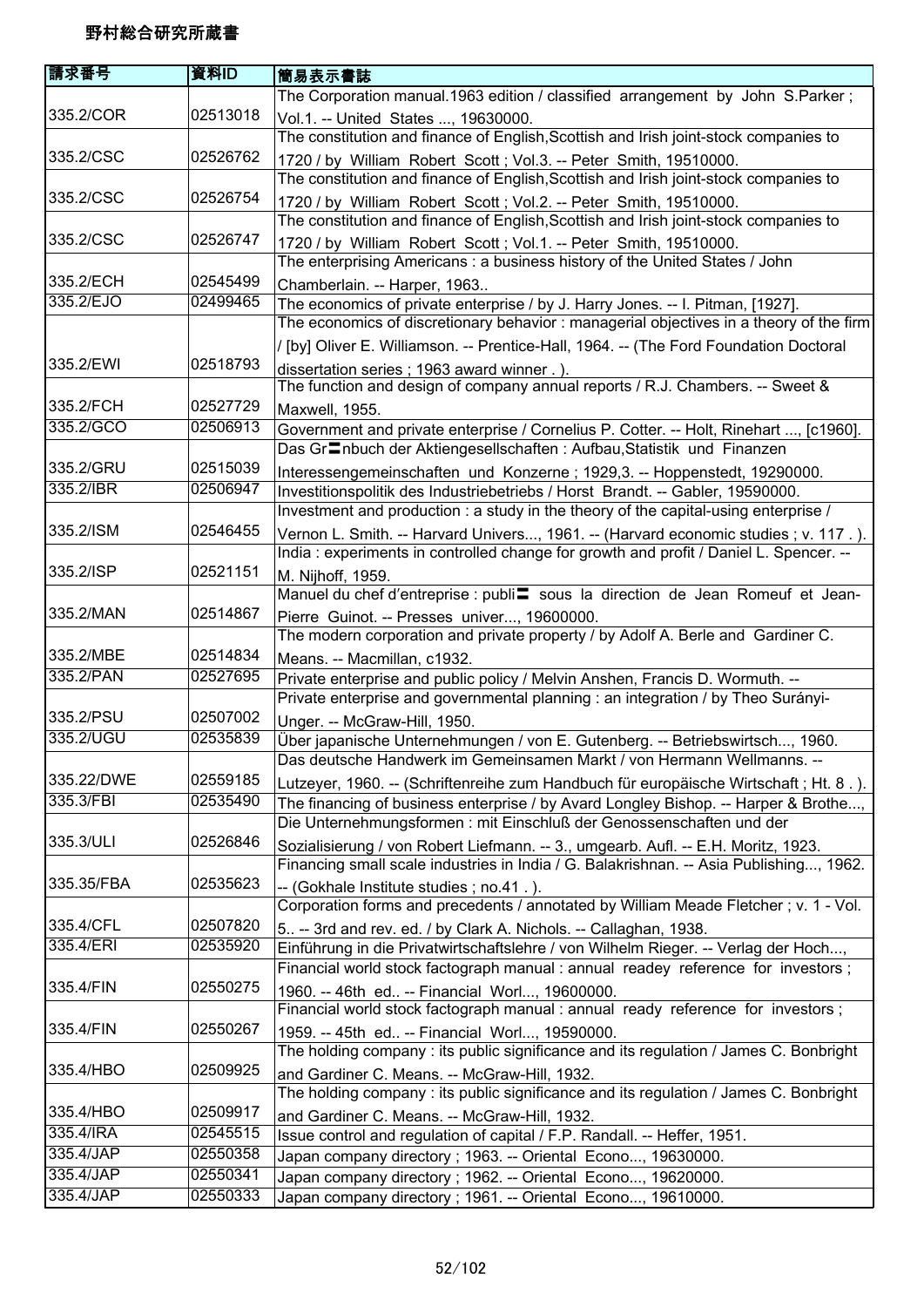野村総合研究所蔵書

| 請求番号 | 資料ID | 簡易表示書誌 |
|---|---|---|
| 335.2/COR | 02513018 | The Corporation manual.1963 edition / classified arrangement by John S.Parker ; Vol.1. -- United States ..., 19630000. |
| 335.2/CSC | 02526762 | The constitution and finance of English,Scottish and Irish joint-stock companies to 1720 / by William Robert Scott ; Vol.3. -- Peter Smith, 19510000. |
| 335.2/CSC | 02526754 | The constitution and finance of English,Scottish and Irish joint-stock companies to 1720 / by William Robert Scott ; Vol.2. -- Peter Smith, 19510000. |
| 335.2/CSC | 02526747 | The constitution and finance of English,Scottish and Irish joint-stock companies to 1720 / by William Robert Scott ; Vol.1. -- Peter Smith, 19510000. |
| 335.2/ECH | 02545499 | The enterprising Americans : a business history of the United States / John Chamberlain. -- Harper, 1963.. |
| 335.2/EJO | 02499465 | The economics of private enterprise / by J. Harry Jones. -- I. Pitman, [1927]. |
| 335.2/EWI | 02518793 | The economics of discretionary behavior : managerial objectives in a theory of the firm / [by] Oliver E. Williamson. -- Prentice-Hall, 1964. -- (The Ford Foundation Doctoral dissertation series ; 1963 award winner . ). |
| 335.2/FCH | 02527729 | The function and design of company annual reports / R.J. Chambers. -- Sweet & Maxwell, 1955. |
| 335.2/GCO | 02506913 | Government and private enterprise / Cornelius P. Cotter. -- Holt, Rinehart ..., [c1960]. |
| 335.2/GRU | 02515039 | Das Gr〓nbuch der Aktiengesellschaften : Aufbau,Statistik und Finanzen Interessengemeinschaften und Konzerne ; 1929,3. -- Hoppenstedt, 19290000. |
| 335.2/IBR | 02506947 | Investitionspolitik des Industriebetriebs / Horst Brandt. -- Gabler, 19590000. |
| 335.2/ISM | 02546455 | Investment and production : a study in the theory of the capital-using enterprise / Vernon L. Smith. -- Harvard Univers..., 1961. -- (Harvard economic studies ; v. 117 . ). |
| 335.2/ISP | 02521151 | India : experiments in controlled change for growth and profit / Daniel L. Spencer. -- M. Nijhoff, 1959. |
| 335.2/MAN | 02514867 | Manuel du chef d'entreprise : publi〓 sous la direction de Jean Romeuf et Jean-Pierre Guinot. -- Presses univer..., 19600000. |
| 335.2/MBE | 02514834 | The modern corporation and private property / by Adolf A. Berle and Gardiner C. Means. -- Macmillan, c1932. |
| 335.2/PAN | 02527695 | Private enterprise and public policy / Melvin Anshen, Francis D. Wormuth. -- |
| 335.2/PSU | 02507002 | Private enterprise and governmental planning : an integration / by Theo Surányi-Unger. -- McGraw-Hill, 1950. |
| 335.2/UGU | 02535839 | Über japanische Unternehmungen / von E. Gutenberg. -- Betriebswirtsch..., 1960. |
| 335.22/DWE | 02559185 | Das deutsche Handwerk im Gemeinsamen Markt / von Hermann Wellmanns. -- Lutzeyer, 1960. -- (Schriftenreihe zum Handbuch für europäische Wirtschaft ; Ht. 8 . ). |
| 335.3/FBI | 02535490 | The financing of business enterprise / by Avard Longley Bishop. -- Harper & Brothe..., |
| 335.3/ULI | 02526846 | Die Unternehmungsformen : mit Einschluß der Genossenschaften und der Sozialisierung / von Robert Liefmann. -- 3., umgearb. Aufl. -- E.H. Moritz, 1923. |
| 335.35/FBA | 02535623 | Financing small scale industries in India / G. Balakrishnan. -- Asia Publishing..., 1962. -- (Gokhale Institute studies ; no.41 . ). |
| 335.4/CFL | 02507820 | Corporation forms and precedents / annotated by William Meade Fletcher ; v. 1 - Vol. 5.. -- 3rd and rev. ed. / by Clark A. Nichols. -- Callaghan, 1938. |
| 335.4/ERI | 02535920 | Einführung in die Privatwirtschaftslehre / von Wilhelm Rieger. -- Verlag der Hoch..., |
| 335.4/FIN | 02550275 | Financial world stock factograph manual : annual readey reference for investors ; 1960. -- 46th ed.. -- Financial Worl..., 19600000. |
| 335.4/FIN | 02550267 | Financial world stock factograph manual : annual ready reference for investors ; 1959. -- 45th ed.. -- Financial Worl..., 19590000. |
| 335.4/HBO | 02509925 | The holding company : its public significance and its regulation / James C. Bonbright and Gardiner C. Means. -- McGraw-Hill, 1932. |
| 335.4/HBO | 02509917 | The holding company : its public significance and its regulation / James C. Bonbright and Gardiner C. Means. -- McGraw-Hill, 1932. |
| 335.4/IRA | 02545515 | Issue control and regulation of capital / F.P. Randall. -- Heffer, 1951. |
| 335.4/JAP | 02550358 | Japan company directory ; 1963. -- Oriental Econo..., 19630000. |
| 335.4/JAP | 02550341 | Japan company directory ; 1962. -- Oriental Econo..., 19620000. |
| 335.4/JAP | 02550333 | Japan company directory ; 1961. -- Oriental Econo..., 19610000. |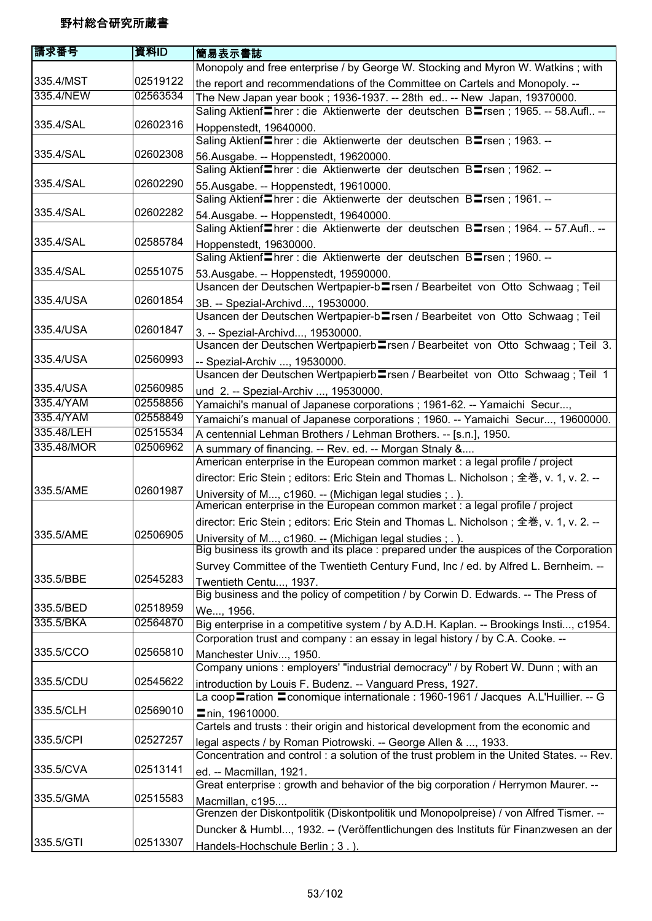野村総合研究所蔵書

| 請求番号 | 資料ID | 簡易表示書誌 |
| --- | --- | --- |
| 335.4/MST | 02519122 | Monopoly and free enterprise / by George W. Stocking and Myron W. Watkins ; with the report and recommendations of the Committee on Cartels and Monopoly. -- |
| 335.4/NEW | 02563534 | The New Japan year book ; 1936-1937. -- 28th ed.. -- New Japan, 19370000. |
| 335.4/SAL | 02602316 | Saling Aktienf〓hrer : die Aktienwerte der deutschen B〓rsen ; 1965. -- 58.Aufl.. -- Hoppenstedt, 19640000. |
| 335.4/SAL | 02602308 | Saling Aktienf〓hrer : die Aktienwerte der deutschen B〓rsen ; 1963. -- 56.Ausgabe. -- Hoppenstedt, 19620000. |
| 335.4/SAL | 02602290 | Saling Aktienf〓hrer : die Aktienwerte der deutschen B〓rsen ; 1962. -- 55.Ausgabe. -- Hoppenstedt, 19610000. |
| 335.4/SAL | 02602282 | Saling Aktienf〓hrer : die Aktienwerte der deutschen B〓rsen ; 1961. -- 54.Ausgabe. -- Hoppenstedt, 19640000. |
| 335.4/SAL | 02585784 | Saling Aktienf〓hrer : die Aktienwerte der deutschen B〓rsen ; 1964. -- 57.Aufl.. -- Hoppenstedt, 19630000. |
| 335.4/SAL | 02551075 | Saling Aktienf〓hrer : die Aktienwerte der deutschen B〓rsen ; 1960. -- 53.Ausgabe. -- Hoppenstedt, 19590000. |
| 335.4/USA | 02601854 | Usancen der Deutschen Wertpapier-b〓rsen / Bearbeitet von Otto Schwaag ; Teil 3B. -- Spezial-Archivd..., 19530000. |
| 335.4/USA | 02601847 | Usancen der Deutschen Wertpapier-b〓rsen / Bearbeitet von Otto Schwaag ; Teil 3. -- Spezial-Archivd..., 19530000. |
| 335.4/USA | 02560993 | Usancen der Deutschen Wertpapierb〓rsen / Bearbeitet von Otto Schwaag ; Teil 3. -- Spezial-Archiv ..., 19530000. |
| 335.4/USA | 02560985 | Usancen der Deutschen Wertpapierb〓rsen / Bearbeitet von Otto Schwaag ; Teil 1 und 2. -- Spezial-Archiv ..., 19530000. |
| 335.4/YAM | 02558856 | Yamaichi's manual of Japanese corporations ; 1961-62. -- Yamaichi Secur..., |
| 335.4/YAM | 02558849 | Yamaichi's manual of Japanese corporations ; 1960. -- Yamaichi Secur..., 19600000. |
| 335.48/LEH | 02515534 | A centennial Lehman Brothers / Lehman Brothers. -- [s.n.], 1950. |
| 335.48/MOR | 02506962 | A summary of financing. -- Rev. ed. -- Morgan Stnaly &.... |
| 335.5/AME | 02601987 | American enterprise in the European common market : a legal profile / project director: Eric Stein ; editors: Eric Stein and Thomas L. Nicholson ; 全巻, v. 1, v. 2. -- University of M..., c1960. -- (Michigan legal studies ; . ). |
| 335.5/AME | 02506905 | American enterprise in the European common market : a legal profile / project director: Eric Stein ; editors: Eric Stein and Thomas L. Nicholson ; 全巻, v. 1, v. 2. -- University of M..., c1960. -- (Michigan legal studies ; . ). |
| 335.5/BBE | 02545283 | Big business its growth and its place : prepared under the auspices of the Corporation Survey Committee of the Twentieth Century Fund, Inc / ed. by Alfred L. Bernheim. -- Twentieth Centu..., 1937. |
| 335.5/BED | 02518959 | Big business and the policy of competition / by Corwin D. Edwards. -- The Press of We..., 1956. |
| 335.5/BKA | 02564870 | Big enterprise in a competitive system / by A.D.H. Kaplan. -- Brookings Insti..., c1954. |
| 335.5/CCO | 02565810 | Corporation trust and company : an essay in legal history / by C.A. Cooke. -- Manchester Univ..., 1950. |
| 335.5/CDU | 02545622 | Company unions : employers' "industrial democracy" / by Robert W. Dunn ; with an introduction by Louis F. Budenz. -- Vanguard Press, 1927. |
| 335.5/CLH | 02569010 | La coop〓ration 〓conomique internationale : 1960-1961 / Jacques A.L'Huillier. -- G〓nin, 19610000. |
| 335.5/CPI | 02527257 | Cartels and trusts : their origin and historical development from the economic and legal aspects / by Roman Piotrowski. -- George Allen & ..., 1933. |
| 335.5/CVA | 02513141 | Concentration and control : a solution of the trust problem in the United States. -- Rev. ed. -- Macmillan, 1921. |
| 335.5/GMA | 02515583 | Great enterprise : growth and behavior of the big corporation / Herrymon Maurer. -- Macmillan, c195.... |
| 335.5/GTI | 02513307 | Grenzen der Diskontpolitik (Diskontpolitik und Monopolpreise) / von Alfred Tismer. -- Duncker & Humbl..., 1932. -- (Veröffentlichungen des Instituts für Finanzwesen an der Handels-Hochschule Berlin ; 3 . ). |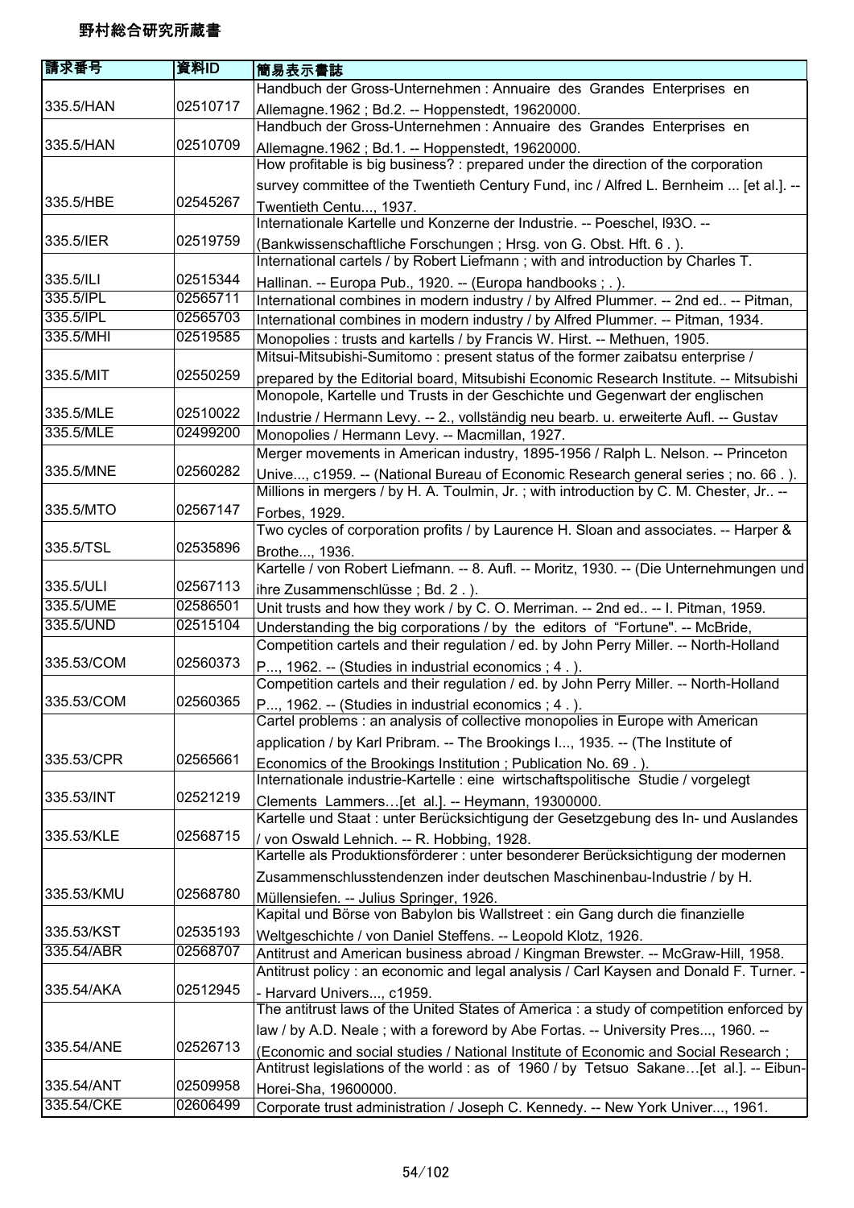# 野村総合研究所蔵書

| 請求番号 | 資料ID | 簡易表示書誌 |
| --- | --- | --- |
| 335.5/HAN | 02510717 | Handbuch der Gross-Unternehmen : Annuaire des Grandes Enterprises en Allemagne.1962 ; Bd.2. -- Hoppenstedt, 19620000. |
| 335.5/HAN | 02510709 | Handbuch der Gross-Unternehmen : Annuaire des Grandes Enterprises en Allemagne.1962 ; Bd.1. -- Hoppenstedt, 19620000. |
| 335.5/HBE | 02545267 | How profitable is big business? : prepared under the direction of the corporation survey committee of the Twentieth Century Fund, inc / Alfred L. Bernheim ... [et al.]. -- Twentieth Centu..., 1937. |
| 335.5/IER | 02519759 | Internationale Kartelle und Konzerne der Industrie. -- Poeschel, l93O. -- (Bankwissenschaftliche Forschungen ; Hrsg. von G. Obst. Hft. 6 . ). |
| 335.5/ILI | 02515344 | International cartels / by Robert Liefmann ; with and introduction by Charles T. Hallinan. -- Europa Pub., 1920. -- (Europa handbooks ; . ). |
| 335.5/IPL | 02565711 | International combines in modern industry / by Alfred Plummer. -- 2nd ed.. -- Pitman, |
| 335.5/IPL | 02565703 | International combines in modern industry / by Alfred Plummer. -- Pitman, 1934. |
| 335.5/MHI | 02519585 | Monopolies : trusts and kartells / by Francis W. Hirst. -- Methuen, 1905. |
| 335.5/MIT | 02550259 | Mitsui-Mitsubishi-Sumitomo : present status of the former zaibatsu enterprise / prepared by the Editorial board, Mitsubishi Economic Research Institute. -- Mitsubishi |
| 335.5/MLE | 02510022 | Monopole, Kartelle und Trusts in der Geschichte und Gegenwart der englischen Industrie / Hermann Levy. -- 2., vollständig neu bearb. u. erweiterte Aufl. -- Gustav |
| 335.5/MLE | 02499200 | Monopolies / Hermann Levy. -- Macmillan, 1927. |
| 335.5/MNE | 02560282 | Merger movements in American industry, 1895-1956 / Ralph L. Nelson. -- Princeton Unive..., c1959. -- (National Bureau of Economic Research general series ; no. 66 . ). |
| 335.5/MTO | 02567147 | Millions in mergers / by H. A. Toulmin, Jr. ; with introduction by C. M. Chester, Jr.. -- Forbes, 1929. |
| 335.5/TSL | 02535896 | Two cycles of corporation profits / by Laurence H. Sloan and associates. -- Harper & Brothe..., 1936. |
| 335.5/ULI | 02567113 | Kartelle / von Robert Liefmann. -- 8. Aufl. -- Moritz, 1930. -- (Die Unternehmungen und ihre Zusammenschlüsse ; Bd. 2 . ). |
| 335.5/UME | 02586501 | Unit trusts and how they work / by C. O. Merriman. -- 2nd ed.. -- I. Pitman, 1959. |
| 335.5/UND | 02515104 | Understanding the big corporations / by the editors of "Fortune". -- McBride, |
| 335.53/COM | 02560373 | Competition cartels and their regulation / ed. by John Perry Miller. -- North-Holland P..., 1962. -- (Studies in industrial economics ; 4 . ). |
| 335.53/COM | 02560365 | Competition cartels and their regulation / ed. by John Perry Miller. -- North-Holland P..., 1962. -- (Studies in industrial economics ; 4 . ). |
| 335.53/CPR | 02565661 | Cartel problems : an analysis of collective monopolies in Europe with American application / by Karl Pribram. -- The Brookings I..., 1935. -- (The Institute of Economics of the Brookings Institution ; Publication No. 69 . ). |
| 335.53/INT | 02521219 | Internationale industrie-Kartelle : eine wirtschaftspolitische Studie / vorgelegt Clements Lammers…[et al.]. -- Heymann, 19300000. |
| 335.53/KLE | 02568715 | Kartelle und Staat : unter Berücksichtigung der Gesetzgebung des In- und Auslandes / von Oswald Lehnich. -- R. Hobbing, 1928. |
| 335.53/KMU | 02568780 | Kartelle als Produktionsförderer : unter besonderer Berücksichtigung der modernen Zusammenschlusstendenzen inder deutschen Maschinenbau-Industrie / by H. Müllensiefen. -- Julius Springer, 1926. |
| 335.53/KST | 02535193 | Kapital und Börse von Babylon bis Wallstreet : ein Gang durch die finanzielle Weltgeschichte / von Daniel Steffens. -- Leopold Klotz, 1926. |
| 335.54/ABR | 02568707 | Antitrust and American business abroad / Kingman Brewster. -- McGraw-Hill, 1958. |
| 335.54/AKA | 02512945 | Antitrust policy : an economic and legal analysis / Carl Kaysen and Donald F. Turner. -- Harvard Univers..., c1959. |
| 335.54/ANE | 02526713 | The antitrust laws of the United States of America : a study of competition enforced by law / by A.D. Neale ; with a foreword by Abe Fortas. -- University Pres..., 1960. -- (Economic and social studies / National Institute of Economic and Social Research ; |
| 335.54/ANT | 02509958 | Antitrust legislations of the world : as of 1960 / by Tetsuo Sakane…[et al.]. -- Eibun-Horei-Sha, 19600000. |
| 335.54/CKE | 02606499 | Corporate trust administration / Joseph C. Kennedy. -- New York Univer..., 1961. |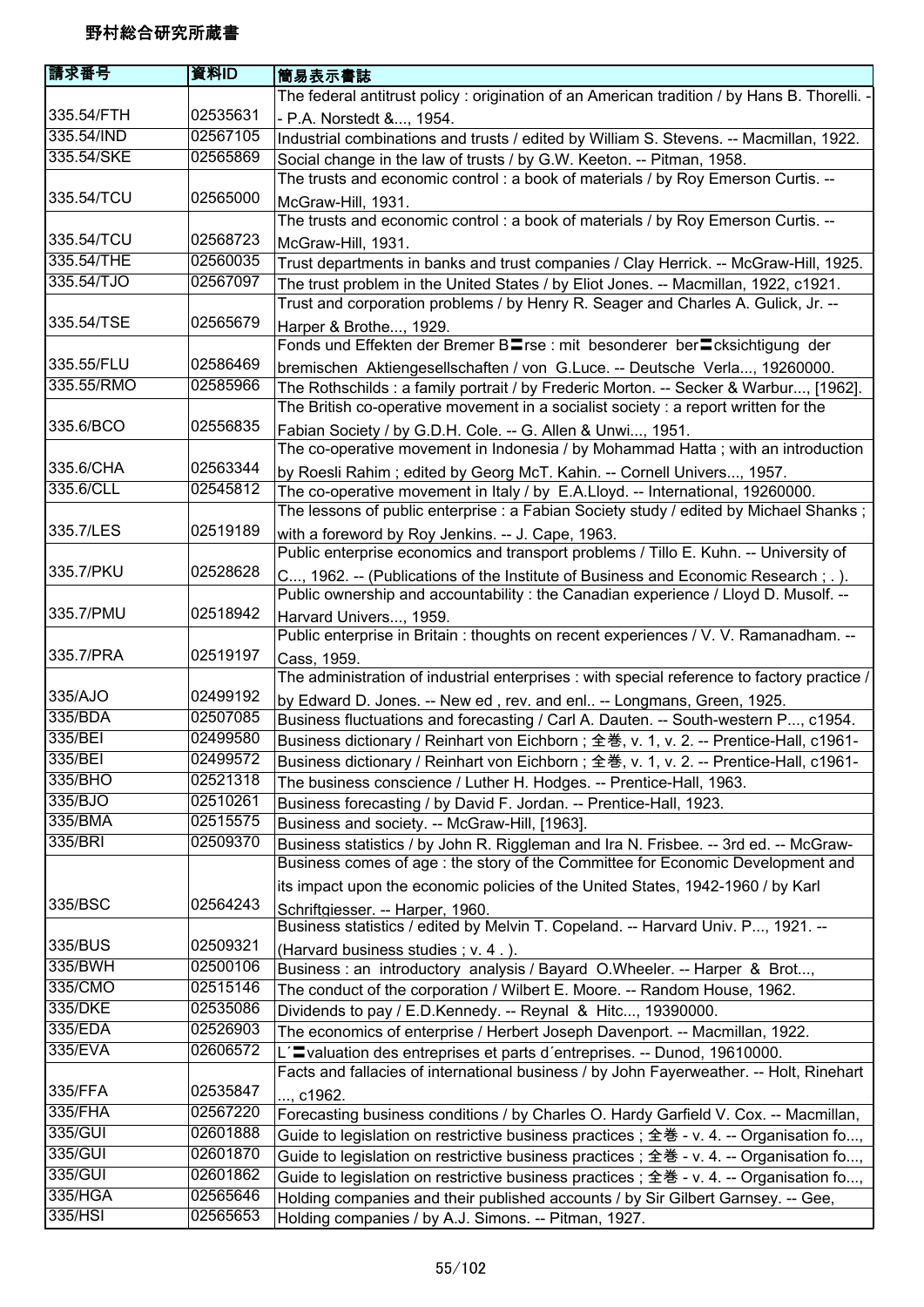# 野村総合研究所蔵書

| 請求番号 | 資料ID | 簡易表示書誌 |
| --- | --- | --- |
| 335.54/FTH | 02535631 | The federal antitrust policy : origination of an American tradition / by Hans B. Thorelli. -- P.A. Norstedt &..., 1954. |
| 335.54/IND | 02567105 | Industrial combinations and trusts / edited by William S. Stevens. -- Macmillan, 1922. |
| 335.54/SKE | 02565869 | Social change in the law of trusts / by G.W. Keeton. -- Pitman, 1958. |
| 335.54/TCU | 02565000 | The trusts and economic control : a book of materials / by Roy Emerson Curtis. -- McGraw-Hill, 1931. |
| 335.54/TCU | 02568723 | The trusts and economic control : a book of materials / by Roy Emerson Curtis. -- McGraw-Hill, 1931. |
| 335.54/THE | 02560035 | Trust departments in banks and trust companies / Clay Herrick. -- McGraw-Hill, 1925. |
| 335.54/TJO | 02567097 | The trust problem in the United States / by Eliot Jones. -- Macmillan, 1922, c1921. |
| 335.54/TSE | 02565679 | Trust and corporation problems / by Henry R. Seager and Charles A. Gulick, Jr. -- Harper & Brothe..., 1929. |
| 335.55/FLU | 02586469 | Fonds und Effekten der Bremer B〓rse : mit besonderer ber〓cksichtigung der bremischen Aktiengesellschaften / von G.Luce. -- Deutsche Verla..., 19260000. |
| 335.55/RMO | 02585966 | The Rothschilds : a family portrait / by Frederic Morton. -- Secker & Warbur..., [1962]. |
| 335.6/BCO | 02556835 | The British co-operative movement in a socialist society : a report written for the Fabian Society / by G.D.H. Cole. -- G. Allen & Unwi..., 1951. |
| 335.6/CHA | 02563344 | The co-operative movement in Indonesia / by Mohammad Hatta ; with an introduction by Roesli Rahim ; edited by Georg McT. Kahin. -- Cornell Univers..., 1957. |
| 335.6/CLL | 02545812 | The co-operative movement in Italy / by E.A.Lloyd. -- International, 19260000. |
| 335.7/LES | 02519189 | The lessons of public enterprise : a Fabian Society study / edited by Michael Shanks ; with a foreword by Roy Jenkins. -- J. Cape, 1963. |
| 335.7/PKU | 02528628 | Public enterprise economics and transport problems / Tillo E. Kuhn. -- University of C..., 1962. -- (Publications of the Institute of Business and Economic Research ; . ). |
| 335.7/PMU | 02518942 | Public ownership and accountability : the Canadian experience / Lloyd D. Musolf. -- Harvard Univers..., 1959. |
| 335.7/PRA | 02519197 | Public enterprise in Britain : thoughts on recent experiences / V. V. Ramanadham. -- Cass, 1959. |
| 335/AJO | 02499192 | The administration of industrial enterprises : with special reference to factory practice / by Edward D. Jones. -- New ed , rev. and enl.. -- Longmans, Green, 1925. |
| 335/BDA | 02507085 | Business fluctuations and forecasting / Carl A. Dauten. -- South-western P..., c1954. |
| 335/BEI | 02499580 | Business dictionary / Reinhart von Eichborn ; 全巻, v. 1, v. 2. -- Prentice-Hall, c1961- |
| 335/BEI | 02499572 | Business dictionary / Reinhart von Eichborn ; 全巻, v. 1, v. 2. -- Prentice-Hall, c1961- |
| 335/BHO | 02521318 | The business conscience / Luther H. Hodges. -- Prentice-Hall, 1963. |
| 335/BJO | 02510261 | Business forecasting / by David F. Jordan. -- Prentice-Hall, 1923. |
| 335/BMA | 02515575 | Business and society. -- McGraw-Hill, [1963]. |
| 335/BRI | 02509370 | Business statistics / by John R. Riggleman and Ira N. Frisbee. -- 3rd ed. -- McGraw- |
| 335/BSC | 02564243 | Business comes of age : the story of the Committee for Economic Development and its impact upon the economic policies of the United States, 1942-1960 / by Karl Schriftgiesser. -- Harper, 1960. |
| 335/BUS | 02509321 | Business statistics / edited by Melvin T. Copeland. -- Harvard Univ. P..., 1921. -- (Harvard business studies ; v. 4 . ). |
| 335/BWH | 02500106 | Business : an introductory analysis / Bayard O.Wheeler. -- Harper & Brot..., |
| 335/CMO | 02515146 | The conduct of the corporation / Wilbert E. Moore. -- Random House, 1962. |
| 335/DKE | 02535086 | Dividends to pay / E.D.Kennedy. -- Reynal & Hitc..., 19390000. |
| 335/EDA | 02526903 | The economics of enterprise / Herbert Joseph Davenport. -- Macmillan, 1922. |
| 335/EVA | 02606572 | L´〓valuation des entreprises et parts d´entreprises. -- Dunod, 19610000. |
| 335/FFA | 02535847 | Facts and fallacies of international business / by John Fayerweather. -- Holt, Rinehart ..., c1962. |
| 335/FHA | 02567220 | Forecasting business conditions / by Charles O. Hardy Garfield V. Cox. -- Macmillan, |
| 335/GUI | 02601888 | Guide to legislation on restrictive business practices ; 全巻 - v. 4. -- Organisation fo..., |
| 335/GUI | 02601870 | Guide to legislation on restrictive business practices ; 全巻 - v. 4. -- Organisation fo..., |
| 335/GUI | 02601862 | Guide to legislation on restrictive business practices ; 全巻 - v. 4. -- Organisation fo..., |
| 335/HGA | 02565646 | Holding companies and their published accounts / by Sir Gilbert Garnsey. -- Gee, |
| 335/HSI | 02565653 | Holding companies / by A.J. Simons. -- Pitman, 1927. |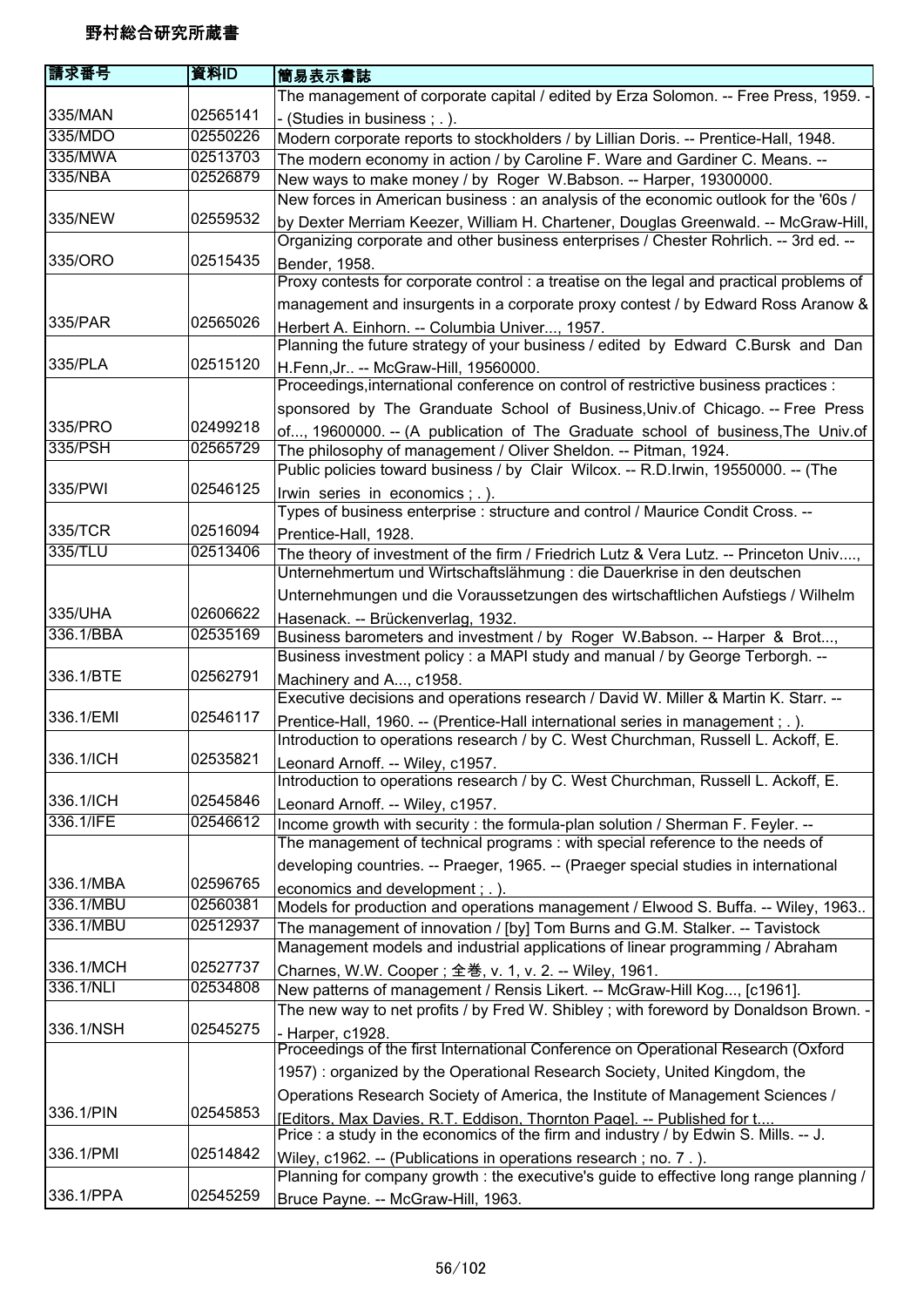# 野村総合研究所蔵書

| 請求番号 | 資料ID | 簡易表示書誌 |
| --- | --- | --- |
| 335/MAN | 02565141 | The management of corporate capital / edited by Erza Solomon. -- Free Press, 1959. -- (Studies in business ; . ). |
| 335/MDO | 02550226 | Modern corporate reports to stockholders / by Lillian Doris. -- Prentice-Hall, 1948. |
| 335/MWA | 02513703 | The modern economy in action / by Caroline F. Ware and Gardiner C. Means. -- |
| 335/NBA | 02526879 | New ways to make money / by Roger W.Babson. -- Harper, 19300000. |
| 335/NEW | 02559532 | New forces in American business : an analysis of the economic outlook for the '60s / by Dexter Merriam Keezer, William H. Chartener, Douglas Greenwald. -- McGraw-Hill, |
| 335/ORO | 02515435 | Organizing corporate and other business enterprises / Chester Rohrlich. -- 3rd ed. -- Bender, 1958. |
| 335/PAR | 02565026 | Proxy contests for corporate control : a treatise on the legal and practical problems of management and insurgents in a corporate proxy contest / by Edward Ross Aranow & Herbert A. Einhorn. -- Columbia Univer..., 1957. |
| 335/PLA | 02515120 | Planning the future strategy of your business / edited by Edward C.Bursk and Dan H.Fenn,Jr.. -- McGraw-Hill, 19560000. |
| 335/PRO | 02499218 | Proceedings,international conference on control of restrictive business practices : sponsored by The Granduate School of Business,Univ.of Chicago. -- Free Press of..., 19600000. -- (A publication of The Graduate school of business,The Univ.of |
| 335/PSH | 02565729 | The philosophy of management / Oliver Sheldon. -- Pitman, 1924. |
| 335/PWI | 02546125 | Public policies toward business / by Clair Wilcox. -- R.D.Irwin, 19550000. -- (The Irwin series in economics ; . ). |
| 335/TCR | 02516094 | Types of business enterprise : structure and control / Maurice Condit Cross. -- Prentice-Hall, 1928. |
| 335/TLU | 02513406 | The theory of investment of the firm / Friedrich Lutz & Vera Lutz. -- Princeton Univ...., |
| 335/UHA | 02606622 | Unternehmertum und Wirtschaftslähmung : die Dauerkrise in den deutschen Unternehmungen und die Voraussetzungen des wirtschaftlichen Aufstiegs / Wilhelm Hasenack. -- Brückenverlag, 1932. |
| 336.1/BBA | 02535169 | Business barometers and investment / by Roger W.Babson. -- Harper & Brot..., |
| 336.1/BTE | 02562791 | Business investment policy : a MAPI study and manual / by George Terborgh. -- Machinery and A..., c1958. |
| 336.1/EMI | 02546117 | Executive decisions and operations research / David W. Miller & Martin K. Starr. -- Prentice-Hall, 1960. -- (Prentice-Hall international series in management ; . ). |
| 336.1/ICH | 02535821 | Introduction to operations research / by C. West Churchman, Russell L. Ackoff, E. Leonard Arnoff. -- Wiley, c1957. |
| 336.1/ICH | 02545846 | Introduction to operations research / by C. West Churchman, Russell L. Ackoff, E. Leonard Arnoff. -- Wiley, c1957. |
| 336.1/IFE | 02546612 | Income growth with security : the formula-plan solution / Sherman F. Feyler. -- |
| 336.1/MBA | 02596765 | The management of technical programs : with special reference to the needs of developing countries. -- Praeger, 1965. -- (Praeger special studies in international economics and development ; . ). |
| 336.1/MBU | 02560381 | Models for production and operations management / Elwood S. Buffa. -- Wiley, 1963.. |
| 336.1/MBU | 02512937 | The management of innovation / [by] Tom Burns and G.M. Stalker. -- Tavistock |
| 336.1/MCH | 02527737 | Management models and industrial applications of linear programming / Abraham Charnes, W.W. Cooper ; 全巻, v. 1, v. 2. -- Wiley, 1961. |
| 336.1/NLI | 02534808 | New patterns of management / Rensis Likert. -- McGraw-Hill Kog..., [c1961]. |
| 336.1/NSH | 02545275 | The new way to net profits / by Fred W. Shibley ; with foreword by Donaldson Brown. -- Harper, c1928. |
| 336.1/PIN | 02545853 | Proceedings of the first International Conference on Operational Research (Oxford 1957) : organized by the Operational Research Society, United Kingdom, the Operations Research Society of America, the Institute of Management Sciences / [Editors, Max Davies, R.T. Eddison, Thornton Page]. -- Published for t.... |
| 336.1/PMI | 02514842 | Price : a study in the economics of the firm and industry / by Edwin S. Mills. -- J. Wiley, c1962. -- (Publications in operations research ; no. 7 . ). |
| 336.1/PPA | 02545259 | Planning for company growth : the executive's guide to effective long range planning / Bruce Payne. -- McGraw-Hill, 1963. |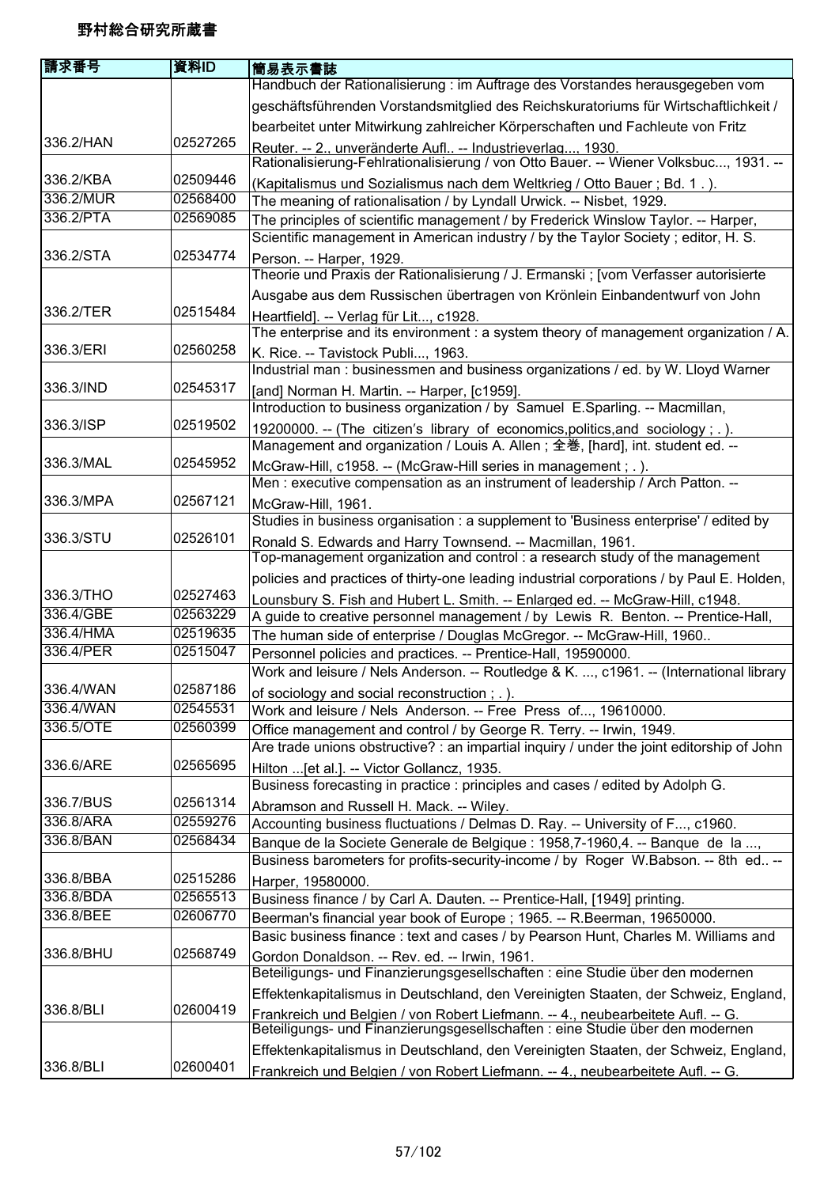# 野村総合研究所蔵書

| 請求番号 | 資料ID | 簡易表示書誌 |
|---|---|---|
| 336.2/HAN | 02527265 | Handbuch der Rationalisierung : im Auftrage des Vorstandes herausgegeben vom geschäftsführenden Vorstandsmitglied des Reichskuratoriums für Wirtschaftlichkeit / bearbeitet unter Mitwirkung zahlreicher Körperschaften und Fachleute von Fritz Reuter. -- 2., unveränderte Aufl.. -- Industrieverlag..., 1930. |
| 336.2/KBA | 02509446 | Rationalisierung-Fehlrationalisierung / von Otto Bauer. -- Wiener Volksbuc..., 1931. -- (Kapitalismus und Sozialismus nach dem Weltkrieg / Otto Bauer ; Bd. 1 . ). |
| 336.2/MUR | 02568400 | The meaning of rationalisation / by Lyndall Urwick. -- Nisbet, 1929. |
| 336.2/PTA | 02569085 | The principles of scientific management / by Frederick Winslow Taylor. -- Harper, |
| 336.2/STA | 02534774 | Scientific management in American industry / by the Taylor Society ; editor, H. S. Person. -- Harper, 1929. |
| 336.2/TER | 02515484 | Theorie und Praxis der Rationalisierung / J. Ermanski ; [vom Verfasser autorisierte Ausgabe aus dem Russischen übertragen von Krönlein Einbandentwurf von John Heartfield]. -- Verlag für Lit..., c1928. |
| 336.3/ERI | 02560258 | The enterprise and its environment : a system theory of management organization / A. K. Rice. -- Tavistock Publi..., 1963. |
| 336.3/IND | 02545317 | Industrial man : businessmen and business organizations / ed. by W. Lloyd Warner [and] Norman H. Martin. -- Harper, [c1959]. |
| 336.3/ISP | 02519502 | Introduction to business organization / by Samuel E.Sparling. -- Macmillan, 19200000. -- (The citizen′s library of economics,politics,and sociology ; . ). |
| 336.3/MAL | 02545952 | Management and organization / Louis A. Allen ; 全巻, [hard], int. student ed. -- McGraw-Hill, c1958. -- (McGraw-Hill series in management ; . ). |
| 336.3/MPA | 02567121 | Men : executive compensation as an instrument of leadership / Arch Patton. -- McGraw-Hill, 1961. |
| 336.3/STU | 02526101 | Studies in business organisation : a supplement to 'Business enterprise' / edited by Ronald S. Edwards and Harry Townsend. -- Macmillan, 1961. |
| 336.3/THO | 02527463 | Top-management organization and control : a research study of the management policies and practices of thirty-one leading industrial corporations / by Paul E. Holden, Lounsbury S. Fish and Hubert L. Smith. -- Enlarged ed. -- McGraw-Hill, c1948. |
| 336.4/GBE | 02563229 | A guide to creative personnel management / by Lewis R. Benton. -- Prentice-Hall, |
| 336.4/HMA | 02519635 | The human side of enterprise / Douglas McGregor. -- McGraw-Hill, 1960.. |
| 336.4/PER | 02515047 | Personnel policies and practices. -- Prentice-Hall, 19590000. |
| 336.4/WAN | 02587186 | Work and leisure / Nels Anderson. -- Routledge & K. ..., c1961. -- (International library of sociology and social reconstruction ; . ). |
| 336.4/WAN | 02545531 | Work and leisure / Nels Anderson. -- Free Press of..., 19610000. |
| 336.5/OTE | 02560399 | Office management and control / by George R. Terry. -- Irwin, 1949. |
| 336.6/ARE | 02565695 | Are trade unions obstructive? : an impartial inquiry / under the joint editorship of John Hilton ...[et al.]. -- Victor Gollancz, 1935. |
| 336.7/BUS | 02561314 | Business forecasting in practice : principles and cases / edited by Adolph G. Abramson and Russell H. Mack. -- Wiley. |
| 336.8/ARA | 02559276 | Accounting business fluctuations / Delmas D. Ray. -- University of F..., c1960. |
| 336.8/BAN | 02568434 | Banque de la Societe Generale de Belgique : 1958,7-1960,4. -- Banque de la ..., |
| 336.8/BBA | 02515286 | Business barometers for profits-security-income / by Roger W.Babson. -- 8th ed.. -- Harper, 19580000. |
| 336.8/BDA | 02565513 | Business finance / by Carl A. Dauten. -- Prentice-Hall, [1949] printing. |
| 336.8/BEE | 02606770 | Beerman's financial year book of Europe ; 1965. -- R.Beerman, 19650000. |
| 336.8/BHU | 02568749 | Basic business finance : text and cases / by Pearson Hunt, Charles M. Williams and Gordon Donaldson. -- Rev. ed. -- Irwin, 1961. |
| 336.8/BLI | 02600419 | Beteiligungs- und Finanzierungsgesellschaften : eine Studie über den modernen Effektenkapitalismus in Deutschland, den Vereinigten Staaten, der Schweiz, England, Frankreich und Belgien / von Robert Liefmann. -- 4., neubearbeitete Aufl. -- G. |
| 336.8/BLI | 02600401 | Beteiligungs- und Finanzierungsgesellschaften : eine Studie über den modernen Effektenkapitalismus in Deutschland, den Vereinigten Staaten, der Schweiz, England, Frankreich und Belgien / von Robert Liefmann. -- 4., neubearbeitete Aufl. -- G. |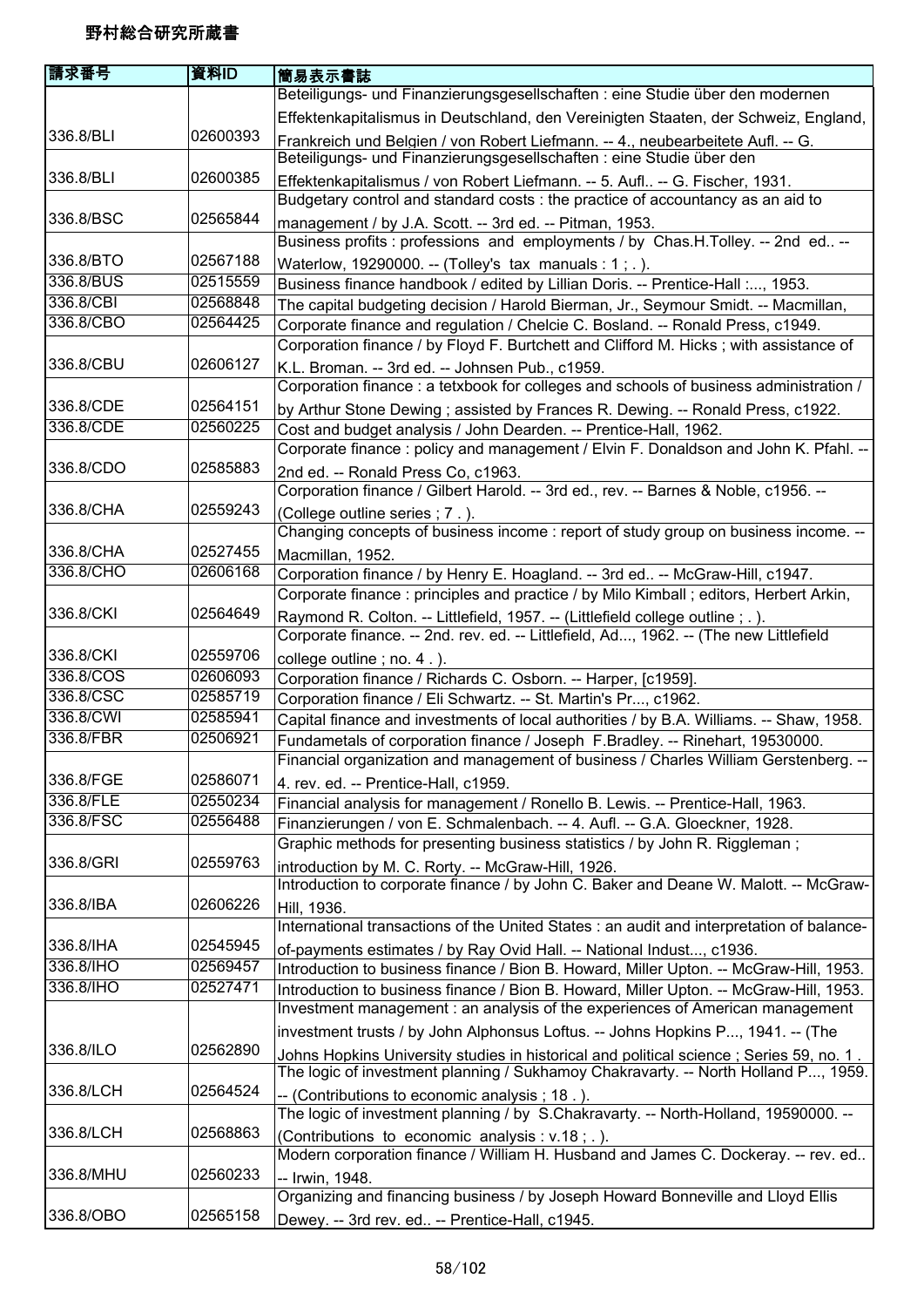# 野村総合研究所蔵書

| 請求番号 | 資料ID | 簡易表示書誌 |
|---|---|---|
| 336.8/BLI | 02600393 | Beteiligungs- und Finanzierungsgesellschaften : eine Studie über den modernen Effektenkapitalismus in Deutschland, den Vereinigten Staaten, der Schweiz, England, Frankreich und Belgien / von Robert Liefmann. -- 4., neubearbeitete Aufl. -- G. |
| 336.8/BLI | 02600385 | Beteiligungs- und Finanzierungsgesellschaften : eine Studie über den Effektenkapitalismus / von Robert Liefmann. -- 5. Aufl.. -- G. Fischer, 1931. |
| 336.8/BSC | 02565844 | Budgetary control and standard costs : the practice of accountancy as an aid to management / by J.A. Scott. -- 3rd ed. -- Pitman, 1953. |
| 336.8/BTO | 02567188 | Business profits : professions and employments / by Chas.H.Tolley. -- 2nd ed.. -- Waterlow, 19290000. -- (Tolley's tax manuals : 1 ; . ). |
| 336.8/BUS | 02515559 | Business finance handbook / edited by Lillian Doris. -- Prentice-Hall :..., 1953. |
| 336.8/CBI | 02568848 | The capital budgeting decision / Harold Bierman, Jr., Seymour Smidt. -- Macmillan, |
| 336.8/CBO | 02564425 | Corporate finance and regulation / Chelcie C. Bosland. -- Ronald Press, c1949. |
| 336.8/CBU | 02606127 | Corporation finance / by Floyd F. Burtchett and Clifford M. Hicks ; with assistance of K.L. Broman. -- 3rd ed. -- Johnsen Pub., c1959. |
| 336.8/CDE | 02564151 | Corporation finance : a tetxbook for colleges and schools of business administration / by Arthur Stone Dewing ; assisted by Frances R. Dewing. -- Ronald Press, c1922. |
| 336.8/CDE | 02560225 | Cost and budget analysis / John Dearden. -- Prentice-Hall, 1962. |
| 336.8/CDO | 02585883 | Corporate finance : policy and management / Elvin F. Donaldson and John K. Pfahl. -- 2nd ed. -- Ronald Press Co, c1963. |
| 336.8/CHA | 02559243 | Corporation finance / Gilbert Harold. -- 3rd ed., rev. -- Barnes & Noble, c1956. -- (College outline series ; 7 . ). |
| 336.8/CHA | 02527455 | Changing concepts of business income : report of study group on business income. -- Macmillan, 1952. |
| 336.8/CHO | 02606168 | Corporation finance / by Henry E. Hoagland. -- 3rd ed.. -- McGraw-Hill, c1947. |
| 336.8/CKI | 02564649 | Corporate finance : principles and practice / by Milo Kimball ; editors, Herbert Arkin, Raymond R. Colton. -- Littlefield, 1957. -- (Littlefield college outline ; . ). |
| 336.8/CKI | 02559706 | Corporate finance. -- 2nd. rev. ed. -- Littlefield, Ad..., 1962. -- (The new Littlefield college outline ; no. 4 . ). |
| 336.8/COS | 02606093 | Corporation finance / Richards C. Osborn. -- Harper, [c1959]. |
| 336.8/CSC | 02585719 | Corporation finance / Eli Schwartz. -- St. Martin's Pr..., c1962. |
| 336.8/CWI | 02585941 | Capital finance and investments of local authorities / by B.A. Williams. -- Shaw, 1958. |
| 336.8/FBR | 02506921 | Fundametals of corporation finance / Joseph F.Bradley. -- Rinehart, 19530000. |
| 336.8/FGE | 02586071 | Financial organization and management of business / Charles William Gerstenberg. -- 4. rev. ed. -- Prentice-Hall, c1959. |
| 336.8/FLE | 02550234 | Financial analysis for management / Ronello B. Lewis. -- Prentice-Hall, 1963. |
| 336.8/FSC | 02556488 | Finanzierungen / von E. Schmalenbach. -- 4. Aufl. -- G.A. Gloeckner, 1928. |
| 336.8/GRI | 02559763 | Graphic methods for presenting business statistics / by John R. Riggleman ; introduction by M. C. Rorty. -- McGraw-Hill, 1926. |
| 336.8/IBA | 02606226 | Introduction to corporate finance / by John C. Baker and Deane W. Malott. -- McGraw-Hill, 1936. |
| 336.8/IHA | 02545945 | International transactions of the United States : an audit and interpretation of balance-of-payments estimates / by Ray Ovid Hall. -- National Indust..., c1936. |
| 336.8/IHO | 02569457 | Introduction to business finance / Bion B. Howard, Miller Upton. -- McGraw-Hill, 1953. |
| 336.8/IHO | 02527471 | Introduction to business finance / Bion B. Howard, Miller Upton. -- McGraw-Hill, 1953. |
| 336.8/ILO | 02562890 | Investment management : an analysis of the experiences of American management investment trusts / by John Alphonsus Loftus. -- Johns Hopkins P..., 1941. -- (The Johns Hopkins University studies in historical and political science ; Series 59, no. 1 . |
| 336.8/LCH | 02564524 | The logic of investment planning / Sukhamoy Chakravarty. -- North Holland P..., 1959. -- (Contributions to economic analysis ; 18 . ). |
| 336.8/LCH | 02568863 | The logic of investment planning / by S.Chakravarty. -- North-Holland, 19590000. -- (Contributions to economic analysis : v.18 ; . ). |
| 336.8/MHU | 02560233 | Modern corporation finance / William H. Husband and James C. Dockeray. -- rev. ed.. -- Irwin, 1948. |
| 336.8/OBO | 02565158 | Organizing and financing business / by Joseph Howard Bonneville and Lloyd Ellis Dewey. -- 3rd rev. ed.. -- Prentice-Hall, c1945. |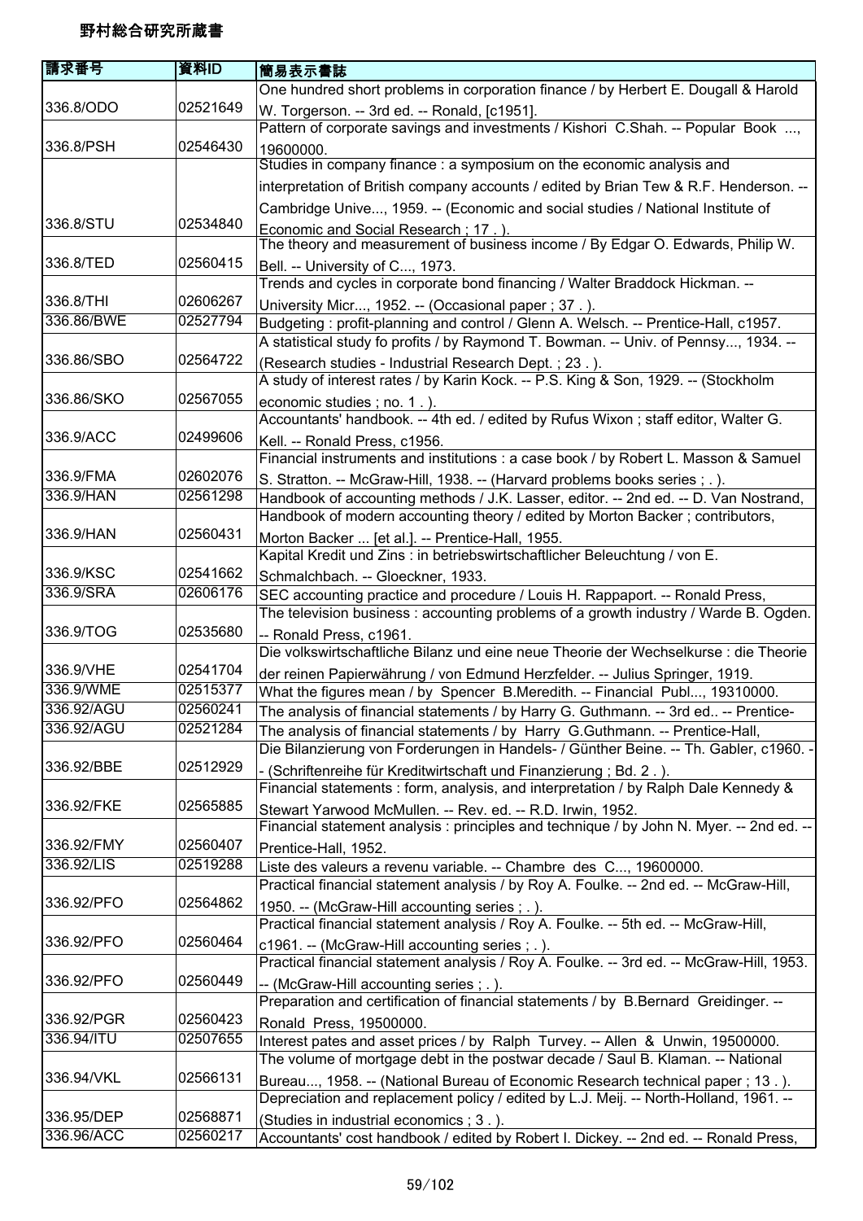野村総合研究所蔵書

| 請求番号 | 資料ID | 簡易表示書誌 |
| --- | --- | --- |
| 336.8/ODO | 02521649 | One hundred short problems in corporation finance / by Herbert E. Dougall & Harold W. Torgerson. -- 3rd ed. -- Ronald, [c1951]. |
| 336.8/PSH | 02546430 | Pattern of corporate savings and investments / Kishori C.Shah. -- Popular Book ..., 19600000. |
| 336.8/STU | 02534840 | Studies in company finance : a symposium on the economic analysis and interpretation of British company accounts / edited by Brian Tew & R.F. Henderson. -- Cambridge Unive..., 1959. -- (Economic and social studies / National Institute of Economic and Social Research ; 17 . ). |
| 336.8/TED | 02560415 | The theory and measurement of business income / By Edgar O. Edwards, Philip W. Bell. -- University of C..., 1973. |
| 336.8/THI | 02606267 | Trends and cycles in corporate bond financing / Walter Braddock Hickman. -- University Micr..., 1952. -- (Occasional paper ; 37 . ). |
| 336.86/BWE | 02527794 | Budgeting : profit-planning and control / Glenn A. Welsch. -- Prentice-Hall, c1957. |
| 336.86/SBO | 02564722 | A statistical study fo profits / by Raymond T. Bowman. -- Univ. of Pennsy..., 1934. -- (Research studies - Industrial Research Dept. ; 23 . ). |
| 336.86/SKO | 02567055 | A study of interest rates / by Karin Kock. -- P.S. King & Son, 1929. -- (Stockholm economic studies ; no. 1 . ). |
| 336.9/ACC | 02499606 | Accountants' handbook. -- 4th ed. / edited by Rufus Wixon ; staff editor, Walter G. Kell. -- Ronald Press, c1956. |
| 336.9/FMA | 02602076 | Financial instruments and institutions : a case book / by Robert L. Masson & Samuel S. Stratton. -- McGraw-Hill, 1938. -- (Harvard problems books series ; . ). |
| 336.9/HAN | 02561298 | Handbook of accounting methods / J.K. Lasser, editor. -- 2nd ed. -- D. Van Nostrand, |
| 336.9/HAN | 02560431 | Handbook of modern accounting theory / edited by Morton Backer ; contributors, Morton Backer ... [et al.]. -- Prentice-Hall, 1955. |
| 336.9/KSC | 02541662 | Kapital Kredit und Zins : in betriebswirtschaftlicher Beleuchtung / von E. Schmalchbach. -- Gloeckner, 1933. |
| 336.9/SRA | 02606176 | SEC accounting practice and procedure / Louis H. Rappaport. -- Ronald Press, |
| 336.9/TOG | 02535680 | The television business : accounting problems of a growth industry / Warde B. Ogden. -- Ronald Press, c1961. |
| 336.9/VHE | 02541704 | Die volkswirtschaftliche Bilanz und eine neue Theorie der Wechselkurse : die Theorie der reinen Papierwährung / von Edmund Herzfelder. -- Julius Springer, 1919. |
| 336.9/WME | 02515377 | What the figures mean / by Spencer B.Meredith. -- Financial Publ..., 19310000. |
| 336.92/AGU | 02560241 | The analysis of financial statements / by Harry G. Guthmann. -- 3rd ed.. -- Prentice- |
| 336.92/AGU | 02521284 | The analysis of financial statements / by Harry G.Guthmann. -- Prentice-Hall, |
| 336.92/BBE | 02512929 | Die Bilanzierung von Forderungen in Handels- / Günther Beine. -- Th. Gabler, c1960. -- (Schriftenreihe für Kreditwirtschaft und Finanzierung ; Bd. 2 . ). |
| 336.92/FKE | 02565885 | Financial statements : form, analysis, and interpretation / by Ralph Dale Kennedy & Stewart Yarwood McMullen. -- Rev. ed. -- R.D. Irwin, 1952. |
| 336.92/FMY | 02560407 | Financial statement analysis : principles and technique / by John N. Myer. -- 2nd ed. -- Prentice-Hall, 1952. |
| 336.92/LIS | 02519288 | Liste des valeurs a revenu variable. -- Chambre des C..., 19600000. |
| 336.92/PFO | 02564862 | Practical financial statement analysis / by Roy A. Foulke. -- 2nd ed. -- McGraw-Hill, 1950. -- (McGraw-Hill accounting series ; . ). |
| 336.92/PFO | 02560464 | Practical financial statement analysis / Roy A. Foulke. -- 5th ed. -- McGraw-Hill, c1961. -- (McGraw-Hill accounting series ; . ). |
| 336.92/PFO | 02560449 | Practical financial statement analysis / Roy A. Foulke. -- 3rd ed. -- McGraw-Hill, 1953. -- (McGraw-Hill accounting series ; . ). |
| 336.92/PGR | 02560423 | Preparation and certification of financial statements / by B.Bernard Greidinger. -- Ronald Press, 19500000. |
| 336.94/ITU | 02507655 | Interest pates and asset prices / by Ralph Turvey. -- Allen & Unwin, 19500000. |
| 336.94/VKL | 02566131 | The volume of mortgage debt in the postwar decade / Saul B. Klaman. -- National Bureau..., 1958. -- (National Bureau of Economic Research technical paper ; 13 . ). |
| 336.95/DEP | 02568871 | Depreciation and replacement policy / edited by L.J. Meij. -- North-Holland, 1961. -- (Studies in industrial economics ; 3 . ). |
| 336.96/ACC | 02560217 | Accountants' cost handbook / edited by Robert I. Dickey. -- 2nd ed. -- Ronald Press, |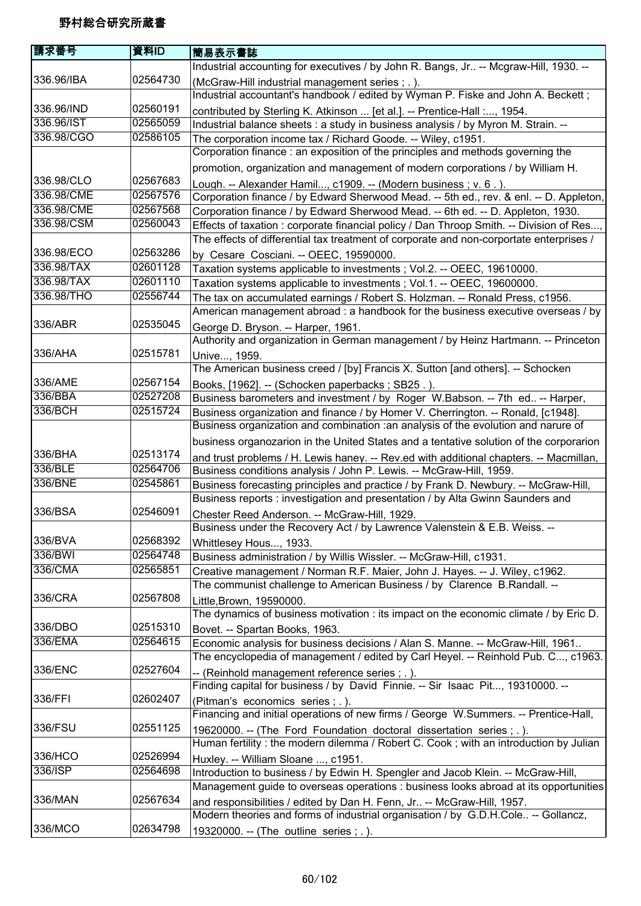# 野村総合研究所蔵書

| 請求番号 | 資料ID | 簡易表示書誌 |
|---|---|---|
| 336.96/IBA | 02564730 | Industrial accounting for executives / by John R. Bangs, Jr.. -- Mcgraw-Hill, 1930. -- (McGraw-Hill industrial management series ; . ). |
| 336.96/IND | 02560191 | Industrial accountant's handbook / edited by Wyman P. Fiske and John A. Beckett ; contributed by Sterling K. Atkinson ... [et al.]. -- Prentice-Hall :..., 1954. |
| 336.96/IST | 02565059 | Industrial balance sheets : a study in business analysis / by Myron M. Strain. -- |
| 336.98/CGO | 02586105 | The corporation income tax / Richard Goode. -- Wiley, c1951. |
| 336.98/CLO | 02567683 | Corporation finance : an exposition of the principles and methods governing the promotion, organization and management of modern corporations / by William H. Lough. -- Alexander Hamil..., c1909. -- (Modern business ; v. 6 . ). |
| 336.98/CME | 02567576 | Corporation finance / by Edward Sherwood Mead. -- 5th ed., rev. & enl. -- D. Appleton, |
| 336.98/CME | 02567568 | Corporation finance / by Edward Sherwood Mead. -- 6th ed. -- D. Appleton, 1930. |
| 336.98/CSM | 02560043 | Effects of taxation : corporate financial policy / Dan Throop Smith. -- Division of Res..., |
| 336.98/ECO | 02563286 | The effects of differential tax treatment of corporate and non-corportate enterprises / by Cesare Cosciani. -- OEEC, 19590000. |
| 336.98/TAX | 02601128 | Taxation systems applicable to investments ; Vol.2. -- OEEC, 19610000. |
| 336.98/TAX | 02601110 | Taxation systems applicable to investments ; Vol.1. -- OEEC, 19600000. |
| 336.98/THO | 02556744 | The tax on accumulated earnings / Robert S. Holzman. -- Ronald Press, c1956. |
| 336/ABR | 02535045 | American management abroad : a handbook for the business executive overseas / by George D. Bryson. -- Harper, 1961. |
| 336/AHA | 02515781 | Authority and organization in German management / by Heinz Hartmann. -- Princeton Unive..., 1959. |
| 336/AME | 02567154 | The American business creed / [by] Francis X. Sutton [and others]. -- Schocken Books, [1962]. -- (Schocken paperbacks ; SB25 . ). |
| 336/BBA | 02527208 | Business barometers and investment / by Roger W.Babson. -- 7th ed.. -- Harper, |
| 336/BCH | 02515724 | Business organization and finance / by Homer V. Cherrington. -- Ronald, [c1948]. |
| 336/BHA | 02513174 | Business organization and combination :an analysis of the evolution and narure of business organozarion in the United States and a tentative solution of the corporarion and trust problems / H. Lewis haney. -- Rev.ed with additional chapters. -- Macmillan, |
| 336/BLE | 02564706 | Business conditions analysis / John P. Lewis. -- McGraw-Hill, 1959. |
| 336/BNE | 02545861 | Business forecasting principles and practice / by Frank D. Newbury. -- McGraw-Hill, |
| 336/BSA | 02546091 | Business reports : investigation and presentation / by Alta Gwinn Saunders and Chester Reed Anderson. -- McGraw-Hill, 1929. |
| 336/BVA | 02568392 | Business under the Recovery Act / by Lawrence Valenstein & E.B. Weiss. -- Whittlesey Hous..., 1933. |
| 336/BWI | 02564748 | Business administration / by Willis Wissler. -- McGraw-Hill, c1931. |
| 336/CMA | 02565851 | Creative management / Norman R.F. Maier, John J. Hayes. -- J. Wiley, c1962. |
| 336/CRA | 02567808 | The communist challenge to American Business / by Clarence B.Randall. -- Little,Brown, 19590000. |
| 336/DBO | 02515310 | The dynamics of business motivation : its impact on the economic climate / by Eric D. Bovet. -- Spartan Books, 1963. |
| 336/EMA | 02564615 | Economic analysis for business decisions / Alan S. Manne. -- McGraw-Hill, 1961.. |
| 336/ENC | 02527604 | The encyclopedia of management / edited by Carl Heyel. -- Reinhold Pub. C..., c1963. -- (Reinhold management reference series ; . ). |
| 336/FFI | 02602407 | Finding capital for business / by David Finnie. -- Sir Isaac Pit..., 19310000. -- (Pitman's economics series ; . ). |
| 336/FSU | 02551125 | Financing and initial operations of new firms / George W.Summers. -- Prentice-Hall, 19620000. -- (The Ford Foundation doctoral dissertation series ; . ). |
| 336/HCO | 02526994 | Human fertility : the modern dilemma / Robert C. Cook ; with an introduction by Julian Huxley. -- William Sloane ..., c1951. |
| 336/ISP | 02564698 | Introduction to business / by Edwin H. Spengler and Jacob Klein. -- McGraw-Hill, |
| 336/MAN | 02567634 | Management guide to overseas operations : business looks abroad at its opportunities and responsibilities / edited by Dan H. Fenn, Jr.. -- McGraw-Hill, 1957. |
| 336/MCO | 02634798 | Modern theories and forms of industrial organisation / by G.D.H.Cole.. -- Gollancz, 19320000. -- (The outline series ; . ). |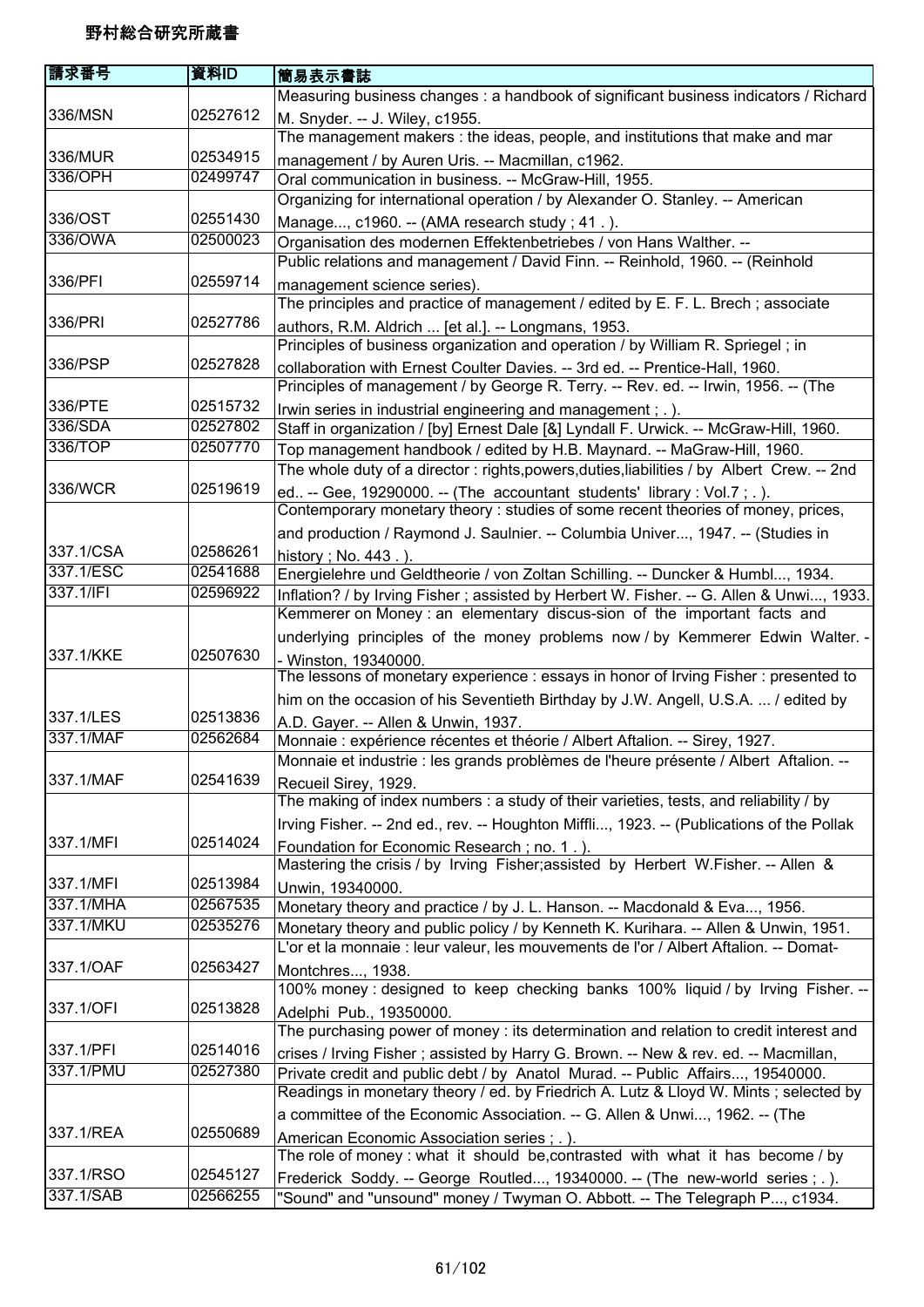# 野村総合研究所蔵書

| 請求番号 | 資料ID | 簡易表示書誌 |
|---|---|---|
| 336/MSN | 02527612 | Measuring business changes : a handbook of significant business indicators / Richard M. Snyder. -- J. Wiley, c1955. |
| 336/MUR | 02534915 | The management makers : the ideas, people, and institutions that make and mar management / by Auren Uris. -- Macmillan, c1962. |
| 336/OPH | 02499747 | Oral communication in business. -- McGraw-Hill, 1955. |
| 336/OST | 02551430 | Organizing for international operation / by Alexander O. Stanley. -- American Manage..., c1960. -- (AMA research study ; 41 . ). |
| 336/OWA | 02500023 | Organisation des modernen Effektenbetriebes / von Hans Walther. -- |
| 336/PFI | 02559714 | Public relations and management / David Finn. -- Reinhold, 1960. -- (Reinhold management science series). |
| 336/PRI | 02527786 | The principles and practice of management / edited by E. F. L. Brech ; associate authors, R.M. Aldrich ... [et al.]. -- Longmans, 1953. |
| 336/PSP | 02527828 | Principles of business organization and operation / by William R. Spriegel ; in collaboration with Ernest Coulter Davies. -- 3rd ed. -- Prentice-Hall, 1960. |
| 336/PTE | 02515732 | Principles of management / by George R. Terry. -- Rev. ed. -- Irwin, 1956. -- (The Irwin series in industrial engineering and management ; . ). |
| 336/SDA | 02527802 | Staff in organization / [by] Ernest Dale [&] Lyndall F. Urwick. -- McGraw-Hill, 1960. |
| 336/TOP | 02507770 | Top management handbook / edited by H.B. Maynard. -- MaGraw-Hill, 1960. |
| 336/WCR | 02519619 | The whole duty of a director : rights,powers,duties,liabilities / by Albert Crew. -- 2nd ed.. -- Gee, 19290000. -- (The accountant students' library : Vol.7 ; . ). |
| 337.1/CSA | 02586261 | Contemporary monetary theory : studies of some recent theories of money, prices, and production / Raymond J. Saulnier. -- Columbia Univer..., 1947. -- (Studies in history ; No. 443 . ). |
| 337.1/ESC | 02541688 | Energielehre und Geldtheorie / von Zoltan Schilling. -- Duncker & Humbl..., 1934. |
| 337.1/IFI | 02596922 | Inflation? / by Irving Fisher ; assisted by Herbert W. Fisher. -- G. Allen & Unwi..., 1933. |
| 337.1/KKE | 02507630 | Kemmerer on Money : an elementary discus-sion of the important facts and underlying principles of the money problems now / by Kemmerer Edwin Walter. -- Winston, 19340000. |
| 337.1/LES | 02513836 | The lessons of monetary experience : essays in honor of Irving Fisher : presented to him on the occasion of his Seventieth Birthday by J.W. Angell, U.S.A. ... / edited by A.D. Gayer. -- Allen & Unwin, 1937. |
| 337.1/MAF | 02562684 | Monnaie : expérience récentes et théorie / Albert Aftalion. -- Sirey, 1927. |
| 337.1/MAF | 02541639 | Monnaie et industrie : les grands problèmes de l'heure présente / Albert Aftalion. -- Recueil Sirey, 1929. |
| 337.1/MFI | 02514024 | The making of index numbers : a study of their varieties, tests, and reliability / by Irving Fisher. -- 2nd ed., rev. -- Houghton Miffli..., 1923. -- (Publications of the Pollak Foundation for Economic Research ; no. 1 . ). |
| 337.1/MFI | 02513984 | Mastering the crisis / by Irving Fisher;assisted by Herbert W.Fisher. -- Allen & Unwin, 19340000. |
| 337.1/MHA | 02567535 | Monetary theory and practice / by J. L. Hanson. -- Macdonald & Eva..., 1956. |
| 337.1/MKU | 02535276 | Monetary theory and public policy / by Kenneth K. Kurihara. -- Allen & Unwin, 1951. |
| 337.1/OAF | 02563427 | L'or et la monnaie : leur valeur, les mouvements de l'or / Albert Aftalion. -- Domat-Montchres..., 1938. |
| 337.1/OFI | 02513828 | 100% money : designed to keep checking banks 100% liquid / by Irving Fisher. -- Adelphi Pub., 19350000. |
| 337.1/PFI | 02514016 | The purchasing power of money : its determination and relation to credit interest and crises / Irving Fisher ; assisted by Harry G. Brown. -- New & rev. ed. -- Macmillan, |
| 337.1/PMU | 02527380 | Private credit and public debt / by Anatol Murad. -- Public Affairs..., 19540000. |
| 337.1/REA | 02550689 | Readings in monetary theory / ed. by Friedrich A. Lutz & Lloyd W. Mints ; selected by a committee of the Economic Association. -- G. Allen & Unwi..., 1962. -- (The American Economic Association series ; . ). |
| 337.1/RSO | 02545127 | The role of money : what it should be,contrasted with what it has become / by Frederick Soddy. -- George Routled..., 19340000. -- (The new-world series ; . ). |
| 337.1/SAB | 02566255 | "Sound" and "unsound" money / Twyman O. Abbott. -- The Telegraph P..., c1934. |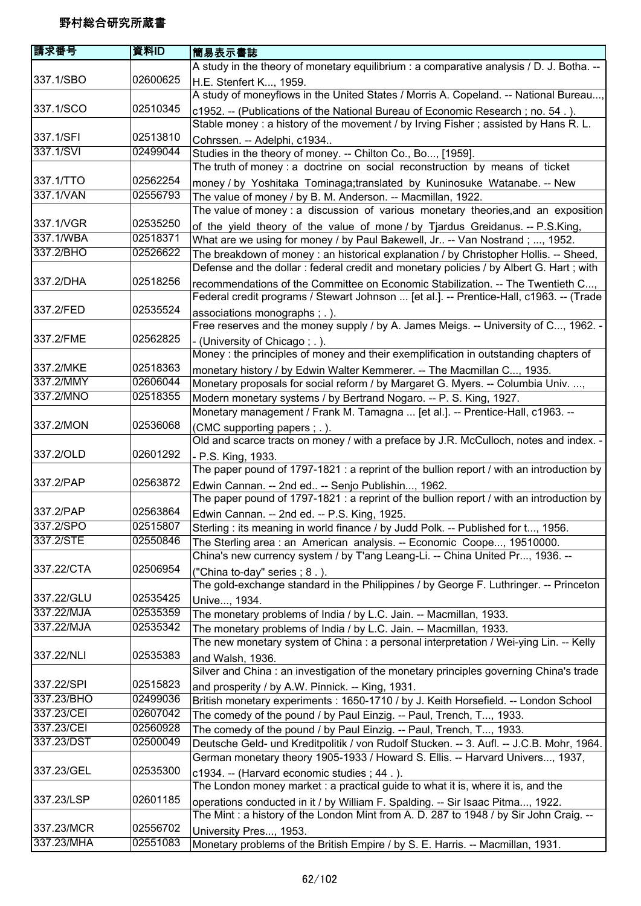野村総合研究所蔵書

| 請求番号 | 資料ID | 簡易表示書誌 |
| --- | --- | --- |
| 337.1/SBO | 02600625 | A study in the theory of monetary equilibrium : a comparative analysis / D. J. Botha. -- H.E. Stenfert K..., 1959. |
| 337.1/SCO | 02510345 | A study of moneyflows in the United States / Morris A. Copeland. -- National Bureau..., c1952. -- (Publications of the National Bureau of Economic Research ; no. 54 . ). |
| 337.1/SFI | 02513810 | Stable money : a history of the movement / by Irving Fisher ; assisted by Hans R. L. Cohrssen. -- Adelphi, c1934.. |
| 337.1/SVI | 02499044 | Studies in the theory of money. -- Chilton Co., Bo..., [1959]. |
| 337.1/TTO | 02562254 | The truth of money : a doctrine on social reconstruction by means of ticket money / by Yoshitaka Tominaga;translated by Kuninosuke Watanabe. -- New |
| 337.1/VAN | 02556793 | The value of money / by B. M. Anderson. -- Macmillan, 1922. |
| 337.1/VGR | 02535250 | The value of money : a discussion of various monetary theories,and an exposition of the yield theory of the value of mone / by Tjardus Greidanus. -- P.S.King, |
| 337.1/WBA | 02518371 | What are we using for money / by Paul Bakewell, Jr.. -- Van Nostrand ; ..., 1952. |
| 337.2/BHO | 02526622 | The breakdown of money : an historical explanation / by Christopher Hollis. -- Sheed, |
| 337.2/DHA | 02518256 | Defense and the dollar : federal credit and monetary policies / by Albert G. Hart ; with recommendations of the Committee on Economic Stabilization. -- The Twentieth C..., |
| 337.2/FED | 02535524 | Federal credit programs / Stewart Johnson ... [et al.]. -- Prentice-Hall, c1963. -- (Trade associations monographs ; . ). |
| 337.2/FME | 02562825 | Free reserves and the money supply / by A. James Meigs. -- University of C..., 1962. -- (University of Chicago ; . ). |
| 337.2/MKE | 02518363 | Money : the principles of money and their exemplification in outstanding chapters of monetary history / by Edwin Walter Kemmerer. -- The Macmillan C..., 1935. |
| 337.2/MMY | 02606044 | Monetary proposals for social reform / by Margaret G. Myers. -- Columbia Univ. ..., |
| 337.2/MNO | 02518355 | Modern monetary systems / by Bertrand Nogaro. -- P. S. King, 1927. |
| 337.2/MON | 02536068 | Monetary management / Frank M. Tamagna ... [et al.]. -- Prentice-Hall, c1963. -- (CMC supporting papers ; . ). |
| 337.2/OLD | 02601292 | Old and scarce tracts on money / with a preface by J.R. McCulloch, notes and index. -- P.S. King, 1933. |
| 337.2/PAP | 02563872 | The paper pound of 1797-1821 : a reprint of the bullion report / with an introduction by Edwin Cannan. -- 2nd ed.. -- Senjo Publishin..., 1962. |
| 337.2/PAP | 02563864 | The paper pound of 1797-1821 : a reprint of the bullion report / with an introduction by Edwin Cannan. -- 2nd ed. -- P.S. King, 1925. |
| 337.2/SPO | 02515807 | Sterling : its meaning in world finance / by Judd Polk. -- Published for t..., 1956. |
| 337.2/STE | 02550846 | The Sterling area : an American analysis. -- Economic Coope..., 19510000. |
| 337.22/CTA | 02506954 | China's new currency system / by T'ang Leang-Li. -- China United Pr..., 1936. -- ("China to-day" series ; 8 . ). |
| 337.22/GLU | 02535425 | The gold-exchange standard in the Philippines / by George F. Luthringer. -- Princeton Unive..., 1934. |
| 337.22/MJA | 02535359 | The monetary problems of India / by L.C. Jain. -- Macmillan, 1933. |
| 337.22/MJA | 02535342 | The monetary problems of India / by L.C. Jain. -- Macmillan, 1933. |
| 337.22/NLI | 02535383 | The new monetary system of China : a personal interpretation / Wei-ying Lin. -- Kelly and Walsh, 1936. |
| 337.22/SPI | 02515823 | Silver and China : an investigation of the monetary principles governing China's trade and prosperity / by A.W. Pinnick. -- King, 1931. |
| 337.23/BHO | 02499036 | British monetary experiments : 1650-1710 / by J. Keith Horsefield. -- London School |
| 337.23/CEI | 02607042 | The comedy of the pound / by Paul Einzig. -- Paul, Trench, T..., 1933. |
| 337.23/CEI | 02560928 | The comedy of the pound / by Paul Einzig. -- Paul, Trench, T..., 1933. |
| 337.23/DST | 02500049 | Deutsche Geld- und Kreditpolitik / von Rudolf Stucken. -- 3. Aufl. -- J.C.B. Mohr, 1964. |
| 337.23/GEL | 02535300 | German monetary theory 1905-1933 / Howard S. Ellis. -- Harvard Univers..., 1937, c1934. -- (Harvard economic studies ; 44 . ). |
| 337.23/LSP | 02601185 | The London money market : a practical guide to what it is, where it is, and the operations conducted in it / by William F. Spalding. -- Sir Isaac Pitma..., 1922. |
| 337.23/MCR | 02556702 | The Mint : a history of the London Mint from A. D. 287 to 1948 / by Sir John Craig. -- University Pres..., 1953. |
| 337.23/MHA | 02551083 | Monetary problems of the British Empire / by S. E. Harris. -- Macmillan, 1931. |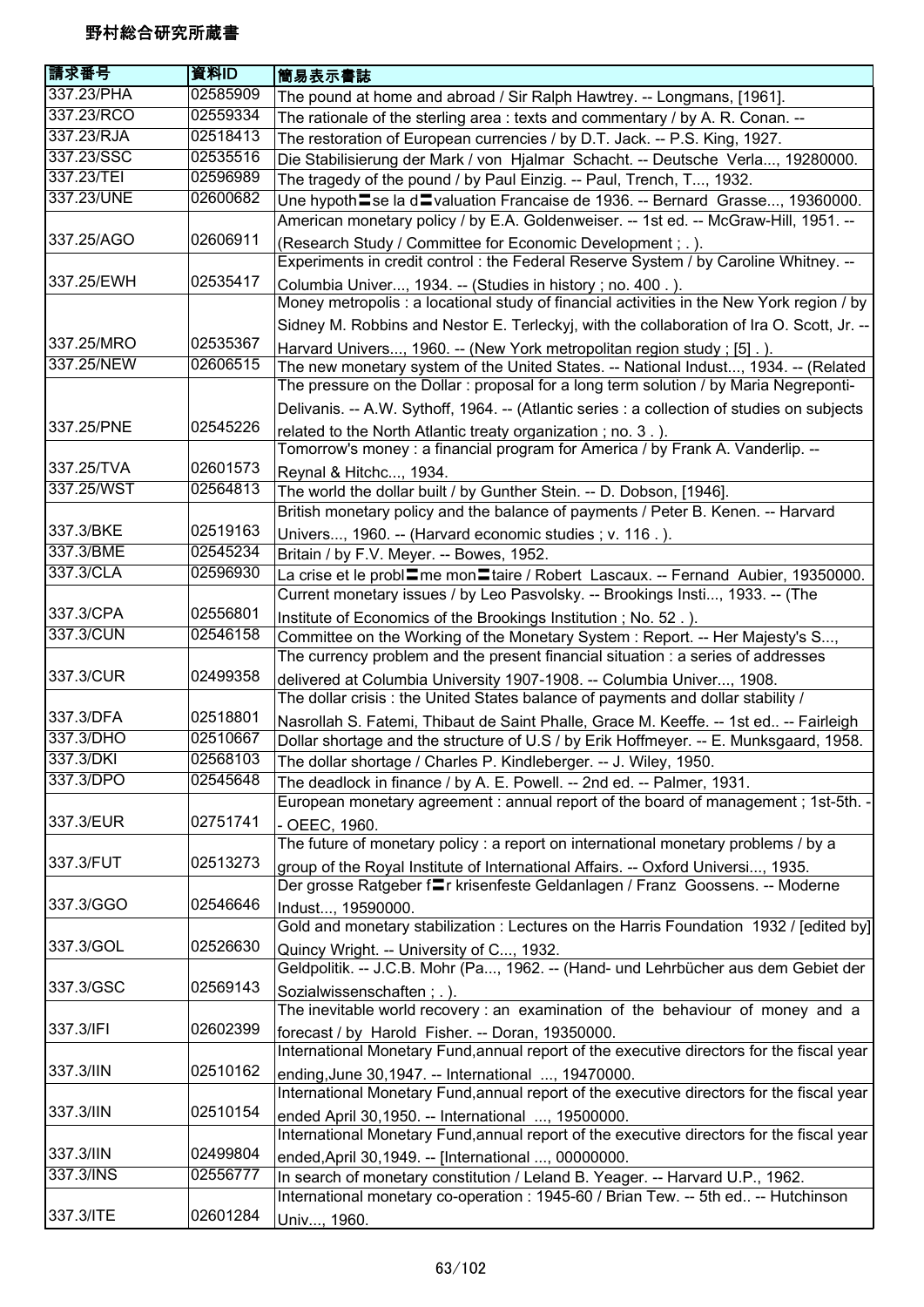野村総合研究所蔵書

| 請求番号 | 資料ID | 簡易表示書誌 |
| --- | --- | --- |
| 337.23/PHA | 02585909 | The pound at home and abroad / Sir Ralph Hawtrey. -- Longmans, [1961]. |
| 337.23/RCO | 02559334 | The rationale of the sterling area : texts and commentary / by A. R. Conan. -- |
| 337.23/RJA | 02518413 | The restoration of European currencies / by D.T. Jack. -- P.S. King, 1927. |
| 337.23/SSC | 02535516 | Die Stabilisierung der Mark / von Hjalmar Schacht. -- Deutsche Verla..., 19280000. |
| 337.23/TEI | 02596989 | The tragedy of the pound / by Paul Einzig. -- Paul, Trench, T..., 1932. |
| 337.23/UNE | 02600682 | Une hypoth〓se la d〓valuation Francaise de 1936. -- Bernard Grasse..., 19360000. |
| 337.25/AGO | 02606911 | American monetary policy / by E.A. Goldenweiser. -- 1st ed. -- McGraw-Hill, 1951. -- (Research Study / Committee for Economic Development ; . ). |
| 337.25/EWH | 02535417 | Experiments in credit control : the Federal Reserve System / by Caroline Whitney. -- Columbia Univer..., 1934. -- (Studies in history ; no. 400 . ). |
| 337.25/MRO | 02535367 | Money metropolis : a locational study of financial activities in the New York region / by Sidney M. Robbins and Nestor E. Terleckyj, with the collaboration of Ira O. Scott, Jr. -- Harvard Univers..., 1960. -- (New York metropolitan region study ; [5] . ). |
| 337.25/NEW | 02606515 | The new monetary system of the United States. -- National Indust..., 1934. -- (Related |
| 337.25/PNE | 02545226 | The pressure on the Dollar : proposal for a long term solution / by Maria Negreponti-Delivanis. -- A.W. Sythoff, 1964. -- (Atlantic series : a collection of studies on subjects related to the North Atlantic treaty organization ; no. 3 . ). |
| 337.25/TVA | 02601573 | Tomorrow's money : a financial program for America / by Frank A. Vanderlip. -- Reynal & Hitchc..., 1934. |
| 337.25/WST | 02564813 | The world the dollar built / by Gunther Stein. -- D. Dobson, [1946]. |
| 337.3/BKE | 02519163 | British monetary policy and the balance of payments / Peter B. Kenen. -- Harvard Univers..., 1960. -- (Harvard economic studies ; v. 116 . ). |
| 337.3/BME | 02545234 | Britain / by F.V. Meyer. -- Bowes, 1952. |
| 337.3/CLA | 02596930 | La crise et le probl〓me mon〓taire / Robert Lascaux. -- Fernand Aubier, 19350000. |
| 337.3/CPA | 02556801 | Current monetary issues / by Leo Pasvolsky. -- Brookings Insti..., 1933. -- (The Institute of Economics of the Brookings Institution ; No. 52 . ). |
| 337.3/CUN | 02546158 | Committee on the Working of the Monetary System : Report. -- Her Majesty's S..., |
| 337.3/CUR | 02499358 | The currency problem and the present financial situation : a series of addresses delivered at Columbia University 1907-1908. -- Columbia Univer..., 1908. |
| 337.3/DFA | 02518801 | The dollar crisis : the United States balance of payments and dollar stability / Nasrollah S. Fatemi, Thibaut de Saint Phalle, Grace M. Keeffe. -- 1st ed.. -- Fairleigh |
| 337.3/DHO | 02510667 | Dollar shortage and the structure of U.S / by Erik Hoffmeyer. -- E. Munksgaard, 1958. |
| 337.3/DKI | 02568103 | The dollar shortage / Charles P. Kindleberger. -- J. Wiley, 1950. |
| 337.3/DPO | 02545648 | The deadlock in finance / by A. E. Powell. -- 2nd ed. -- Palmer, 1931. |
| 337.3/EUR | 02751741 | European monetary agreement : annual report of the board of management ; 1st-5th. -- OEEC, 1960. |
| 337.3/FUT | 02513273 | The future of monetary policy : a report on international monetary problems / by a group of the Royal Institute of International Affairs. -- Oxford Universi..., 1935. |
| 337.3/GGO | 02546646 | Der grosse Ratgeber f〓r krisenfeste Geldanlagen / Franz Goossens. -- Moderne Indust..., 19590000. |
| 337.3/GOL | 02526630 | Gold and monetary stabilization : Lectures on the Harris Foundation 1932 / [edited by] Quincy Wright. -- University of C..., 1932. |
| 337.3/GSC | 02569143 | Geldpolitik. -- J.C.B. Mohr (Pa..., 1962. -- (Hand- und Lehrbücher aus dem Gebiet der Sozialwissenschaften ; . ). |
| 337.3/IFI | 02602399 | The inevitable world recovery : an examination of the behaviour of money and a forecast / by Harold Fisher. -- Doran, 19350000. |
| 337.3/IIN | 02510162 | International Monetary Fund,annual report of the executive directors for the fiscal year ending,June 30,1947. -- International ..., 19470000. |
| 337.3/IIN | 02510154 | International Monetary Fund,annual report of the executive directors for the fiscal year ended April 30,1950. -- International ..., 19500000. |
| 337.3/IIN | 02499804 | International Monetary Fund,annual report of the executive directors for the fiscal year ended,April 30,1949. -- [International ..., 00000000. |
| 337.3/INS | 02556777 | In search of monetary constitution / Leland B. Yeager. -- Harvard U.P., 1962. |
| 337.3/ITE | 02601284 | International monetary co-operation : 1945-60 / Brian Tew. -- 5th ed.. -- Hutchinson Univ..., 1960. |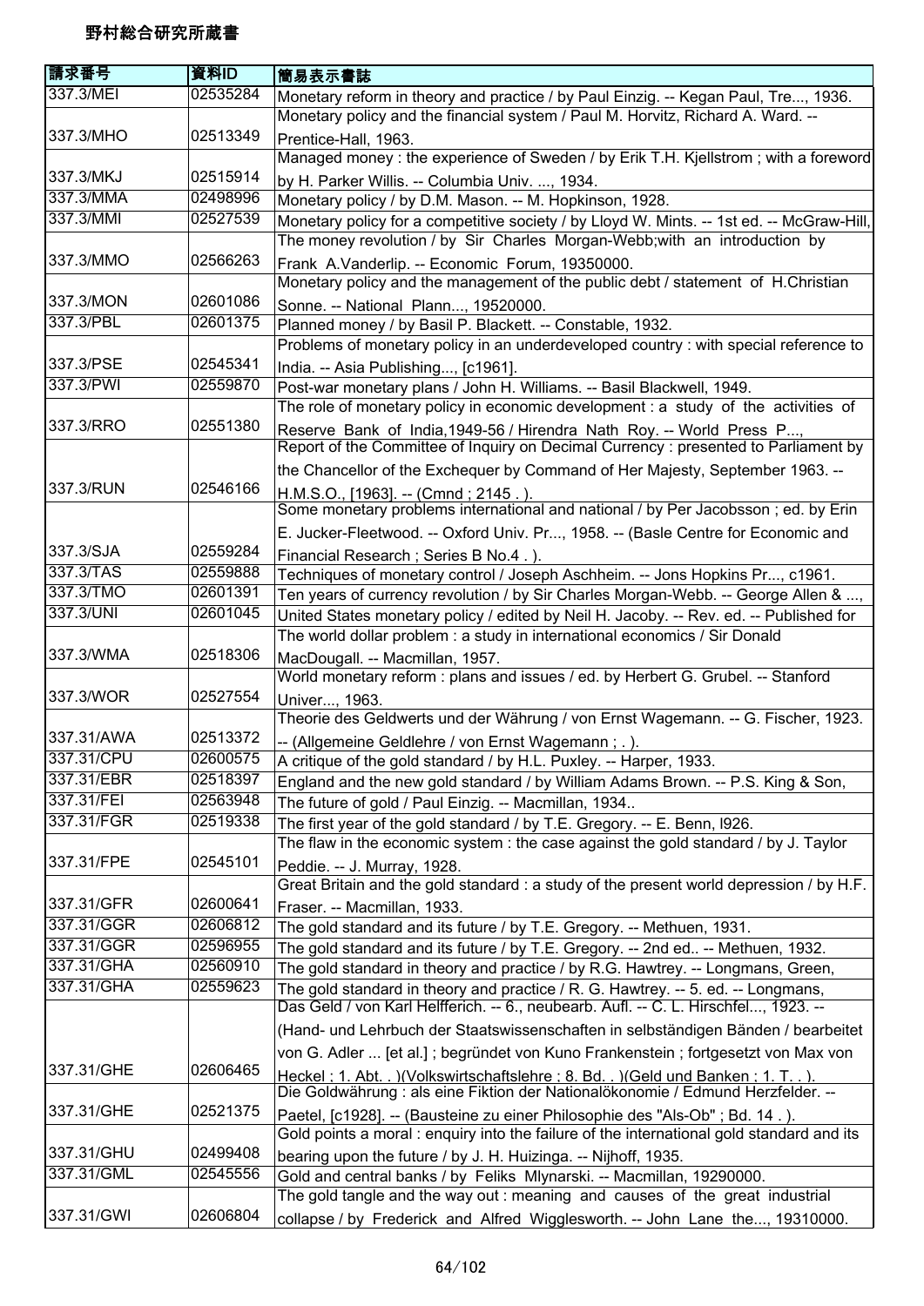野村総合研究所蔵書

| 請求番号 | 資料ID | 簡易表示書誌 |
|---|---|---|
| 337.3/MEI | 02535284 | Monetary reform in theory and practice / by Paul Einzig. -- Kegan Paul, Tre..., 1936. |
| 337.3/MHO | 02513349 | Monetary policy and the financial system / Paul M. Horvitz, Richard A. Ward. -- Prentice-Hall, 1963. |
| 337.3/MKJ | 02515914 | Managed money : the experience of Sweden / by Erik T.H. Kjellstrom ; with a foreword by H. Parker Willis. -- Columbia Univ. ..., 1934. |
| 337.3/MMA | 02498996 | Monetary policy / by D.M. Mason. -- M. Hopkinson, 1928. |
| 337.3/MMI | 02527539 | Monetary policy for a competitive society / by Lloyd W. Mints. -- 1st ed. -- McGraw-Hill, |
| 337.3/MMO | 02566263 | The money revolution / by Sir Charles Morgan-Webb;with an introduction by Frank A.Vanderlip. -- Economic Forum, 19350000. |
| 337.3/MON | 02601086 | Monetary policy and the management of the public debt / statement of H.Christian Sonne. -- National Plann..., 19520000. |
| 337.3/PBL | 02601375 | Planned money / by Basil P. Blackett. -- Constable, 1932. |
| 337.3/PSE | 02545341 | Problems of monetary policy in an underdeveloped country : with special reference to India. -- Asia Publishing..., [c1961]. |
| 337.3/PWI | 02559870 | Post-war monetary plans / John H. Williams. -- Basil Blackwell, 1949. |
| 337.3/RRO | 02551380 | The role of monetary policy in economic development : a study of the activities of Reserve Bank of India,1949-56 / Hirendra Nath Roy. -- World Press P..., |
| 337.3/RUN | 02546166 | Report of the Committee of Inquiry on Decimal Currency : presented to Parliament by the Chancellor of the Exchequer by Command of Her Majesty, September 1963. -- H.M.S.O., [1963]. -- (Cmnd ; 2145 . ). |
| 337.3/SJA | 02559284 | Some monetary problems international and national / by Per Jacobsson ; ed. by Erin E. Jucker-Fleetwood. -- Oxford Univ. Pr..., 1958. -- (Basle Centre for Economic and Financial Research ; Series B No.4 . ). |
| 337.3/TAS | 02559888 | Techniques of monetary control / Joseph Aschheim. -- Jons Hopkins Pr..., c1961. |
| 337.3/TMO | 02601391 | Ten years of currency revolution / by Sir Charles Morgan-Webb. -- George Allen & ..., |
| 337.3/UNI | 02601045 | United States monetary policy / edited by Neil H. Jacoby. -- Rev. ed. -- Published for |
| 337.3/WMA | 02518306 | The world dollar problem : a study in international economics / Sir Donald MacDougall. -- Macmillan, 1957. |
| 337.3/WOR | 02527554 | World monetary reform : plans and issues / ed. by Herbert G. Grubel. -- Stanford Univer..., 1963. |
| 337.31/AWA | 02513372 | Theorie des Geldwerts und der Währung / von Ernst Wagemann. -- G. Fischer, 1923. -- (Allgemeine Geldlehre / von Ernst Wagemann ; . ). |
| 337.31/CPU | 02600575 | A critique of the gold standard / by H.L. Puxley. -- Harper, 1933. |
| 337.31/EBR | 02518397 | England and the new gold standard / by William Adams Brown. -- P.S. King & Son, |
| 337.31/FEI | 02563948 | The future of gold / Paul Einzig. -- Macmillan, 1934.. |
| 337.31/FGR | 02519338 | The first year of the gold standard / by T.E. Gregory. -- E. Benn, l926. |
| 337.31/FPE | 02545101 | The flaw in the economic system : the case against the gold standard / by J. Taylor Peddie. -- J. Murray, 1928. |
| 337.31/GFR | 02600641 | Great Britain and the gold standard : a study of the present world depression / by H.F. Fraser. -- Macmillan, 1933. |
| 337.31/GGR | 02606812 | The gold standard and its future / by T.E. Gregory. -- Methuen, 1931. |
| 337.31/GGR | 02596955 | The gold standard and its future / by T.E. Gregory. -- 2nd ed.. -- Methuen, 1932. |
| 337.31/GHA | 02560910 | The gold standard in theory and practice / by R.G. Hawtrey. -- Longmans, Green, |
| 337.31/GHA | 02559623 | The gold standard in theory and practice / R. G. Hawtrey. -- 5. ed. -- Longmans, |
| 337.31/GHE | 02606465 | Das Geld / von Karl Helfferich. -- 6., neubearb. Aufl. -- C. L. Hirschfel..., 1923. -- (Hand- und Lehrbuch der Staatswissenschaften in selbständigen Bänden / bearbeitet von G. Adler ... [et al.] ; begründet von Kuno Frankenstein ; fortgesetzt von Max von Heckel ; 1. Abt. . )(Volkswirtschaftslehre ; 8. Bd. . )(Geld und Banken ; 1. T. . ). |
| 337.31/GHE | 02521375 | Die Goldwährung : als eine Fiktion der Nationalökonomie / Edmund Herzfelder. -- Paetel, [c1928]. -- (Bausteine zu einer Philosophie des "Als-Ob" ; Bd. 14 . ). |
| 337.31/GHU | 02499408 | Gold points a moral : enquiry into the failure of the international gold standard and its bearing upon the future / by J. H. Huizinga. -- Nijhoff, 1935. |
| 337.31/GML | 02545556 | Gold and central banks / by Feliks Mlynarski. -- Macmillan, 19290000. |
| 337.31/GWI | 02606804 | The gold tangle and the way out : meaning and causes of the great industrial collapse / by Frederick and Alfred Wigglesworth. -- John Lane the..., 19310000. |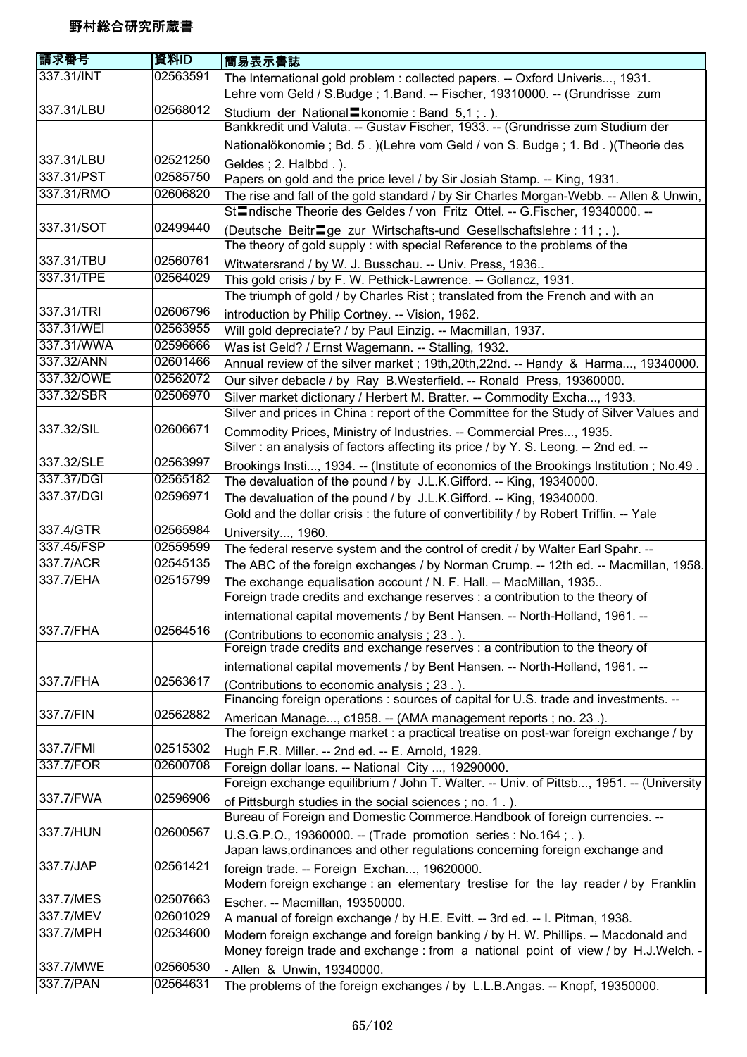# 野村総合研究所蔵書

| 請求番号 | 資料ID | 簡易表示書誌 |
|---|---|---|
| 337.31/INT | 02563591 | The International gold problem : collected papers. -- Oxford Univeris..., 1931. |
| 337.31/LBU | 02568012 | Lehre vom Geld / S.Budge ; 1.Band. -- Fischer, 19310000. -- (Grundrisse zum Studium der National〓konomie : Band 5,1 ; . ). |
| 337.31/LBU | 02521250 | Bankkredit und Valuta. -- Gustav Fischer, 1933. -- (Grundrisse zum Studium der Nationalökonomie ; Bd. 5 . )(Lehre vom Geld / von S. Budge ; 1. Bd . )(Theorie des Geldes ; 2. Halbbd . ). |
| 337.31/PST | 02585750 | Papers on gold and the price level / by Sir Josiah Stamp. -- King, 1931. |
| 337.31/RMO | 02606820 | The rise and fall of the gold standard / by Sir Charles Morgan-Webb. -- Allen & Unwin, |
| 337.31/SOT | 02499440 | St〓ndische Theorie des Geldes / von Fritz Ottel. -- G.Fischer, 19340000. -- (Deutsche Beitr〓ge zur Wirtschafts-und Gesellschaftslehre : 11 ; . ). |
| 337.31/TBU | 02560761 | The theory of gold supply : with special Reference to the problems of the Witwatersrand / by W. J. Busschau. -- Univ. Press, 1936.. |
| 337.31/TPE | 02564029 | This gold crisis / by F. W. Pethick-Lawrence. -- Gollancz, 1931. |
| 337.31/TRI | 02606796 | The triumph of gold / by Charles Rist ; translated from the French and with an introduction by Philip Cortney. -- Vision, 1962. |
| 337.31/WEI | 02563955 | Will gold depreciate? / by Paul Einzig. -- Macmillan, 1937. |
| 337.31/WWA | 02596666 | Was ist Geld? / Ernst Wagemann. -- Stalling, 1932. |
| 337.32/ANN | 02601466 | Annual review of the silver market ; 19th,20th,22nd. -- Handy & Harma..., 19340000. |
| 337.32/OWE | 02562072 | Our silver debacle / by Ray B.Westerfield. -- Ronald Press, 19360000. |
| 337.32/SBR | 02506970 | Silver market dictionary / Herbert M. Bratter. -- Commodity Excha..., 1933. |
| 337.32/SIL | 02606671 | Silver and prices in China : report of the Committee for the Study of Silver Values and Commodity Prices, Ministry of Industries. -- Commercial Pres..., 1935. |
| 337.32/SLE | 02563997 | Silver : an analysis of factors affecting its price / by Y. S. Leong. -- 2nd ed. -- Brookings Insti..., 1934. -- (Institute of economics of the Brookings Institution ; No.49 . |
| 337.37/DGI | 02565182 | The devaluation of the pound / by J.L.K.Gifford. -- King, 19340000. |
| 337.37/DGI | 02596971 | The devaluation of the pound / by J.L.K.Gifford. -- King, 19340000. |
| 337.4/GTR | 02565984 | Gold and the dollar crisis : the future of convertibility / by Robert Triffin. -- Yale University..., 1960. |
| 337.45/FSP | 02559599 | The federal reserve system and the control of credit / by Walter Earl Spahr. -- |
| 337.7/ACR | 02545135 | The ABC of the foreign exchanges / by Norman Crump. -- 12th ed. -- Macmillan, 1958. |
| 337.7/EHA | 02515799 | The exchange equalisation account / N. F. Hall. -- MacMillan, 1935.. |
| 337.7/FHA | 02564516 | Foreign trade credits and exchange reserves : a contribution to the theory of international capital movements / by Bent Hansen. -- North-Holland, 1961. -- (Contributions to economic analysis ; 23 . ). |
| 337.7/FHA | 02563617 | Foreign trade credits and exchange reserves : a contribution to the theory of international capital movements / by Bent Hansen. -- North-Holland, 1961. -- (Contributions to economic analysis ; 23 . ). |
| 337.7/FIN | 02562882 | Financing foreign operations : sources of capital for U.S. trade and investments. -- American Manage..., c1958. -- (AMA management reports ; no. 23 .). |
| 337.7/FMI | 02515302 | The foreign exchange market : a practical treatise on post-war foreign exchange / by Hugh F.R. Miller. -- 2nd ed. -- E. Arnold, 1929. |
| 337.7/FOR | 02600708 | Foreign dollar loans. -- National City ..., 19290000. |
| 337.7/FWA | 02596906 | Foreign exchange equilibrium / John T. Walter. -- Univ. of Pittsb..., 1951. -- (University of Pittsburgh studies in the social sciences ; no. 1 . ). |
| 337.7/HUN | 02600567 | Bureau of Foreign and Domestic Commerce.Handbook of foreign currencies. -- U.S.G.P.O., 19360000. -- (Trade promotion series : No.164 ; . ). |
| 337.7/JAP | 02561421 | Japan laws,ordinances and other regulations concerning foreign exchange and foreign trade. -- Foreign Exchan..., 19620000. |
| 337.7/MES | 02507663 | Modern foreign exchange : an elementary trestise for the lay reader / by Franklin Escher. -- Macmillan, 19350000. |
| 337.7/MEV | 02601029 | A manual of foreign exchange / by H.E. Evitt. -- 3rd ed. -- I. Pitman, 1938. |
| 337.7/MPH | 02534600 | Modern foreign exchange and foreign banking / by H. W. Phillips. -- Macdonald and |
| 337.7/MWE | 02560530 | Money foreign trade and exchange : from a national point of view / by H.J.Welch. -- Allen & Unwin, 19340000. |
| 337.7/PAN | 02564631 | The problems of the foreign exchanges / by L.L.B.Angas. -- Knopf, 19350000. |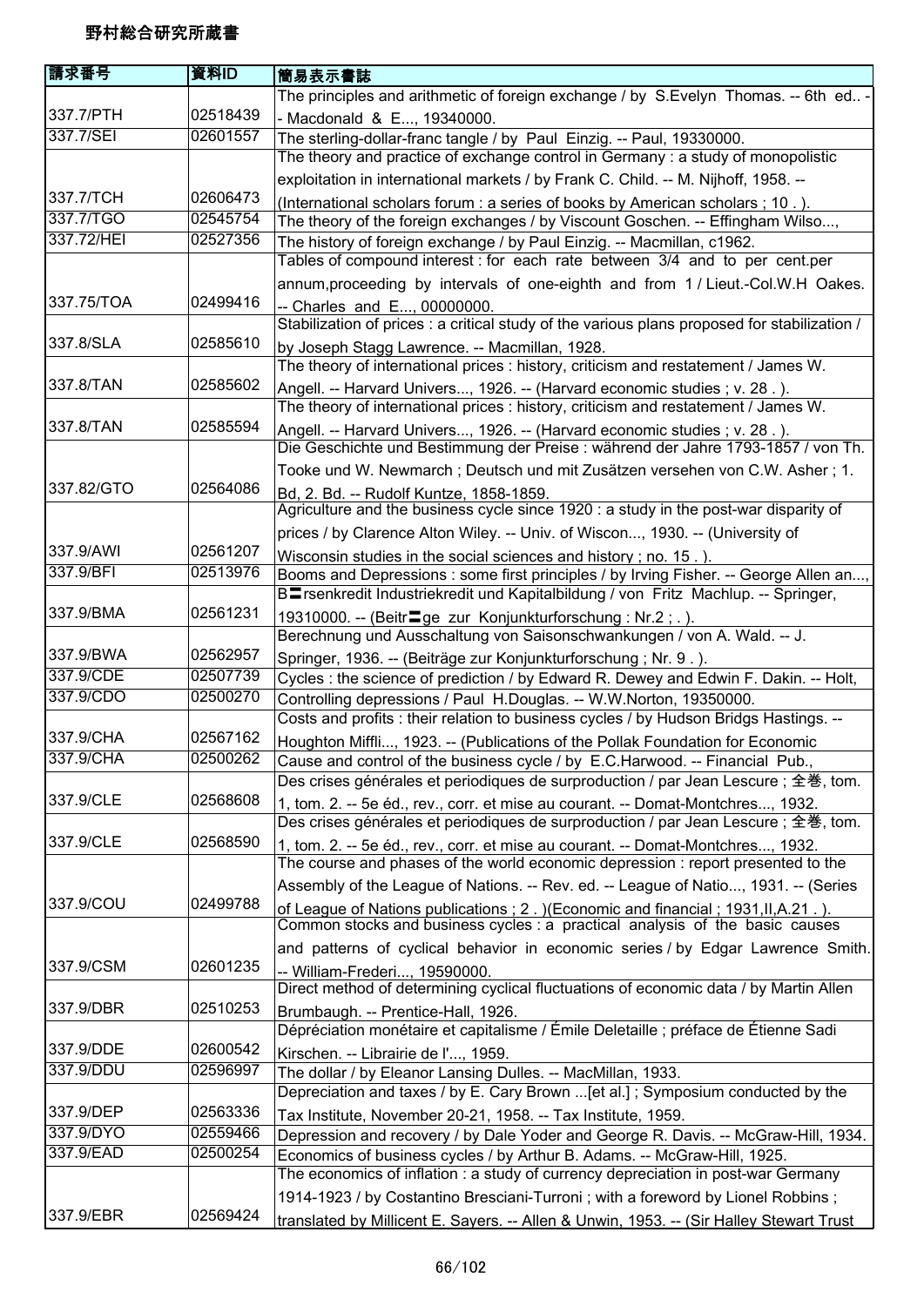# 野村総合研究所蔵書

| 請求番号 | 資料ID | 簡易表示書誌 |
|---|---|---|
| 337.7/PTH | 02518439 | The principles and arithmetic of foreign exchange / by S.Evelyn Thomas. -- 6th ed.. -- Macdonald & E..., 19340000. |
| 337.7/SEI | 02601557 | The sterling-dollar-franc tangle / by Paul Einzig. -- Paul, 19330000. |
| 337.7/TCH | 02606473 | The theory and practice of exchange control in Germany : a study of monopolistic exploitation in international markets / by Frank C. Child. -- M. Nijhoff, 1958. -- (International scholars forum : a series of books by American scholars ; 10 . ). |
| 337.7/TGO | 02545754 | The theory of the foreign exchanges / by Viscount Goschen. -- Effingham Wilso..., |
| 337.72/HEI | 02527356 | The history of foreign exchange / by Paul Einzig. -- Macmillan, c1962. |
| 337.75/TOA | 02499416 | Tables of compound interest : for each rate between 3/4 and to per cent.per annum,proceeding by intervals of one-eighth and from 1 / Lieut.-Col.W.H Oakes. -- Charles and E..., 00000000. |
| 337.8/SLA | 02585610 | Stabilization of prices : a critical study of the various plans proposed for stabilization / by Joseph Stagg Lawrence. -- Macmillan, 1928. |
| 337.8/TAN | 02585602 | The theory of international prices : history, criticism and restatement / James W. Angell. -- Harvard Univers..., 1926. -- (Harvard economic studies ; v. 28 . ). |
| 337.8/TAN | 02585594 | The theory of international prices : history, criticism and restatement / James W. Angell. -- Harvard Univers..., 1926. -- (Harvard economic studies ; v. 28 . ). |
| 337.82/GTO | 02564086 | Die Geschichte und Bestimmung der Preise : während der Jahre 1793-1857 / von Th. Tooke und W. Newmarch ; Deutsch und mit Zusätzen versehen von C.W. Asher ; 1. Bd, 2. Bd. -- Rudolf Kuntze, 1858-1859. |
| 337.9/AWI | 02561207 | Agriculture and the business cycle since 1920 : a study in the post-war disparity of prices / by Clarence Alton Wiley. -- Univ. of Wiscon..., 1930. -- (University of Wisconsin studies in the social sciences and history ; no. 15 . ). |
| 337.9/BFI | 02513976 | Booms and Depressions : some first principles / by Irving Fisher. -- George Allen an..., |
| 337.9/BMA | 02561231 | B〓rsenkredit Industriekredit und Kapitalbildung / von Fritz Machlup. -- Springer, 19310000. -- (Beitr〓ge zur Konjunkturforschung : Nr.2 ; . ). |
| 337.9/BWA | 02562957 | Berechnung und Ausschaltung von Saisonschwankungen / von A. Wald. -- J. Springer, 1936. -- (Beiträge zur Konjunkturforschung ; Nr. 9 . ). |
| 337.9/CDE | 02507739 | Cycles : the science of prediction / by Edward R. Dewey and Edwin F. Dakin. -- Holt, |
| 337.9/CDO | 02500270 | Controlling depressions / Paul H.Douglas. -- W.W.Norton, 19350000. |
| 337.9/CHA | 02567162 | Costs and profits : their relation to business cycles / by Hudson Bridgs Hastings. -- Houghton Miffli..., 1923. -- (Publications of the Pollak Foundation for Economic |
| 337.9/CHA | 02500262 | Cause and control of the business cycle / by E.C.Harwood. -- Financial Pub., |
| 337.9/CLE | 02568608 | Des crises générales et periodiques de surproduction / par Jean Lescure ; 全巻, tom. 1, tom. 2. -- 5e éd., rev., corr. et mise au courant. -- Domat-Montchres..., 1932. |
| 337.9/CLE | 02568590 | Des crises générales et periodiques de surproduction / par Jean Lescure ; 全巻, tom. 1, tom. 2. -- 5e éd., rev., corr. et mise au courant. -- Domat-Montchres..., 1932. |
| 337.9/COU | 02499788 | The course and phases of the world economic depression : report presented to the Assembly of the League of Nations. -- Rev. ed. -- League of Natio..., 1931. -- (Series of League of Nations publications ; 2 . )(Economic and financial ; 1931,II,A.21 . ). |
| 337.9/CSM | 02601235 | Common stocks and business cycles : a practical analysis of the basic causes and patterns of cyclical behavior in economic series / by Edgar Lawrence Smith. -- William-Frederi..., 19590000. |
| 337.9/DBR | 02510253 | Direct method of determining cyclical fluctuations of economic data / by Martin Allen Brumbaugh. -- Prentice-Hall, 1926. |
| 337.9/DDE | 02600542 | Dépréciation monétaire et capitalisme / Émile Deletaille ; préface de Étienne Sadi Kirschen. -- Librairie de l'..., 1959. |
| 337.9/DDU | 02596997 | The dollar / by Eleanor Lansing Dulles. -- MacMillan, 1933. |
| 337.9/DEP | 02563336 | Depreciation and taxes / by E. Cary Brown ...[et al.] ; Symposium conducted by the Tax Institute, November 20-21, 1958. -- Tax Institute, 1959. |
| 337.9/DYO | 02559466 | Depression and recovery / by Dale Yoder and George R. Davis. -- McGraw-Hill, 1934. |
| 337.9/EAD | 02500254 | Economics of business cycles / by Arthur B. Adams. -- McGraw-Hill, 1925. |
| 337.9/EBR | 02569424 | The economics of inflation : a study of currency depreciation in post-war Germany 1914-1923 / by Costantino Bresciani-Turroni ; with a foreword by Lionel Robbins ; translated by Millicent E. Sayers. -- Allen & Unwin, 1953. -- (Sir Halley Stewart Trust |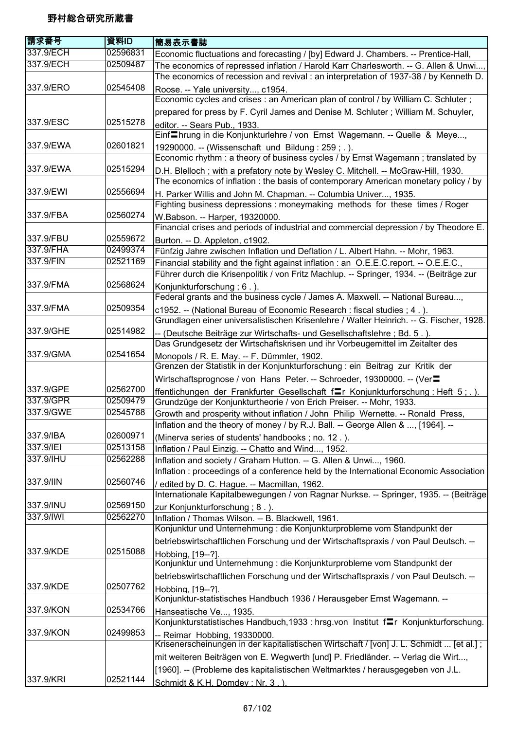野村総合研究所蔵書

| 請求番号 | 資料ID | 簡易表示書誌 |
|---|---|---|
| 337.9/ECH | 02596831 | Economic fluctuations and forecasting / [by] Edward J. Chambers. -- Prentice-Hall, |
| 337.9/ECH | 02509487 | The economics of repressed inflation / Harold Karr Charlesworth. -- G. Allen & Unwi..., |
| 337.9/ERO | 02545408 | The economics of recession and revival : an interpretation of 1937-38 / by Kenneth D. Roose. -- Yale university..., c1954. |
| 337.9/ESC | 02515278 | Economic cycles and crises : an American plan of control / by William C. Schluter ; prepared for press by F. Cyril James and Denise M. Schluter ; William M. Schuyler, editor. -- Sears Pub., 1933. |
| 337.9/EWA | 02601821 | Einf〓hrung in die Konjunkturlehre / von Ernst Wagemann. -- Quelle & Meye..., 19290000. -- (Wissenschaft und Bildung : 259 ; . ). |
| 337.9/EWA | 02515294 | Economic rhythm : a theory of business cycles / by Ernst Wagemann ; translated by D.H. Blelloch ; with a prefatory note by Wesley C. Mitchell. -- McGraw-Hill, 1930. |
| 337.9/EWI | 02556694 | The economics of inflation : the basis of contemporary American monetary policy / by H. Parker Willis and John M. Chapman. -- Columbia Univer..., 1935. |
| 337.9/FBA | 02560274 | Fighting business depressions : moneymaking methods for these times / Roger W.Babson. -- Harper, 19320000. |
| 337.9/FBU | 02559672 | Financial crises and periods of industrial and commercial depression / by Theodore E. Burton. -- D. Appleton, c1902. |
| 337.9/FHA | 02499374 | Fünfzig Jahre zwischen Inflation und Deflation / L. Albert Hahn. -- Mohr, 1963. |
| 337.9/FIN | 02521169 | Financial stability and the fight against inflation : an O.E.E.C.report. -- O.E.E.C., |
| 337.9/FMA | 02568624 | Führer durch die Krisenpolitik / von Fritz Machlup. -- Springer, 1934. -- (Beiträge zur Konjunkturforschung ; 6 . ). |
| 337.9/FMA | 02509354 | Federal grants and the business cycle / James A. Maxwell. -- National Bureau..., c1952. -- (National Bureau of Economic Research : fiscal studies ; 4 . ). |
| 337.9/GHE | 02514982 | Grundlagen einer universalistischen Krisenlehre / Walter Heinrich. -- G. Fischer, 1928. -- (Deutsche Beiträge zur Wirtschafts- und Gesellschaftslehre ; Bd. 5 . ). |
| 337.9/GMA | 02541654 | Das Grundgesetz der Wirtschaftskrisen und ihr Vorbeugemittel im Zeitalter des Monopols / R. E. May. -- F. Dümmler, 1902. |
| 337.9/GPE | 02562700 | Grenzen der Statistik in der Konjunkturforschung : ein Beitrag zur Kritik der Wirtschaftsprognose / von Hans Peter. -- Schroeder, 19300000. -- (Ver〓ffentlichungen der Frankfurter Gesellschaft f〓r Konjunkturforschung : Heft 5 ; . ). |
| 337.9/GPR | 02509479 | Grundzüge der Konjunkturtheorie / von Erich Preiser. -- Mohr, 1933. |
| 337.9/GWE | 02545788 | Growth and prosperity without inflation / John Philip Wernette. -- Ronald Press, |
| 337.9/IBA | 02600971 | Inflation and the theory of money / by R.J. Ball. -- George Allen & ..., [1964]. -- (Minerva series of students' handbooks ; no. 12 . ). |
| 337.9/IEI | 02513158 | Inflation / Paul Einzig. -- Chatto and Wind..., 1952. |
| 337.9/IHU | 02562288 | Inflation and society / Graham Hutton. -- G. Allen & Unwi..., 1960. |
| 337.9/IIN | 02560746 | Inflation : proceedings of a conference held by the International Economic Association / edited by D. C. Hague. -- Macmillan, 1962. |
| 337.9/INU | 02569150 | Internationale Kapitalbewegungen / von Ragnar Nurkse. -- Springer, 1935. -- (Beiträge zur Konjunkturforschung ; 8 . ). |
| 337.9/IWI | 02562270 | Inflation / Thomas Wilson. -- B. Blackwell, 1961. |
| 337.9/KDE | 02515088 | Konjunktur und Unternehmung : die Konjunkturprobleme vom Standpunkt der betriebswirtschaftlichen Forschung und der Wirtschaftspraxis / von Paul Deutsch. -- Hobbing, [19--?]. |
| 337.9/KDE | 02507762 | Konjunktur und Unternehmung : die Konjunkturprobleme vom Standpunkt der betriebswirtschaftlichen Forschung und der Wirtschaftspraxis / von Paul Deutsch. -- Hobbing, [19--?]. |
| 337.9/KON | 02534766 | Konjunktur-statistisches Handbuch 1936 / Herausgeber Ernst Wagemann. -- Hanseatische Ve..., 1935. |
| 337.9/KON | 02499853 | Konjunkturstatistisches Handbuch,1933 : hrsg.von Institut f〓r Konjunkturforschung. -- Reimar Hobbing, 19330000. |
| 337.9/KRI | 02521144 | Krisenerscheinungen in der kapitalistischen Wirtschaft / [von] J. L. Schmidt ... [et al.] ; mit weiteren Beiträgen von E. Wegwerth [und] P. Friedländer. -- Verlag die Wirt..., [1960]. -- (Probleme des kapitalistischen Weltmarktes / herausgegeben von J.L. Schmidt & K.H. Domdey ; Nr. 3 . ). |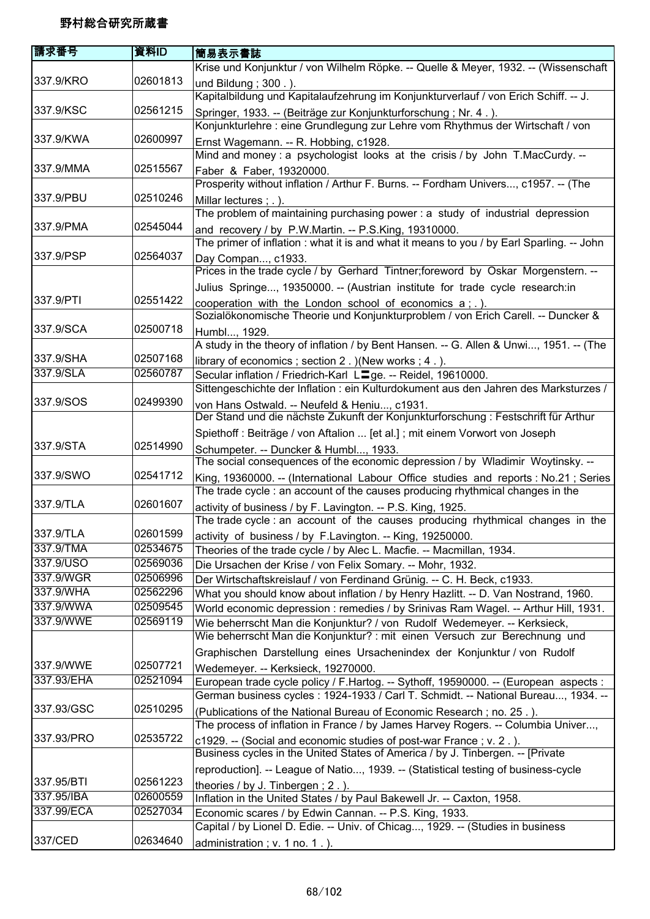野村総合研究所蔵書

| 請求番号 | 資料ID | 簡易表示書誌 |
| --- | --- | --- |
| 337.9/KRO | 02601813 | Krise und Konjunktur / von Wilhelm Röpke. -- Quelle & Meyer, 1932. -- (Wissenschaft und Bildung ; 300 . ). |
| 337.9/KSC | 02561215 | Kapitalbildung und Kapitalaufzehrung im Konjunkturverlauf / von Erich Schiff. -- J. Springer, 1933. -- (Beiträge zur Konjunkturforschung ; Nr. 4 . ). |
| 337.9/KWA | 02600997 | Konjunkturlehre : eine Grundlegung zur Lehre vom Rhythmus der Wirtschaft / von Ernst Wagemann. -- R. Hobbing, c1928. |
| 337.9/MMA | 02515567 | Mind and money : a psychologist looks at the crisis / by John T.MacCurdy. -- Faber & Faber, 19320000. |
| 337.9/PBU | 02510246 | Prosperity without inflation / Arthur F. Burns. -- Fordham Univers..., c1957. -- (The Millar lectures ; . ). |
| 337.9/PMA | 02545044 | The problem of maintaining purchasing power : a study of industrial depression and recovery / by P.W.Martin. -- P.S.King, 19310000. |
| 337.9/PSP | 02564037 | The primer of inflation : what it is and what it means to you / by Earl Sparling. -- John Day Compan..., c1933. |
| 337.9/PTI | 02551422 | Prices in the trade cycle / by Gerhard Tintner;foreword by Oskar Morgenstern. -- Julius Springe..., 19350000. -- (Austrian institute for trade cycle research:in cooperation with the London school of economics a ; . ). |
| 337.9/SCA | 02500718 | Sozialökonomische Theorie und Konjunkturproblem / von Erich Carell. -- Duncker & Humbl..., 1929. |
| 337.9/SHA | 02507168 | A study in the theory of inflation / by Bent Hansen. -- G. Allen & Unwi..., 1951. -- (The library of economics ; section 2 . )(New works ; 4 . ). |
| 337.9/SLA | 02560787 | Secular inflation / Friedrich-Karl L〓ge. -- Reidel, 19610000. |
| 337.9/SOS | 02499390 | Sittengeschichte der Inflation : ein Kulturdokument aus den Jahren des Marksturzes / von Hans Ostwald. -- Neufeld & Heniu..., c1931. |
| 337.9/STA | 02514990 | Der Stand und die nächste Zukunft der Konjunkturforschung : Festschrift für Arthur Spiethoff : Beiträge / von Aftalion ... [et al.] ; mit einem Vorwort von Joseph Schumpeter. -- Duncker & Humbl..., 1933. |
| 337.9/SWO | 02541712 | The social consequences of the economic depression / by Wladimir Woytinsky. -- King, 19360000. -- (International Labour Office studies and reports : No.21 ; Series |
| 337.9/TLA | 02601607 | The trade cycle : an account of the causes producing rhythmical changes in the activity of business / by F. Lavington. -- P.S. King, 1925. |
| 337.9/TLA | 02601599 | The trade cycle : an account of the causes producing rhythmical changes in the activity of business / by F.Lavington. -- King, 19250000. |
| 337.9/TMA | 02534675 | Theories of the trade cycle / by Alec L. Macfie. -- Macmillan, 1934. |
| 337.9/USO | 02569036 | Die Ursachen der Krise / von Felix Somary. -- Mohr, 1932. |
| 337.9/WGR | 02506996 | Der Wirtschaftskreislauf / von Ferdinand Grünig. -- C. H. Beck, c1933. |
| 337.9/WHA | 02562296 | What you should know about inflation / by Henry Hazlitt. -- D. Van Nostrand, 1960. |
| 337.9/WWA | 02509545 | World economic depression : remedies / by Srinivas Ram Wagel. -- Arthur Hill, 1931. |
| 337.9/WWE | 02569119 | Wie beherrscht Man die Konjunktur? / von Rudolf Wedemeyer. -- Kerksieck, |
| 337.9/WWE | 02507721 | Wie beherrscht Man die Konjunktur? : mit einen Versuch zur Berechnung und Graphischen Darstellung eines Ursachenindex der Konjunktur / von Rudolf Wedemeyer. -- Kerksieck, 19270000. |
| 337.93/EHA | 02521094 | European trade cycle policy / F.Hartog. -- Sythoff, 19590000. -- (European aspects : |
| 337.93/GSC | 02510295 | German business cycles : 1924-1933 / Carl T. Schmidt. -- National Bureau..., 1934. -- (Publications of the National Bureau of Economic Research ; no. 25 . ). |
| 337.93/PRO | 02535722 | The process of inflation in France / by James Harvey Rogers. -- Columbia Univer..., c1929. -- (Social and economic studies of post-war France ; v. 2 . ). |
| 337.95/BTI | 02561223 | Business cycles in the United States of America / by J. Tinbergen. -- [Private reproduction]. -- League of Natio..., 1939. -- (Statistical testing of business-cycle theories / by J. Tinbergen ; 2 . ). |
| 337.95/IBA | 02600559 | Inflation in the United States / by Paul Bakewell Jr. -- Caxton, 1958. |
| 337.99/ECA | 02527034 | Economic scares / by Edwin Cannan. -- P.S. King, 1933. |
| 337/CED | 02634640 | Capital / by Lionel D. Edie. -- Univ. of Chicag..., 1929. -- (Studies in business administration ; v. 1 no. 1 . ). |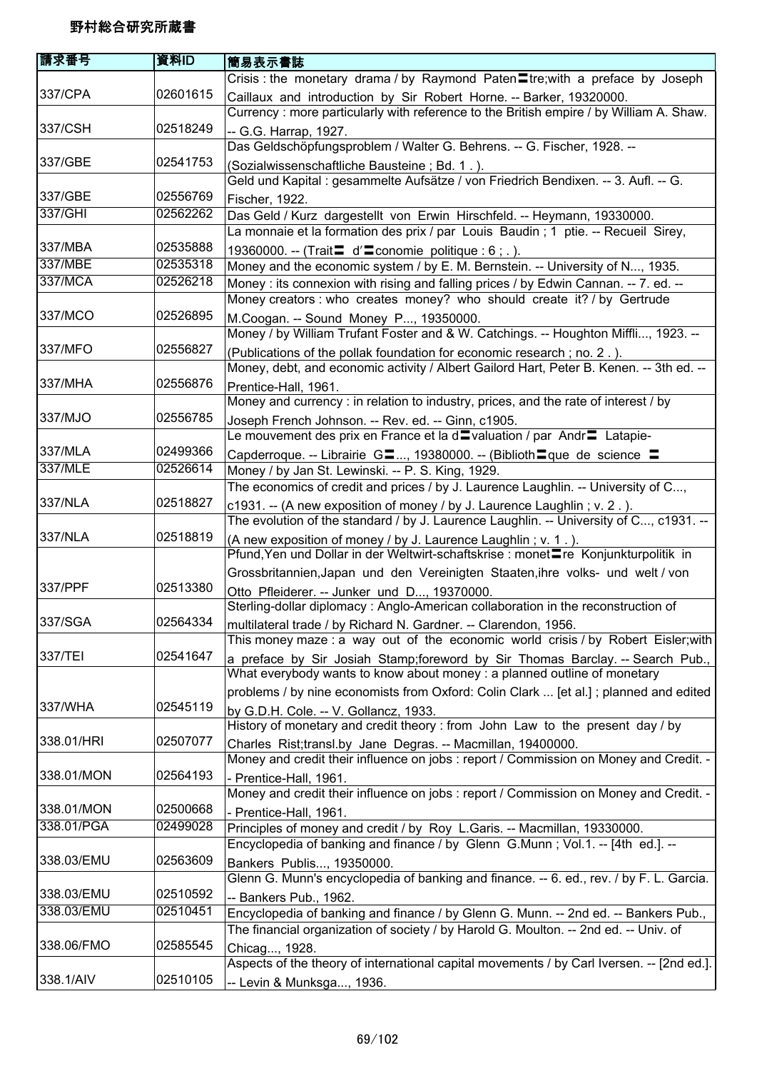野村総合研究所蔵書

| 請求番号 | 資料ID | 簡易表示書誌 |
| --- | --- | --- |
| 337/CPA | 02601615 | Crisis : the monetary drama / by Raymond Paten〓tre;with a preface by Joseph Caillaux and introduction by Sir Robert Horne. -- Barker, 19320000. |
| 337/CSH | 02518249 | Currency : more particularly with reference to the British empire / by William A. Shaw. -- G.G. Harrap, 1927. |
| 337/GBE | 02541753 | Das Geldschöpfungsproblem / Walter G. Behrens. -- G. Fischer, 1928. -- (Sozialwissenschaftliche Bausteine ; Bd. 1 . ). |
| 337/GBE | 02556769 | Geld und Kapital : gesammelte Aufsätze / von Friedrich Bendixen. -- 3. Aufl. -- G. Fischer, 1922. |
| 337/GHI | 02562262 | Das Geld / Kurz dargestellt von Erwin Hirschfeld. -- Heymann, 19330000. |
| 337/MBA | 02535888 | La monnaie et la formation des prix / par Louis Baudin ; 1 ptie. -- Recueil Sirey, 19360000. -- (Trait〓 d'〓conomie politique : 6 ; . ). |
| 337/MBE | 02535318 | Money and the economic system / by E. M. Bernstein. -- University of N..., 1935. |
| 337/MCA | 02526218 | Money : its connexion with rising and falling prices / by Edwin Cannan. -- 7. ed. -- |
| 337/MCO | 02526895 | Money creators : who creates money? who should create it? / by Gertrude M.Coogan. -- Sound Money P..., 19350000. |
| 337/MFO | 02556827 | Money / by William Trufant Foster and & W. Catchings. -- Houghton Miffli..., 1923. -- (Publications of the pollak foundation for economic research ; no. 2 . ). |
| 337/MHA | 02556876 | Money, debt, and economic activity / Albert Gailord Hart, Peter B. Kenen. -- 3th ed. -- Prentice-Hall, 1961. |
| 337/MJO | 02556785 | Money and currency : in relation to industry, prices, and the rate of interest / by Joseph French Johnson. -- Rev. ed. -- Ginn, c1905. |
| 337/MLA | 02499366 | Le mouvement des prix en France et la d〓valuation / par Andr〓 Latapie-Capderroque. -- Librairie G〓..., 19380000. -- (Biblioth〓que de science 〓 |
| 337/MLE | 02526614 | Money / by Jan St. Lewinski. -- P. S. King, 1929. |
| 337/NLA | 02518827 | The economics of credit and prices / by J. Laurence Laughlin. -- University of C..., c1931. -- (A new exposition of money / by J. Laurence Laughlin ; v. 2 . ). |
| 337/NLA | 02518819 | The evolution of the standard / by J. Laurence Laughlin. -- University of C..., c1931. -- (A new exposition of money / by J. Laurence Laughlin ; v. 1 . ). |
| 337/PPF | 02513380 | Pfund,Yen und Dollar in der Weltwirt-schaftskrise : monet〓re Konjunkturpolitik in Grossbritannien,Japan und den Vereinigten Staaten,ihre volks- und welt / von Otto Pfleiderer. -- Junker und D..., 19370000. |
| 337/SGA | 02564334 | Sterling-dollar diplomacy : Anglo-American collaboration in the reconstruction of multilateral trade / by Richard N. Gardner. -- Clarendon, 1956. |
| 337/TEI | 02541647 | This money maze : a way out of the economic world crisis / by Robert Eisler;with a preface by Sir Josiah Stamp;foreword by Sir Thomas Barclay. -- Search Pub., |
| 337/WHA | 02545119 | What everybody wants to know about money : a planned outline of monetary problems / by nine economists from Oxford: Colin Clark ... [et al.] ; planned and edited by G.D.H. Cole. -- V. Gollancz, 1933. |
| 338.01/HRI | 02507077 | History of monetary and credit theory : from John Law to the present day / by Charles Rist;transl.by Jane Degras. -- Macmillan, 19400000. |
| 338.01/MON | 02564193 | Money and credit their influence on jobs : report / Commission on Money and Credit. -- Prentice-Hall, 1961. |
| 338.01/MON | 02500668 | Money and credit their influence on jobs : report / Commission on Money and Credit. -- Prentice-Hall, 1961. |
| 338.01/PGA | 02499028 | Principles of money and credit / by Roy L.Garis. -- Macmillan, 19330000. |
| 338.03/EMU | 02563609 | Encyclopedia of banking and finance / by Glenn G.Munn ; Vol.1. -- [4th ed.]. -- Bankers Publis..., 19350000. |
| 338.03/EMU | 02510592 | Glenn G. Munn's encyclopedia of banking and finance. -- 6. ed., rev. / by F. L. Garcia. -- Bankers Pub., 1962. |
| 338.03/EMU | 02510451 | Encyclopedia of banking and finance / by Glenn G. Munn. -- 2nd ed. -- Bankers Pub., |
| 338.06/FMO | 02585545 | The financial organization of society / by Harold G. Moulton. -- 2nd ed. -- Univ. of Chicag..., 1928. |
| 338.1/AIV | 02510105 | Aspects of the theory of international capital movements / by Carl Iversen. -- [2nd ed.]. -- Levin & Munksga..., 1936. |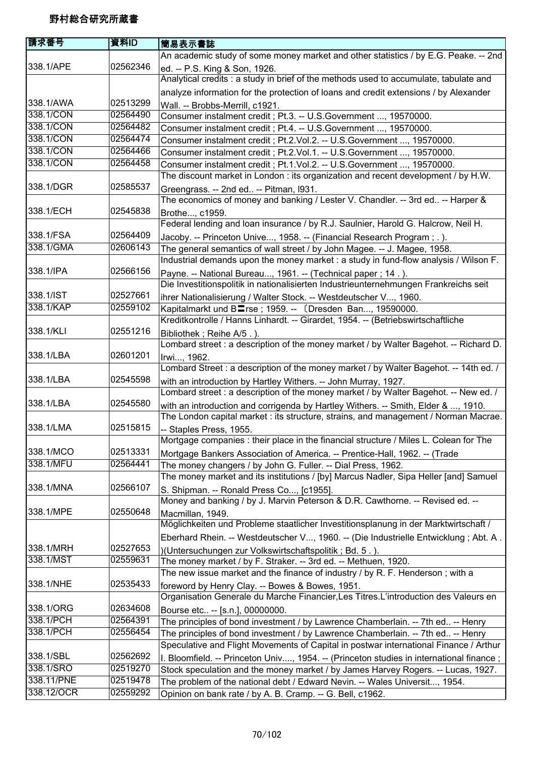# 野村総合研究所蔵書

| 請求番号 | 資料ID | 簡易表示書誌 |
|---|---|---|
| 338.1/APE | 02562346 | An academic study of some money market and other statistics / by E.G. Peake. -- 2nd ed. -- P.S. King & Son, 1926. |
| 338.1/AWA | 02513299 | Analytical credits : a study in brief of the methods used to accumulate, tabulate and analyze information for the protection of loans and credit extensions / by Alexander Wall. -- Brobbs-Merrill, c1921. |
| 338.1/CON | 02564490 | Consumer instalment credit ; Pt.3. -- U.S.Government ..., 19570000. |
| 338.1/CON | 02564482 | Consumer instalment credit ; Pt.4. -- U.S.Government ..., 19570000. |
| 338.1/CON | 02564474 | Consumer instalment credit ; Pt.2.Vol.2. -- U.S.Government ..., 19570000. |
| 338.1/CON | 02564466 | Consumer instalment credit ; Pt.2.Vol.1. -- U.S.Government ..., 19570000. |
| 338.1/CON | 02564458 | Consumer instalment credit ; Pt.1.Vol.2. -- U.S.Government ..., 19570000. |
| 338.1/DGR | 02585537 | The discount market in London : its organization and recent development / by H.W. Greengrass. -- 2nd ed.. -- Pitman, l931. |
| 338.1/ECH | 02545838 | The economics of money and banking / Lester V. Chandler. -- 3rd ed.. -- Harper & Brothe..., c1959. |
| 338.1/FSA | 02564409 | Federal lending and loan insurance / by R.J. Saulnier, Harold G. Halcrow, Neil H. Jacoby. -- Princeton Unive..., 1958. -- (Financial Research Program ; . ). |
| 338.1/GMA | 02606143 | The general semantics of wall street / by John Magee. -- J. Magee, 1958. |
| 338.1/IPA | 02566156 | Industrial demands upon the money market : a study in fund-flow analysis / Wilson F. Payne. -- National Bureau..., 1961. -- (Technical paper ; 14 . ). |
| 338.1/IST | 02527661 | Die Investitionspolitik in nationalisierten Industrieunternehmungen Frankreichs seit ihrer Nationalisierung / Walter Stock. -- Westdeutscher V..., 1960. |
| 338.1/KAP | 02559102 | Kapitalmarkt und B〓rse ; 1959. -- 〔Dresden Ban..., 19590000. |
| 338.1/KLI | 02551216 | Kreditkontrolle / Hanns Linhardt. -- Girardet, 1954. -- (Betriebswirtschaftliche Bibliothek ; Reihe A/5 . ). |
| 338.1/LBA | 02601201 | Lombard street : a description of the money market / by Walter Bagehot. -- Richard D. Irwi..., 1962. |
| 338.1/LBA | 02545598 | Lombard Street : a description of the money market / by Walter Bagehot. -- 14th ed. / with an introduction by Hartley Withers. -- John Murray, 1927. |
| 338.1/LBA | 02545580 | Lombard street : a description of the money market / by Walter Bagehot. -- New ed. / with an introduction and corrigenda by Hartley Withers. -- Smith, Elder & ..., 1910. |
| 338.1/LMA | 02515815 | The London capital market : its structure, strains, and management / Norman Macrae. -- Staples Press, 1955. |
| 338.1/MCO | 02513331 | Mortgage companies : their place in the financial structure / Miles L. Colean for The Mortgage Bankers Association of America. -- Prentice-Hall, 1962. -- (Trade |
| 338.1/MFU | 02564441 | The money changers / by John G. Fuller. -- Dial Press, 1962. |
| 338.1/MNA | 02566107 | The money market and its institutions / [by] Marcus Nadler, Sipa Heller [and] Samuel S. Shipman. -- Ronald Press Co..., [c1955]. |
| 338.1/MPE | 02550648 | Money and banking / by J. Marvin Peterson & D.R. Cawthorne. -- Revised ed. -- Macmillan, 1949. |
| 338.1/MRH | 02527653 | Möglichkeiten und Probleme staatlicher Investitionsplanung in der Marktwirtschaft / Eberhard Rhein. -- Westdeutscher V..., 1960. -- (Die Industrielle Entwicklung ; Abt. A . )(Untersuchungen zur Volkswirtschaftspolitik ; Bd. 5 . ). |
| 338.1/MST | 02559631 | The money market / by F. Straker. -- 3rd ed. -- Methuen, 1920. |
| 338.1/NHE | 02535433 | The new issue market and the finance of industry / by R. F. Henderson ; with a foreword by Henry Clay. -- Bowes & Bowes, 1951. |
| 338.1/ORG | 02634608 | Organisation Generale du Marche Financier,Les Titres.L'introduction des Valeurs en Bourse etc.. -- [s.n.], 00000000. |
| 338.1/PCH | 02564391 | The principles of bond investment / by Lawrence Chamberlain. -- 7th ed.. -- Henry |
| 338.1/PCH | 02556454 | The principles of bond investment / by Lawrence Chamberlain. -- 7th ed.. -- Henry |
| 338.1/SBL | 02562692 | Speculative and Flight Movements of Capital in postwar international Finance / Arthur I. Bloomfield. -- Princeton Univ...., 1954. -- (Princeton studies in international finance ; |
| 338.1/SRO | 02519270 | Stock speculation and the money market / by James Harvey Rogers. -- Lucas, 1927. |
| 338.11/PNE | 02519478 | The problem of the national debt / Edward Nevin. -- Wales Universit..., 1954. |
| 338.12/OCR | 02559292 | Opinion on bank rate / by A. B. Cramp. -- G. Bell, c1962. |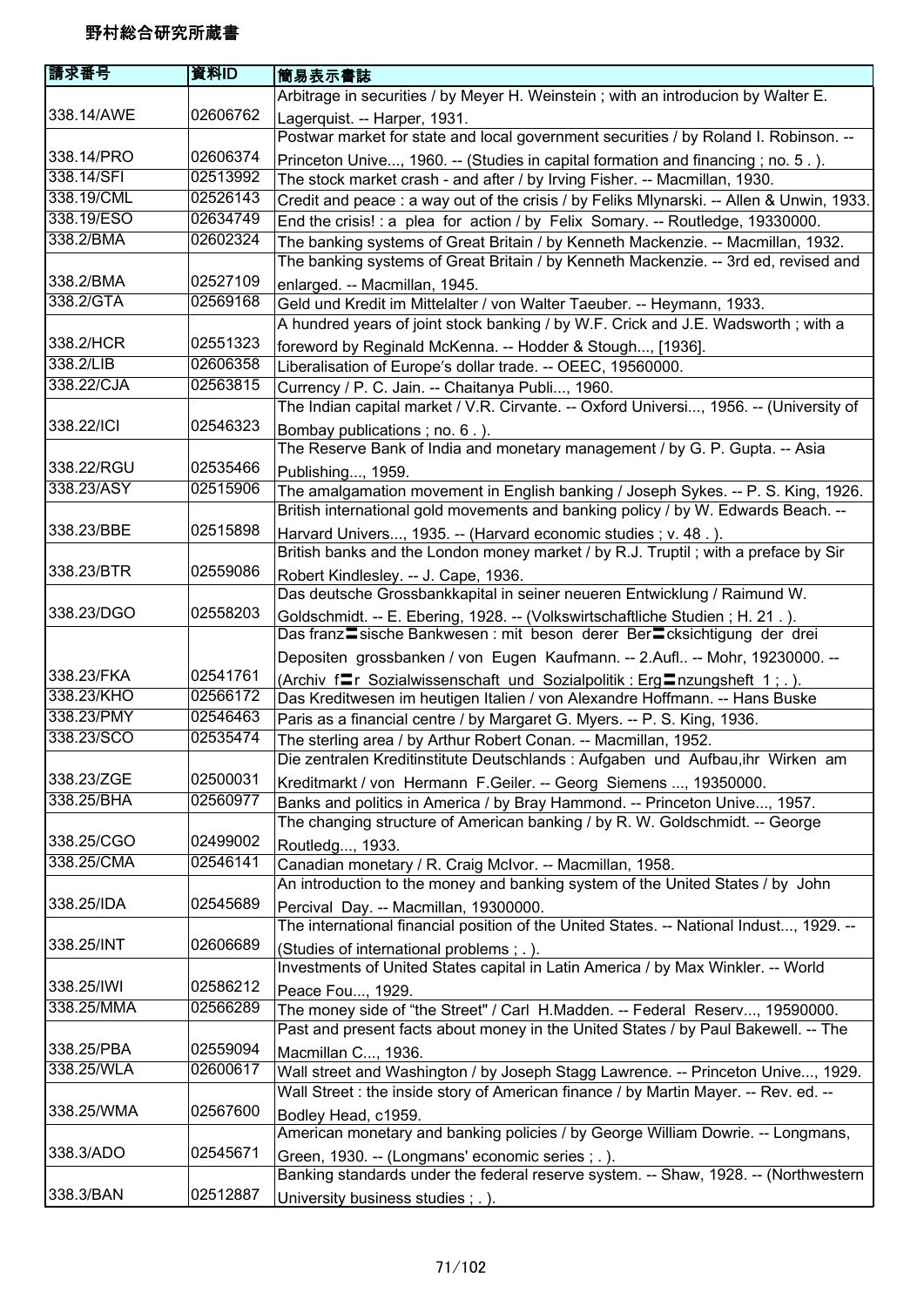# 野村総合研究所蔵書

| 請求番号 | 資料ID | 簡易表示書誌 |
| --- | --- | --- |
| 338.14/AWE | 02606762 | Arbitrage in securities / by Meyer H. Weinstein ; with an introducion by Walter E. Lagerquist. -- Harper, 1931. |
| 338.14/PRO | 02606374 | Postwar market for state and local government securities / by Roland I. Robinson. -- Princeton Unive..., 1960. -- (Studies in capital formation and financing ; no. 5 . ). |
| 338.14/SFI | 02513992 | The stock market crash - and after / by Irving Fisher. -- Macmillan, 1930. |
| 338.19/CML | 02526143 | Credit and peace : a way out of the crisis / by Feliks Mlynarski. -- Allen & Unwin, 1933. |
| 338.19/ESO | 02634749 | End the crisis! : a plea for action / by Felix Somary. -- Routledge, 19330000. |
| 338.2/BMA | 02602324 | The banking systems of Great Britain / by Kenneth Mackenzie. -- Macmillan, 1932. |
| 338.2/BMA | 02527109 | The banking systems of Great Britain / by Kenneth Mackenzie. -- 3rd ed, revised and enlarged. -- Macmillan, 1945. |
| 338.2/GTA | 02569168 | Geld und Kredit im Mittelalter / von Walter Taeuber. -- Heymann, 1933. |
| 338.2/HCR | 02551323 | A hundred years of joint stock banking / by W.F. Crick and J.E. Wadsworth ; with a foreword by Reginald McKenna. -- Hodder & Stough..., [1936]. |
| 338.2/LIB | 02606358 | Liberalisation of Europe's dollar trade. -- OEEC, 19560000. |
| 338.22/CJA | 02563815 | Currency / P. C. Jain. -- Chaitanya Publi..., 1960. |
| 338.22/ICI | 02546323 | The Indian capital market / V.R. Cirvante. -- Oxford Universi..., 1956. -- (University of Bombay publications ; no. 6 . ). |
| 338.22/RGU | 02535466 | The Reserve Bank of India and monetary management / by G. P. Gupta. -- Asia Publishing..., 1959. |
| 338.23/ASY | 02515906 | The amalgamation movement in English banking / Joseph Sykes. -- P. S. King, 1926. |
| 338.23/BBE | 02515898 | British international gold movements and banking policy / by W. Edwards Beach. -- Harvard Univers..., 1935. -- (Harvard economic studies ; v. 48 . ). |
| 338.23/BTR | 02559086 | British banks and the London money market / by R.J. Truptil ; with a preface by Sir Robert Kindlesley. -- J. Cape, 1936. |
| 338.23/DGO | 02558203 | Das deutsche Grossbankkapital in seiner neueren Entwicklung / Raimund W. Goldschmidt. -- E. Ebering, 1928. -- (Volkswirtschaftliche Studien ; H. 21 . ). |
| 338.23/FKA | 02541761 | Das franz〓sische Bankwesen : mit beson derer Ber〓cksichtigung der drei Depositen grossbanken / von Eugen Kaufmann. -- 2.Aufl.. -- Mohr, 19230000. -- (Archiv f〓r Sozialwissenschaft und Sozialpolitik : Erg〓nzungsheft 1 ; . ). |
| 338.23/KHO | 02566172 | Das Kreditwesen im heutigen Italien / von Alexandre Hoffmann. -- Hans Buske |
| 338.23/PMY | 02546463 | Paris as a financial centre / by Margaret G. Myers. -- P. S. King, 1936. |
| 338.23/SCO | 02535474 | The sterling area / by Arthur Robert Conan. -- Macmillan, 1952. |
| 338.23/ZGE | 02500031 | Die zentralen Kreditinstitute Deutschlands : Aufgaben und Aufbau,ihr Wirken am Kreditmarkt / von Hermann F.Geiler. -- Georg Siemens ..., 19350000. |
| 338.25/BHA | 02560977 | Banks and politics in America / by Bray Hammond. -- Princeton Unive..., 1957. |
| 338.25/CGO | 02499002 | The changing structure of American banking / by R. W. Goldschmidt. -- George Routledg..., 1933. |
| 338.25/CMA | 02546141 | Canadian monetary / R. Craig McIvor. -- Macmillan, 1958. |
| 338.25/IDA | 02545689 | An introduction to the money and banking system of the United States / by John Percival Day. -- Macmillan, 19300000. |
| 338.25/INT | 02606689 | The international financial position of the United States. -- National Indust..., 1929. -- (Studies of international problems ; . ). |
| 338.25/IWI | 02586212 | Investments of United States capital in Latin America / by Max Winkler. -- World Peace Fou..., 1929. |
| 338.25/MMA | 02566289 | The money side of "the Street" / Carl H.Madden. -- Federal Reserv..., 19590000. |
| 338.25/PBA | 02559094 | Past and present facts about money in the United States / by Paul Bakewell. -- The Macmillan C..., 1936. |
| 338.25/WLA | 02600617 | Wall street and Washington / by Joseph Stagg Lawrence. -- Princeton Unive..., 1929. |
| 338.25/WMA | 02567600 | Wall Street : the inside story of American finance / by Martin Mayer. -- Rev. ed. -- Bodley Head, c1959. |
| 338.3/ADO | 02545671 | American monetary and banking policies / by George William Dowrie. -- Longmans, Green, 1930. -- (Longmans' economic series ; . ). |
| 338.3/BAN | 02512887 | Banking standards under the federal reserve system. -- Shaw, 1928. -- (Northwestern University business studies ; . ). |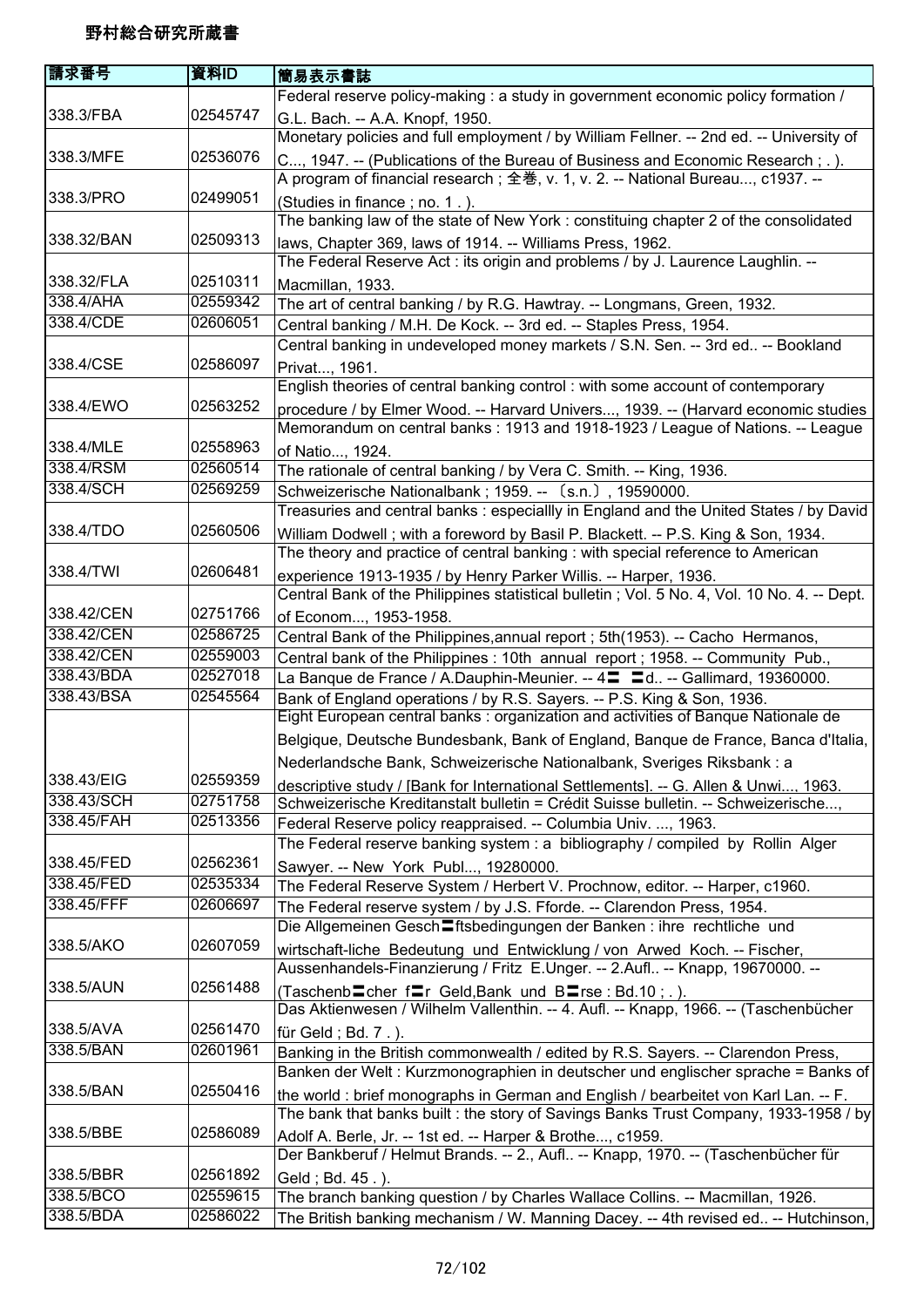# 野村総合研究所蔵書

| 請求番号 | 資料ID | 簡易表示書誌 |
|---|---|---|
| 338.3/FBA | 02545747 | Federal reserve policy-making : a study in government economic policy formation / G.L. Bach. -- A.A. Knopf, 1950. |
| 338.3/MFE | 02536076 | Monetary policies and full employment / by William Fellner. -- 2nd ed. -- University of C..., 1947. -- (Publications of the Bureau of Business and Economic Research ; . ). |
| 338.3/PRO | 02499051 | A program of financial research ; 全巻, v. 1, v. 2. -- National Bureau..., c1937. -- (Studies in finance ; no. 1 . ). |
| 338.32/BAN | 02509313 | The banking law of the state of New York : constituing chapter 2 of the consolidated laws, Chapter 369, laws of 1914. -- Williams Press, 1962. |
| 338.32/FLA | 02510311 | The Federal Reserve Act : its origin and problems / by J. Laurence Laughlin. -- Macmillan, 1933. |
| 338.4/AHA | 02559342 | The art of central banking / by R.G. Hawtray. -- Longmans, Green, 1932. |
| 338.4/CDE | 02606051 | Central banking / M.H. De Kock. -- 3rd ed. -- Staples Press, 1954. |
| 338.4/CSE | 02586097 | Central banking in undeveloped money markets / S.N. Sen. -- 3rd ed.. -- Bookland Privat..., 1961. |
| 338.4/EWO | 02563252 | English theories of central banking control : with some account of contemporary procedure / by Elmer Wood. -- Harvard Univers..., 1939. -- (Harvard economic studies |
| 338.4/MLE | 02558963 | Memorandum on central banks : 1913 and 1918-1923 / League of Nations. -- League of Natio..., 1924. |
| 338.4/RSM | 02560514 | The rationale of central banking / by Vera C. Smith. -- King, 1936. |
| 338.4/SCH | 02569259 | Schweizerische Nationalbank ; 1959. -- 〔s.n.〕, 19590000. |
| 338.4/TDO | 02560506 | Treasuries and central banks : especiallly in England and the United States / by David William Dodwell ; with a foreword by Basil P. Blackett. -- P.S. King & Son, 1934. |
| 338.4/TWI | 02606481 | The theory and practice of central banking : with special reference to American experience 1913-1935 / by Henry Parker Willis. -- Harper, 1936. |
| 338.42/CEN | 02751766 | Central Bank of the Philippines statistical bulletin ; Vol. 5 No. 4, Vol. 10 No. 4. -- Dept. of Econom..., 1953-1958. |
| 338.42/CEN | 02586725 | Central Bank of the Philippines,annual report ; 5th(1953). -- Cacho Hermanos, |
| 338.42/CEN | 02559003 | Central bank of the Philippines : 10th annual report ; 1958. -- Community Pub., |
| 338.43/BDA | 02527018 | La Banque de France / A.Dauphin-Meunier. -- 4〓 〓d.. -- Gallimard, 19360000. |
| 338.43/BSA | 02545564 | Bank of England operations / by R.S. Sayers. -- P.S. King & Son, 1936. |
| 338.43/EIG | 02559359 | Eight European central banks : organization and activities of Banque Nationale de Belgique, Deutsche Bundesbank, Bank of England, Banque de France, Banca d'Italia, Nederlandsche Bank, Schweizerische Nationalbank, Sveriges Riksbank : a descriptive study / [Bank for International Settlements]. -- G. Allen & Unwi..., 1963. |
| 338.43/SCH | 02751758 | Schweizerische Kreditanstalt bulletin = Crédit Suisse bulletin. -- Schweizerische..., |
| 338.45/FAH | 02513356 | Federal Reserve policy reappraised. -- Columbia Univ. ..., 1963. |
| 338.45/FED | 02562361 | The Federal reserve banking system : a bibliography / compiled by Rollin Alger Sawyer. -- New York Publ..., 19280000. |
| 338.45/FED | 02535334 | The Federal Reserve System / Herbert V. Prochnow, editor. -- Harper, c1960. |
| 338.45/FFF | 02606697 | The Federal reserve system / by J.S. Fforde. -- Clarendon Press, 1954. |
| 338.5/AKO | 02607059 | Die Allgemeinen Gesch〓ftsbedingungen der Banken : ihre rechtliche und wirtschaft-liche Bedeutung und Entwicklung / von Arwed Koch. -- Fischer, |
| 338.5/AUN | 02561488 | Aussenhandels-Finanzierung / Fritz E.Unger. -- 2.Aufl.. -- Knapp, 19670000. -- (Taschenb〓cher f〓r Geld,Bank und B〓rse : Bd.10 ; . ). |
| 338.5/AVA | 02561470 | Das Aktienwesen / Wilhelm Vallenthin. -- 4. Aufl. -- Knapp, 1966. -- (Taschenbücher für Geld ; Bd. 7 . ). |
| 338.5/BAN | 02601961 | Banking in the British commonwealth / edited by R.S. Sayers. -- Clarendon Press, |
| 338.5/BAN | 02550416 | Banken der Welt : Kurzmonographien in deutscher und englischer sprache = Banks of the world : brief monographs in German and English / bearbeitet von Karl Lan. -- F. |
| 338.5/BBE | 02586089 | The bank that banks built : the story of Savings Banks Trust Company, 1933-1958 / by Adolf A. Berle, Jr. -- 1st ed. -- Harper & Brothe..., c1959. |
| 338.5/BBR | 02561892 | Der Bankberuf / Helmut Brands. -- 2., Aufl.. -- Knapp, 1970. -- (Taschenbücher für Geld ; Bd. 45 . ). |
| 338.5/BCO | 02559615 | The branch banking question / by Charles Wallace Collins. -- Macmillan, 1926. |
| 338.5/BDA | 02586022 | The British banking mechanism / W. Manning Dacey. -- 4th revised ed.. -- Hutchinson, |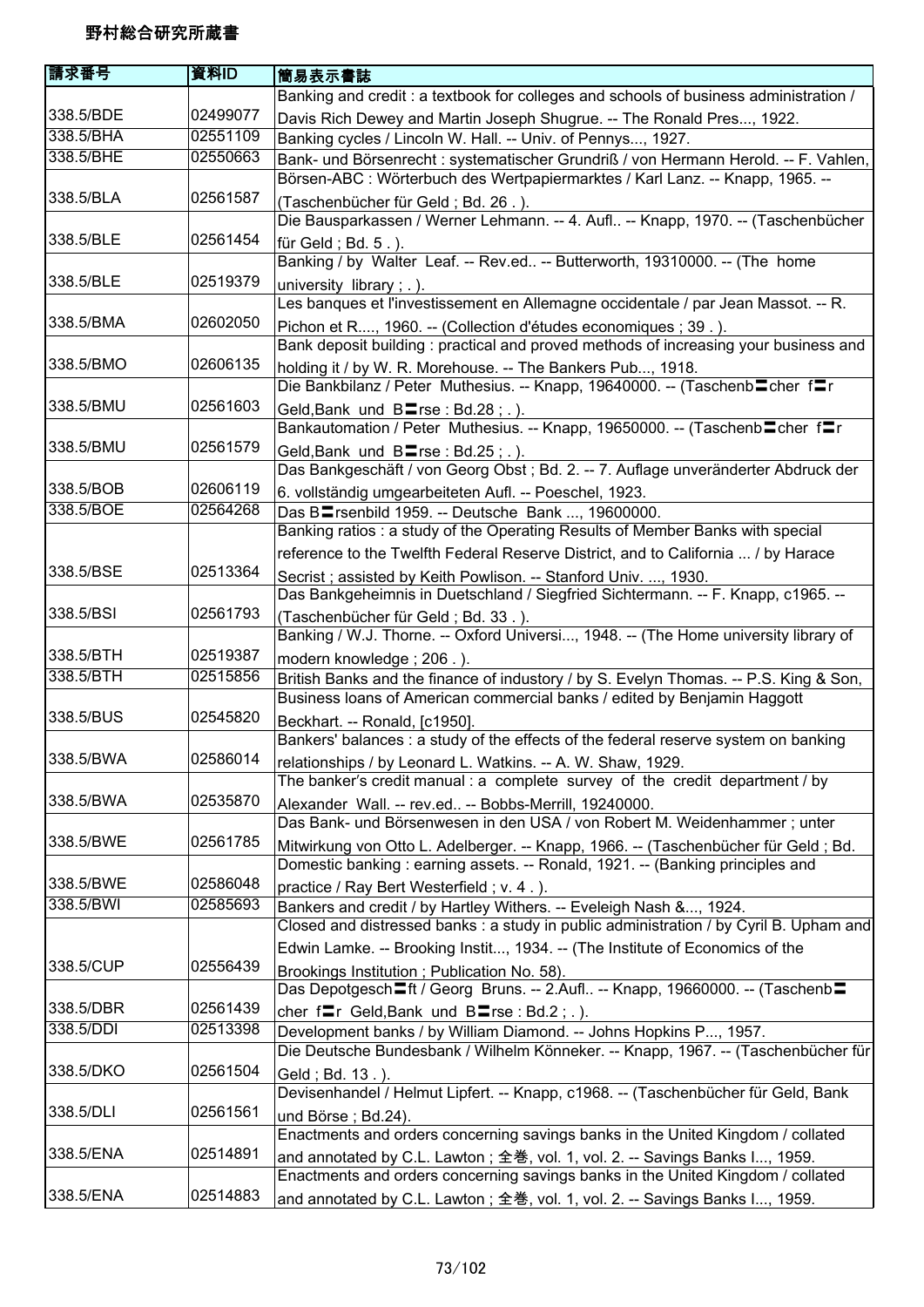野村総合研究所蔵書

| 請求番号 | 資料ID | 簡易表示書誌 |
| --- | --- | --- |
| 338.5/BDE | 02499077 | Banking and credit : a textbook for colleges and schools of business administration / Davis Rich Dewey and Martin Joseph Shugrue. -- The Ronald Pres..., 1922. |
| 338.5/BHA | 02551109 | Banking cycles / Lincoln W. Hall. -- Univ. of Pennys..., 1927. |
| 338.5/BHE | 02550663 | Bank- und Börsenrecht : systematischer Grundriß / von Hermann Herold. -- F. Vahlen, |
| 338.5/BLA | 02561587 | Börsen-ABC : Wörterbuch des Wertpapiermarktes / Karl Lanz. -- Knapp, 1965. -- (Taschenbücher für Geld ; Bd. 26 . ). |
| 338.5/BLE | 02561454 | Die Bausparkassen / Werner Lehmann. -- 4. Aufl.. -- Knapp, 1970. -- (Taschenbücher für Geld ; Bd. 5 . ). |
| 338.5/BLE | 02519379 | Banking / by Walter Leaf. -- Rev.ed.. -- Butterworth, 19310000. -- (The home university library ; . ). |
| 338.5/BMA | 02602050 | Les banques et l'investissement en Allemagne occidentale / par Jean Massot. -- R. Pichon et R...., 1960. -- (Collection d'études economiques ; 39 . ). |
| 338.5/BMO | 02606135 | Bank deposit building : practical and proved methods of increasing your business and holding it / by W. R. Morehouse. -- The Bankers Pub..., 1918. |
| 338.5/BMU | 02561603 | Die Bankbilanz / Peter Muthesius. -- Knapp, 19640000. -- (Taschenb〓cher f〓r Geld,Bank und B〓rse : Bd.28 ; . ). |
| 338.5/BMU | 02561579 | Bankautomation / Peter Muthesius. -- Knapp, 19650000. -- (Taschenb〓cher f〓r Geld,Bank und B〓rse : Bd.25 ; . ). |
| 338.5/BOB | 02606119 | Das Bankgeschäft / von Georg Obst ; Bd. 2. -- 7. Auflage unveränderter Abdruck der 6. vollständig umgearbeiteten Aufl. -- Poeschel, 1923. |
| 338.5/BOE | 02564268 | Das B〓rsenbild 1959. -- Deutsche Bank ..., 19600000. |
| 338.5/BSE | 02513364 | Banking ratios : a study of the Operating Results of Member Banks with special reference to the Twelfth Federal Reserve District, and to California ... / by Harace Secrist ; assisted by Keith Powlison. -- Stanford Univ. ..., 1930. |
| 338.5/BSI | 02561793 | Das Bankgeheimnis in Duetschland / Siegfried Sichtermann. -- F. Knapp, c1965. -- (Taschenbücher für Geld ; Bd. 33 . ). |
| 338.5/BTH | 02519387 | Banking / W.J. Thorne. -- Oxford Universi..., 1948. -- (The Home university library of modern knowledge ; 206 . ). |
| 338.5/BTH | 02515856 | British Banks and the finance of industory / by S. Evelyn Thomas. -- P.S. King & Son, |
| 338.5/BUS | 02545820 | Business loans of American commercial banks / edited by Benjamin Haggott Beckhart. -- Ronald, [c1950]. |
| 338.5/BWA | 02586014 | Bankers' balances : a study of the effects of the federal reserve system on banking relationships / by Leonard L. Watkins. -- A. W. Shaw, 1929. |
| 338.5/BWA | 02535870 | The banker's credit manual : a complete survey of the credit department / by Alexander Wall. -- rev.ed.. -- Bobbs-Merrill, 19240000. |
| 338.5/BWE | 02561785 | Das Bank- und Börsenwesen in den USA / von Robert M. Weidenhammer ; unter Mitwirkung von Otto L. Adelberger. -- Knapp, 1966. -- (Taschenbücher für Geld ; Bd. |
| 338.5/BWE | 02586048 | Domestic banking : earning assets. -- Ronald, 1921. -- (Banking principles and practice / Ray Bert Westerfield ; v. 4 . ). |
| 338.5/BWI | 02585693 | Bankers and credit / by Hartley Withers. -- Eveleigh Nash &..., 1924. |
| 338.5/CUP | 02556439 | Closed and distressed banks : a study in public administration / by Cyril B. Upham and Edwin Lamke. -- Brooking Instit..., 1934. -- (The Institute of Economics of the Brookings Institution ; Publication No. 58). |
| 338.5/DBR | 02561439 | Das Depotgesch〓ft / Georg Bruns. -- 2.Aufl.. -- Knapp, 19660000. -- (Taschenb〓cher f〓r Geld,Bank und B〓rse : Bd.2 ; . ). |
| 338.5/DDI | 02513398 | Development banks / by William Diamond. -- Johns Hopkins P..., 1957. |
| 338.5/DKO | 02561504 | Die Deutsche Bundesbank / Wilhelm Könneker. -- Knapp, 1967. -- (Taschenbücher für Geld ; Bd. 13 . ). |
| 338.5/DLI | 02561561 | Devisenhandel / Helmut Lipfert. -- Knapp, c1968. -- (Taschenbücher für Geld, Bank und Börse ; Bd.24). |
| 338.5/ENA | 02514891 | Enactments and orders concerning savings banks in the United Kingdom / collated and annotated by C.L. Lawton ; 全巻, vol. 1, vol. 2. -- Savings Banks I..., 1959. |
| 338.5/ENA | 02514883 | Enactments and orders concerning savings banks in the United Kingdom / collated and annotated by C.L. Lawton ; 全巻, vol. 1, vol. 2. -- Savings Banks I..., 1959. |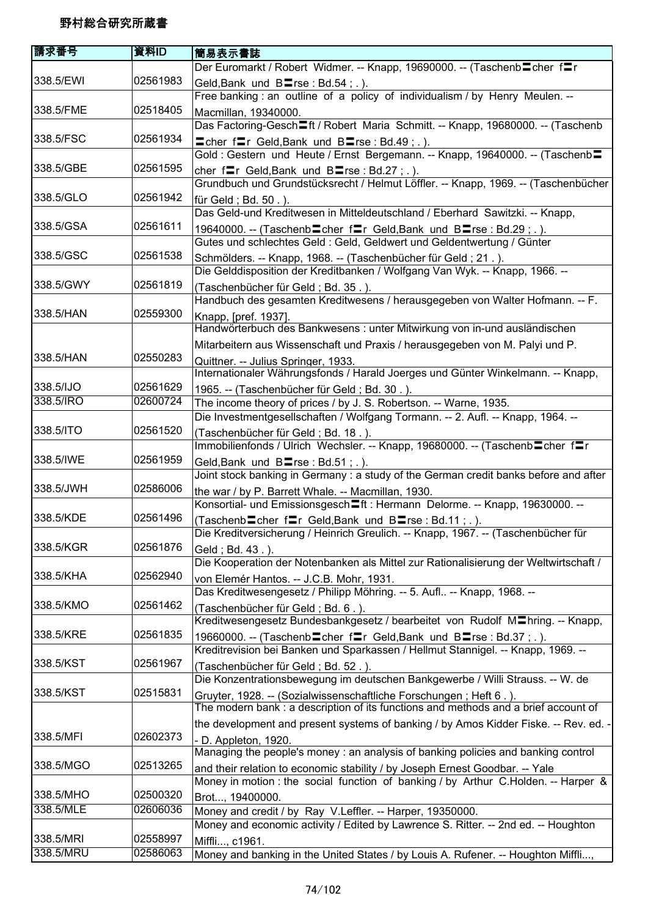野村総合研究所蔵書

| 請求番号 | 資料ID | 簡易表示書誌 |
| --- | --- | --- |
| 338.5/EWI | 02561983 | Der Euromarkt / Robert Widmer. -- Knapp, 19690000. -- (Taschenb■cher f■r Geld,Bank und B■rse : Bd.54 ; . ). |
| 338.5/FME | 02518405 | Free banking : an outline of a policy of individualism / by Henry Meulen. -- Macmillan, 19340000. |
| 338.5/FSC | 02561934 | Das Factoring-Gesch■ft / Robert Maria Schmitt. -- Knapp, 19680000. -- (Taschenb■cher f■r Geld,Bank und B■rse : Bd.49 ; . ). |
| 338.5/GBE | 02561595 | Gold : Gestern und Heute / Ernst Bergemann. -- Knapp, 19640000. -- (Taschenb■cher f■r Geld,Bank und B■rse : Bd.27 ; . ). |
| 338.5/GLO | 02561942 | Grundbuch und Grundstücksrecht / Helmut Löffler. -- Knapp, 1969. -- (Taschenbücher für Geld ; Bd. 50 . ). |
| 338.5/GSA | 02561611 | Das Geld-und Kreditwesen in Mitteldeutschland / Eberhard Sawitzki. -- Knapp, 19640000. -- (Taschenb■cher f■r Geld,Bank und B■rse : Bd.29 ; . ). |
| 338.5/GSC | 02561538 | Gutes und schlechtes Geld : Geld, Geldwert und Geldentwertung / Günter Schmölders. -- Knapp, 1968. -- (Taschenbücher für Geld ; 21 . ). |
| 338.5/GWY | 02561819 | Die Gelddisposition der Kreditbanken / Wolfgang Van Wyk. -- Knapp, 1966. -- (Taschenbücher für Geld ; Bd. 35 . ). |
| 338.5/HAN | 02559300 | Handbuch des gesamten Kreditwesens / herausgegeben von Walter Hofmann. -- F. Knapp, [pref. 1937]. |
| 338.5/HAN | 02550283 | Handwörterbuch des Bankwesens : unter Mitwirkung von in-und ausländischen Mitarbeitern aus Wissenschaft und Praxis / herausgegeben von M. Palyi und P. Quittner. -- Julius Springer, 1933. |
| 338.5/IJO | 02561629 | Internationaler Währungsfonds / Harald Joerges und Günter Winkelmann. -- Knapp, 1965. -- (Taschenbücher für Geld ; Bd. 30 . ). |
| 338.5/IRO | 02600724 | The income theory of prices / by J. S. Robertson. -- Warne, 1935. |
| 338.5/ITO | 02561520 | Die Investmentgesellschaften / Wolfgang Tormann. -- 2. Aufl. -- Knapp, 1964. -- (Taschenbücher für Geld ; Bd. 18 . ). |
| 338.5/IWE | 02561959 | Immobilienfonds / Ulrich Wechsler. -- Knapp, 19680000. -- (Taschenb■cher f■r Geld,Bank und B■rse : Bd.51 ; . ). |
| 338.5/JWH | 02586006 | Joint stock banking in Germany : a study of the German credit banks before and after the war / by P. Barrett Whale. -- Macmillan, 1930. |
| 338.5/KDE | 02561496 | Konsortial- und Emissionsgesch■ft : Hermann Delorme. -- Knapp, 19630000. -- (Taschenb■cher f■r Geld,Bank und B■rse : Bd.11 ; . ). |
| 338.5/KGR | 02561876 | Die Kreditversicherung / Heinrich Greulich. -- Knapp, 1967. -- (Taschenbücher für Geld ; Bd. 43 . ). |
| 338.5/KHA | 02562940 | Die Kooperation der Notenbanken als Mittel zur Rationalisierung der Weltwirtschaft / von Elemér Hantos. -- J.C.B. Mohr, 1931. |
| 338.5/KMO | 02561462 | Das Kreditwesengesetz / Philipp Möhring. -- 5. Aufl.. -- Knapp, 1968. -- (Taschenbücher für Geld ; Bd. 6 . ). |
| 338.5/KRE | 02561835 | Kreditwesengesetz Bundesbankgesetz / bearbeitet von Rudolf M■hring. -- Knapp, 19660000. -- (Taschenb■cher f■r Geld,Bank und B■rse : Bd.37 ; . ). |
| 338.5/KST | 02561967 | Kreditrevision bei Banken und Sparkassen / Hellmut Stannigel. -- Knapp, 1969. -- (Taschenbücher für Geld ; Bd. 52 . ). |
| 338.5/KST | 02515831 | Die Konzentrationsbewegung im deutschen Bankgewerbe / Willi Strauss. -- W. de Gruyter, 1928. -- (Sozialwissenschaftliche Forschungen ; Heft 6 . ). |
| 338.5/MFI | 02602373 | The modern bank : a description of its functions and methods and a brief account of the development and present systems of banking / by Amos Kidder Fiske. -- Rev. ed. -- D. Appleton, 1920. |
| 338.5/MGO | 02513265 | Managing the people's money : an analysis of banking policies and banking control and their relation to economic stability / by Joseph Ernest Goodbar. -- Yale |
| 338.5/MHO | 02500320 | Money in motion : the social function of banking / by Arthur C.Holden. -- Harper & Brot..., 19400000. |
| 338.5/MLE | 02606036 | Money and credit / by Ray V.Leffler. -- Harper, 19350000. |
| 338.5/MRI | 02558997 | Money and economic activity / Edited by Lawrence S. Ritter. -- 2nd ed. -- Houghton Miffli..., c1961. |
| 338.5/MRU | 02586063 | Money and banking in the United States / by Louis A. Rufener. -- Houghton Miffli..., |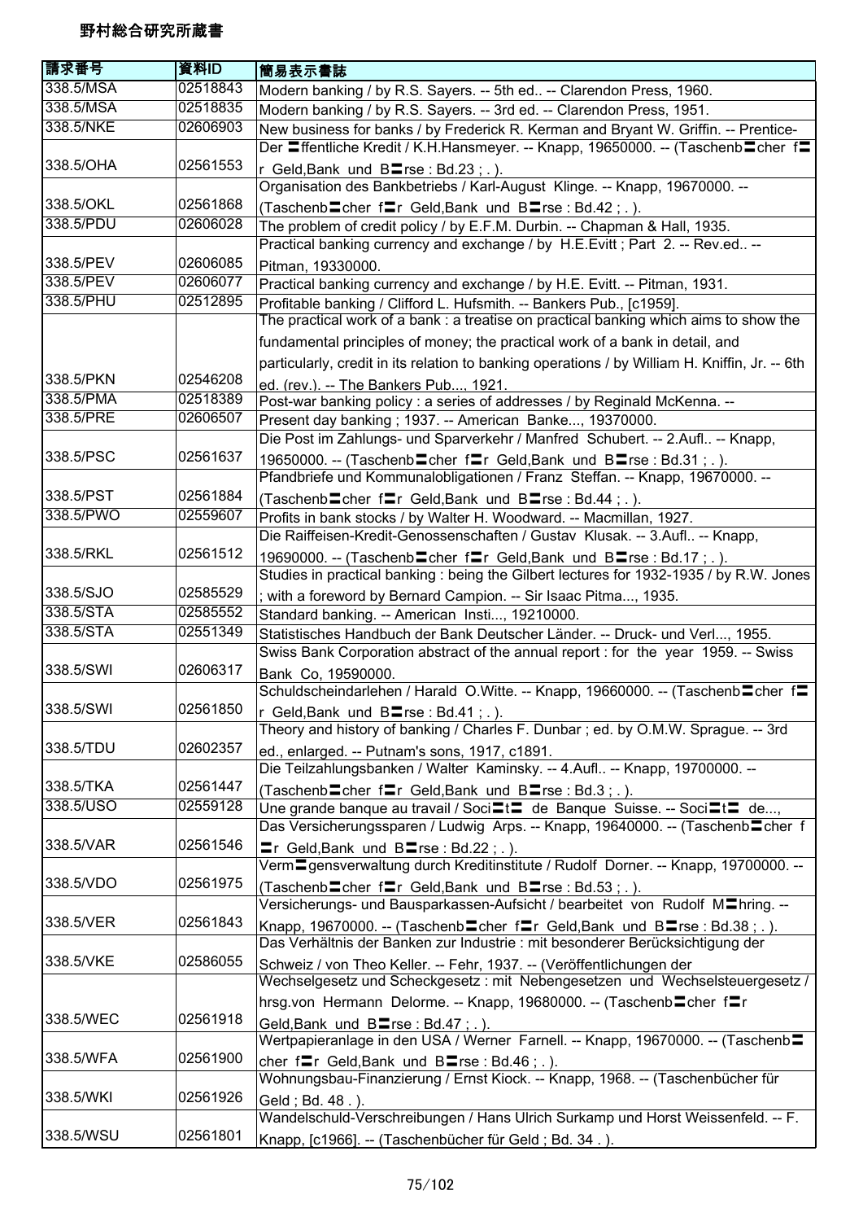# 野村総合研究所蔵書

| 請求番号 | 資料ID | 簡易表示書誌 |
|---|---|---|
| 338.5/MSA | 02518843 | Modern banking / by R.S. Sayers. -- 5th ed.. -- Clarendon Press, 1960. |
| 338.5/MSA | 02518835 | Modern banking / by R.S. Sayers. -- 3rd ed. -- Clarendon Press, 1951. |
| 338.5/NKE | 02606903 | New business for banks / by Frederick R. Kerman and Bryant W. Griffin. -- Prentice- |
| 338.5/OHA | 02561553 | Der 〓ffentliche Kredit / K.H.Hansmeyer. -- Knapp, 19650000. -- (Taschenb〓cher f〓r Geld,Bank und B〓rse : Bd.23 ; . ). |
| 338.5/OKL | 02561868 | Organisation des Bankbetriebs / Karl-August Klinge. -- Knapp, 19670000. -- (Taschenb〓cher f〓r Geld,Bank und B〓rse : Bd.42 ; . ). |
| 338.5/PDU | 02606028 | The problem of credit policy / by E.F.M. Durbin. -- Chapman & Hall, 1935. |
| 338.5/PEV | 02606085 | Practical banking currency and exchange / by H.E.Evitt ; Part 2. -- Rev.ed.. -- Pitman, 19330000. |
| 338.5/PEV | 02606077 | Practical banking currency and exchange / by H.E. Evitt. -- Pitman, 1931. |
| 338.5/PHU | 02512895 | Profitable banking / Clifford L. Hufsmith. -- Bankers Pub., [c1959]. |
| 338.5/PKN | 02546208 | The practical work of a bank : a treatise on practical banking which aims to show the fundamental principles of money; the practical work of a bank in detail, and particularly, credit in its relation to banking operations / by William H. Kniffin, Jr. -- 6th ed. (rev.). -- The Bankers Pub..., 1921. |
| 338.5/PMA | 02518389 | Post-war banking policy : a series of addresses / by Reginald McKenna. -- |
| 338.5/PRE | 02606507 | Present day banking ; 1937. -- American Banke..., 19370000. |
| 338.5/PSC | 02561637 | Die Post im Zahlungs- und Sparverkehr / Manfred Schubert. -- 2.Aufl.. -- Knapp, 19650000. -- (Taschenb〓cher f〓r Geld,Bank und B〓rse : Bd.31 ; . ). |
| 338.5/PST | 02561884 | Pfandbriefe und Kommunalobligationen / Franz Steffan. -- Knapp, 19670000. -- (Taschenb〓cher f〓r Geld,Bank und B〓rse : Bd.44 ; . ). |
| 338.5/PWO | 02559607 | Profits in bank stocks / by Walter H. Woodward. -- Macmillan, 1927. |
| 338.5/RKL | 02561512 | Die Raiffeisen-Kredit-Genossenschaften / Gustav Klusak. -- 3.Aufl.. -- Knapp, 19690000. -- (Taschenb〓cher f〓r Geld,Bank und B〓rse : Bd.17 ; . ). |
| 338.5/SJO | 02585529 | Studies in practical banking : being the Gilbert lectures for 1932-1935 / by R.W. Jones ; with a foreword by Bernard Campion. -- Sir Isaac Pitma..., 1935. |
| 338.5/STA | 02585552 | Standard banking. -- American Insti..., 19210000. |
| 338.5/STA | 02551349 | Statistisches Handbuch der Bank Deutscher Länder. -- Druck- und Verl..., 1955. |
| 338.5/SWI | 02606317 | Swiss Bank Corporation abstract of the annual report : for the year 1959. -- Swiss Bank Co, 19590000. |
| 338.5/SWI | 02561850 | Schuldscheindarlehen / Harald O.Witte. -- Knapp, 19660000. -- (Taschenb〓cher f〓r Geld,Bank und B〓rse : Bd.41 ; . ). |
| 338.5/TDU | 02602357 | Theory and history of banking / Charles F. Dunbar ; ed. by O.M.W. Sprague. -- 3rd ed., enlarged. -- Putnam's sons, 1917, c1891. |
| 338.5/TKA | 02561447 | Die Teilzahlungsbanken / Walter Kaminsky. -- 4.Aufl.. -- Knapp, 19700000. -- (Taschenb〓cher f〓r Geld,Bank und B〓rse : Bd.3 ; . ). |
| 338.5/USO | 02559128 | Une grande banque au travail / Soci〓t〓 de Banque Suisse. -- Soci〓t〓 de..., |
| 338.5/VAR | 02561546 | Das Versicherungssparen / Ludwig Arps. -- Knapp, 19640000. -- (Taschenb〓cher f〓r Geld,Bank und B〓rse : Bd.22 ; . ). |
| 338.5/VDO | 02561975 | Verm〓gensverwaltung durch Kreditinstitute / Rudolf Dorner. -- Knapp, 19700000. -- (Taschenb〓cher f〓r Geld,Bank und B〓rse : Bd.53 ; . ). |
| 338.5/VER | 02561843 | Versicherungs- und Bausparkassen-Aufsicht / bearbeitet von Rudolf M〓hring. -- Knapp, 19670000. -- (Taschenb〓cher f〓r Geld,Bank und B〓rse : Bd.38 ; . ). |
| 338.5/VKE | 02586055 | Das Verhältnis der Banken zur Industrie : mit besonderer Berücksichtigung der Schweiz / von Theo Keller. -- Fehr, 1937. -- (Veröffentlichungen der |
| 338.5/WEC | 02561918 | Wechselgesetz und Scheckgesetz : mit Nebengesetzen und Wechselsteuergesetz / hrsg.von Hermann Delorme. -- Knapp, 19680000. -- (Taschenb〓cher f〓r Geld,Bank und B〓rse : Bd.47 ; . ). |
| 338.5/WFA | 02561900 | Wertpapieranlage in den USA / Werner Farnell. -- Knapp, 19670000. -- (Taschenb〓cher f〓r Geld,Bank und B〓rse : Bd.46 ; . ). |
| 338.5/WKI | 02561926 | Wohnungsbau-Finanzierung / Ernst Kiock. -- Knapp, 1968. -- (Taschenbücher für Geld ; Bd. 48 . ). |
| 338.5/WSU | 02561801 | Wandelschuld-Verschreibungen / Hans Ulrich Surkamp und Horst Weissenfeld. -- F. Knapp, [c1966]. -- (Taschenbücher für Geld ; Bd. 34 . ). |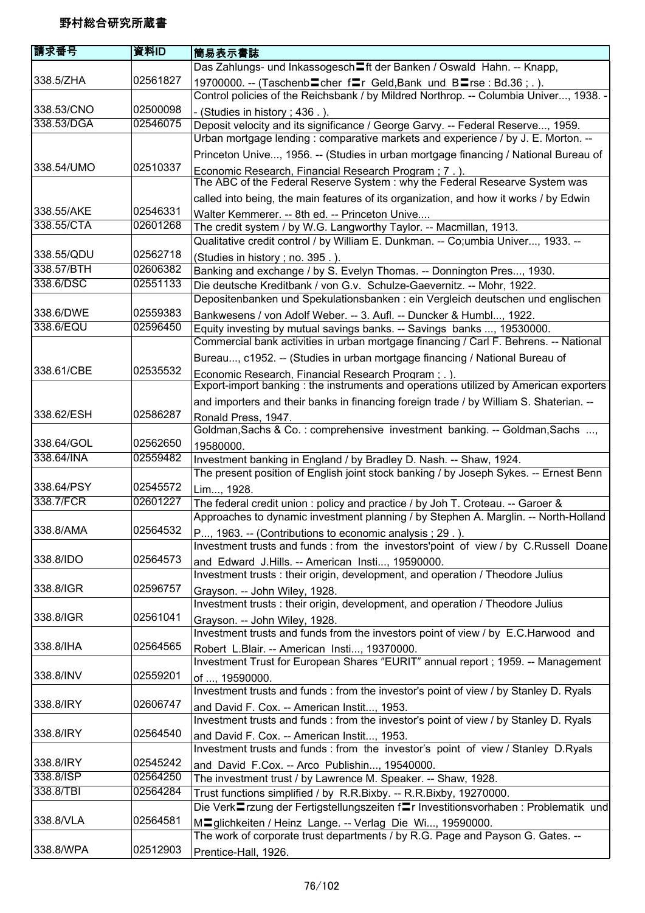野村総合研究所蔵書

| 請求番号 | 資料ID | 簡易表示書誌 |
| --- | --- | --- |
| 338.5/ZHA | 02561827 | Das Zahlungs- und Inkassogesch〓ft der Banken / Oswald Hahn. -- Knapp, 19700000. -- (Taschenb〓cher f〓r Geld,Bank und B〓rse : Bd.36 ; . ). |
| 338.53/CNO | 02500098 | Control policies of the Reichsbank / by Mildred Northrop. -- Columbia Univer..., 1938. -- (Studies in history ; 436 . ). |
| 338.53/DGA | 02546075 | Deposit velocity and its significance / George Garvy. -- Federal Reserve..., 1959. |
| 338.54/UMO | 02510337 | Urban mortgage lending : comparative markets and experience / by J. E. Morton. -- Princeton Unive..., 1956. -- (Studies in urban mortgage financing / National Bureau of Economic Research, Financial Research Program ; 7 . ). |
| 338.55/AKE | 02546331 | The ABC of the Federal Reserve System : why the Federal Researve System was called into being, the main features of its organization, and how it works / by Edwin Walter Kemmerer. -- 8th ed. -- Princeton Unive.... |
| 338.55/CTA | 02601268 | The credit system / by W.G. Langworthy Taylor. -- Macmillan, 1913. |
| 338.55/QDU | 02562718 | Qualitative credit control / by William E. Dunkman. -- Co;umbia Univer..., 1933. -- (Studies in history ; no. 395 . ). |
| 338.57/BTH | 02606382 | Banking and exchange / by S. Evelyn Thomas. -- Donnington Pres..., 1930. |
| 338.6/DSC | 02551133 | Die deutsche Kreditbank / von G.v. Schulze-Gaevernitz. -- Mohr, 1922. |
| 338.6/DWE | 02559383 | Depositenbanken und Spekulationsbanken : ein Vergleich deutschen und englischen Bankwesens / von Adolf Weber. -- 3. Aufl. -- Duncker & Humbl..., 1922. |
| 338.6/EQU | 02596450 | Equity investing by mutual savings banks. -- Savings banks ..., 19530000. |
| 338.61/CBE | 02535532 | Commercial bank activities in urban mortgage financing / Carl F. Behrens. -- National Bureau..., c1952. -- (Studies in urban mortgage financing / National Bureau of Economic Research, Financial Research Program ; . ). |
| 338.62/ESH | 02586287 | Export-import banking : the instruments and operations utilized by American exporters and importers and their banks in financing foreign trade / by William S. Shaterian. -- Ronald Press, 1947. |
| 338.64/GOL | 02562650 | Goldman,Sachs & Co. : comprehensive investment banking. -- Goldman,Sachs ..., 19580000. |
| 338.64/INA | 02559482 | Investment banking in England / by Bradley D. Nash. -- Shaw, 1924. |
| 338.64/PSY | 02545572 | The present position of English joint stock banking / by Joseph Sykes. -- Ernest Benn Lim..., 1928. |
| 338.7/FCR | 02601227 | The federal credit union : policy and practice / by Joh T. Croteau. -- Garoer & |
| 338.8/AMA | 02564532 | Approaches to dynamic investment planning / by Stephen A. Marglin. -- North-Holland P..., 1963. -- (Contributions to economic analysis ; 29 . ). |
| 338.8/IDO | 02564573 | Investment trusts and funds : from the investors'point of view / by C.Russell Doane and Edward J.Hills. -- American Insti..., 19590000. |
| 338.8/IGR | 02596757 | Investment trusts : their origin, development, and operation / Theodore Julius Grayson. -- John Wiley, 1928. |
| 338.8/IGR | 02561041 | Investment trusts : their origin, development, and operation / Theodore Julius Grayson. -- John Wiley, 1928. |
| 338.8/IHA | 02564565 | Investment trusts and funds from the investors point of view / by E.C.Harwood and Robert L.Blair. -- American Insti..., 19370000. |
| 338.8/INV | 02559201 | Investment Trust for European Shares ″EURIT″ annual report ; 1959. -- Management of ..., 19590000. |
| 338.8/IRY | 02606747 | Investment trusts and funds : from the investor's point of view / by Stanley D. Ryals and David F. Cox. -- American Instit..., 1953. |
| 338.8/IRY | 02564540 | Investment trusts and funds : from the investor's point of view / by Stanley D. Ryals and David F. Cox. -- American Instit..., 1953. |
| 338.8/IRY | 02545242 | Investment trusts and funds : from the investor's point of view / Stanley D.Ryals and David F.Cox. -- Arco Publishin..., 19540000. |
| 338.8/ISP | 02564250 | The investment trust / by Lawrence M. Speaker. -- Shaw, 1928. |
| 338.8/TBI | 02564284 | Trust functions simplified / by R.R.Bixby. -- R.R.Bixby, 19270000. |
| 338.8/VLA | 02564581 | Die Verk〓rzung der Fertigstellungszeiten f〓r Investitionsvorhaben : Problematik und M〓glichkeiten / Heinz Lange. -- Verlag Die Wi..., 19590000. |
| 338.8/WPA | 02512903 | The work of corporate trust departments / by R.G. Page and Payson G. Gates. -- Prentice-Hall, 1926. |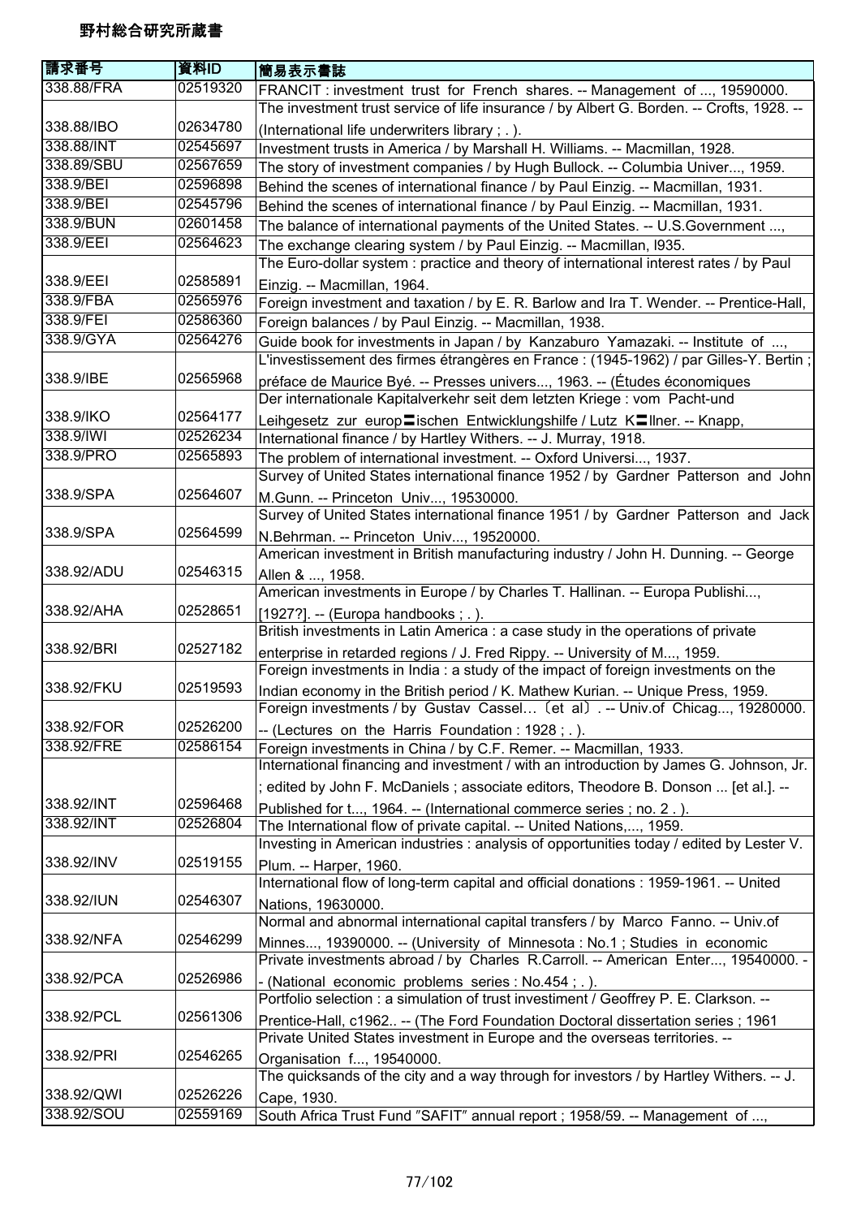# 野村総合研究所蔵書

| 請求番号 | 資料ID | 簡易表示書誌 |
|---|---|---|
| 338.88/FRA | 02519320 | FRANCIT : investment trust for French shares. -- Management of ..., 19590000. |
| 338.88/IBO | 02634780 | The investment trust service of life insurance / by Albert G. Borden. -- Crofts, 1928. -- (International life underwriters library ; . ). |
| 338.88/INT | 02545697 | Investment trusts in America / by Marshall H. Williams. -- Macmillan, 1928. |
| 338.89/SBU | 02567659 | The story of investment companies / by Hugh Bullock. -- Columbia Univer..., 1959. |
| 338.9/BEI | 02596898 | Behind the scenes of international finance / by Paul Einzig. -- Macmillan, 1931. |
| 338.9/BEI | 02545796 | Behind the scenes of international finance / by Paul Einzig. -- Macmillan, 1931. |
| 338.9/BUN | 02601458 | The balance of international payments of the United States. -- U.S.Government ..., |
| 338.9/EEI | 02564623 | The exchange clearing system / by Paul Einzig. -- Macmillan, l935. |
| 338.9/EEI | 02585891 | The Euro-dollar system : practice and theory of international interest rates / by Paul Einzig. -- Macmillan, 1964. |
| 338.9/FBA | 02565976 | Foreign investment and taxation / by E. R. Barlow and Ira T. Wender. -- Prentice-Hall, |
| 338.9/FEI | 02586360 | Foreign balances / by Paul Einzig. -- Macmillan, 1938. |
| 338.9/GYA | 02564276 | Guide book for investments in Japan / by Kanzaburo Yamazaki. -- Institute of ..., |
| 338.9/IBE | 02565968 | L'investissement des firmes étrangères en France : (1945-1962) / par Gilles-Y. Bertin ; préface de Maurice Byé. -- Presses univers..., 1963. -- (Études économiques |
| 338.9/IKO | 02564177 | Der internationale Kapitalverkehr seit dem letzten Kriege : vom Pacht-und Leihgesetz zur europ〓ischen Entwicklungshilfe / Lutz K〓llner. -- Knapp, |
| 338.9/IWI | 02526234 | International finance / by Hartley Withers. -- J. Murray, 1918. |
| 338.9/PRO | 02565893 | The problem of international investment. -- Oxford Universi..., 1937. |
| 338.9/SPA | 02564607 | Survey of United States international finance 1952 / by Gardner Patterson and John M.Gunn. -- Princeton Univ..., 19530000. |
| 338.9/SPA | 02564599 | Survey of United States international finance 1951 / by Gardner Patterson and Jack N.Behrman. -- Princeton Univ..., 19520000. |
| 338.92/ADU | 02546315 | American investment in British manufacturing industry / John H. Dunning. -- George Allen & ..., 1958. |
| 338.92/AHA | 02528651 | American investments in Europe / by Charles T. Hallinan. -- Europa Publishi..., [1927?]. -- (Europa handbooks ; . ). |
| 338.92/BRI | 02527182 | British investments in Latin America : a case study in the operations of private enterprise in retarded regions / J. Fred Rippy. -- University of M..., 1959. |
| 338.92/FKU | 02519593 | Foreign investments in India : a study of the impact of foreign investments on the Indian economy in the British period / K. Mathew Kurian. -- Unique Press, 1959. |
| 338.92/FOR | 02526200 | Foreign investments / by Gustav Cassel…〔et al〕. -- Univ.of Chicag..., 19280000. -- (Lectures on the Harris Foundation : 1928 ; . ). |
| 338.92/FRE | 02586154 | Foreign investments in China / by C.F. Remer. -- Macmillan, 1933. |
| 338.92/INT | 02596468 | International financing and investment / with an introduction by James G. Johnson, Jr. ; edited by John F. McDaniels ; associate editors, Theodore B. Donson ... [et al.]. -- Published for t..., 1964. -- (International commerce series ; no. 2 . ). |
| 338.92/INT | 02526804 | The International flow of private capital. -- United Nations,..., 1959. |
| 338.92/INV | 02519155 | Investing in American industries : analysis of opportunities today / edited by Lester V. Plum. -- Harper, 1960. |
| 338.92/IUN | 02546307 | International flow of long-term capital and official donations : 1959-1961. -- United Nations, 19630000. |
| 338.92/NFA | 02546299 | Normal and abnormal international capital transfers / by Marco Fanno. -- Univ.of Minnes..., 19390000. -- (University of Minnesota : No.1 ; Studies in economic |
| 338.92/PCA | 02526986 | Private investments abroad / by Charles R.Carroll. -- American Enter..., 19540000. -- (National economic problems series : No.454 ; . ). |
| 338.92/PCL | 02561306 | Portfolio selection : a simulation of trust investiment / Geoffrey P. E. Clarkson. -- Prentice-Hall, c1962.. -- (The Ford Foundation Doctoral dissertation series ; 1961 |
| 338.92/PRI | 02546265 | Private United States investment in Europe and the overseas territories. -- Organisation f..., 19540000. |
| 338.92/QWI | 02526226 | The quicksands of the city and a way through for investors / by Hartley Withers. -- J. Cape, 1930. |
| 338.92/SOU | 02559169 | South Africa Trust Fund ″SAFIT″ annual report ; 1958/59. -- Management of ..., |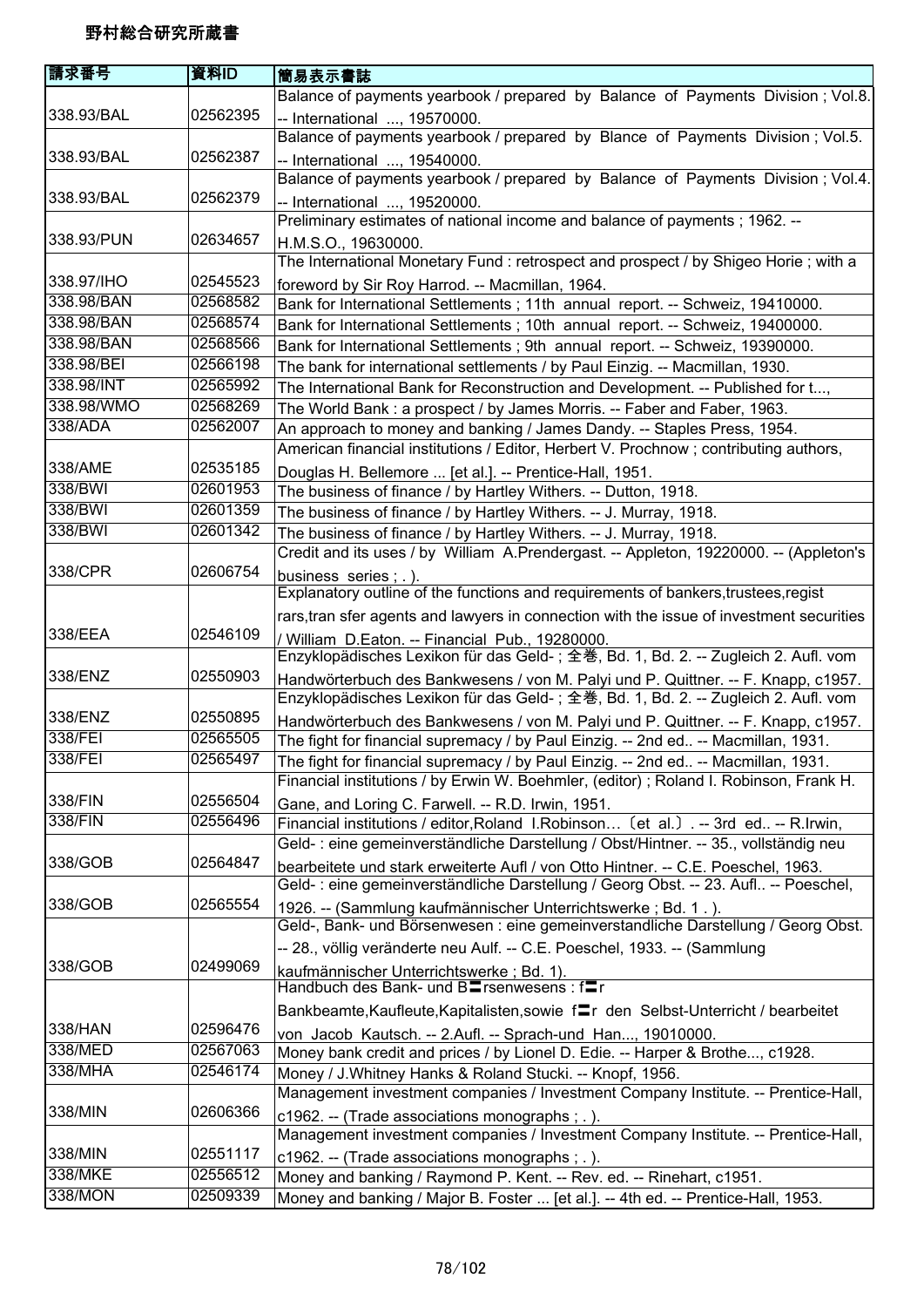# 野村総合研究所蔵書

| 請求番号 | 資料ID | 簡易表示書誌 |
|---|---|---|
| 338.93/BAL | 02562395 | Balance of payments yearbook / prepared by Balance of Payments Division ; Vol.8. -- International ..., 19570000. |
| 338.93/BAL | 02562387 | Balance of payments yearbook / prepared by Blance of Payments Division ; Vol.5. -- International ..., 19540000. |
| 338.93/BAL | 02562379 | Balance of payments yearbook / prepared by Balance of Payments Division ; Vol.4. -- International ..., 19520000. |
| 338.93/PUN | 02634657 | Preliminary estimates of national income and balance of payments ; 1962. -- H.M.S.O., 19630000. |
| 338.97/IHO | 02545523 | The International Monetary Fund : retrospect and prospect / by Shigeo Horie ; with a foreword by Sir Roy Harrod. -- Macmillan, 1964. |
| 338.98/BAN | 02568582 | Bank for International Settlements ; 11th annual report. -- Schweiz, 19410000. |
| 338.98/BAN | 02568574 | Bank for International Settlements ; 10th annual report. -- Schweiz, 19400000. |
| 338.98/BAN | 02568566 | Bank for International Settlements ; 9th annual report. -- Schweiz, 19390000. |
| 338.98/BEI | 02566198 | The bank for international settlements / by Paul Einzig. -- Macmillan, 1930. |
| 338.98/INT | 02565992 | The International Bank for Reconstruction and Development. -- Published for t..., |
| 338.98/WMO | 02568269 | The World Bank : a prospect / by James Morris. -- Faber and Faber, 1963. |
| 338/ADA | 02562007 | An approach to money and banking / James Dandy. -- Staples Press, 1954. |
| 338/AME | 02535185 | American financial institutions / Editor, Herbert V. Prochnow ; contributing authors, Douglas H. Bellemore ... [et al.]. -- Prentice-Hall, 1951. |
| 338/BWI | 02601953 | The business of finance / by Hartley Withers. -- Dutton, 1918. |
| 338/BWI | 02601359 | The business of finance / by Hartley Withers. -- J. Murray, 1918. |
| 338/BWI | 02601342 | The business of finance / by Hartley Withers. -- J. Murray, 1918. |
| 338/CPR | 02606754 | Credit and its uses / by William A.Prendergast. -- Appleton, 19220000. -- (Appleton's business series ; . ). |
| 338/EEA | 02546109 | Explanatory outline of the functions and requirements of bankers,trustees,regist rars,tran sfer agents and lawyers in connection with the issue of investment securities / William D.Eaton. -- Financial Pub., 19280000. |
| 338/ENZ | 02550903 | Enzyklopädisches Lexikon für das Geld- ; 全巻, Bd. 1, Bd. 2. -- Zugleich 2. Aufl. vom Handwörterbuch des Bankwesens / von M. Palyi und P. Quittner. -- F. Knapp, c1957. |
| 338/ENZ | 02550895 | Enzyklopädisches Lexikon für das Geld- ; 全巻, Bd. 1, Bd. 2. -- Zugleich 2. Aufl. vom Handwörterbuch des Bankwesens / von M. Palyi und P. Quittner. -- F. Knapp, c1957. |
| 338/FEI | 02565505 | The fight for financial supremacy / by Paul Einzig. -- 2nd ed.. -- Macmillan, 1931. |
| 338/FEI | 02565497 | The fight for financial supremacy / by Paul Einzig. -- 2nd ed.. -- Macmillan, 1931. |
| 338/FIN | 02556504 | Financial institutions / by Erwin W. Boehmler, (editor) ; Roland I. Robinson, Frank H. Gane, and Loring C. Farwell. -- R.D. Irwin, 1951. |
| 338/FIN | 02556496 | Financial institutions / editor,Roland I.Robinson…〔et al.〕. -- 3rd ed.. -- R.Irwin, |
| 338/GOB | 02564847 | Geld- : eine gemeinverständliche Darstellung / Obst/Hintner. -- 35., vollständig neu bearbeitete und stark erweiterte Aufl / von Otto Hintner. -- C.E. Poeschel, 1963. |
| 338/GOB | 02565554 | Geld- : eine gemeinverständliche Darstellung / Georg Obst. -- 23. Aufl.. -- Poeschel, 1926. -- (Sammlung kaufmännischer Unterrichtswerke ; Bd. 1 . ). |
| 338/GOB | 02499069 | Geld-, Bank- und Börsenwesen : eine gemeinverstandliche Darstellung / Georg Obst. -- 28., völlig veränderte neu Aufl. -- C.E. Poeschel, 1933. -- (Sammlung kaufmännischer Unterrichtswerke ; Bd. 1). |
| 338/HAN | 02596476 | Handbuch des Bank- und B〓rsenwesens : f〓r Bankbeamte,Kaufleute,Kapitalisten,sowie f〓r den Selbst-Unterricht / bearbeitet von Jacob Kautsch. -- 2.Aufl. -- Sprach-und Han..., 19010000. |
| 338/MED | 02567063 | Money bank credit and prices / by Lionel D. Edie. -- Harper & Brothe..., c1928. |
| 338/MHA | 02546174 | Money / J.Whitney Hanks & Roland Stucki. -- Knopf, 1956. |
| 338/MIN | 02606366 | Management investment companies / Investment Company Institute. -- Prentice-Hall, c1962. -- (Trade associations monographs ; . ). |
| 338/MIN | 02551117 | Management investment companies / Investment Company Institute. -- Prentice-Hall, c1962. -- (Trade associations monographs ; . ). |
| 338/MKE | 02556512 | Money and banking / Raymond P. Kent. -- Rev. ed. -- Rinehart, c1951. |
| 338/MON | 02509339 | Money and banking / Major B. Foster ... [et al.]. -- 4th ed. -- Prentice-Hall, 1953. |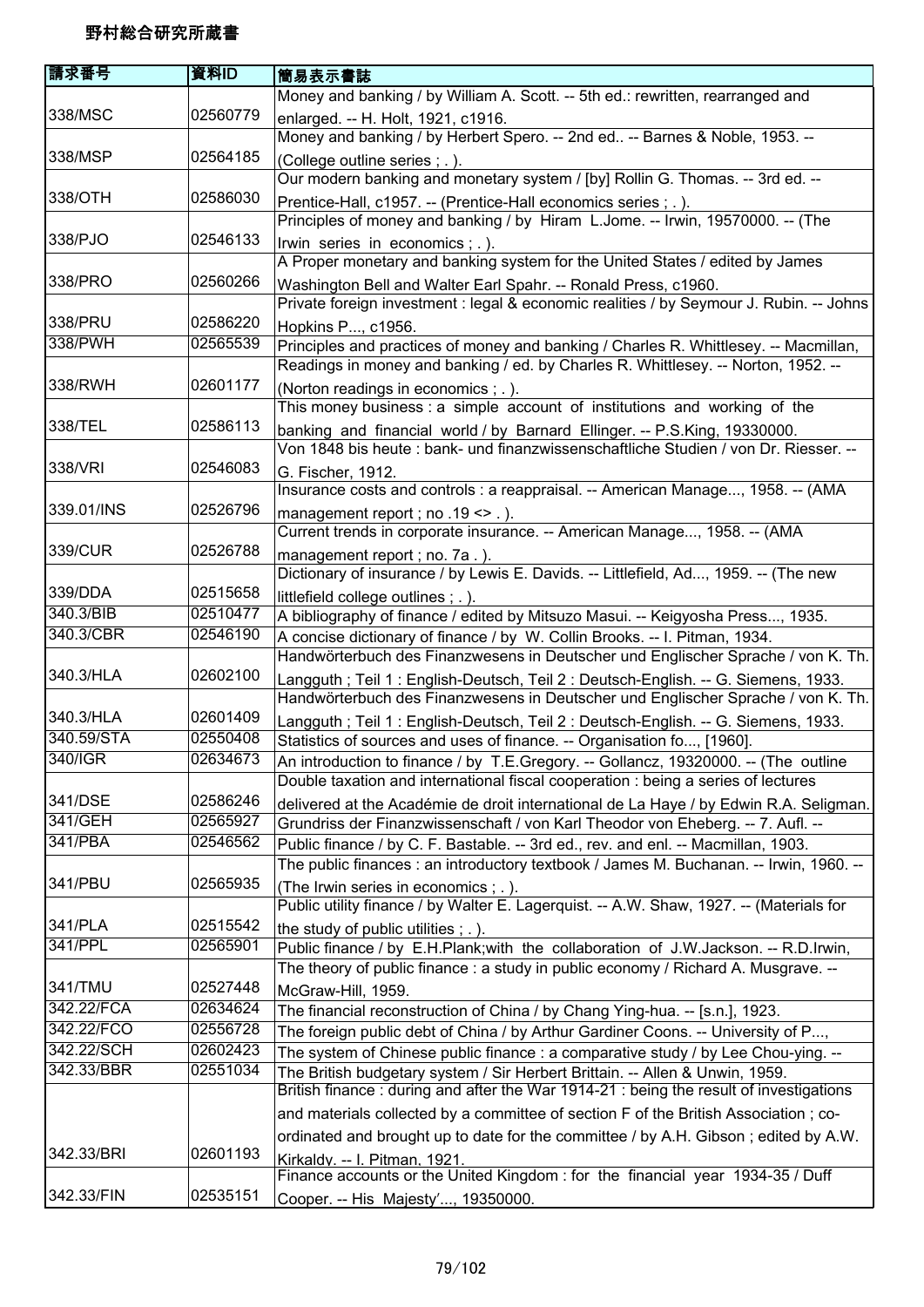# 野村総合研究所蔵書

| 請求番号 | 資料ID | 簡易表示書誌 |
|---|---|---|
| 338/MSC | 02560779 | Money and banking / by William A. Scott. -- 5th ed.: rewritten, rearranged and enlarged. -- H. Holt, 1921, c1916. |
| 338/MSP | 02564185 | Money and banking / by Herbert Spero. -- 2nd ed.. -- Barnes & Noble, 1953. -- (College outline series ; . ). |
| 338/OTH | 02586030 | Our modern banking and monetary system / [by] Rollin G. Thomas. -- 3rd ed. -- Prentice-Hall, c1957. -- (Prentice-Hall economics series ; . ). |
| 338/PJO | 02546133 | Principles of money and banking / by Hiram L.Jome. -- Irwin, 19570000. -- (The Irwin series in economics ; . ). |
| 338/PRO | 02560266 | A Proper monetary and banking system for the United States / edited by James Washington Bell and Walter Earl Spahr. -- Ronald Press, c1960. |
| 338/PRU | 02586220 | Private foreign investment : legal & economic realities / by Seymour J. Rubin. -- Johns Hopkins P..., c1956. |
| 338/PWH | 02565539 | Principles and practices of money and banking / Charles R. Whittlesey. -- Macmillan, |
| 338/RWH | 02601177 | Readings in money and banking / ed. by Charles R. Whittlesey. -- Norton, 1952. -- (Norton readings in economics ; . ). |
| 338/TEL | 02586113 | This money business : a simple account of institutions and working of the banking and financial world / by Barnard Ellinger. -- P.S.King, 19330000. |
| 338/VRI | 02546083 | Von 1848 bis heute : bank- und finanzwissenschaftliche Studien / von Dr. Riesser. -- G. Fischer, 1912. |
| 339.01/INS | 02526796 | Insurance costs and controls : a reappraisal. -- American Manage..., 1958. -- (AMA management report ; no .19 <> . ). |
| 339/CUR | 02526788 | Current trends in corporate insurance. -- American Manage..., 1958. -- (AMA management report ; no. 7a . ). |
| 339/DDA | 02515658 | Dictionary of insurance / by Lewis E. Davids. -- Littlefield, Ad..., 1959. -- (The new littlefield college outlines ; . ). |
| 340.3/BIB | 02510477 | A bibliography of finance / edited by Mitsuzo Masui. -- Keigyosha Press..., 1935. |
| 340.3/CBR | 02546190 | A concise dictionary of finance / by W. Collin Brooks. -- I. Pitman, 1934. |
| 340.3/HLA | 02602100 | Handwörterbuch des Finanzwesens in Deutscher und Englischer Sprache / von K. Th. Langguth ; Teil 1 : English-Deutsch, Teil 2 : Deutsch-English. -- G. Siemens, 1933. |
| 340.3/HLA | 02601409 | Handwörterbuch des Finanzwesens in Deutscher und Englischer Sprache / von K. Th. Langguth ; Teil 1 : English-Deutsch, Teil 2 : Deutsch-English. -- G. Siemens, 1933. |
| 340.59/STA | 02550408 | Statistics of sources and uses of finance. -- Organisation fo..., [1960]. |
| 340/IGR | 02634673 | An introduction to finance / by T.E.Gregory. -- Gollancz, 19320000. -- (The outline |
| 341/DSE | 02586246 | Double taxation and international fiscal cooperation : being a series of lectures delivered at the Académie de droit international de La Haye / by Edwin R.A. Seligman. |
| 341/GEH | 02565927 | Grundriss der Finanzwissenschaft / von Karl Theodor von Eheberg. -- 7. Aufl. -- |
| 341/PBA | 02546562 | Public finance / by C. F. Bastable. -- 3rd ed., rev. and enl. -- Macmillan, 1903. |
| 341/PBU | 02565935 | The public finances : an introductory textbook / James M. Buchanan. -- Irwin, 1960. -- (The Irwin series in economics ; . ). |
| 341/PLA | 02515542 | Public utility finance / by Walter E. Lagerquist. -- A.W. Shaw, 1927. -- (Materials for the study of public utilities ; . ). |
| 341/PPL | 02565901 | Public finance / by E.H.Plank;with the collaboration of J.W.Jackson. -- R.D.Irwin, |
| 341/TMU | 02527448 | The theory of public finance : a study in public economy / Richard A. Musgrave. -- McGraw-Hill, 1959. |
| 342.22/FCA | 02634624 | The financial reconstruction of China / by Chang Ying-hua. -- [s.n.], 1923. |
| 342.22/FCO | 02556728 | The foreign public debt of China / by Arthur Gardiner Coons. -- University of P..., |
| 342.22/SCH | 02602423 | The system of Chinese public finance : a comparative study / by Lee Chou-ying. -- |
| 342.33/BBR | 02551034 | The British budgetary system / Sir Herbert Brittain. -- Allen & Unwin, 1959. |
| 342.33/BRI | 02601193 | British finance : during and after the War 1914-21 : being the result of investigations and materials collected by a committee of section F of the British Association ; co-ordinated and brought up to date for the committee / by A.H. Gibson ; edited by A.W. Kirkaldy. -- I. Pitman, 1921. |
| 342.33/FIN | 02535151 | Finance accounts ot the United Kingdom : for the financial year 1934-35 / Duff Cooper. -- His Majesty'..., 19350000. |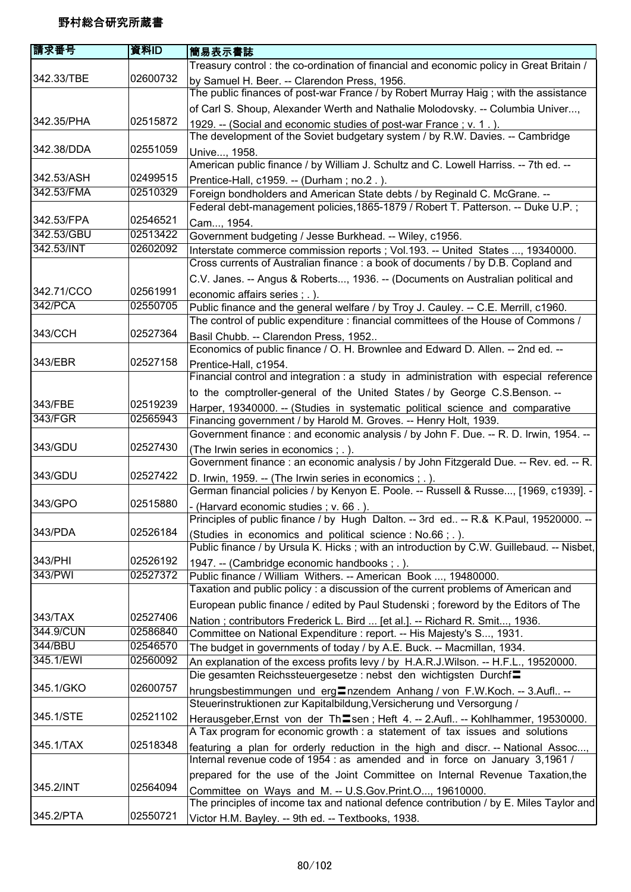# 野村総合研究所蔵書

| 請求番号 | 資料ID | 簡易表示書誌 |
|---|---|---|
| 342.33/TBE | 02600732 | Treasury control : the co-ordination of financial and economic policy in Great Britain / by Samuel H. Beer. -- Clarendon Press, 1956. |
| 342.35/PHA | 02515872 | The public finances of post-war France / by Robert Murray Haig ; with the assistance of Carl S. Shoup, Alexander Werth and Nathalie Molodovsky. -- Columbia Univer..., 1929. -- (Social and economic studies of post-war France ; v. 1 . ). |
| 342.38/DDA | 02551059 | The development of the Soviet budgetary system / by R.W. Davies. -- Cambridge Unive..., 1958. |
| 342.53/ASH | 02499515 | American public finance / by William J. Schultz and C. Lowell Harriss. -- 7th ed. -- Prentice-Hall, c1959. -- (Durham ; no.2 . ). |
| 342.53/FMA | 02510329 | Foreign bondholders and American State debts / by Reginald C. McGrane. -- |
| 342.53/FPA | 02546521 | Federal debt-management policies,1865-1879 / Robert T. Patterson. -- Duke U.P. ; Cam..., 1954. |
| 342.53/GBU | 02513422 | Government budgeting / Jesse Burkhead. -- Wiley, c1956. |
| 342.53/INT | 02602092 | Interstate commerce commission reports ; Vol.193. -- United States ..., 19340000. |
| 342.71/CCO | 02561991 | Cross currents of Australian finance : a book of documents / by D.B. Copland and C.V. Janes. -- Angus & Roberts..., 1936. -- (Documents on Australian political and economic affairs series ; . ). |
| 342/PCA | 02550705 | Public finance and the general welfare / by Troy J. Cauley. -- C.E. Merrill, c1960. |
| 343/CCH | 02527364 | The control of public expenditure : financial committees of the House of Commons / Basil Chubb. -- Clarendon Press, 1952.. |
| 343/EBR | 02527158 | Economics of public finance / O. H. Brownlee and Edward D. Allen. -- 2nd ed. -- Prentice-Hall, c1954. |
| 343/FBE | 02519239 | Financial control and integration : a study in administration with especial reference to the comptroller-general of the United States / by George C.S.Benson. -- Harper, 19340000. -- (Studies in systematic political science and comparative |
| 343/FGR | 02565943 | Financing government / by Harold M. Groves. -- Henry Holt, 1939. |
| 343/GDU | 02527430 | Government finance : and economic analysis / by John F. Due. -- R. D. Irwin, 1954. -- (The Irwin series in economics ; . ). |
| 343/GDU | 02527422 | Government finance : an economic analysis / by John Fitzgerald Due. -- Rev. ed. -- R. D. Irwin, 1959. -- (The Irwin series in economics ; . ). |
| 343/GPO | 02515880 | German financial policies / by Kenyon E. Poole. -- Russell & Russe..., [1969, c1939]. -- (Harvard economic studies ; v. 66 . ). |
| 343/PDA | 02526184 | Principles of public finance / by Hugh Dalton. -- 3rd ed.. -- R.& K.Paul, 19520000. -- (Studies in economics and political science : No.66 ; . ). |
| 343/PHI | 02526192 | Public finance / by Ursula K. Hicks ; with an introduction by C.W. Guillebaud. -- Nisbet, 1947. -- (Cambridge economic handbooks ; . ). |
| 343/PWI | 02527372 | Public finance / William Withers. -- American Book ..., 19480000. |
| 343/TAX | 02527406 | Taxation and public policy : a discussion of the current problems of American and European public finance / edited by Paul Studenski ; foreword by the Editors of The Nation ; contributors Frederick L. Bird ... [et al.]. -- Richard R. Smit..., 1936. |
| 344.9/CUN | 02586840 | Committee on National Expenditure : report. -- His Majesty's S..., 1931. |
| 344/BBU | 02546570 | The budget in governments of today / by A.E. Buck. -- Macmillan, 1934. |
| 345.1/EWI | 02560092 | An explanation of the excess profits levy / by H.A.R.J.Wilson. -- H.F.L., 19520000. |
| 345.1/GKO | 02600757 | Die gesamten Reichssteuergesetze : nebst den wichtigsten Durchf〓hrungsbestimmungen und erg〓nzendem Anhang / von F.W.Koch. -- 3.Aufl.. -- |
| 345.1/STE | 02521102 | Steuerinstruktionen zur Kapitalbildung,Versicherung und Versorgung / Herausgeber,Ernst von der Th〓sen ; Heft 4. -- 2.Aufl.. -- Kohlhammer, 19530000. |
| 345.1/TAX | 02518348 | A Tax program for economic growth : a statement of tax issues and solutions featuring a plan for orderly reduction in the high and discr. -- National Assoc..., |
| 345.2/INT | 02564094 | Internal revenue code of 1954 : as amended and in force on January 3,1961 / prepared for the use of the Joint Committee on Internal Revenue Taxation,the Committee on Ways and M. -- U.S.Gov.Print.O..., 19610000. |
| 345.2/PTA | 02550721 | The principles of income tax and national defence contribution / by E. Miles Taylor and Victor H.M. Bayley. -- 9th ed. -- Textbooks, 1938. |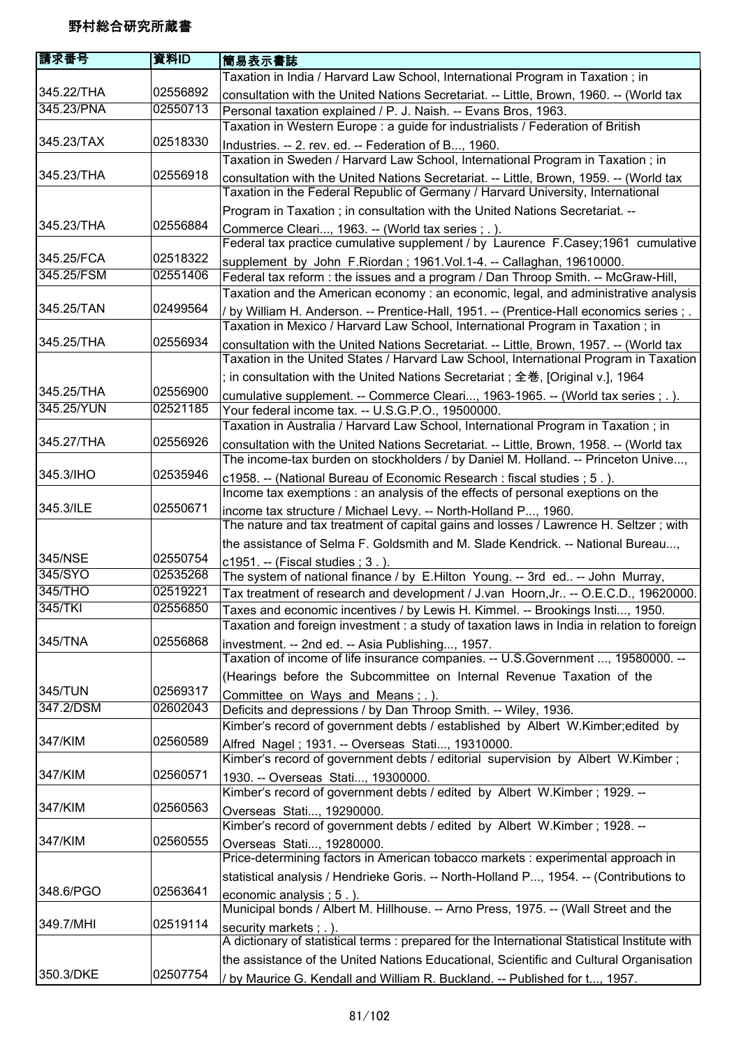# 野村総合研究所蔵書

| 請求番号 | 資料ID | 簡易表示書誌 |
|---|---|---|
| 345.22/THA | 02556892 | Taxation in India / Harvard Law School, International Program in Taxation ; in consultation with the United Nations Secretariat. -- Little, Brown, 1960. -- (World tax |
| 345.23/PNA | 02550713 | Personal taxation explained / P. J. Naish. -- Evans Bros, 1963. |
| 345.23/TAX | 02518330 | Taxation in Western Europe : a guide for industrialists / Federation of British Industries. -- 2. rev. ed. -- Federation of B..., 1960. |
| 345.23/THA | 02556918 | Taxation in Sweden / Harvard Law School, International Program in Taxation ; in consultation with the United Nations Secretariat. -- Little, Brown, 1959. -- (World tax |
| 345.23/THA | 02556884 | Taxation in the Federal Republic of Germany / Harvard University, International Program in Taxation ; in consultation with the United Nations Secretariat. -- Commerce Cleari..., 1963. -- (World tax series ; . ). |
| 345.25/FCA | 02518322 | Federal tax practice cumulative supplement / by Laurence F.Casey;1961 cumulative supplement by John F.Riordan ; 1961.Vol.1-4. -- Callaghan, 19610000. |
| 345.25/FSM | 02551406 | Federal tax reform : the issues and a program / Dan Throop Smith. -- McGraw-Hill, |
| 345.25/TAN | 02499564 | Taxation and the American economy : an economic, legal, and administrative analysis / by William H. Anderson. -- Prentice-Hall, 1951. -- (Prentice-Hall economics series ; . |
| 345.25/THA | 02556934 | Taxation in Mexico / Harvard Law School, International Program in Taxation ; in consultation with the United Nations Secretariat. -- Little, Brown, 1957. -- (World tax |
| 345.25/THA | 02556900 | Taxation in the United States / Harvard Law School, International Program in Taxation ; in consultation with the United Nations Secretariat ; 全巻, [Original v.], 1964 cumulative supplement. -- Commerce Cleari..., 1963-1965. -- (World tax series ; . ). |
| 345.25/YUN | 02521185 | Your federal income tax. -- U.S.G.P.O., 19500000. |
| 345.27/THA | 02556926 | Taxation in Australia / Harvard Law School, International Program in Taxation ; in consultation with the United Nations Secretariat. -- Little, Brown, 1958. -- (World tax |
| 345.3/IHO | 02535946 | The income-tax burden on stockholders / by Daniel M. Holland. -- Princeton Unive..., c1958. -- (National Bureau of Economic Research : fiscal studies ; 5 . ). |
| 345.3/ILE | 02550671 | Income tax exemptions : an analysis of the effects of personal exeptions on the income tax structure / Michael Levy. -- North-Holland P..., 1960. |
| 345/NSE | 02550754 | The nature and tax treatment of capital gains and losses / Lawrence H. Seltzer ; with the assistance of Selma F. Goldsmith and M. Slade Kendrick. -- National Bureau..., c1951. -- (Fiscal studies ; 3 . ). |
| 345/SYO | 02535268 | The system of national finance / by E.Hilton Young. -- 3rd ed.. -- John Murray, |
| 345/THO | 02519221 | Tax treatment of research and development / J.van Hoorn,Jr.. -- O.E.C.D., 19620000. |
| 345/TKI | 02556850 | Taxes and economic incentives / by Lewis H. Kimmel. -- Brookings Insti..., 1950. |
| 345/TNA | 02556868 | Taxation and foreign investment : a study of taxation laws in India in relation to foreign investment. -- 2nd ed. -- Asia Publishing..., 1957. |
| 345/TUN | 02569317 | Taxation of income of life insurance companies. -- U.S.Government ..., 19580000. -- (Hearings before the Subcommittee on Internal Revenue Taxation of the Committee on Ways and Means ; . ). |
| 347.2/DSM | 02602043 | Deficits and depressions / by Dan Throop Smith. -- Wiley, 1936. |
| 347/KIM | 02560589 | Kimber's record of government debts / established by Albert W.Kimber;edited by Alfred Nagel ; 1931. -- Overseas Stati..., 19310000. |
| 347/KIM | 02560571 | Kimber's record of government debts / editorial supervision by Albert W.Kimber ; 1930. -- Overseas Stati..., 19300000. |
| 347/KIM | 02560563 | Kimber's record of government debts / edited by Albert W.Kimber ; 1929. -- Overseas Stati..., 19290000. |
| 347/KIM | 02560555 | Kimber's record of government debts / edited by Albert W.Kimber ; 1928. -- Overseas Stati..., 19280000. |
| 348.6/PGO | 02563641 | Price-determining factors in American tobacco markets : experimental approach in statistical analysis / Hendrieke Goris. -- North-Holland P..., 1954. -- (Contributions to economic analysis ; 5 . ). |
| 349.7/MHI | 02519114 | Municipal bonds / Albert M. Hillhouse. -- Arno Press, 1975. -- (Wall Street and the security markets ; . ). |
| 350.3/DKE | 02507754 | A dictionary of statistical terms : prepared for the International Statistical Institute with the assistance of the United Nations Educational, Scientific and Cultural Organisation / by Maurice G. Kendall and William R. Buckland. -- Published for t..., 1957. |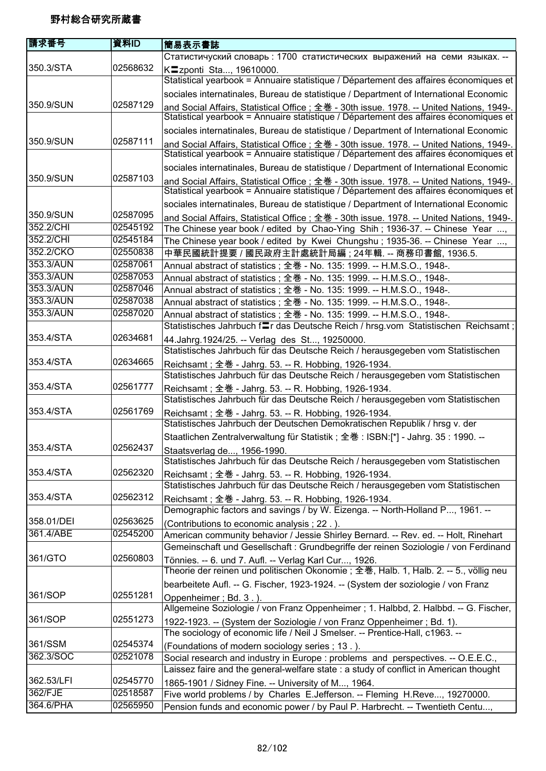# 野村総合研究所蔵書

| 請求番号 | 資料ID | 簡易表示書誌 |
|---|---|---|
| 350.3/STA | 02568632 | Статистичуский словарь : 1700 статистических выражений на семи языках. -- K〓zponti Sta..., 19610000. |
| 350.9/SUN | 02587129 | Statistical yearbook = Annuaire statistique / Département des affaires économiques et sociales internatinales, Bureau de statistique / Department of International Economic and Social Affairs, Statistical Office ; 全巻 - 30th issue. 1978. -- United Nations, 1949-. |
| 350.9/SUN | 02587111 | Statistical yearbook = Annuaire statistique / Département des affaires économiques et sociales internatinales, Bureau de statistique / Department of International Economic and Social Affairs, Statistical Office ; 全巻 - 30th issue. 1978. -- United Nations, 1949-. |
| 350.9/SUN | 02587103 | Statistical yearbook = Annuaire statistique / Département des affaires économiques et sociales internatinales, Bureau de statistique / Department of International Economic and Social Affairs, Statistical Office ; 全巻 - 30th issue. 1978. -- United Nations, 1949-. |
| 350.9/SUN | 02587095 | Statistical yearbook = Annuaire statistique / Département des affaires économiques et sociales internatinales, Bureau de statistique / Department of International Economic and Social Affairs, Statistical Office ; 全巻 - 30th issue. 1978. -- United Nations, 1949-. |
| 352.2/CHI | 02545192 | The Chinese year book / edited by Chao-Ying Shih ; 1936-37. -- Chinese Year ..., |
| 352.2/CHI | 02545184 | The Chinese year book / edited by Kwei Chungshu ; 1935-36. -- Chinese Year ..., |
| 352.2/CKO | 02550838 | 中華民國統計提要 / 國民政府主計處統計局編 ; 24年輯. -- 商務印書館, 1936.5. |
| 353.3/AUN | 02587061 | Annual abstract of statistics ; 全巻 - No. 135: 1999. -- H.M.S.O., 1948-. |
| 353.3/AUN | 02587053 | Annual abstract of statistics ; 全巻 - No. 135: 1999. -- H.M.S.O., 1948-. |
| 353.3/AUN | 02587046 | Annual abstract of statistics ; 全巻 - No. 135: 1999. -- H.M.S.O., 1948-. |
| 353.3/AUN | 02587038 | Annual abstract of statistics ; 全巻 - No. 135: 1999. -- H.M.S.O., 1948-. |
| 353.3/AUN | 02587020 | Annual abstract of statistics ; 全巻 - No. 135: 1999. -- H.M.S.O., 1948-. |
| 353.4/STA | 02634681 | Statistisches Jahrbuch f〓r das Deutsche Reich / hrsg.vom Statistischen Reichsamt ; 44.Jahrg.1924/25. -- Verlag des St..., 19250000. |
| 353.4/STA | 02634665 | Statistisches Jahrbuch für das Deutsche Reich / herausgegeben vom Statistischen Reichsamt ; 全巻 - Jahrg. 53. -- R. Hobbing, 1926-1934. |
| 353.4/STA | 02561777 | Statistisches Jahrbuch für das Deutsche Reich / herausgegeben vom Statistischen Reichsamt ; 全巻 - Jahrg. 53. -- R. Hobbing, 1926-1934. |
| 353.4/STA | 02561769 | Statistisches Jahrbuch für das Deutsche Reich / herausgegeben vom Statistischen Reichsamt ; 全巻 - Jahrg. 53. -- R. Hobbing, 1926-1934. |
| 353.4/STA | 02562437 | Statistisches Jahrbuch der Deutschen Demokratischen Republik / hrsg v. der Staatlichen Zentralverwaltung für Statistik ; 全巻 : ISBN:[*] - Jahrg. 35 : 1990. -- Staatsverlag de..., 1956-1990. |
| 353.4/STA | 02562320 | Statistisches Jahrbuch für das Deutsche Reich / herausgegeben vom Statistischen Reichsamt ; 全巻 - Jahrg. 53. -- R. Hobbing, 1926-1934. |
| 353.4/STA | 02562312 | Statistisches Jahrbuch für das Deutsche Reich / herausgegeben vom Statistischen Reichsamt ; 全巻 - Jahrg. 53. -- R. Hobbing, 1926-1934. |
| 358.01/DEI | 02563625 | Demographic factors and savings / by W. Eizenga. -- North-Holland P..., 1961. -- (Contributions to economic analysis ; 22 . ). |
| 361.4/ABE | 02545200 | American community behavior / Jessie Shirley Bernard. -- Rev. ed. -- Holt, Rinehart |
| 361/GTO | 02560803 | Gemeinschaft und Gesellschaft : Grundbegriffe der reinen Soziologie / von Ferdinand Tönnies. -- 6. und 7. Aufl. -- Verlag Karl Cur..., 1926. |
| 361/SOP | 02551281 | Theorie der reinen und politischen Okonomie ; 全巻, Halb. 1, Halb. 2. -- 5., völlig neu bearbeitete Aufl. -- G. Fischer, 1923-1924. -- (System der soziologie / von Franz Oppenheimer ; Bd. 3 . ). |
| 361/SOP | 02551273 | Allgemeine Soziologie / von Franz Oppenheimer ; 1. Halbbd, 2. Halbbd. -- G. Fischer, 1922-1923. -- (System der Soziologie / von Franz Oppenheimer ; Bd. 1). |
| 361/SSM | 02545374 | The sociology of economic life / Neil J Smelser. -- Prentice-Hall, c1963. -- (Foundations of modern sociology series ; 13 . ). |
| 362.3/SOC | 02521078 | Social research and industry in Europe : problems and perspectives. -- O.E.E.C., |
| 362.53/LFI | 02545770 | Laissez faire and the general-welfare state : a study of conflict in American thought 1865-1901 / Sidney Fine. -- University of M..., 1964. |
| 362/FJE | 02518587 | Five world problems / by Charles E.Jefferson. -- Fleming H.Reve..., 19270000. |
| 364.6/PHA | 02565950 | Pension funds and economic power / by Paul P. Harbrecht. -- Twentieth Centu..., |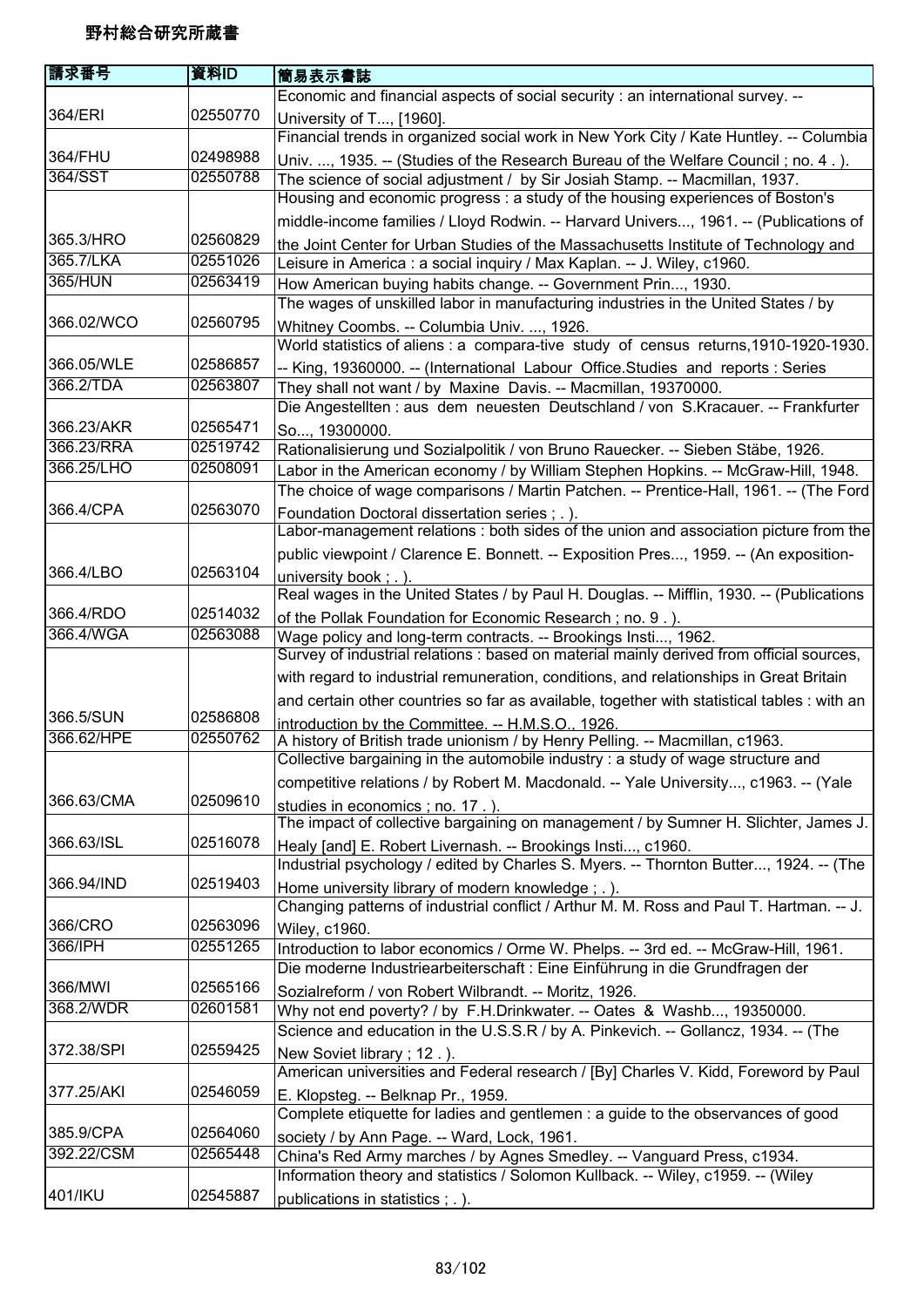# 野村総合研究所蔵書

| 請求番号 | 資料ID | 簡易表示書誌 |
|---|---|---|
| 364/ERI | 02550770 | Economic and financial aspects of social security : an international survey. -- University of T..., [1960]. |
| 364/FHU | 02498988 | Financial trends in organized social work in New York City / Kate Huntley. -- Columbia Univ. ..., 1935. -- (Studies of the Research Bureau of the Welfare Council ; no. 4 . ). |
| 364/SST | 02550788 | The science of social adjustment / by Sir Josiah Stamp. -- Macmillan, 1937. |
| 365.3/HRO | 02560829 | Housing and economic progress : a study of the housing experiences of Boston's middle-income families / Lloyd Rodwin. -- Harvard Univers..., 1961. -- (Publications of the Joint Center for Urban Studies of the Massachusetts Institute of Technology and |
| 365.7/LKA | 02551026 | Leisure in America : a social inquiry / Max Kaplan. -- J. Wiley, c1960. |
| 365/HUN | 02563419 | How American buying habits change. -- Government Prin..., 1930. |
| 366.02/WCO | 02560795 | The wages of unskilled labor in manufacturing industries in the United States / by Whitney Coombs. -- Columbia Univ. ..., 1926. |
| 366.05/WLE | 02586857 | World statistics of aliens : a compara-tive study of census returns,1910-1920-1930. -- King, 19360000. -- (International Labour Office.Studies and reports : Series |
| 366.2/TDA | 02563807 | They shall not want / by Maxine Davis. -- Macmillan, 19370000. |
| 366.23/AKR | 02565471 | Die Angestellten : aus dem neuesten Deutschland / von S.Kracauer. -- Frankfurter So..., 19300000. |
| 366.23/RRA | 02519742 | Rationalisierung und Sozialpolitik / von Bruno Rauecker. -- Sieben Stäbe, 1926. |
| 366.25/LHO | 02508091 | Labor in the American economy / by William Stephen Hopkins. -- McGraw-Hill, 1948. |
| 366.4/CPA | 02563070 | The choice of wage comparisons / Martin Patchen. -- Prentice-Hall, 1961. -- (The Ford Foundation Doctoral dissertation series ; . ). |
| 366.4/LBO | 02563104 | Labor-management relations : both sides of the union and association picture from the public viewpoint / Clarence E. Bonnett. -- Exposition Pres..., 1959. -- (An exposition-university book ; . ). |
| 366.4/RDO | 02514032 | Real wages in the United States / by Paul H. Douglas. -- Mifflin, 1930. -- (Publications of the Pollak Foundation for Economic Research ; no. 9 . ). |
| 366.4/WGA | 02563088 | Wage policy and long-term contracts. -- Brookings Insti..., 1962. |
| 366.5/SUN | 02586808 | Survey of industrial relations : based on material mainly derived from official sources, with regard to industrial remuneration, conditions, and relationships in Great Britain and certain other countries so far as available, together with statistical tables : with an introduction by the Committee. -- H.M.S.O., 1926. |
| 366.62/HPE | 02550762 | A history of British trade unionism / by Henry Pelling. -- Macmillan, c1963. |
| 366.63/CMA | 02509610 | Collective bargaining in the automobile industry : a study of wage structure and competitive relations / by Robert M. Macdonald. -- Yale University..., c1963. -- (Yale studies in economics ; no. 17 . ). |
| 366.63/ISL | 02516078 | The impact of collective bargaining on management / by Sumner H. Slichter, James J. Healy [and] E. Robert Livernash. -- Brookings Insti..., c1960. |
| 366.94/IND | 02519403 | Industrial psychology / edited by Charles S. Myers. -- Thornton Butter..., 1924. -- (The Home university library of modern knowledge ; . ). |
| 366/CRO | 02563096 | Changing patterns of industrial conflict / Arthur M. M. Ross and Paul T. Hartman. -- J. Wiley, c1960. |
| 366/IPH | 02551265 | Introduction to labor economics / Orme W. Phelps. -- 3rd ed. -- McGraw-Hill, 1961. |
| 366/MWI | 02565166 | Die moderne Industriearbeiterschaft : Eine Einführung in die Grundfragen der Sozialreform / von Robert Wilbrandt. -- Moritz, 1926. |
| 368.2/WDR | 02601581 | Why not end poverty? / by F.H.Drinkwater. -- Oates & Washb..., 19350000. |
| 372.38/SPI | 02559425 | Science and education in the U.S.S.R / by A. Pinkevich. -- Gollancz, 1934. -- (The New Soviet library ; 12 . ). |
| 377.25/AKI | 02546059 | American universities and Federal research / [By] Charles V. Kidd, Foreword by Paul E. Klopsteg. -- Belknap Pr., 1959. |
| 385.9/CPA | 02564060 | Complete etiquette for ladies and gentlemen : a guide to the observances of good society / by Ann Page. -- Ward, Lock, 1961. |
| 392.22/CSM | 02565448 | China's Red Army marches / by Agnes Smedley. -- Vanguard Press, c1934. |
| 401/IKU | 02545887 | Information theory and statistics / Solomon Kullback. -- Wiley, c1959. -- (Wiley publications in statistics ; . ). |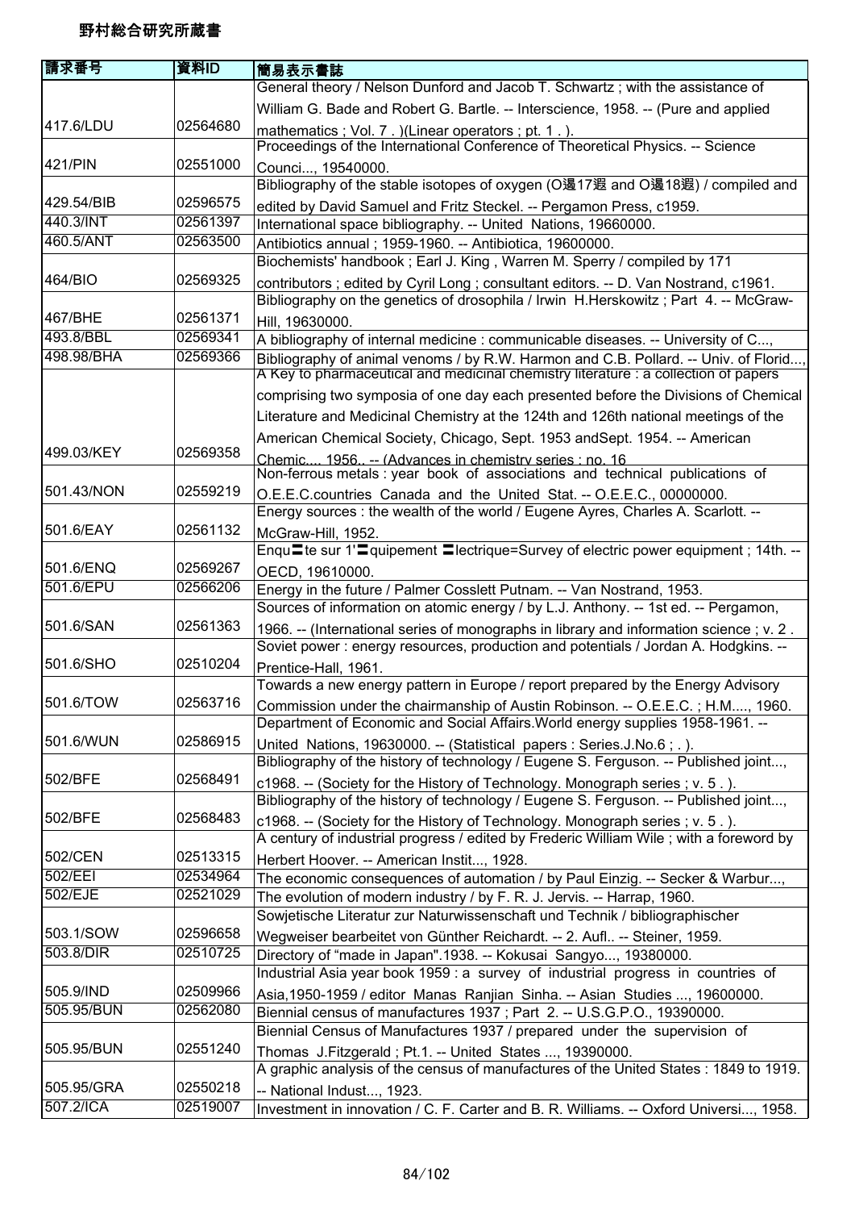# 野村総合研究所蔵書

| 請求番号 | 資料ID | 簡易表示書誌 |
|---|---|---|
| 417.6/LDU | 02564680 | General theory / Nelson Dunford and Jacob T. Schwartz ; with the assistance of William G. Bade and Robert G. Bartle. -- Interscience, 1958. -- (Pure and applied mathematics ; Vol. 7 . )(Linear operators ; pt. 1 . ). |
| 421/PIN | 02551000 | Proceedings of the International Conference of Theoretical Physics. -- Science Counci..., 19540000. |
| 429.54/BIB | 02596575 | Bibliography of the stable isotopes of oxygen (O邉17遐 and O邉18遐) / compiled and edited by David Samuel and Fritz Steckel. -- Pergamon Press, c1959. |
| 440.3/INT | 02561397 | International space bibliography. -- United Nations, 19660000. |
| 460.5/ANT | 02563500 | Antibiotics annual ; 1959-1960. -- Antibiotica, 19600000. |
| 464/BIO | 02569325 | Biochemists' handbook ; Earl J. King , Warren M. Sperry / compiled by 171 contributors ; edited by Cyril Long ; consultant editors. -- D. Van Nostrand, c1961. |
| 467/BHE | 02561371 | Bibliography on the genetics of drosophila / Irwin H.Herskowitz ; Part 4. -- McGraw-Hill, 19630000. |
| 493.8/BBL | 02569341 | A bibliography of internal medicine : communicable diseases. -- University of C..., |
| 498.98/BHA | 02569366 | Bibliography of animal venoms / by R.W. Harmon and C.B. Pollard. -- Univ. of Florid..., |
| 499.03/KEY | 02569358 | A Key to pharmaceutical and medicinal chemistry literature : a collection of papers comprising two symposia of one day each presented before the Divisions of Chemical Literature and Medicinal Chemistry at the 124th and 126th national meetings of the American Chemical Society, Chicago, Sept. 1953 andSept. 1954. -- American Chemic..., 1956.. -- (Advances in chemistry series ; no. 16 |
| 501.43/NON | 02559219 | Non-ferrous metals : year book of associations and technical publications of O.E.E.C.countries Canada and the United Stat. -- O.E.E.C., 00000000. |
| 501.6/EAY | 02561132 | Energy sources : the wealth of the world / Eugene Ayres, Charles A. Scarlott. -- McGraw-Hill, 1952. |
| 501.6/ENQ | 02569267 | Enqu〓te sur 1'〓quipement 〓lectrique=Survey of electric power equipment ; 14th. -- OECD, 19610000. |
| 501.6/EPU | 02566206 | Energy in the future / Palmer Cosslett Putnam. -- Van Nostrand, 1953. |
| 501.6/SAN | 02561363 | Sources of information on atomic energy / by L.J. Anthony. -- 1st ed. -- Pergamon, 1966. -- (International series of monographs in library and information science ; v. 2 . |
| 501.6/SHO | 02510204 | Soviet power : energy resources, production and potentials / Jordan A. Hodgkins. -- Prentice-Hall, 1961. |
| 501.6/TOW | 02563716 | Towards a new energy pattern in Europe / report prepared by the Energy Advisory Commission under the chairmanship of Austin Robinson. -- O.E.E.C. ; H.M...., 1960. |
| 501.6/WUN | 02586915 | Department of Economic and Social Affairs.World energy supplies 1958-1961. -- United Nations, 19630000. -- (Statistical papers : Series.J.No.6 ; . ). |
| 502/BFE | 02568491 | Bibliography of the history of technology / Eugene S. Ferguson. -- Published joint..., c1968. -- (Society for the History of Technology. Monograph series ; v. 5 . ). |
| 502/BFE | 02568483 | Bibliography of the history of technology / Eugene S. Ferguson. -- Published joint..., c1968. -- (Society for the History of Technology. Monograph series ; v. 5 . ). |
| 502/CEN | 02513315 | A century of industrial progress / edited by Frederic William Wile ; with a foreword by Herbert Hoover. -- American Instit..., 1928. |
| 502/EEI | 02534964 | The economic consequences of automation / by Paul Einzig. -- Secker & Warbur..., |
| 502/EJE | 02521029 | The evolution of modern industry / by F. R. J. Jervis. -- Harrap, 1960. |
| 503.1/SOW | 02596658 | Sowjetische Literatur zur Naturwissenschaft und Technik / bibliographischer Wegweiser bearbeitet von Günther Reichardt. -- 2. Aufl.. -- Steiner, 1959. |
| 503.8/DIR | 02510725 | Directory of "made in Japan".1938. -- Kokusai Sangyo..., 19380000. |
| 505.9/IND | 02509966 | Industrial Asia year book 1959 : a survey of industrial progress in countries of Asia,1950-1959 / editor Manas Ranjian Sinha. -- Asian Studies ..., 19600000. |
| 505.95/BUN | 02562080 | Biennial census of manufactures 1937 ; Part 2. -- U.S.G.P.O., 19390000. |
| 505.95/BUN | 02551240 | Biennial Census of Manufactures 1937 / prepared under the supervision of Thomas J.Fitzgerald ; Pt.1. -- United States ..., 19390000. |
| 505.95/GRA | 02550218 | A graphic analysis of the census of manufactures of the United States : 1849 to 1919. -- National Indust..., 1923. |
| 507.2/ICA | 02519007 | Investment in innovation / C. F. Carter and B. R. Williams. -- Oxford Universi..., 1958. |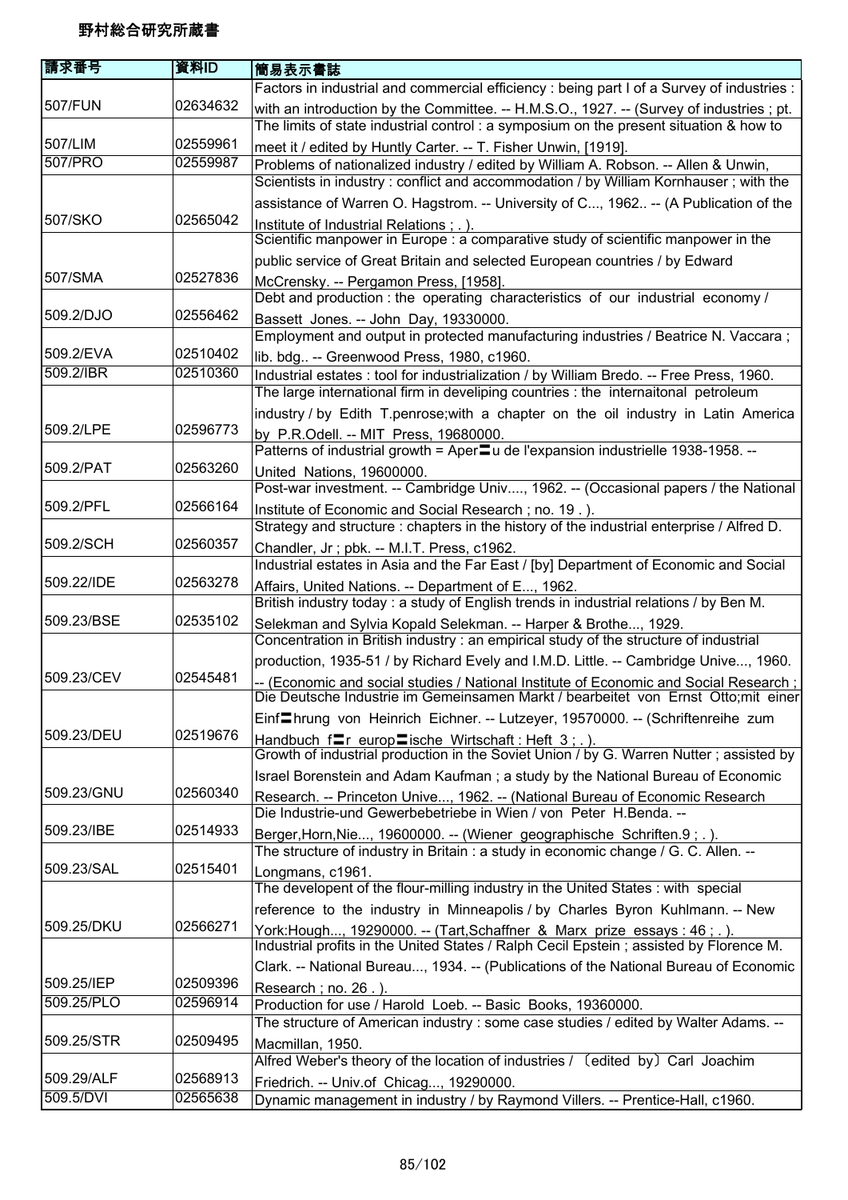# 野村総合研究所蔵書

| 請求番号 | 資料ID | 簡易表示書誌 |
|---|---|---|
| 507/FUN | 02634632 | Factors in industrial and commercial efficiency : being part I of a Survey of industries : with an introduction by the Committee. -- H.M.S.O., 1927. -- (Survey of industries ; pt. |
| 507/LIM | 02559961 | The limits of state industrial control : a symposium on the present situation & how to meet it / edited by Huntly Carter. -- T. Fisher Unwin, [1919]. |
| 507/PRO | 02559987 | Problems of nationalized industry / edited by William A. Robson. -- Allen & Unwin, |
| 507/SKO | 02565042 | Scientists in industry : conflict and accommodation / by William Kornhauser ; with the assistance of Warren O. Hagstrom. -- University of C..., 1962.. -- (A Publication of the Institute of Industrial Relations ; . ). |
| 507/SMA | 02527836 | Scientific manpower in Europe : a comparative study of scientific manpower in the public service of Great Britain and selected European countries / by Edward McCrensky. -- Pergamon Press, [1958]. |
| 509.2/DJO | 02556462 | Debt and production : the operating characteristics of our industrial economy / Bassett Jones. -- John Day, 19330000. |
| 509.2/EVA | 02510402 | Employment and output in protected manufacturing industries / Beatrice N. Vaccara ; lib. bdg.. -- Greenwood Press, 1980, c1960. |
| 509.2/IBR | 02510360 | Industrial estates : tool for industrialization / by William Bredo. -- Free Press, 1960. |
| 509.2/LPE | 02596773 | The large international firm in develiping countries : the internaitonal petroleum industry / by Edith T.penrose;with a chapter on the oil industry in Latin America by P.R.Odell. -- MIT Press, 19680000. |
| 509.2/PAT | 02563260 | Patterns of industrial growth = Aper〓u de l'expansion industrielle 1938-1958. -- United Nations, 19600000. |
| 509.2/PFL | 02566164 | Post-war investment. -- Cambridge Univ...., 1962. -- (Occasional papers / the National Institute of Economic and Social Research ; no. 19 . ). |
| 509.2/SCH | 02560357 | Strategy and structure : chapters in the history of the industrial enterprise / Alfred D. Chandler, Jr ; pbk. -- M.I.T. Press, c1962. |
| 509.22/IDE | 02563278 | Industrial estates in Asia and the Far East / [by] Department of Economic and Social Affairs, United Nations. -- Department of E..., 1962. |
| 509.23/BSE | 02535102 | British industry today : a study of English trends in industrial relations / by Ben M. Selekman and Sylvia Kopald Selekman. -- Harper & Brothe..., 1929. |
| 509.23/CEV | 02545481 | Concentration in British industry : an empirical study of the structure of industrial production, 1935-51 / by Richard Evely and I.M.D. Little. -- Cambridge Unive..., 1960. -- (Economic and social studies / National Institute of Economic and Social Research ; |
| 509.23/DEU | 02519676 | Die Deutsche Industrie im Gemeinsamen Markt / bearbeitet von Ernst Otto;mit einer Einf〓hrung von Heinrich Eichner. -- Lutzeyer, 19570000. -- (Schriftenreihe zum Handbuch f〓r europ〓ische Wirtschaft : Heft 3 ; . ). |
| 509.23/GNU | 02560340 | Growth of industrial production in the Soviet Union / by G. Warren Nutter ; assisted by Israel Borenstein and Adam Kaufman ; a study by the National Bureau of Economic Research. -- Princeton Unive..., 1962. -- (National Bureau of Economic Research |
| 509.23/IBE | 02514933 | Die Industrie-und Gewerbebetriebe in Wien / von Peter H.Benda. -- Berger,Horn,Nie..., 19600000. -- (Wiener geographische Schriften.9 ; . ). |
| 509.23/SAL | 02515401 | The structure of industry in Britain : a study in economic change / G. C. Allen. -- Longmans, c1961. |
| 509.25/DKU | 02566271 | The developent of the flour-milling industry in the United States : with special reference to the industry in Minneapolis / by Charles Byron Kuhlmann. -- New York:Hough..., 19290000. -- (Tart,Schaffner & Marx prize essays : 46 ; . ). |
| 509.25/IEP | 02509396 | Industrial profits in the United States / Ralph Cecil Epstein ; assisted by Florence M. Clark. -- National Bureau..., 1934. -- (Publications of the National Bureau of Economic Research ; no. 26 . ). |
| 509.25/PLO | 02596914 | Production for use / Harold Loeb. -- Basic Books, 19360000. |
| 509.25/STR | 02509495 | The structure of American industry : some case studies / edited by Walter Adams. -- Macmillan, 1950. |
| 509.29/ALF | 02568913 | Alfred Weber's theory of the location of industries / 〔edited by〕Carl Joachim Friedrich. -- Univ.of Chicag..., 19290000. |
| 509.5/DVI | 02565638 | Dynamic management in industry / by Raymond Villers. -- Prentice-Hall, c1960. |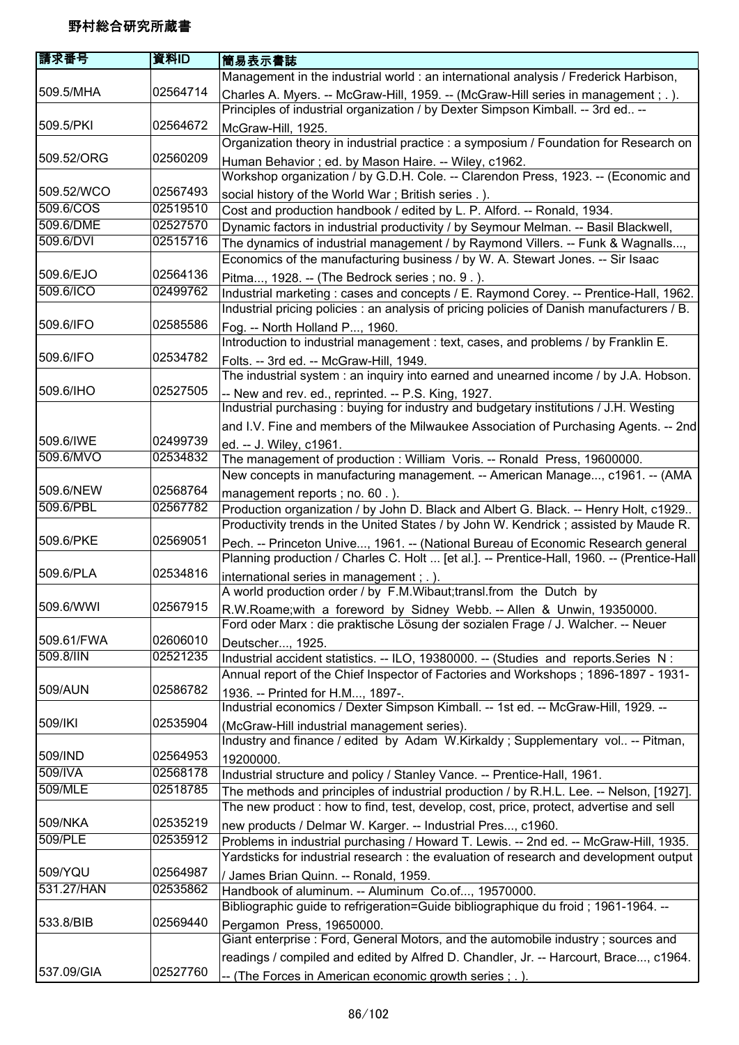野村総合研究所蔵書

| 請求番号 | 資料ID | 簡易表示書誌 |
|---|---|---|
| 509.5/MHA | 02564714 | Management in the industrial world : an international analysis / Frederick Harbison, Charles A. Myers. -- McGraw-Hill, 1959. -- (McGraw-Hill series in management ; . ). |
| 509.5/PKI | 02564672 | Principles of industrial organization / by Dexter Simpson Kimball. -- 3rd ed.. -- McGraw-Hill, 1925. |
| 509.52/ORG | 02560209 | Organization theory in industrial practice : a symposium / Foundation for Research on Human Behavior ; ed. by Mason Haire. -- Wiley, c1962. |
| 509.52/WCO | 02567493 | Workshop organization / by G.D.H. Cole. -- Clarendon Press, 1923. -- (Economic and social history of the World War ; British series . ). |
| 509.6/COS | 02519510 | Cost and production handbook / edited by L. P. Alford. -- Ronald, 1934. |
| 509.6/DME | 02527570 | Dynamic factors in industrial productivity / by Seymour Melman. -- Basil Blackwell, |
| 509.6/DVI | 02515716 | The dynamics of industrial management / by Raymond Villers. -- Funk & Wagnalls..., |
| 509.6/EJO | 02564136 | Economics of the manufacturing business / by W. A. Stewart Jones. -- Sir Isaac Pitma..., 1928. -- (The Bedrock series ; no. 9 . ). |
| 509.6/ICO | 02499762 | Industrial marketing : cases and concepts / E. Raymond Corey. -- Prentice-Hall, 1962. |
| 509.6/IFO | 02585586 | Industrial pricing policies : an analysis of pricing policies of Danish manufacturers / B. Fog. -- North Holland P..., 1960. |
| 509.6/IFO | 02534782 | Introduction to industrial management : text, cases, and problems / by Franklin E. Folts. -- 3rd ed. -- McGraw-Hill, 1949. |
| 509.6/IHO | 02527505 | The industrial system : an inquiry into earned and unearned income / by J.A. Hobson. -- New and rev. ed., reprinted. -- P.S. King, 1927. |
| 509.6/IWE | 02499739 | Industrial purchasing : buying for industry and budgetary institutions / J.H. Westing and I.V. Fine and members of the Milwaukee Association of Purchasing Agents. -- 2nd ed. -- J. Wiley, c1961. |
| 509.6/MVO | 02534832 | The management of production : William Voris. -- Ronald Press, 19600000. |
| 509.6/NEW | 02568764 | New concepts in manufacturing management. -- American Manage..., c1961. -- (AMA management reports ; no. 60 . ). |
| 509.6/PBL | 02567782 | Production organization / by John D. Black and Albert G. Black. -- Henry Holt, c1929.. |
| 509.6/PKE | 02569051 | Productivity trends in the United States / by John W. Kendrick ; assisted by Maude R. Pech. -- Princeton Unive..., 1961. -- (National Bureau of Economic Research general |
| 509.6/PLA | 02534816 | Planning production / Charles C. Holt ... [et al.]. -- Prentice-Hall, 1960. -- (Prentice-Hall international series in management ; . ). |
| 509.6/WWI | 02567915 | A world production order / by F.M.Wibaut;transl.from the Dutch by R.W.Roame;with a foreword by Sidney Webb. -- Allen & Unwin, 19350000. |
| 509.61/FWA | 02606010 | Ford oder Marx : die praktische Lösung der sozialen Frage / J. Walcher. -- Neuer Deutscher..., 1925. |
| 509.8/IIN | 02521235 | Industrial accident statistics. -- ILO, 19380000. -- (Studies and reports.Series N : |
| 509/AUN | 02586782 | Annual report of the Chief Inspector of Factories and Workshops ; 1896-1897 - 1931-1936. -- Printed for H.M..., 1897-. |
| 509/IKI | 02535904 | Industrial economics / Dexter Simpson Kimball. -- 1st ed. -- McGraw-Hill, 1929. -- (McGraw-Hill industrial management series). |
| 509/IND | 02564953 | Industry and finance / edited by Adam W.Kirkaldy ; Supplementary vol.. -- Pitman, 19200000. |
| 509/IVA | 02568178 | Industrial structure and policy / Stanley Vance. -- Prentice-Hall, 1961. |
| 509/MLE | 02518785 | The methods and principles of industrial production / by R.H.L. Lee. -- Nelson, [1927]. |
| 509/NKA | 02535219 | The new product : how to find, test, develop, cost, price, protect, advertise and sell new products / Delmar W. Karger. -- Industrial Pres..., c1960. |
| 509/PLE | 02535912 | Problems in industrial purchasing / Howard T. Lewis. -- 2nd ed. -- McGraw-Hill, 1935. |
| 509/YQU | 02564987 | Yardsticks for industrial research : the evaluation of research and development output / James Brian Quinn. -- Ronald, 1959. |
| 531.27/HAN | 02535862 | Handbook of aluminum. -- Aluminum Co.of..., 19570000. |
| 533.8/BIB | 02569440 | Bibliographic guide to refrigeration=Guide bibliographique du froid ; 1961-1964. -- Pergamon Press, 19650000. |
| 537.09/GIA | 02527760 | Giant enterprise : Ford, General Motors, and the automobile industry ; sources and readings / compiled and edited by Alfred D. Chandler, Jr. -- Harcourt, Brace..., c1964. -- (The Forces in American economic growth series ; . ). |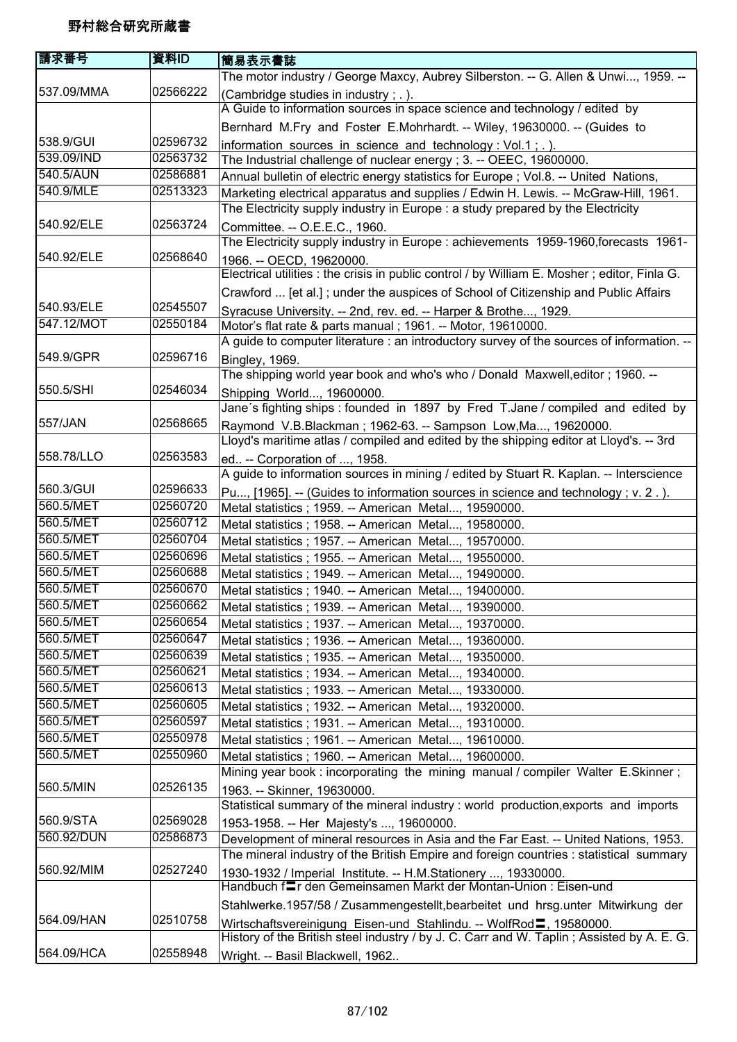野村総合研究所蔵書

| 請求番号 | 資料ID | 簡易表示書誌 |
| --- | --- | --- |
| 537.09/MMA | 02566222 | The motor industry / George Maxcy, Aubrey Silberston. -- G. Allen & Unwi..., 1959. -- (Cambridge studies in industry ; . ). |
| 538.9/GUI | 02596732 | A Guide to information sources in space science and technology / edited by Bernhard M.Fry and Foster E.Mohrhardt. -- Wiley, 19630000. -- (Guides to information sources in science and technology : Vol.1 ; . ). |
| 539.09/IND | 02563732 | The Industrial challenge of nuclear energy ; 3. -- OEEC, 19600000. |
| 540.5/AUN | 02586881 | Annual bulletin of electric energy statistics for Europe ; Vol.8. -- United Nations, |
| 540.9/MLE | 02513323 | Marketing electrical apparatus and supplies / Edwin H. Lewis. -- McGraw-Hill, 1961. |
| 540.92/ELE | 02563724 | The Electricity supply industry in Europe : a study prepared by the Electricity Committee. -- O.E.E.C., 1960. |
| 540.92/ELE | 02568640 | The Electricity supply industry in Europe : achievements 1959-1960,forecasts 1961-1966. -- OECD, 19620000. |
| 540.93/ELE | 02545507 | Electrical utilities : the crisis in public control / by William E. Mosher ; editor, Finla G. Crawford ... [et al.] ; under the auspices of School of Citizenship and Public Affairs Syracuse University. -- 2nd, rev. ed. -- Harper & Brothe..., 1929. |
| 547.12/MOT | 02550184 | Motor's flat rate & parts manual ; 1961. -- Motor, 19610000. |
| 549.9/GPR | 02596716 | A guide to computer literature : an introductory survey of the sources of information. -- Bingley, 1969. |
| 550.5/SHI | 02546034 | The shipping world year book and who's who / Donald Maxwell,editor ; 1960. -- Shipping World..., 19600000. |
| 557/JAN | 02568665 | Jane´s fighting ships : founded in 1897 by Fred T.Jane / compiled and edited by Raymond V.B.Blackman ; 1962-63. -- Sampson Low,Ma..., 19620000. |
| 558.78/LLO | 02563583 | Lloyd's maritime atlas / compiled and edited by the shipping editor at Lloyd's. -- 3rd ed.. -- Corporation of ..., 1958. |
| 560.3/GUI | 02596633 | A guide to information sources in mining / edited by Stuart R. Kaplan. -- Interscience Pu..., [1965]. -- (Guides to information sources in science and technology ; v. 2 . ). |
| 560.5/MET | 02560720 | Metal statistics ; 1959. -- American Metal..., 19590000. |
| 560.5/MET | 02560712 | Metal statistics ; 1958. -- American Metal..., 19580000. |
| 560.5/MET | 02560704 | Metal statistics ; 1957. -- American Metal..., 19570000. |
| 560.5/MET | 02560696 | Metal statistics ; 1955. -- American Metal..., 19550000. |
| 560.5/MET | 02560688 | Metal statistics ; 1949. -- American Metal..., 19490000. |
| 560.5/MET | 02560670 | Metal statistics ; 1940. -- American Metal..., 19400000. |
| 560.5/MET | 02560662 | Metal statistics ; 1939. -- American Metal..., 19390000. |
| 560.5/MET | 02560654 | Metal statistics ; 1937. -- American Metal..., 19370000. |
| 560.5/MET | 02560647 | Metal statistics ; 1936. -- American Metal..., 19360000. |
| 560.5/MET | 02560639 | Metal statistics ; 1935. -- American Metal..., 19350000. |
| 560.5/MET | 02560621 | Metal statistics ; 1934. -- American Metal..., 19340000. |
| 560.5/MET | 02560613 | Metal statistics ; 1933. -- American Metal..., 19330000. |
| 560.5/MET | 02560605 | Metal statistics ; 1932. -- American Metal..., 19320000. |
| 560.5/MET | 02560597 | Metal statistics ; 1931. -- American Metal..., 19310000. |
| 560.5/MET | 02550978 | Metal statistics ; 1961. -- American Metal..., 19610000. |
| 560.5/MET | 02550960 | Metal statistics ; 1960. -- American Metal..., 19600000. |
| 560.5/MIN | 02526135 | Mining year book : incorporating the mining manual / compiler Walter E.Skinner ; 1963. -- Skinner, 19630000. |
| 560.9/STA | 02569028 | Statistical summary of the mineral industry : world production,exports and imports 1953-1958. -- Her Majesty's ..., 19600000. |
| 560.92/DUN | 02586873 | Development of mineral resources in Asia and the Far East. -- United Nations, 1953. |
| 560.92/MIM | 02527240 | The mineral industry of the British Empire and foreign countries : statistical summary 1930-1932 / Imperial Institute. -- H.M.Stationery ..., 19330000. |
| 564.09/HAN | 02510758 | Handbuch f〓r den Gemeinsamen Markt der Montan-Union : Eisen-und Stahlwerke.1957/58 / Zusammengestellt,bearbeitet und hrsg.unter Mitwirkung der Wirtschaftsvereinigung Eisen-und Stahlindu. -- WolfRod〓, 19580000. |
| 564.09/HCA | 02558948 | History of the British steel industry / by J. C. Carr and W. Taplin ; Assisted by A. E. G. Wright. -- Basil Blackwell, 1962.. |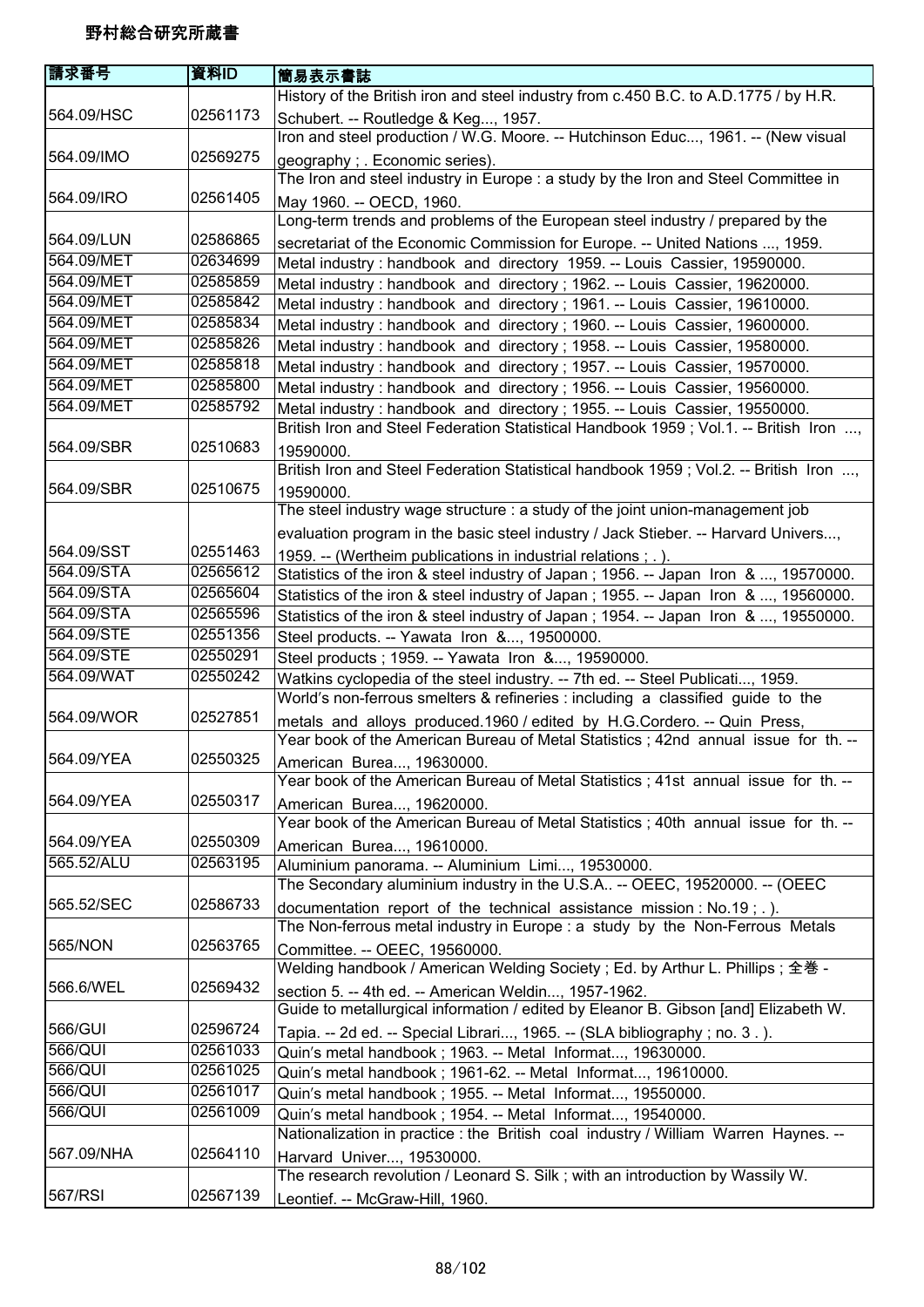# 野村総合研究所蔵書

| 請求番号 | 資料ID | 簡易表示書誌 |
|---|---|---|
| 564.09/HSC | 02561173 | History of the British iron and steel industry from c.450 B.C. to A.D.1775 / by H.R. Schubert. -- Routledge & Keg..., 1957. |
| 564.09/IMO | 02569275 | Iron and steel production / W.G. Moore. -- Hutchinson Educ..., 1961. -- (New visual geography ; . Economic series). |
| 564.09/IRO | 02561405 | The Iron and steel industry in Europe : a study by the Iron and Steel Committee in May 1960. -- OECD, 1960. |
| 564.09/LUN | 02586865 | Long-term trends and problems of the European steel industry / prepared by the secretariat of the Economic Commission for Europe. -- United Nations ..., 1959. |
| 564.09/MET | 02634699 | Metal industry : handbook and directory 1959. -- Louis Cassier, 19590000. |
| 564.09/MET | 02585859 | Metal industry : handbook and directory ; 1962. -- Louis Cassier, 19620000. |
| 564.09/MET | 02585842 | Metal industry : handbook and directory ; 1961. -- Louis Cassier, 19610000. |
| 564.09/MET | 02585834 | Metal industry : handbook and directory ; 1960. -- Louis Cassier, 19600000. |
| 564.09/MET | 02585826 | Metal industry : handbook and directory ; 1958. -- Louis Cassier, 19580000. |
| 564.09/MET | 02585818 | Metal industry : handbook and directory ; 1957. -- Louis Cassier, 19570000. |
| 564.09/MET | 02585800 | Metal industry : handbook and directory ; 1956. -- Louis Cassier, 19560000. |
| 564.09/MET | 02585792 | Metal industry : handbook and directory ; 1955. -- Louis Cassier, 19550000. |
| 564.09/SBR | 02510683 | British Iron and Steel Federation Statistical Handbook 1959 ; Vol.1. -- British Iron ..., 19590000. |
| 564.09/SBR | 02510675 | British Iron and Steel Federation Statistical handbook 1959 ; Vol.2. -- British Iron ..., 19590000. |
| 564.09/SST | 02551463 | The steel industry wage structure : a study of the joint union-management job evaluation program in the basic steel industry / Jack Stieber. -- Harvard Univers..., 1959. -- (Wertheim publications in industrial relations ; . ). |
| 564.09/STA | 02565612 | Statistics of the iron & steel industry of Japan ; 1956. -- Japan Iron & ..., 19570000. |
| 564.09/STA | 02565604 | Statistics of the iron & steel industry of Japan ; 1955. -- Japan Iron & ..., 19560000. |
| 564.09/STA | 02565596 | Statistics of the iron & steel industry of Japan ; 1954. -- Japan Iron & ..., 19550000. |
| 564.09/STE | 02551356 | Steel products. -- Yawata Iron &..., 19500000. |
| 564.09/STE | 02550291 | Steel products ; 1959. -- Yawata Iron &..., 19590000. |
| 564.09/WAT | 02550242 | Watkins cyclopedia of the steel industry. -- 7th ed. -- Steel Publicati..., 1959. |
| 564.09/WOR | 02527851 | World's non-ferrous smelters & refineries : including a classified guide to the metals and alloys produced.1960 / edited by H.G.Cordero. -- Quin Press, |
| 564.09/YEA | 02550325 | Year book of the American Bureau of Metal Statistics ; 42nd annual issue for th. -- American Burea..., 19630000. |
| 564.09/YEA | 02550317 | Year book of the American Bureau of Metal Statistics ; 41st annual issue for th. -- American Burea..., 19620000. |
| 564.09/YEA | 02550309 | Year book of the American Bureau of Metal Statistics ; 40th annual issue for th. -- American Burea..., 19610000. |
| 565.52/ALU | 02563195 | Aluminium panorama. -- Aluminium Limi..., 19530000. |
| 565.52/SEC | 02586733 | The Secondary aluminium industry in the U.S.A.. -- OEEC, 19520000. -- (OEEC documentation report of the technical assistance mission : No.19 ; . ). |
| 565/NON | 02563765 | The Non-ferrous metal industry in Europe : a study by the Non-Ferrous Metals Committee. -- OEEC, 19560000. |
| 566.6/WEL | 02569432 | Welding handbook / American Welding Society ; Ed. by Arthur L. Phillips ; 全巻 - section 5. -- 4th ed. -- American Weldin..., 1957-1962. |
| 566/GUI | 02596724 | Guide to metallurgical information / edited by Eleanor B. Gibson [and] Elizabeth W. Tapia. -- 2d ed. -- Special Librari..., 1965. -- (SLA bibliography ; no. 3 . ). |
| 566/QUI | 02561033 | Quin's metal handbook ; 1963. -- Metal Informat..., 19630000. |
| 566/QUI | 02561025 | Quin's metal handbook ; 1961-62. -- Metal Informat..., 19610000. |
| 566/QUI | 02561017 | Quin's metal handbook ; 1955. -- Metal Informat..., 19550000. |
| 566/QUI | 02561009 | Quin's metal handbook ; 1954. -- Metal Informat..., 19540000. |
| 567.09/NHA | 02564110 | Nationalization in practice : the British coal industry / William Warren Haynes. -- Harvard Univer..., 19530000. |
| 567/RSI | 02567139 | The research revolution / Leonard S. Silk ; with an introduction by Wassily W. Leontief. -- McGraw-Hill, 1960. |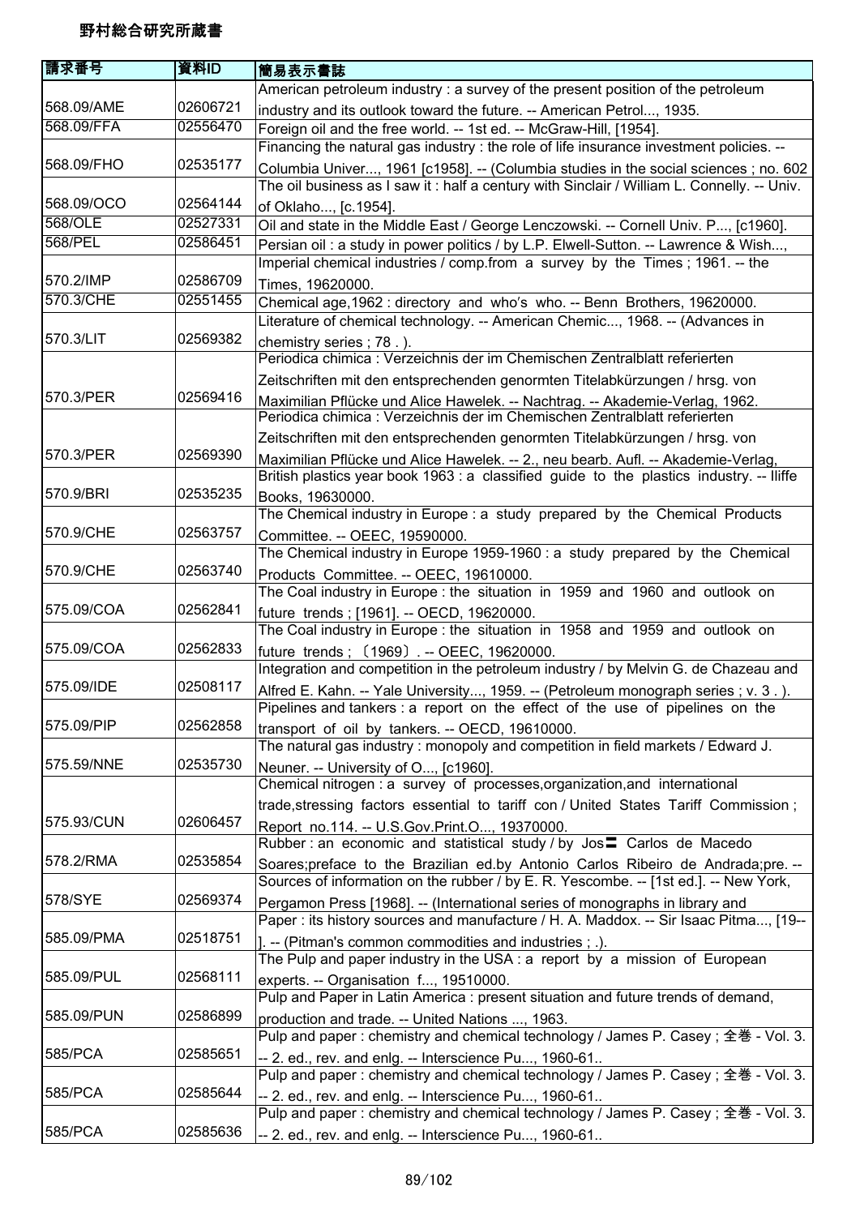野村総合研究所蔵書

| 請求番号 | 資料ID | 簡易表示書誌 |
|---|---|---|
| 568.09/AME | 02606721 | American petroleum industry : a survey of the present position of the petroleum industry and its outlook toward the future. -- American Petrol..., 1935. |
| 568.09/FFA | 02556470 | Foreign oil and the free world. -- 1st ed. -- McGraw-Hill, [1954]. |
| 568.09/FHO | 02535177 | Financing the natural gas industry : the role of life insurance investment policies. -- Columbia Univer..., 1961 [c1958]. -- (Columbia studies in the social sciences ; no. 602 |
| 568.09/OCO | 02564144 | The oil business as I saw it : half a century with Sinclair / William L. Connelly. -- Univ. of Oklaho..., [c.1954]. |
| 568/OLE | 02527331 | Oil and state in the Middle East / George Lenczowski. -- Cornell Univ. P..., [c1960]. |
| 568/PEL | 02586451 | Persian oil : a study in power politics / by L.P. Elwell-Sutton. -- Lawrence & Wish..., |
| 570.2/IMP | 02586709 | Imperial chemical industries / comp.from a survey by the Times ; 1961. -- the Times, 19620000. |
| 570.3/CHE | 02551455 | Chemical age,1962 : directory and who's who. -- Benn Brothers, 19620000. |
| 570.3/LIT | 02569382 | Literature of chemical technology. -- American Chemic..., 1968. -- (Advances in chemistry series ; 78 . ). |
| 570.3/PER | 02569416 | Periodica chimica : Verzeichnis der im Chemischen Zentralblatt referierten Zeitschriften mit den entsprechenden genormten Titelabkürzungen / hrsg. von Maximilian Pflücke und Alice Hawelek. -- Nachtrag. -- Akademie-Verlag, 1962. |
| 570.3/PER | 02569390 | Periodica chimica : Verzeichnis der im Chemischen Zentralblatt referierten Zeitschriften mit den entsprechenden genormten Titelabkürzungen / hrsg. von Maximilian Pflücke und Alice Hawelek. -- 2., neu bearb. Aufl. -- Akademie-Verlag, |
| 570.9/BRI | 02535235 | British plastics year book 1963 : a classified guide to the plastics industry. -- Iliffe Books, 19630000. |
| 570.9/CHE | 02563757 | The Chemical industry in Europe : a study prepared by the Chemical Products Committee. -- OEEC, 19590000. |
| 570.9/CHE | 02563740 | The Chemical industry in Europe 1959-1960 : a study prepared by the Chemical Products Committee. -- OEEC, 19610000. |
| 575.09/COA | 02562841 | The Coal industry in Europe : the situation in 1959 and 1960 and outlook on future trends ; [1961]. -- OECD, 19620000. |
| 575.09/COA | 02562833 | The Coal industry in Europe : the situation in 1958 and 1959 and outlook on future trends ; 〔1969〕. -- OEEC, 19620000. |
| 575.09/IDE | 02508117 | Integration and competition in the petroleum industry / by Melvin G. de Chazeau and Alfred E. Kahn. -- Yale University..., 1959. -- (Petroleum monograph series ; v. 3 . ). |
| 575.09/PIP | 02562858 | Pipelines and tankers : a report on the effect of the use of pipelines on the transport of oil by tankers. -- OECD, 19610000. |
| 575.59/NNE | 02535730 | The natural gas industry : monopoly and competition in field markets / Edward J. Neuner. -- University of O..., [c1960]. |
| 575.93/CUN | 02606457 | Chemical nitrogen : a survey of processes,organization,and international trade,stressing factors essential to tariff con / United States Tariff Commission ; Report no.114. -- U.S.Gov.Print.O..., 19370000. |
| 578.2/RMA | 02535854 | Rubber : an economic and statistical study / by Jos〓 Carlos de Macedo Soares;preface to the Brazilian ed.by Antonio Carlos Ribeiro de Andrada;pre. -- |
| 578/SYE | 02569374 | Sources of information on the rubber / by E. R. Yescombe. -- [1st ed.]. -- New York, Pergamon Press [1968]. -- (International series of monographs in library and |
| 585.09/PMA | 02518751 | Paper : its history sources and manufacture / H. A. Maddox. -- Sir Isaac Pitma..., [19-- ]. -- (Pitman's common commodities and industries ; .). |
| 585.09/PUL | 02568111 | The Pulp and paper industry in the USA : a report by a mission of European experts. -- Organisation f..., 19510000. |
| 585.09/PUN | 02586899 | Pulp and Paper in Latin America : present situation and future trends of demand, production and trade. -- United Nations ..., 1963. |
| 585/PCA | 02585651 | Pulp and paper : chemistry and chemical technology / James P. Casey ; 全巻 - Vol. 3. -- 2. ed., rev. and enlg. -- Interscience Pu..., 1960-61.. |
| 585/PCA | 02585644 | Pulp and paper : chemistry and chemical technology / James P. Casey ; 全巻 - Vol. 3. -- 2. ed., rev. and enlg. -- Interscience Pu..., 1960-61.. |
| 585/PCA | 02585636 | Pulp and paper : chemistry and chemical technology / James P. Casey ; 全巻 - Vol. 3. -- 2. ed., rev. and enlg. -- Interscience Pu..., 1960-61.. |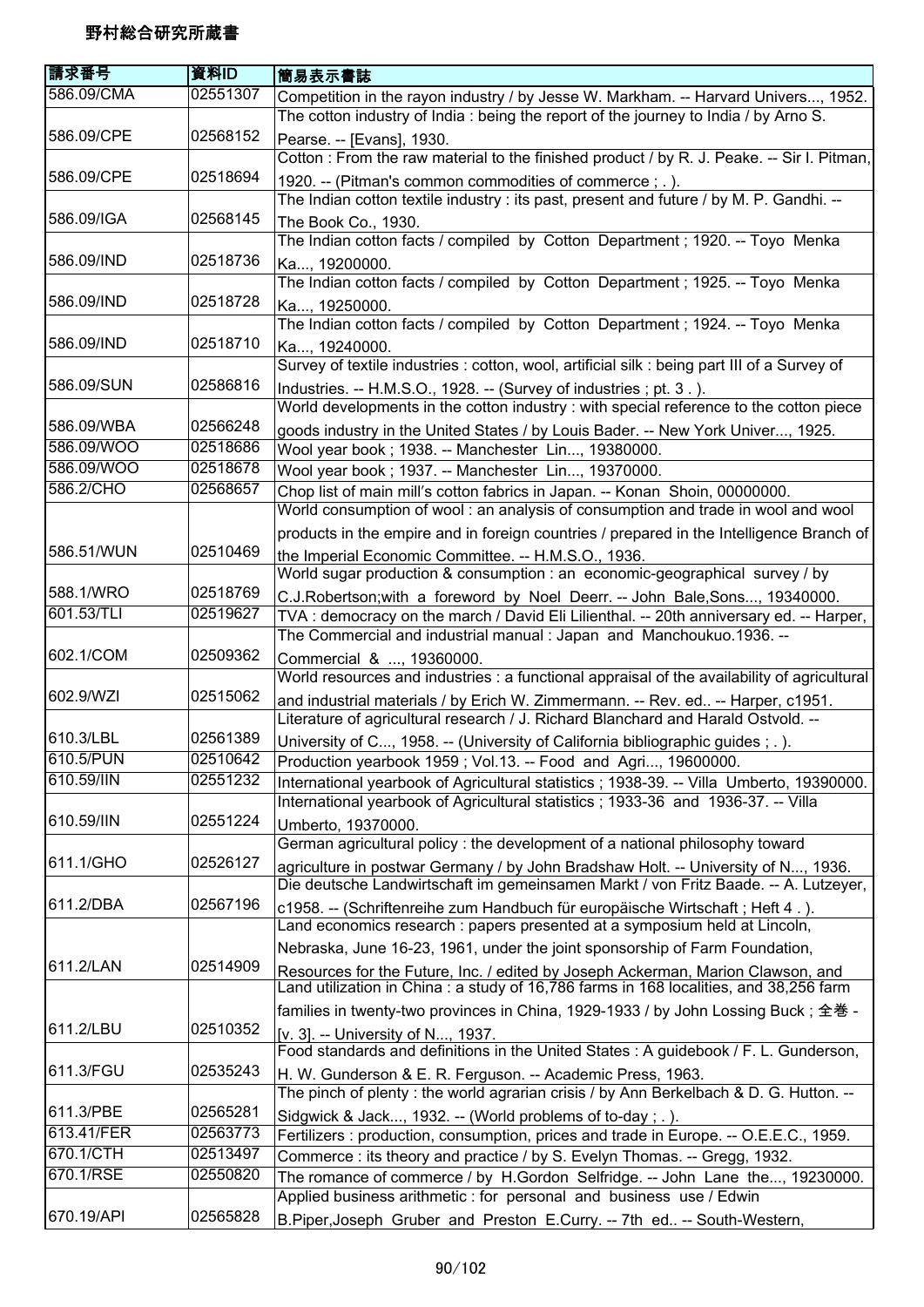野村総合研究所蔵書

| 請求番号 | 資料ID | 簡易表示書誌 |
|---|---|---|
| 586.09/CMA | 02551307 | Competition in the rayon industry / by Jesse W. Markham. -- Harvard Univers..., 1952. |
| 586.09/CPE | 02568152 | The cotton industry of India : being the report of the journey to India / by Arno S. Pearse. -- [Evans], 1930. |
| 586.09/CPE | 02518694 | Cotton : From the raw material to the finished product / by R. J. Peake. -- Sir I. Pitman, 1920. -- (Pitman's common commodities of commerce ; . ). |
| 586.09/IGA | 02568145 | The Indian cotton textile industry : its past, present and future / by M. P. Gandhi. -- The Book Co., 1930. |
| 586.09/IND | 02518736 | The Indian cotton facts / compiled by Cotton Department ; 1920. -- Toyo Menka Ka..., 19200000. |
| 586.09/IND | 02518728 | The Indian cotton facts / compiled by Cotton Department ; 1925. -- Toyo Menka Ka..., 19250000. |
| 586.09/IND | 02518710 | The Indian cotton facts / compiled by Cotton Department ; 1924. -- Toyo Menka Ka..., 19240000. |
| 586.09/SUN | 02586816 | Survey of textile industries : cotton, wool, artificial silk : being part III of a Survey of Industries. -- H.M.S.O., 1928. -- (Survey of industries ; pt. 3 . ). |
| 586.09/WBA | 02566248 | World developments in the cotton industry : with special reference to the cotton piece goods industry in the United States / by Louis Bader. -- New York Univer..., 1925. |
| 586.09/WOO | 02518686 | Wool year book ; 1938. -- Manchester Lin..., 19380000. |
| 586.09/WOO | 02518678 | Wool year book ; 1937. -- Manchester Lin..., 19370000. |
| 586.2/CHO | 02568657 | Chop list of main mill's cotton fabrics in Japan. -- Konan Shoin, 00000000. |
| 586.51/WUN | 02510469 | World consumption of wool : an analysis of consumption and trade in wool and wool products in the empire and in foreign countries / prepared in the Intelligence Branch of the Imperial Economic Committee. -- H.M.S.O., 1936. |
| 588.1/WRO | 02518769 | World sugar production & consumption : an economic-geographical survey / by C.J.Robertson;with a foreword by Noel Deerr. -- John Bale,Sons..., 19340000. |
| 601.53/TLI | 02519627 | TVA : democracy on the march / David Eli Lilienthal. -- 20th anniversary ed. -- Harper, |
| 602.1/COM | 02509362 | The Commercial and industrial manual : Japan and Manchoukuo.1936. -- Commercial & ..., 19360000. |
| 602.9/WZI | 02515062 | World resources and industries : a functional appraisal of the availability of agricultural and industrial materials / by Erich W. Zimmermann. -- Rev. ed.. -- Harper, c1951. |
| 610.3/LBL | 02561389 | Literature of agricultural research / J. Richard Blanchard and Harald Ostvold. -- University of C..., 1958. -- (University of California bibliographic guides ; . ). |
| 610.5/PUN | 02510642 | Production yearbook 1959 ; Vol.13. -- Food and Agri..., 19600000. |
| 610.59/IIN | 02551232 | International yearbook of Agricultural statistics ; 1938-39. -- Villa Umberto, 19390000. |
| 610.59/IIN | 02551224 | International yearbook of Agricultural statistics ; 1933-36 and 1936-37. -- Villa Umberto, 19370000. |
| 611.1/GHO | 02526127 | German agricultural policy : the development of a national philosophy toward agriculture in postwar Germany / by John Bradshaw Holt. -- University of N..., 1936. |
| 611.2/DBA | 02567196 | Die deutsche Landwirtschaft im gemeinsamen Markt / von Fritz Baade. -- A. Lutzeyer, c1958. -- (Schriftenreihe zum Handbuch für europäische Wirtschaft ; Heft 4 . ). |
| 611.2/LAN | 02514909 | Land economics research : papers presented at a symposium held at Lincoln, Nebraska, June 16-23, 1961, under the joint sponsorship of Farm Foundation, Resources for the Future, Inc. / edited by Joseph Ackerman, Marion Clawson, and |
| 611.2/LBU | 02510352 | Land utilization in China : a study of 16,786 farms in 168 localities, and 38,256 farm families in twenty-two provinces in China, 1929-1933 / by John Lossing Buck ; 全巻 - [v. 3]. -- University of N..., 1937. |
| 611.3/FGU | 02535243 | Food standards and definitions in the United States : A guidebook / F. L. Gunderson, H. W. Gunderson & E. R. Ferguson. -- Academic Press, 1963. |
| 611.3/PBE | 02565281 | The pinch of plenty : the world agrarian crisis / by Ann Berkelbach & D. G. Hutton. -- Sidgwick & Jack..., 1932. -- (World problems of to-day ; . ). |
| 613.41/FER | 02563773 | Fertilizers : production, consumption, prices and trade in Europe. -- O.E.E.C., 1959. |
| 670.1/CTH | 02513497 | Commerce : its theory and practice / by S. Evelyn Thomas. -- Gregg, 1932. |
| 670.1/RSE | 02550820 | The romance of commerce / by H.Gordon Selfridge. -- John Lane the..., 19230000. |
| 670.19/API | 02565828 | Applied business arithmetic : for personal and business use / Edwin B.Piper,Joseph Gruber and Preston E.Curry. -- 7th ed.. -- South-Western, |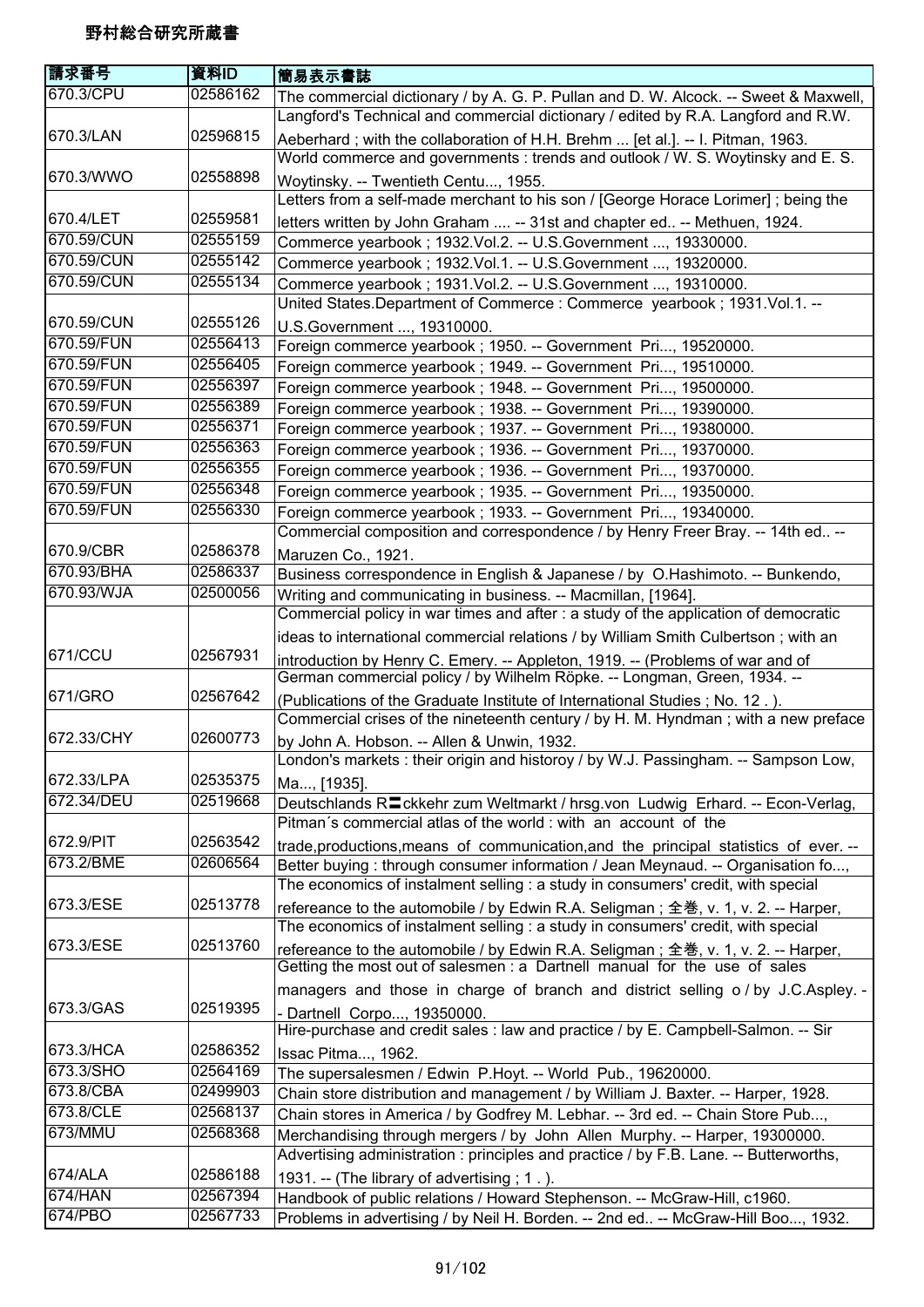# 野村総合研究所蔵書

| 請求番号 | 資料ID | 簡易表示書誌 |
| --- | --- | --- |
| 670.3/CPU | 02586162 | The commercial dictionary / by A. G. P. Pullan and D. W. Alcock. -- Sweet & Maxwell, |
| 670.3/LAN | 02596815 | Langford's Technical and commercial dictionary / edited by R.A. Langford and R.W. Aeberhard ; with the collaboration of H.H. Brehm ... [et al.]. -- I. Pitman, 1963. |
| 670.3/WWO | 02558898 | World commerce and governments : trends and outlook / W. S. Woytinsky and E. S. Woytinsky. -- Twentieth Centu..., 1955. |
| 670.4/LET | 02559581 | Letters from a self-made merchant to his son / [George Horace Lorimer] ; being the letters written by John Graham .... -- 31st and chapter ed.. -- Methuen, 1924. |
| 670.59/CUN | 02555159 | Commerce yearbook ; 1932.Vol.2. -- U.S.Government ..., 19330000. |
| 670.59/CUN | 02555142 | Commerce yearbook ; 1932.Vol.1. -- U.S.Government ..., 19320000. |
| 670.59/CUN | 02555134 | Commerce yearbook ; 1931.Vol.2. -- U.S.Government ..., 19310000. |
| 670.59/CUN | 02555126 | United States.Department of Commerce : Commerce yearbook ; 1931.Vol.1. -- U.S.Government ..., 19310000. |
| 670.59/FUN | 02556413 | Foreign commerce yearbook ; 1950. -- Government Pri..., 19520000. |
| 670.59/FUN | 02556405 | Foreign commerce yearbook ; 1949. -- Government Pri..., 19510000. |
| 670.59/FUN | 02556397 | Foreign commerce yearbook ; 1948. -- Government Pri..., 19500000. |
| 670.59/FUN | 02556389 | Foreign commerce yearbook ; 1938. -- Government Pri..., 19390000. |
| 670.59/FUN | 02556371 | Foreign commerce yearbook ; 1937. -- Government Pri..., 19380000. |
| 670.59/FUN | 02556363 | Foreign commerce yearbook ; 1936. -- Government Pri..., 19370000. |
| 670.59/FUN | 02556355 | Foreign commerce yearbook ; 1936. -- Government Pri..., 19370000. |
| 670.59/FUN | 02556348 | Foreign commerce yearbook ; 1935. -- Government Pri..., 19350000. |
| 670.59/FUN | 02556330 | Foreign commerce yearbook ; 1933. -- Government Pri..., 19340000. |
| 670.9/CBR | 02586378 | Commercial composition and correspondence / by Henry Freer Bray. -- 14th ed.. -- Maruzen Co., 1921. |
| 670.93/BHA | 02586337 | Business correspondence in English & Japanese / by O.Hashimoto. -- Bunkendo, |
| 670.93/WJA | 02500056 | Writing and communicating in business. -- Macmillan, [1964]. |
| 671/CCU | 02567931 | Commercial policy in war times and after : a study of the application of democratic ideas to international commercial relations / by William Smith Culbertson ; with an introduction by Henry C. Emery. -- Appleton, 1919. -- (Problems of war and of |
| 671/GRO | 02567642 | German commercial policy / by Wilhelm Röpke. -- Longman, Green, 1934. -- (Publications of the Graduate Institute of International Studies ; No. 12 . ). |
| 672.33/CHY | 02600773 | Commercial crises of the nineteenth century / by H. M. Hyndman ; with a new preface by John A. Hobson. -- Allen & Unwin, 1932. |
| 672.33/LPA | 02535375 | London's markets : their origin and historoy / by W.J. Passingham. -- Sampson Low, Ma..., [1935]. |
| 672.34/DEU | 02519668 | Deutschlands R〓ckkehr zum Weltmarkt / hrsg.von Ludwig Erhard. -- Econ-Verlag, |
| 672.9/PIT | 02563542 | Pitman´s commercial atlas of the world : with an account of the trade,productions,means of communication,and the principal statistics of ever. -- |
| 673.2/BME | 02606564 | Better buying : through consumer information / Jean Meynaud. -- Organisation fo..., |
| 673.3/ESE | 02513778 | The economics of instalment selling : a study in consumers' credit, with special refereance to the automobile / by Edwin R.A. Seligman ; 全巻, v. 1, v. 2. -- Harper, |
| 673.3/ESE | 02513760 | The economics of instalment selling : a study in consumers' credit, with special refereance to the automobile / by Edwin R.A. Seligman ; 全巻, v. 1, v. 2. -- Harper, |
| 673.3/GAS | 02519395 | Getting the most out of salesmen : a Dartnell manual for the use of sales managers and those in charge of branch and district selling o / by J.C.Aspley. -- Dartnell Corpo..., 19350000. |
| 673.3/HCA | 02586352 | Hire-purchase and credit sales : law and practice / by E. Campbell-Salmon. -- Sir Issac Pitma..., 1962. |
| 673.3/SHO | 02564169 | The supersalesmen / Edwin P.Hoyt. -- World Pub., 19620000. |
| 673.8/CBA | 02499903 | Chain store distribution and management / by William J. Baxter. -- Harper, 1928. |
| 673.8/CLE | 02568137 | Chain stores in America / by Godfrey M. Lebhar. -- 3rd ed. -- Chain Store Pub..., |
| 673/MMU | 02568368 | Merchandising through mergers / by John Allen Murphy. -- Harper, 19300000. |
| 674/ALA | 02586188 | Advertising administration : principles and practice / by F.B. Lane. -- Butterworths, 1931. -- (The library of advertising ; 1 . ). |
| 674/HAN | 02567394 | Handbook of public relations / Howard Stephenson. -- McGraw-Hill, c1960. |
| 674/PBO | 02567733 | Problems in advertising / by Neil H. Borden. -- 2nd ed.. -- McGraw-Hill Boo..., 1932. |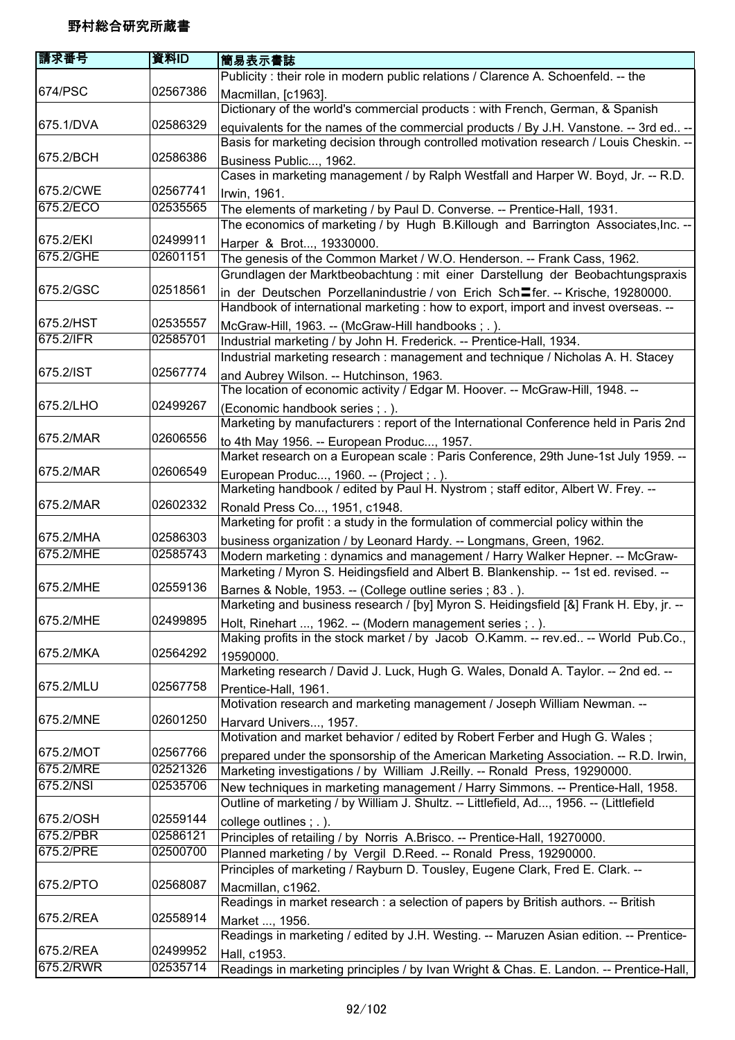# 野村総合研究所蔵書

| 請求番号 | 資料ID | 簡易表示書誌 |
|---|---|---|
| 674/PSC | 02567386 | Publicity : their role in modern public relations / Clarence A. Schoenfeld. -- the Macmillan, [c1963]. |
| 675.1/DVA | 02586329 | Dictionary of the world's commercial products : with French, German, & Spanish equivalents for the names of the commercial products / By J.H. Vanstone. -- 3rd ed.. -- |
| 675.2/BCH | 02586386 | Basis for marketing decision through controlled motivation research / Louis Cheskin. -- Business Public..., 1962. |
| 675.2/CWE | 02567741 | Cases in marketing management / by Ralph Westfall and Harper W. Boyd, Jr. -- R.D. Irwin, 1961. |
| 675.2/ECO | 02535565 | The elements of marketing / by Paul D. Converse. -- Prentice-Hall, 1931. |
| 675.2/EKI | 02499911 | The economics of marketing / by Hugh B.Killough and Barrington Associates,Inc. -- Harper & Brot..., 19330000. |
| 675.2/GHE | 02601151 | The genesis of the Common Market / W.O. Henderson. -- Frank Cass, 1962. |
| 675.2/GSC | 02518561 | Grundlagen der Marktbeobachtung : mit einer Darstellung der Beobachtungspraxis in der Deutschen Porzellanindustrie / von Erich Sch〓fer. -- Krische, 19280000. |
| 675.2/HST | 02535557 | Handbook of international marketing : how to export, import and invest overseas. -- McGraw-Hill, 1963. -- (McGraw-Hill handbooks ; . ). |
| 675.2/IFR | 02585701 | Industrial marketing / by John H. Frederick. -- Prentice-Hall, 1934. |
| 675.2/IST | 02567774 | Industrial marketing research : management and technique / Nicholas A. H. Stacey and Aubrey Wilson. -- Hutchinson, 1963. |
| 675.2/LHO | 02499267 | The location of economic activity / Edgar M. Hoover. -- McGraw-Hill, 1948. -- (Economic handbook series ; . ). |
| 675.2/MAR | 02606556 | Marketing by manufacturers : report of the International Conference held in Paris 2nd to 4th May 1956. -- European Produc..., 1957. |
| 675.2/MAR | 02606549 | Market research on a European scale : Paris Conference, 29th June-1st July 1959. -- European Produc..., 1960. -- (Project ; . ). |
| 675.2/MAR | 02602332 | Marketing handbook / edited by Paul H. Nystrom ; staff editor, Albert W. Frey. -- Ronald Press Co..., 1951, c1948. |
| 675.2/MHA | 02586303 | Marketing for profit : a study in the formulation of commercial policy within the business organization / by Leonard Hardy. -- Longmans, Green, 1962. |
| 675.2/MHE | 02585743 | Modern marketing : dynamics and management / Harry Walker Hepner. -- McGraw- |
| 675.2/MHE | 02559136 | Marketing / Myron S. Heidingsfield and Albert B. Blankenship. -- 1st ed. revised. -- Barnes & Noble, 1953. -- (College outline series ; 83 . ). |
| 675.2/MHE | 02499895 | Marketing and business research / [by] Myron S. Heidingsfield [&] Frank H. Eby, jr. -- Holt, Rinehart ..., 1962. -- (Modern management series ; . ). |
| 675.2/MKA | 02564292 | Making profits in the stock market / by Jacob O.Kamm. -- rev.ed.. -- World Pub.Co., 19590000. |
| 675.2/MLU | 02567758 | Marketing research / David J. Luck, Hugh G. Wales, Donald A. Taylor. -- 2nd ed. -- Prentice-Hall, 1961. |
| 675.2/MNE | 02601250 | Motivation research and marketing management / Joseph William Newman. -- Harvard Univers..., 1957. |
| 675.2/MOT | 02567766 | Motivation and market behavior / edited by Robert Ferber and Hugh G. Wales ; prepared under the sponsorship of the American Marketing Association. -- R.D. Irwin, |
| 675.2/MRE | 02521326 | Marketing investigations / by William J.Reilly. -- Ronald Press, 19290000. |
| 675.2/NSI | 02535706 | New techniques in marketing management / Harry Simmons. -- Prentice-Hall, 1958. |
| 675.2/OSH | 02559144 | Outline of marketing / by William J. Shultz. -- Littlefield, Ad..., 1956. -- (Littlefield college outlines ; . ). |
| 675.2/PBR | 02586121 | Principles of retailing / by Norris A.Brisco. -- Prentice-Hall, 19270000. |
| 675.2/PRE | 02500700 | Planned marketing / by Vergil D.Reed. -- Ronald Press, 19290000. |
| 675.2/PTO | 02568087 | Principles of marketing / Rayburn D. Tousley, Eugene Clark, Fred E. Clark. -- Macmillan, c1962. |
| 675.2/REA | 02558914 | Readings in market research : a selection of papers by British authors. -- British Market ..., 1956. |
| 675.2/REA | 02499952 | Readings in marketing / edited by J.H. Westing. -- Maruzen Asian edition. -- Prentice-Hall, c1953. |
| 675.2/RWR | 02535714 | Readings in marketing principles / by Ivan Wright & Chas. E. Landon. -- Prentice-Hall, |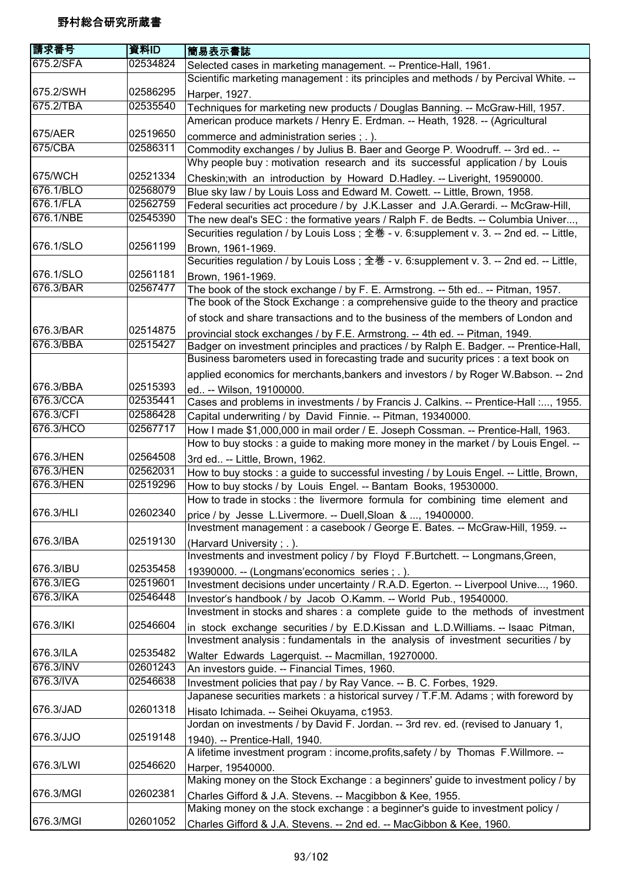野村総合研究所蔵書

| 請求番号 | 資料ID | 簡易表示書誌 |
|---|---|---|
| 675.2/SFA | 02534824 | Selected cases in marketing management. -- Prentice-Hall, 1961. |
| 675.2/SWH | 02586295 | Scientific marketing management : its principles and methods / by Percival White. -- Harper, 1927. |
| 675.2/TBA | 02535540 | Techniques for marketing new products / Douglas Banning. -- McGraw-Hill, 1957. |
| 675/AER | 02519650 | American produce markets / Henry E. Erdman. -- Heath, 1928. -- (Agricultural commerce and administration series ; . ). |
| 675/CBA | 02586311 | Commodity exchanges / by Julius B. Baer and George P. Woodruff. -- 3rd ed.. -- |
| 675/WCH | 02521334 | Why people buy : motivation research and its successful application / by Louis Cheskin;with an introduction by Howard D.Hadley. -- Liveright, 19590000. |
| 676.1/BLO | 02568079 | Blue sky law / by Louis Loss and Edward M. Cowett. -- Little, Brown, 1958. |
| 676.1/FLA | 02562759 | Federal securities act procedure / by J.K.Lasser and J.A.Gerardi. -- McGraw-Hill, |
| 676.1/NBE | 02545390 | The new deal's SEC : the formative years / Ralph F. de Bedts. -- Columbia Univer..., |
| 676.1/SLO | 02561199 | Securities regulation / by Louis Loss ; 全巻 - v. 6:supplement v. 3. -- 2nd ed. -- Little, Brown, 1961-1969. |
| 676.1/SLO | 02561181 | Securities regulation / by Louis Loss ; 全巻 - v. 6:supplement v. 3. -- 2nd ed. -- Little, Brown, 1961-1969. |
| 676.3/BAR | 02567477 | The book of the stock exchange / by F. E. Armstrong. -- 5th ed.. -- Pitman, 1957. |
| 676.3/BAR | 02514875 | The book of the Stock Exchange : a comprehensive guide to the theory and practice of stock and share transactions and to the business of the members of London and provincial stock exchanges / by F.E. Armstrong. -- 4th ed. -- Pitman, 1949. |
| 676.3/BBA | 02515427 | Badger on investment principles and practices / by Ralph E. Badger. -- Prentice-Hall, |
| 676.3/BBA | 02515393 | Business barometers used in forecasting trade and sucurity prices : a text book on applied economics for merchants,bankers and investors / by Roger W.Babson. -- 2nd ed.. -- Wilson, 19100000. |
| 676.3/CCA | 02535441 | Cases and problems in investments / by Francis J. Calkins. -- Prentice-Hall :..., 1955. |
| 676.3/CFI | 02586428 | Capital underwriting / by David Finnie. -- Pitman, 19340000. |
| 676.3/HCO | 02567717 | How I made $1,000,000 in mail order / E. Joseph Cossman. -- Prentice-Hall, 1963. |
| 676.3/HEN | 02564508 | How to buy stocks : a guide to making more money in the market / by Louis Engel. -- 3rd ed.. -- Little, Brown, 1962. |
| 676.3/HEN | 02562031 | How to buy stocks : a guide to successful investing / by Louis Engel. -- Little, Brown, |
| 676.3/HEN | 02519296 | How to buy stocks / by Louis Engel. -- Bantam Books, 19530000. |
| 676.3/HLI | 02602340 | How to trade in stocks : the livermore formula for combining time element and price / by Jesse L.Livermore. -- Duell,Sloan & ..., 19400000. |
| 676.3/IBA | 02519130 | Investment management : a casebook / George E. Bates. -- McGraw-Hill, 1959. -- (Harvard University ; . ). |
| 676.3/IBU | 02535458 | Investments and investment policy / by Floyd F.Burtchett. -- Longmans,Green, 19390000. -- (Longmans'economics series ; . ). |
| 676.3/IEG | 02519601 | Investment decisions under uncertainty / R.A.D. Egerton. -- Liverpool Unive..., 1960. |
| 676.3/IKA | 02546448 | Investor's handbook / by Jacob O.Kamm. -- World Pub., 19540000. |
| 676.3/IKI | 02546604 | Investment in stocks and shares : a complete guide to the methods of investment in stock exchange securities / by E.D.Kissan and L.D.Williams. -- Isaac Pitman, |
| 676.3/ILA | 02535482 | Investment analysis : fundamentals in the analysis of investment securities / by Walter Edwards Lagerquist. -- Macmillan, 19270000. |
| 676.3/INV | 02601243 | An investors guide. -- Financial Times, 1960. |
| 676.3/IVA | 02546638 | Investment policies that pay / by Ray Vance. -- B. C. Forbes, 1929. |
| 676.3/JAD | 02601318 | Japanese securities markets : a historical survey / T.F.M. Adams ; with foreword by Hisato Ichimada. -- Seihei Okuyama, c1953. |
| 676.3/JJO | 02519148 | Jordan on investments / by David F. Jordan. -- 3rd rev. ed. (revised to January 1, 1940). -- Prentice-Hall, 1940. |
| 676.3/LWI | 02546620 | A lifetime investment program : income,profits,safety / by Thomas F.Willmore. -- Harper, 19540000. |
| 676.3/MGI | 02602381 | Making money on the Stock Exchange : a beginners' guide to investment policy / by Charles Gifford & J.A. Stevens. -- Macgibbon & Kee, 1955. |
| 676.3/MGI | 02601052 | Making money on the stock exchange : a beginner's guide to investment policy / Charles Gifford & J.A. Stevens. -- 2nd ed. -- MacGibbon & Kee, 1960. |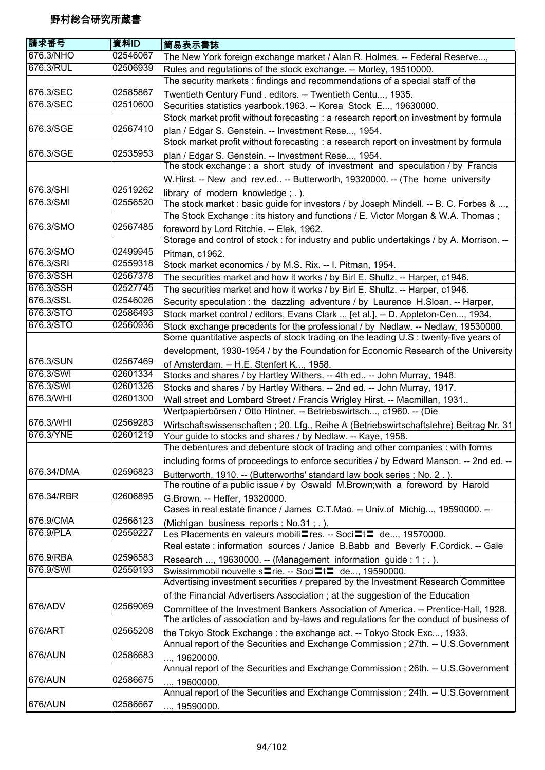野村総合研究所蔵書

| 請求番号 | 資料ID | 簡易表示書誌 |
|---|---|---|
| 676.3/NHO | 02546067 | The New York foreign exchange market / Alan R. Holmes. -- Federal Reserve..., |
| 676.3/RUL | 02506939 | Rules and regulations of the stock exchange. -- Morley, 19510000. |
| 676.3/SEC | 02585867 | The security markets : findings and recommendations of a special staff of the Twentieth Century Fund . editors. -- Twentieth Centu..., 1935. |
| 676.3/SEC | 02510600 | Securities statistics yearbook.1963. -- Korea Stock E..., 19630000. |
| 676.3/SGE | 02567410 | Stock market profit without forecasting : a research report on investment by formula plan / Edgar S. Genstein. -- Investment Rese..., 1954. |
| 676.3/SGE | 02535953 | Stock market profit without forecasting : a research report on investment by formula plan / Edgar S. Genstein. -- Investment Rese..., 1954. |
| 676.3/SHI | 02519262 | The stock exchange : a short study of investment and speculation / by Francis W.Hirst. -- New and rev.ed.. -- Butterworth, 19320000. -- (The home university library of modern knowledge ; . ). |
| 676.3/SMI | 02556520 | The stock market : basic guide for investors / by Joseph Mindell. -- B. C. Forbes & ..., |
| 676.3/SMO | 02567485 | The Stock Exchange : its history and functions / E. Victor Morgan & W.A. Thomas ; foreword by Lord Ritchie. -- Elek, 1962. |
| 676.3/SMO | 02499945 | Storage and control of stock : for industry and public undertakings / by A. Morrison. -- Pitman, c1962. |
| 676.3/SRI | 02559318 | Stock market economics / by M.S. Rix. -- I. Pitman, 1954. |
| 676.3/SSH | 02567378 | The securities market and how it works / by Birl E. Shultz. -- Harper, c1946. |
| 676.3/SSH | 02527745 | The securities market and how it works / by Birl E. Shultz. -- Harper, c1946. |
| 676.3/SSL | 02546026 | Security speculation : the dazzling adventure / by Laurence H.Sloan. -- Harper, |
| 676.3/STO | 02586493 | Stock market control / editors, Evans Clark ... [et al.]. -- D. Appleton-Cen..., 1934. |
| 676.3/STO | 02560936 | Stock exchange precedents for the professional / by Nedlaw. -- Nedlaw, 19530000. |
| 676.3/SUN | 02567469 | Some quantitative aspects of stock trading on the leading U.S : twenty-five years of development, 1930-1954 / by the Foundation for Economic Research of the University of Amsterdam. -- H.E. Stenfert K..., 1958. |
| 676.3/SWI | 02601334 | Stocks and shares / by Hartley Withers. -- 4th ed.. -- John Murray, 1948. |
| 676.3/SWI | 02601326 | Stocks and shares / by Hartley Withers. -- 2nd ed. -- John Murray, 1917. |
| 676.3/WHI | 02601300 | Wall street and Lombard Street / Francis Wrigley Hirst. -- Macmillan, 1931.. |
| 676.3/WHI | 02569283 | Wertpapierbörsen / Otto Hintner. -- Betriebswirtsch..., c1960. -- (Die Wirtschaftswissenschaften ; 20. Lfg., Reihe A (Betriebswirtschaftslehre) Beitrag Nr. 31 |
| 676.3/YNE | 02601219 | Your guide to stocks and shares / by Nedlaw. -- Kaye, 1958. |
| 676.34/DMA | 02596823 | The debentures and debenture stock of trading and other companies : with forms including forms of proceedings to enforce securities / by Edward Manson. -- 2nd ed. -- Butterworth, 1910. -- (Butterworths' standard law book series ; No. 2 . ). |
| 676.34/RBR | 02606895 | The routine of a public issue / by Oswald M.Brown;with a foreword by Harold G.Brown. -- Heffer, 19320000. |
| 676.9/CMA | 02566123 | Cases in real estate finance / James C.T.Mao. -- Univ.of Michig..., 19590000. -- (Michigan business reports : No.31 ; . ). |
| 676.9/PLA | 02559227 | Les Placements en valeurs mobili〓res. -- Soci〓t〓 de..., 19570000. |
| 676.9/RBA | 02596583 | Real estate : information sources / Janice B.Babb and Beverly F.Cordick. -- Gale Research ..., 19630000. -- (Management information guide : 1 ; . ). |
| 676.9/SWI | 02559193 | Swissimmobil nouvelle s〓rie. -- Soci〓t〓 de..., 19590000. |
| 676/ADV | 02569069 | Advertising investment securities / prepared by the Investment Research Committee of the Financial Advertisers Association ; at the suggestion of the Education Committee of the Investment Bankers Association of America. -- Prentice-Hall, 1928. |
| 676/ART | 02565208 | The articles of association and by-laws and regulations for the conduct of business of the Tokyo Stock Exchange : the exchange act. -- Tokyo Stock Exc..., 1933. |
| 676/AUN | 02586683 | Annual report of the Securities and Exchange Commission ; 27th. -- U.S.Government ..., 19620000. |
| 676/AUN | 02586675 | Annual report of the Securities and Exchange Commission ; 26th. -- U.S.Government ..., 19600000. |
| 676/AUN | 02586667 | Annual report of the Securities and Exchange Commission ; 24th. -- U.S.Government ..., 19590000. |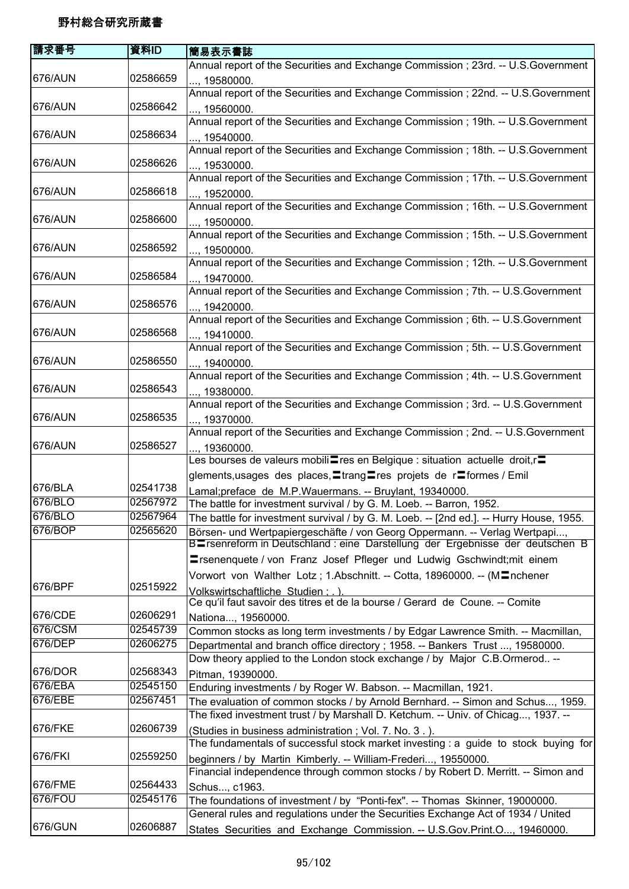# 野村総合研究所蔵書

| 請求番号 | 資料ID | 簡易表示書誌 |
| --- | --- | --- |
| 676/AUN | 02586659 | Annual report of the Securities and Exchange Commission ; 23rd. -- U.S.Government ..., 19580000. |
| 676/AUN | 02586642 | Annual report of the Securities and Exchange Commission ; 22nd. -- U.S.Government ..., 19560000. |
| 676/AUN | 02586634 | Annual report of the Securities and Exchange Commission ; 19th. -- U.S.Government ..., 19540000. |
| 676/AUN | 02586626 | Annual report of the Securities and Exchange Commission ; 18th. -- U.S.Government ..., 19530000. |
| 676/AUN | 02586618 | Annual report of the Securities and Exchange Commission ; 17th. -- U.S.Government ..., 19520000. |
| 676/AUN | 02586600 | Annual report of the Securities and Exchange Commission ; 16th. -- U.S.Government ..., 19500000. |
| 676/AUN | 02586592 | Annual report of the Securities and Exchange Commission ; 15th. -- U.S.Government ..., 19500000. |
| 676/AUN | 02586584 | Annual report of the Securities and Exchange Commission ; 12th. -- U.S.Government ..., 19470000. |
| 676/AUN | 02586576 | Annual report of the Securities and Exchange Commission ; 7th. -- U.S.Government ..., 19420000. |
| 676/AUN | 02586568 | Annual report of the Securities and Exchange Commission ; 6th. -- U.S.Government ..., 19410000. |
| 676/AUN | 02586550 | Annual report of the Securities and Exchange Commission ; 5th. -- U.S.Government ..., 19400000. |
| 676/AUN | 02586543 | Annual report of the Securities and Exchange Commission ; 4th. -- U.S.Government ..., 19380000. |
| 676/AUN | 02586535 | Annual report of the Securities and Exchange Commission ; 3rd. -- U.S.Government ..., 19370000. |
| 676/AUN | 02586527 | Annual report of the Securities and Exchange Commission ; 2nd. -- U.S.Government ..., 19360000. |
| 676/BLA | 02541738 | Les bourses de valeurs mobili〓res en Belgique : situation actuelle droit,r〓glements,usages des places,〓trang〓res projets de r〓formes / Emil Lamal;preface de M.P.Wauermans. -- Bruylant, 19340000. |
| 676/BLO | 02567972 | The battle for investment survival / by G. M. Loeb. -- Barron, 1952. |
| 676/BLO | 02567964 | The battle for investment survival / by G. M. Loeb. -- [2nd ed.]. -- Hurry House, 1955. |
| 676/BOP | 02565620 | Börsen- und Wertpapiergeschäfte / von Georg Oppermann. -- Verlag Wertpapi..., |
| 676/BPF | 02515922 | B〓rsenreform in Deutschland : eine Darstellung der Ergebnisse der deutschen B〓rsenenquete / von Franz Josef Pfleger und Ludwig Gschwindt;mit einem Vorwort von Walther Lotz ; 1.Abschnitt. -- Cotta, 18960000. -- (M〓nchener Volkswirtschaftliche Studien ; . ). |
| 676/CDE | 02606291 | Ce qu'il faut savoir des titres et de la bourse / Gerard de Coune. -- Comite Nationa..., 19560000. |
| 676/CSM | 02545739 | Common stocks as long term investments / by Edgar Lawrence Smith. -- Macmillan, |
| 676/DEP | 02606275 | Departmental and branch office directory ; 1958. -- Bankers Trust ..., 19580000. |
| 676/DOR | 02568343 | Dow theory applied to the London stock exchange / by Major C.B.Ormerod.. -- Pitman, 19390000. |
| 676/EBA | 02545150 | Enduring investments / by Roger W. Babson. -- Macmillan, 1921. |
| 676/EBE | 02567451 | The evaluation of common stocks / by Arnold Bernhard. -- Simon and Schus..., 1959. |
| 676/FKE | 02606739 | The fixed investment trust / by Marshall D. Ketchum. -- Univ. of Chicag..., 1937. -- (Studies in business administration ; Vol. 7. No. 3 . ). |
| 676/FKI | 02559250 | The fundamentals of successful stock market investing : a guide to stock buying for beginners / by Martin Kimberly. -- William-Frederi..., 19550000. |
| 676/FME | 02564433 | Financial independence through common stocks / by Robert D. Merritt. -- Simon and Schus..., c1963. |
| 676/FOU | 02545176 | The foundations of investment / by "Ponti-fex". -- Thomas Skinner, 19000000. |
| 676/GUN | 02606887 | General rules and regulations under the Securities Exchange Act of 1934 / United States Securities and Exchange Commission. -- U.S.Gov.Print.O..., 19460000. |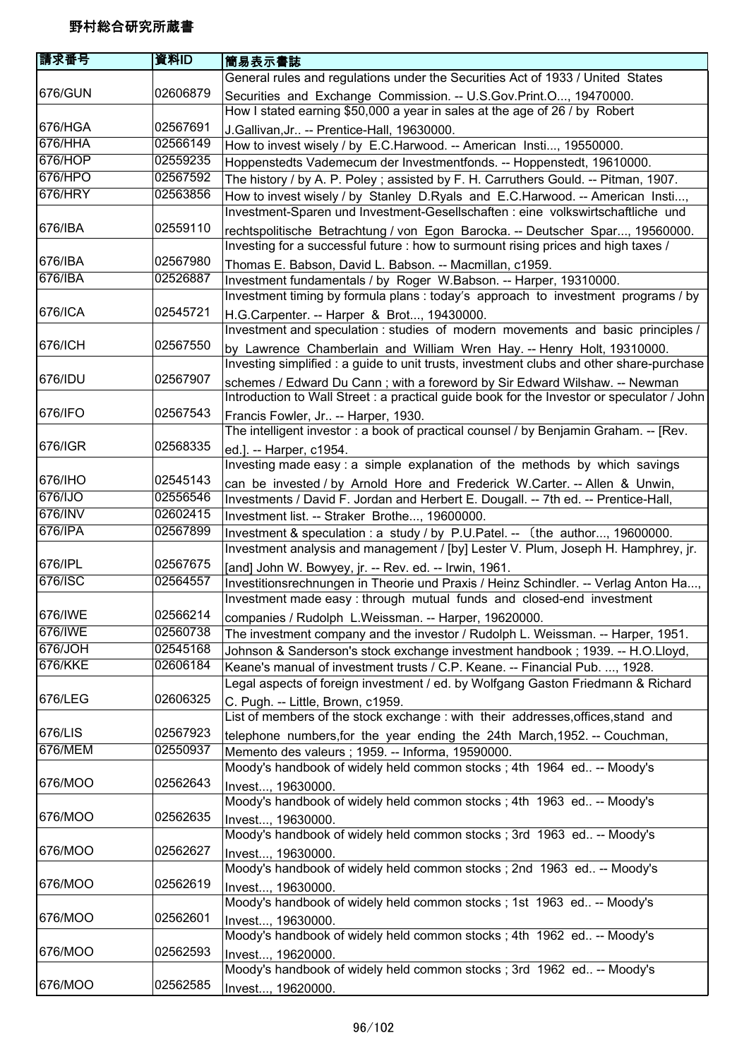野村総合研究所蔵書

| 請求番号 | 資料ID | 簡易表示書誌 |
|---|---|---|
| 676/GUN | 02606879 | General rules and regulations under the Securities Act of 1933 / United States Securities and Exchange Commission. -- U.S.Gov.Print.O..., 19470000. |
| 676/HGA | 02567691 | How I stated earning $50,000 a year in sales at the age of 26 / by Robert J.Gallivan,Jr.. -- Prentice-Hall, 19630000. |
| 676/HHA | 02566149 | How to invest wisely / by E.C.Harwood. -- American Insti..., 19550000. |
| 676/HOP | 02559235 | Hoppenstedts Vademecum der Investmentfonds. -- Hoppenstedt, 19610000. |
| 676/HPO | 02567592 | The history / by A. P. Poley ; assisted by F. H. Carruthers Gould. -- Pitman, 1907. |
| 676/HRY | 02563856 | How to invest wisely / by Stanley D.Ryals and E.C.Harwood. -- American Insti..., |
| 676/IBA | 02559110 | Investment-Sparen und Investment-Gesellschaften : eine volkswirtschaftliche und rechtspolitische Betrachtung / von Egon Barocka. -- Deutscher Spar..., 19560000. |
| 676/IBA | 02567980 | Investing for a successful future : how to surmount rising prices and high taxes / Thomas E. Babson, David L. Babson. -- Macmillan, c1959. |
| 676/IBA | 02526887 | Investment fundamentals / by Roger W.Babson. -- Harper, 19310000. |
| 676/ICA | 02545721 | Investment timing by formula plans : today's approach to investment programs / by H.G.Carpenter. -- Harper & Brot..., 19430000. |
| 676/ICH | 02567550 | Investment and speculation : studies of modern movements and basic principles / by Lawrence Chamberlain and William Wren Hay. -- Henry Holt, 19310000. |
| 676/IDU | 02567907 | Investing simplified : a guide to unit trusts, investment clubs and other share-purchase schemes / Edward Du Cann ; with a foreword by Sir Edward Wilshaw. -- Newman |
| 676/IFO | 02567543 | Introduction to Wall Street : a practical guide book for the Investor or speculator / John Francis Fowler, Jr.. -- Harper, 1930. |
| 676/IGR | 02568335 | The intelligent investor : a book of practical counsel / by Benjamin Graham. -- [Rev. ed.]. -- Harper, c1954. |
| 676/IHO | 02545143 | Investing made easy : a simple explanation of the methods by which savings can be invested / by Arnold Hore and Frederick W.Carter. -- Allen & Unwin, |
| 676/IJO | 02556546 | Investments / David F. Jordan and Herbert E. Dougall. -- 7th ed. -- Prentice-Hall, |
| 676/INV | 02602415 | Investment list. -- Straker Brothe..., 19600000. |
| 676/IPA | 02567899 | Investment & speculation : a study / by P.U.Patel. -- 〔the author..., 19600000. |
| 676/IPL | 02567675 | Investment analysis and management / [by] Lester V. Plum, Joseph H. Hamphrey, jr. [and] John W. Bowyey, jr. -- Rev. ed. -- Irwin, 1961. |
| 676/ISC | 02564557 | Investitionsrechnungen in Theorie und Praxis / Heinz Schindler. -- Verlag Anton Ha..., |
| 676/IWE | 02566214 | Investment made easy : through mutual funds and closed-end investment companies / Rudolph L.Weissman. -- Harper, 19620000. |
| 676/IWE | 02560738 | The investment company and the investor / Rudolph L. Weissman. -- Harper, 1951. |
| 676/JOH | 02545168 | Johnson & Sanderson's stock exchange investment handbook ; 1939. -- H.O.Lloyd, |
| 676/KKE | 02606184 | Keane's manual of investment trusts / C.P. Keane. -- Financial Pub. ..., 1928. |
| 676/LEG | 02606325 | Legal aspects of foreign investment / ed. by Wolfgang Gaston Friedmann & Richard C. Pugh. -- Little, Brown, c1959. |
| 676/LIS | 02567923 | List of members of the stock exchange : with their addresses,offices,stand and telephone numbers,for the year ending the 24th March,1952. -- Couchman, |
| 676/MEM | 02550937 | Memento des valeurs ; 1959. -- Informa, 19590000. |
| 676/MOO | 02562643 | Moody's handbook of widely held common stocks ; 4th 1964 ed.. -- Moody's Invest..., 19630000. |
| 676/MOO | 02562635 | Moody's handbook of widely held common stocks ; 4th 1963 ed.. -- Moody's Invest..., 19630000. |
| 676/MOO | 02562627 | Moody's handbook of widely held common stocks ; 3rd 1963 ed.. -- Moody's Invest..., 19630000. |
| 676/MOO | 02562619 | Moody's handbook of widely held common stocks ; 2nd 1963 ed.. -- Moody's Invest..., 19630000. |
| 676/MOO | 02562601 | Moody's handbook of widely held common stocks ; 1st 1963 ed.. -- Moody's Invest..., 19630000. |
| 676/MOO | 02562593 | Moody's handbook of widely held common stocks ; 4th 1962 ed.. -- Moody's Invest..., 19620000. |
| 676/MOO | 02562585 | Moody's handbook of widely held common stocks ; 3rd 1962 ed.. -- Moody's Invest..., 19620000. |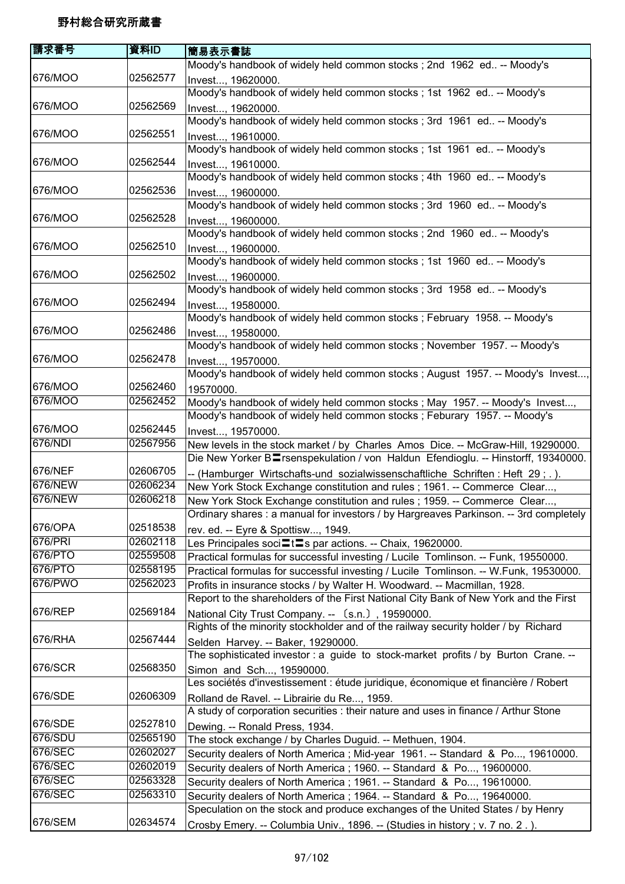野村総合研究所蔵書

| 請求番号 | 資料ID | 簡易表示書誌 |
|---|---|---|
| 676/MOO | 02562577 | Moody's handbook of widely held common stocks ; 2nd 1962 ed.. -- Moody's Invest..., 19620000. |
| 676/MOO | 02562569 | Moody's handbook of widely held common stocks ; 1st 1962 ed.. -- Moody's Invest..., 19620000. |
| 676/MOO | 02562551 | Moody's handbook of widely held common stocks ; 3rd 1961 ed.. -- Moody's Invest..., 19610000. |
| 676/MOO | 02562544 | Moody's handbook of widely held common stocks ; 1st 1961 ed.. -- Moody's Invest..., 19610000. |
| 676/MOO | 02562536 | Moody's handbook of widely held common stocks ; 4th 1960 ed.. -- Moody's Invest..., 19600000. |
| 676/MOO | 02562528 | Moody's handbook of widely held common stocks ; 3rd 1960 ed.. -- Moody's Invest..., 19600000. |
| 676/MOO | 02562510 | Moody's handbook of widely held common stocks ; 2nd 1960 ed.. -- Moody's Invest..., 19600000. |
| 676/MOO | 02562502 | Moody's handbook of widely held common stocks ; 1st 1960 ed.. -- Moody's Invest..., 19600000. |
| 676/MOO | 02562494 | Moody's handbook of widely held common stocks ; 3rd 1958 ed.. -- Moody's Invest..., 19580000. |
| 676/MOO | 02562486 | Moody's handbook of widely held common stocks ; February 1958. -- Moody's Invest..., 19580000. |
| 676/MOO | 02562478 | Moody's handbook of widely held common stocks ; November 1957. -- Moody's Invest..., 19570000. |
| 676/MOO | 02562460 | Moody's handbook of widely held common stocks ; August 1957. -- Moody's Invest..., 19570000. |
| 676/MOO | 02562452 | Moody's handbook of widely held common stocks ; May 1957. -- Moody's Invest..., |
| 676/MOO | 02562445 | Moody's handbook of widely held common stocks ; Feburary 1957. -- Moody's Invest..., 19570000. |
| 676/NDI | 02567956 | New levels in the stock market / by Charles Amos Dice. -- McGraw-Hill, 19290000. |
| 676/NEF | 02606705 | Die New Yorker B〓rsenspekulation / von Haldun Efendioglu. -- Hinstorff, 19340000. -- (Hamburger Wirtschafts-und sozialwissenschaftliche Schriften : Heft 29 ; . ). |
| 676/NEW | 02606234 | New York Stock Exchange constitution and rules ; 1961. -- Commerce Clear..., |
| 676/NEW | 02606218 | New York Stock Exchange constitution and rules ; 1959. -- Commerce Clear..., |
| 676/OPA | 02518538 | Ordinary shares : a manual for investors / by Hargreaves Parkinson. -- 3rd completely rev. ed. -- Eyre & Spottisw..., 1949. |
| 676/PRI | 02602118 | Les Principales soci〓t〓s par actions. -- Chaix, 19620000. |
| 676/PTO | 02559508 | Practical formulas for successful investing / Lucile Tomlinson. -- Funk, 19550000. |
| 676/PTO | 02558195 | Practical formulas for successful investing / Lucile Tomlinson. -- W.Funk, 19530000. |
| 676/PWO | 02562023 | Profits in insurance stocks / by Walter H. Woodward. -- Macmillan, 1928. |
| 676/REP | 02569184 | Report to the shareholders of the First National City Bank of New York and the First National City Trust Company. -- 〔s.n.〕, 19590000. |
| 676/RHA | 02567444 | Rights of the minority stockholder and of the railway security holder / by Richard Selden Harvey. -- Baker, 19290000. |
| 676/SCR | 02568350 | The sophisticated investor : a guide to stock-market profits / by Burton Crane. -- Simon and Sch..., 19590000. |
| 676/SDE | 02606309 | Les sociétés d'investissement : étude juridique, économique et financière / Robert Rolland de Ravel. -- Librairie du Re..., 1959. |
| 676/SDE | 02527810 | A study of corporation securities : their nature and uses in finance / Arthur Stone Dewing. -- Ronald Press, 1934. |
| 676/SDU | 02565190 | The stock exchange / by Charles Duguid. -- Methuen, 1904. |
| 676/SEC | 02602027 | Security dealers of North America ; Mid-year 1961. -- Standard & Po..., 19610000. |
| 676/SEC | 02602019 | Security dealers of North America ; 1960. -- Standard & Po..., 19600000. |
| 676/SEC | 02563328 | Security dealers of North America ; 1961. -- Standard & Po..., 19610000. |
| 676/SEC | 02563310 | Security dealers of North America ; 1964. -- Standard & Po..., 19640000. |
| 676/SEM | 02634574 | Speculation on the stock and produce exchanges of the United States / by Henry Crosby Emery. -- Columbia Univ., 1896. -- (Studies in history ; v. 7 no. 2 . ). |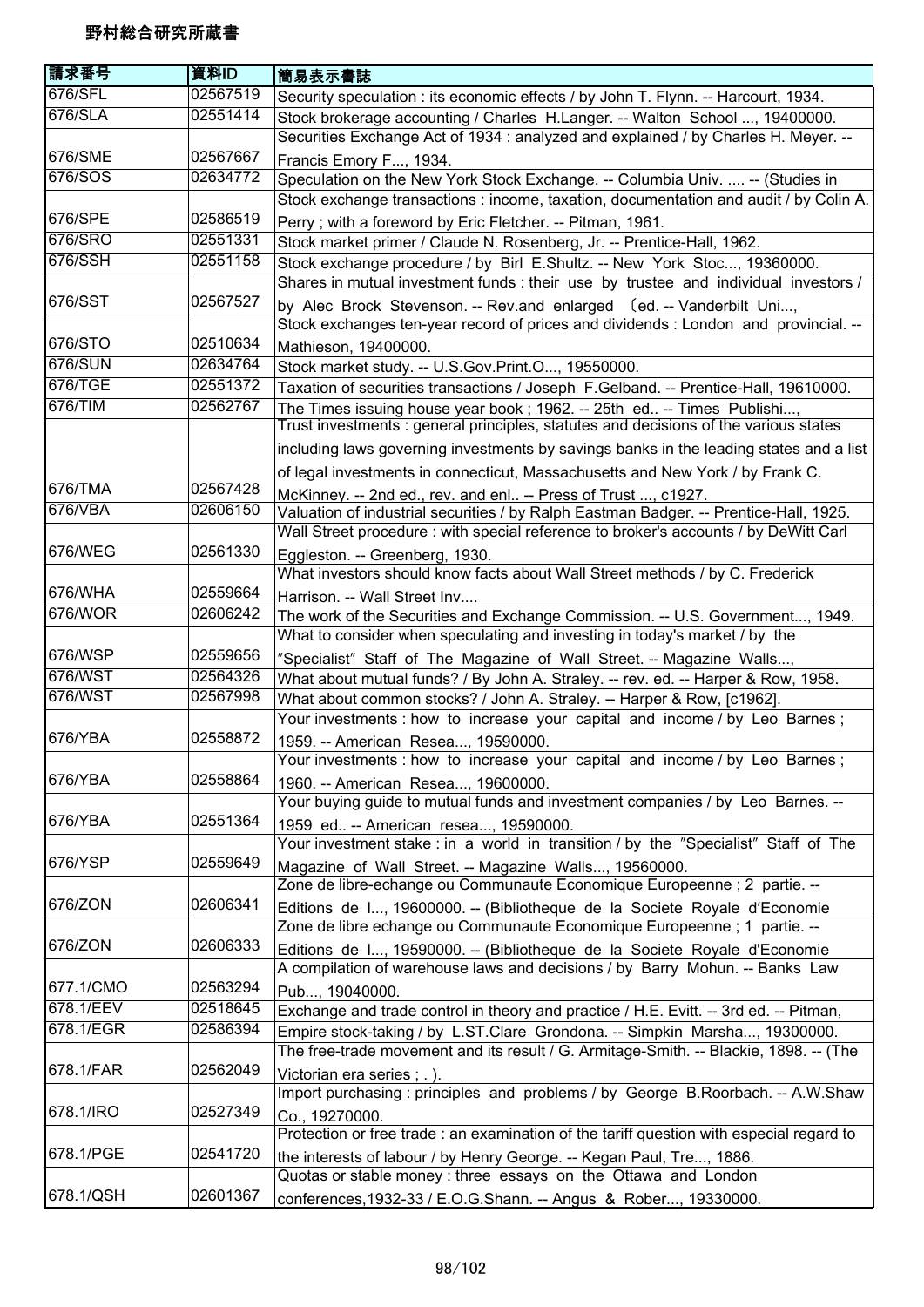野村総合研究所蔵書

| 請求番号 | 資料ID | 簡易表示書誌 |
|---|---|---|
| 676/SFL | 02567519 | Security speculation : its economic effects / by John T. Flynn. -- Harcourt, 1934. |
| 676/SLA | 02551414 | Stock brokerage accounting / Charles H.Langer. -- Walton School ..., 19400000. |
| 676/SME | 02567667 | Securities Exchange Act of 1934 : analyzed and explained / by Charles H. Meyer. -- Francis Emory F..., 1934. |
| 676/SOS | 02634772 | Speculation on the New York Stock Exchange. -- Columbia Univ. .... -- (Studies in |
| 676/SPE | 02586519 | Stock exchange transactions : income, taxation, documentation and audit / by Colin A. Perry ; with a foreword by Eric Fletcher. -- Pitman, 1961. |
| 676/SRO | 02551331 | Stock market primer / Claude N. Rosenberg, Jr. -- Prentice-Hall, 1962. |
| 676/SSH | 02551158 | Stock exchange procedure / by Birl E.Shultz. -- New York Stoc..., 19360000. |
| 676/SST | 02567527 | Shares in mutual investment funds : their use by trustee and individual investors / by Alec Brock Stevenson. -- Rev.and enlarged 〔ed. -- Vanderbilt Uni..., |
| 676/STO | 02510634 | Stock exchanges ten-year record of prices and dividends : London and provincial. -- Mathieson, 19400000. |
| 676/SUN | 02634764 | Stock market study. -- U.S.Gov.Print.O..., 19550000. |
| 676/TGE | 02551372 | Taxation of securities transactions / Joseph F.Gelband. -- Prentice-Hall, 19610000. |
| 676/TIM | 02562767 | The Times issuing house year book ; 1962. -- 25th ed.. -- Times Publishi..., |
| 676/TMA | 02567428 | Trust investments : general principles, statutes and decisions of the various states including laws governing investments by savings banks in the leading states and a list of legal investments in connecticut, Massachusetts and New York / by Frank C. McKinney. -- 2nd ed., rev. and enl.. -- Press of Trust ..., c1927. |
| 676/VBA | 02606150 | Valuation of industrial securities / by Ralph Eastman Badger. -- Prentice-Hall, 1925. |
| 676/WEG | 02561330 | Wall Street procedure : with special reference to broker's accounts / by DeWitt Carl Eggleston. -- Greenberg, 1930. |
| 676/WHA | 02559664 | What investors should know facts about Wall Street methods / by C. Frederick Harrison. -- Wall Street Inv.... |
| 676/WOR | 02606242 | The work of the Securities and Exchange Commission. -- U.S. Government..., 1949. |
| 676/WSP | 02559656 | What to consider when speculating and investing in today's market / by the ″Specialist″ Staff of The Magazine of Wall Street. -- Magazine Walls..., |
| 676/WST | 02564326 | What about mutual funds? / By John A. Straley. -- rev. ed. -- Harper & Row, 1958. |
| 676/WST | 02567998 | What about common stocks? / John A. Straley. -- Harper & Row, [c1962]. |
| 676/YBA | 02558872 | Your investments : how to increase your capital and income / by Leo Barnes ; 1959. -- American Resea..., 19590000. |
| 676/YBA | 02558864 | Your investments : how to increase your capital and income / by Leo Barnes ; 1960. -- American Resea..., 19600000. |
| 676/YBA | 02551364 | Your buying guide to mutual funds and investment companies / by Leo Barnes. -- 1959 ed.. -- American resea..., 19590000. |
| 676/YSP | 02559649 | Your investment stake : in a world in transition / by the ″Specialist″ Staff of The Magazine of Wall Street. -- Magazine Walls..., 19560000. |
| 676/ZON | 02606341 | Zone de libre-echange ou Communaute Economique Europeenne ; 2 partie. -- Editions de l..., 19600000. -- (Bibliotheque de la Societe Royale d'Economie |
| 676/ZON | 02606333 | Zone de libre echange ou Communaute Economique Europeenne ; 1 partie. -- Editions de l..., 19590000. -- (Bibliotheque de la Societe Royale d'Economie |
| 677.1/CMO | 02563294 | A compilation of warehouse laws and decisions / by Barry Mohun. -- Banks Law Pub..., 19040000. |
| 678.1/EEV | 02518645 | Exchange and trade control in theory and practice / H.E. Evitt. -- 3rd ed. -- Pitman, |
| 678.1/EGR | 02586394 | Empire stock-taking / by L.ST.Clare Grondona. -- Simpkin Marsha..., 19300000. |
| 678.1/FAR | 02562049 | The free-trade movement and its result / G. Armitage-Smith. -- Blackie, 1898. -- (The Victorian era series ; . ). |
| 678.1/IRO | 02527349 | Import purchasing : principles and problems / by George B.Roorbach. -- A.W.Shaw Co., 19270000. |
| 678.1/PGE | 02541720 | Protection or free trade : an examination of the tariff question with especial regard to the interests of labour / by Henry George. -- Kegan Paul, Tre..., 1886. |
| 678.1/QSH | 02601367 | Quotas or stable money : three essays on the Ottawa and London conferences,1932-33 / E.O.G.Shann. -- Angus & Rober..., 19330000. |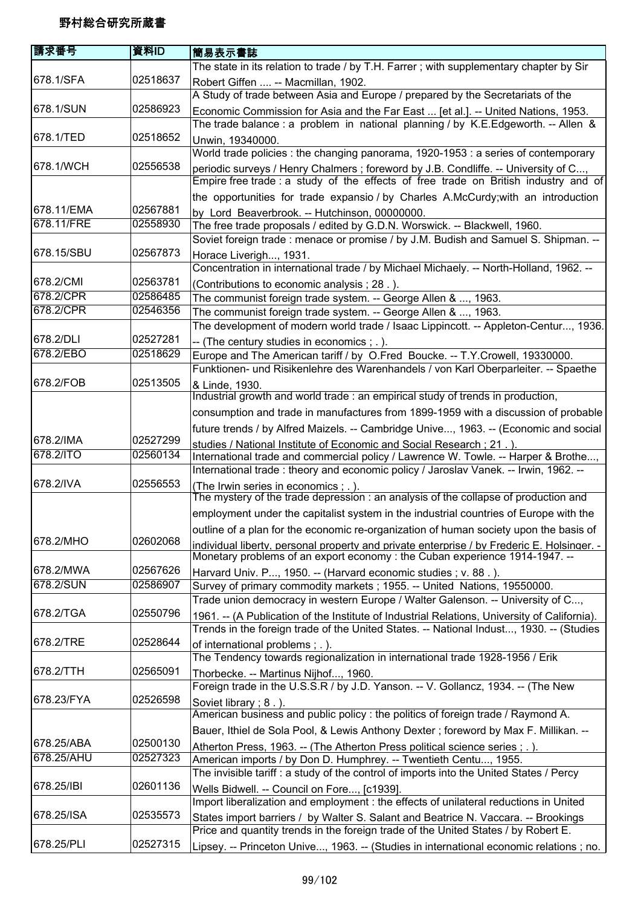野村総合研究所蔵書

| 請求番号 | 資料ID | 簡易表示書誌 |
|---|---|---|
| 678.1/SFA | 02518637 | The state in its relation to trade / by T.H. Farrer ; with supplementary chapter by Sir Robert Giffen .... -- Macmillan, 1902. |
| 678.1/SUN | 02586923 | A Study of trade between Asia and Europe / prepared by the Secretariats of the Economic Commission for Asia and the Far East ... [et al.]. -- United Nations, 1953. |
| 678.1/TED | 02518652 | The trade balance : a problem in national planning / by K.E.Edgeworth. -- Allen & Unwin, 19340000. |
| 678.1/WCH | 02556538 | World trade policies : the changing panorama, 1920-1953 : a series of contemporary periodic surveys / Henry Chalmers ; foreword by J.B. Condliffe. -- University of C..., |
| 678.11/EMA | 02567881 | Empire free trade : a study of the effects of free trade on British industry and of the opportunities for trade expansio / by Charles A.McCurdy;with an introduction by Lord Beaverbrook. -- Hutchinson, 00000000. |
| 678.11/FRE | 02558930 | The free trade proposals / edited by G.D.N. Worswick. -- Blackwell, 1960. |
| 678.15/SBU | 02567873 | Soviet foreign trade : menace or promise / by J.M. Budish and Samuel S. Shipman. -- Horace Liverigh..., 1931. |
| 678.2/CMI | 02563781 | Concentration in international trade / by Michael Michaely. -- North-Holland, 1962. -- (Contributions to economic analysis ; 28 . ). |
| 678.2/CPR | 02586485 | The communist foreign trade system. -- George Allen & ..., 1963. |
| 678.2/CPR | 02546356 | The communist foreign trade system. -- George Allen & ..., 1963. |
| 678.2/DLI | 02527281 | The development of modern world trade / Isaac Lippincott. -- Appleton-Centur..., 1936. -- (The century studies in economics ; . ). |
| 678.2/EBO | 02518629 | Europe and The American tariff / by O.Fred Boucke. -- T.Y.Crowell, 19330000. |
| 678.2/FOB | 02513505 | Funktionen- und Risikenlehre des Warenhandels / von Karl Oberparleiter. -- Spaethe & Linde, 1930. |
| 678.2/IMA | 02527299 | Industrial growth and world trade : an empirical study of trends in production, consumption and trade in manufactures from 1899-1959 with a discussion of probable future trends / by Alfred Maizels. -- Cambridge Unive..., 1963. -- (Economic and social studies / National Institute of Economic and Social Research ; 21 . ). |
| 678.2/ITO | 02560134 | International trade and commercial policy / Lawrence W. Towle. -- Harper & Brothe..., |
| 678.2/IVA | 02556553 | International trade : theory and economic policy / Jaroslav Vanek. -- Irwin, 1962. -- (The Irwin series in economics ; . ). |
| 678.2/MHO | 02602068 | The mystery of the trade depression : an analysis of the collapse of production and employment under the capitalist system in the industrial countries of Europe with the outline of a plan for the economic re-organization of human society upon the basis of individual liberty, personal property and private enterprise / by Frederic E. Holsinger. - |
| 678.2/MWA | 02567626 | Monetary problems of an export economy : the Cuban experience 1914-1947. -- Harvard Univ. P..., 1950. -- (Harvard economic studies ; v. 88 . ). |
| 678.2/SUN | 02586907 | Survey of primary commodity markets ; 1955. -- United Nations, 19550000. |
| 678.2/TGA | 02550796 | Trade union democracy in western Europe / Walter Galenson. -- University of C..., 1961. -- (A Publication of the Institute of Industrial Relations, University of California). |
| 678.2/TRE | 02528644 | Trends in the foreign trade of the United States. -- National Indust..., 1930. -- (Studies of international problems ; . ). |
| 678.2/TTH | 02565091 | The Tendency towards regionalization in international trade 1928-1956 / Erik Thorbecke. -- Martinus Nijhof..., 1960. |
| 678.23/FYA | 02526598 | Foreign trade in the U.S.S.R / by J.D. Yanson. -- V. Gollancz, 1934. -- (The New Soviet library ; 8 . ). |
| 678.25/ABA | 02500130 | American business and public policy : the politics of foreign trade / Raymond A. Bauer, Ithiel de Sola Pool, & Lewis Anthony Dexter ; foreword by Max F. Millikan. -- Atherton Press, 1963. -- (The Atherton Press political science series ; . ). |
| 678.25/AHU | 02527323 | American imports / by Don D. Humphrey. -- Twentieth Centu..., 1955. |
| 678.25/IBI | 02601136 | The invisible tariff : a study of the control of imports into the United States / Percy Wells Bidwell. -- Council on Fore..., [c1939]. |
| 678.25/ISA | 02535573 | Import liberalization and employment : the effects of unilateral reductions in United States import barriers / by Walter S. Salant and Beatrice N. Vaccara. -- Brookings |
| 678.25/PLI | 02527315 | Price and quantity trends in the foreign trade of the United States / by Robert E. Lipsey. -- Princeton Unive..., 1963. -- (Studies in international economic relations ; no. |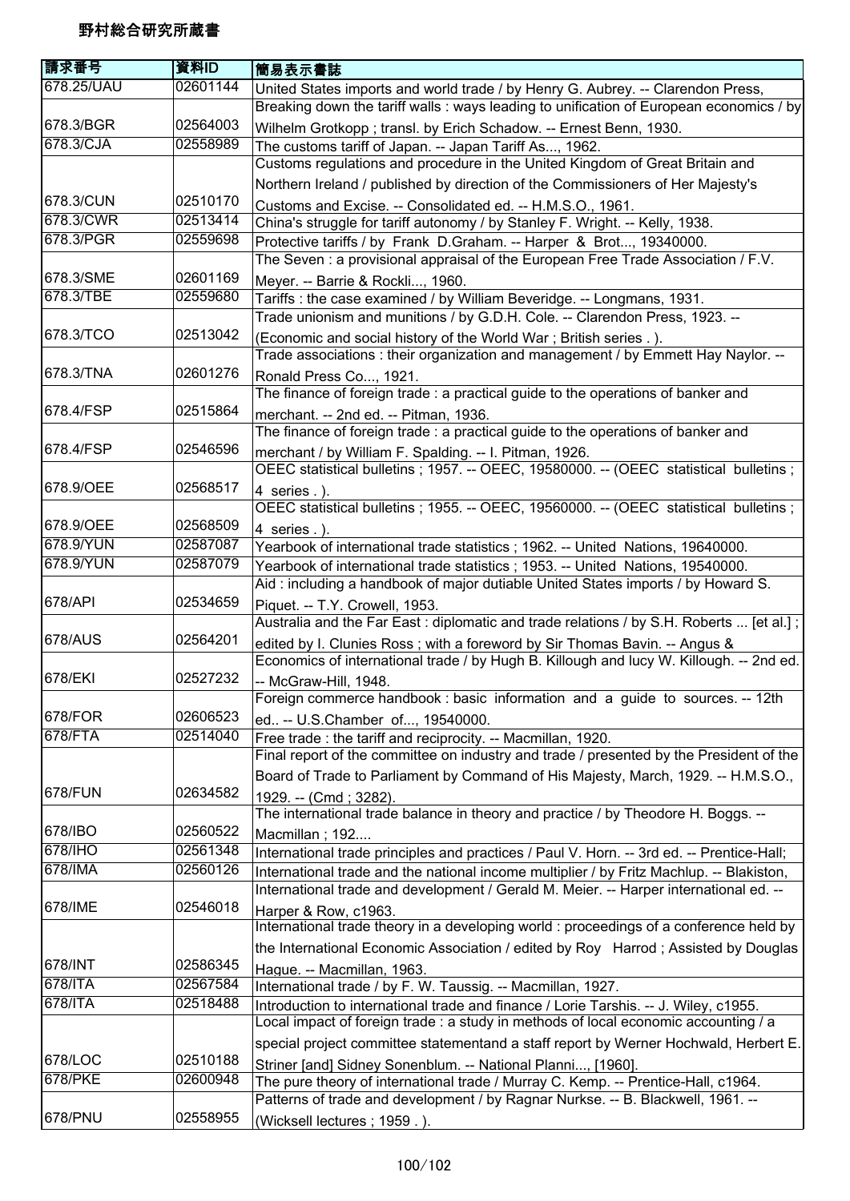野村総合研究所蔵書

| 請求番号 | 資料ID | 簡易表示書誌 |
| --- | --- | --- |
| 678.25/UAU | 02601144 | United States imports and world trade / by Henry G. Aubrey. -- Clarendon Press, |
| 678.3/BGR | 02564003 | Breaking down the tariff walls : ways leading to unification of European economics / by Wilhelm Grotkopp ; transl. by Erich Schadow. -- Ernest Benn, 1930. |
| 678.3/CJA | 02558989 | The customs tariff of Japan. -- Japan Tariff As..., 1962. |
| 678.3/CUN | 02510170 | Customs regulations and procedure in the United Kingdom of Great Britain and Northern Ireland / published by direction of the Commissioners of Her Majesty's Customs and Excise. -- Consolidated ed. -- H.M.S.O., 1961. |
| 678.3/CWR | 02513414 | China's struggle for tariff autonomy / by Stanley F. Wright. -- Kelly, 1938. |
| 678.3/PGR | 02559698 | Protective tariffs / by Frank D.Graham. -- Harper & Brot..., 19340000. |
| 678.3/SME | 02601169 | The Seven : a provisional appraisal of the European Free Trade Association / F.V. Meyer. -- Barrie & Rockli..., 1960. |
| 678.3/TBE | 02559680 | Tariffs : the case examined / by William Beveridge. -- Longmans, 1931. |
| 678.3/TCO | 02513042 | Trade unionism and munitions / by G.D.H. Cole. -- Clarendon Press, 1923. -- (Economic and social history of the World War ; British series . ). |
| 678.3/TNA | 02601276 | Trade associations : their organization and management / by Emmett Hay Naylor. -- Ronald Press Co..., 1921. |
| 678.4/FSP | 02515864 | The finance of foreign trade : a practical guide to the operations of banker and merchant. -- 2nd ed. -- Pitman, 1936. |
| 678.4/FSP | 02546596 | The finance of foreign trade : a practical guide to the operations of banker and merchant / by William F. Spalding. -- I. Pitman, 1926. |
| 678.9/OEE | 02568517 | OEEC statistical bulletins ; 1957. -- OEEC, 19580000. -- (OEEC statistical bulletins ; 4 series . ). |
| 678.9/OEE | 02568509 | OEEC statistical bulletins ; 1955. -- OEEC, 19560000. -- (OEEC statistical bulletins ; 4 series . ). |
| 678.9/YUN | 02587087 | Yearbook of international trade statistics ; 1962. -- United Nations, 19640000. |
| 678.9/YUN | 02587079 | Yearbook of international trade statistics ; 1953. -- United Nations, 19540000. |
| 678/API | 02534659 | Aid : including a handbook of major dutiable United States imports / by Howard S. Piquet. -- T.Y. Crowell, 1953. |
| 678/AUS | 02564201 | Australia and the Far East : diplomatic and trade relations / by S.H. Roberts ... [et al.] ; edited by I. Clunies Ross ; with a foreword by Sir Thomas Bavin. -- Angus & |
| 678/EKI | 02527232 | Economics of international trade / by Hugh B. Killough and lucy W. Killough. -- 2nd ed. -- McGraw-Hill, 1948. |
| 678/FOR | 02606523 | Foreign commerce handbook : basic information and a guide to sources. -- 12th ed.. -- U.S.Chamber of..., 19540000. |
| 678/FTA | 02514040 | Free trade : the tariff and reciprocity. -- Macmillan, 1920. |
| 678/FUN | 02634582 | Final report of the committee on industry and trade / presented by the President of the Board of Trade to Parliament by Command of His Majesty, March, 1929. -- H.M.S.O., 1929. -- (Cmd ; 3282). |
| 678/IBO | 02560522 | The international trade balance in theory and practice / by Theodore H. Boggs. -- Macmillan ; 192.... |
| 678/IHO | 02561348 | International trade principles and practices / Paul V. Horn. -- 3rd ed. -- Prentice-Hall; |
| 678/IMA | 02560126 | International trade and the national income multiplier / by Fritz Machlup. -- Blakiston, |
| 678/IME | 02546018 | International trade and development / Gerald M. Meier. -- Harper international ed. -- Harper & Row, c1963. |
| 678/INT | 02586345 | International trade theory in a developing world : proceedings of a conference held by the International Economic Association / edited by Roy Harrod ; Assisted by Douglas Hague. -- Macmillan, 1963. |
| 678/ITA | 02567584 | International trade / by F. W. Taussig. -- Macmillan, 1927. |
| 678/ITA | 02518488 | Introduction to international trade and finance / Lorie Tarshis. -- J. Wiley, c1955. |
| 678/LOC | 02510188 | Local impact of foreign trade : a study in methods of local economic accounting / a special project committee statementand a staff report by Werner Hochwald, Herbert E. Striner [and] Sidney Sonenblum. -- National Planni..., [1960]. |
| 678/PKE | 02600948 | The pure theory of international trade / Murray C. Kemp. -- Prentice-Hall, c1964. |
| 678/PNU | 02558955 | Patterns of trade and development / by Ragnar Nurkse. -- B. Blackwell, 1961. -- (Wicksell lectures ; 1959 . ). |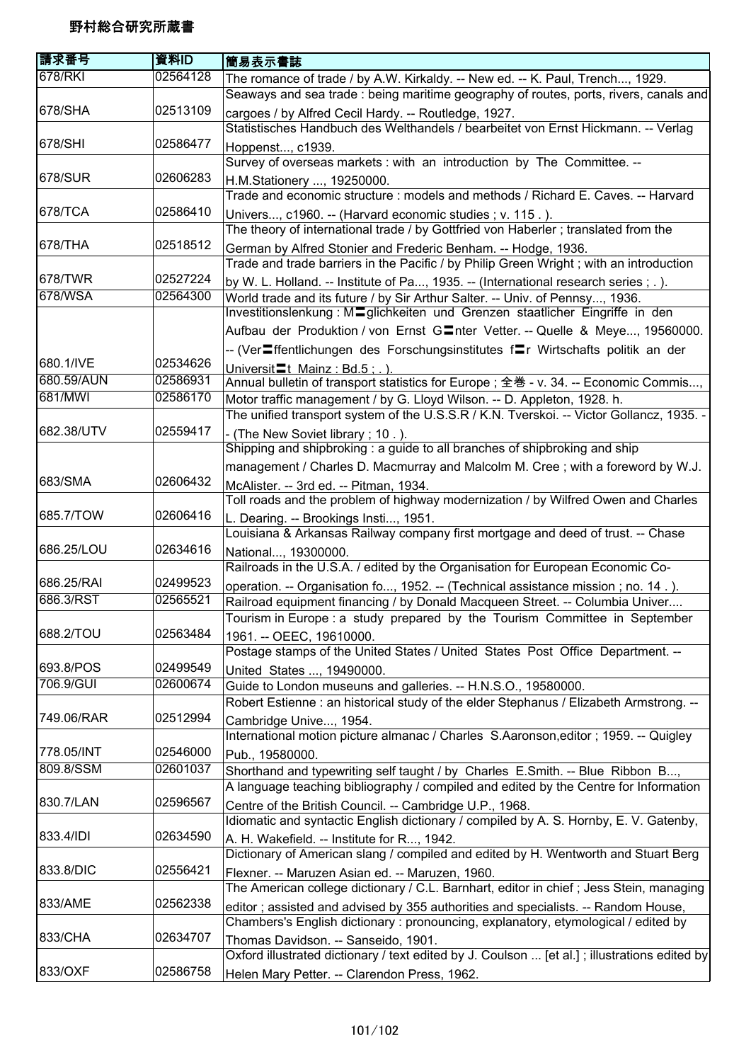野村総合研究所蔵書

| 請求番号 | 資料ID | 簡易表示書誌 |
|---|---|---|
| 678/RKI | 02564128 | The romance of trade / by A.W. Kirkaldy. -- New ed. -- K. Paul, Trench..., 1929. |
| 678/SHA | 02513109 | Seaways and sea trade : being maritime geography of routes, ports, rivers, canals and cargoes / by Alfred Cecil Hardy. -- Routledge, 1927. |
| 678/SHI | 02586477 | Statistisches Handbuch des Welthandels / bearbeitet von Ernst Hickmann. -- Verlag Hoppenst..., c1939. |
| 678/SUR | 02606283 | Survey of overseas markets : with an introduction by The Committee. -- H.M.Stationery ..., 19250000. |
| 678/TCA | 02586410 | Trade and economic structure : models and methods / Richard E. Caves. -- Harvard Univers..., c1960. -- (Harvard economic studies ; v. 115 . ). |
| 678/THA | 02518512 | The theory of international trade / by Gottfried von Haberler ; translated from the German by Alfred Stonier and Frederic Benham. -- Hodge, 1936. |
| 678/TWR | 02527224 | Trade and trade barriers in the Pacific / by Philip Green Wright ; with an introduction by W. L. Holland. -- Institute of Pa..., 1935. -- (International research series ; . ). |
| 678/WSA | 02564300 | World trade and its future / by Sir Arthur Salter. -- Univ. of Pennsy..., 1936. |
| 680.1/IVE | 02534626 | Investitionslenkung : M〓glichkeiten und Grenzen staatlicher Eingriffe in den Aufbau der Produktion / von Ernst G〓nter Vetter. -- Quelle & Meye..., 19560000. -- (Ver〓ffentlichungen des Forschungsinstitutes f〓r Wirtschafts politik an der Universit〓t Mainz : Bd.5 ; . ). |
| 680.59/AUN | 02586931 | Annual bulletin of transport statistics for Europe ; 全巻 - v. 34. -- Economic Commis..., |
| 681/MWI | 02586170 | Motor traffic management / by G. Lloyd Wilson. -- D. Appleton, 1928. h. |
| 682.38/UTV | 02559417 | The unified transport system of the U.S.S.R / K.N. Tverskoi. -- Victor Gollancz, 1935. -- (The New Soviet library ; 10 . ). |
| 683/SMA | 02606432 | Shipping and shipbroking : a guide to all branches of shipbroking and ship management / Charles D. Macmurray and Malcolm M. Cree ; with a foreword by W.J. McAlister. -- 3rd ed. -- Pitman, 1934. |
| 685.7/TOW | 02606416 | Toll roads and the problem of highway modernization / by Wilfred Owen and Charles L. Dearing. -- Brookings Insti..., 1951. |
| 686.25/LOU | 02634616 | Louisiana & Arkansas Railway company first mortgage and deed of trust. -- Chase National..., 19300000. |
| 686.25/RAI | 02499523 | Railroads in the U.S.A. / edited by the Organisation for European Economic Co-operation. -- Organisation fo..., 1952. -- (Technical assistance mission ; no. 14 . ). |
| 686.3/RST | 02565521 | Railroad equipment financing / by Donald Macqueen Street. -- Columbia Univer.... |
| 688.2/TOU | 02563484 | Tourism in Europe : a study prepared by the Tourism Committee in September 1961. -- OEEC, 19610000. |
| 693.8/POS | 02499549 | Postage stamps of the United States / United States Post Office Department. -- United States ..., 19490000. |
| 706.9/GUI | 02600674 | Guide to London museuns and galleries. -- H.N.S.O., 19580000. |
| 749.06/RAR | 02512994 | Robert Estienne : an historical study of the elder Stephanus / Elizabeth Armstrong. -- Cambridge Unive..., 1954. |
| 778.05/INT | 02546000 | International motion picture almanac / Charles S.Aaronson,editor ; 1959. -- Quigley Pub., 19580000. |
| 809.8/SSM | 02601037 | Shorthand and typewriting self taught / by Charles E.Smith. -- Blue Ribbon B..., |
| 830.7/LAN | 02596567 | A language teaching bibliography / compiled and edited by the Centre for Information Centre of the British Council. -- Cambridge U.P., 1968. |
| 833.4/IDI | 02634590 | Idiomatic and syntactic English dictionary / compiled by A. S. Hornby, E. V. Gatenby, A. H. Wakefield. -- Institute for R..., 1942. |
| 833.8/DIC | 02556421 | Dictionary of American slang / compiled and edited by H. Wentworth and Stuart Berg Flexner. -- Maruzen Asian ed. -- Maruzen, 1960. |
| 833/AME | 02562338 | The American college dictionary / C.L. Barnhart, editor in chief ; Jess Stein, managing editor ; assisted and advised by 355 authorities and specialists. -- Random House, |
| 833/CHA | 02634707 | Chambers's English dictionary : pronouncing, explanatory, etymological / edited by Thomas Davidson. -- Sanseido, 1901. |
| 833/OXF | 02586758 | Oxford illustrated dictionary / text edited by J. Coulson ... [et al.] ; illustrations edited by Helen Mary Petter. -- Clarendon Press, 1962. |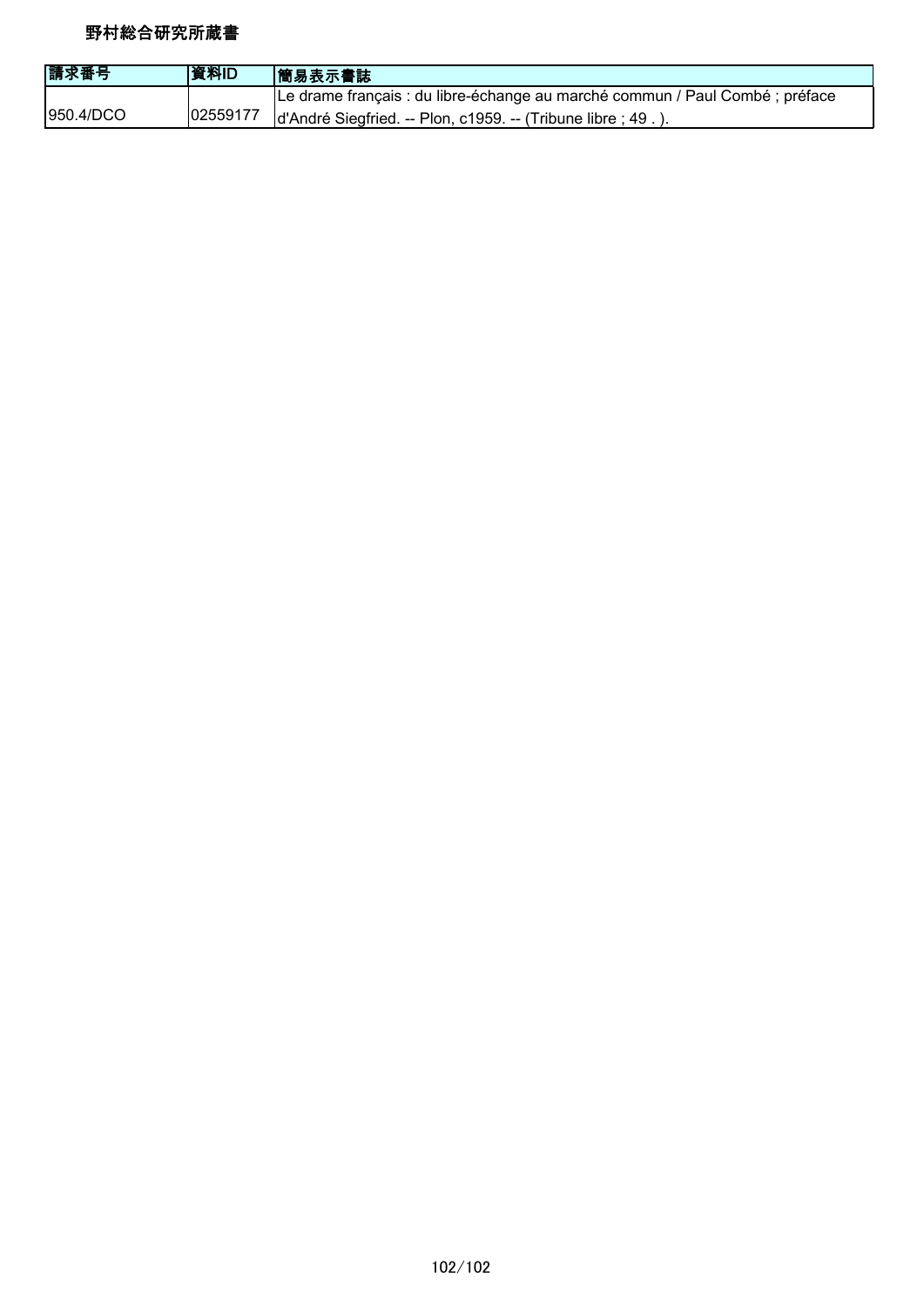野村総合研究所蔵書

| 請求番号 | 資料ID | 簡易表示書誌 |
| --- | --- | --- |
| 950.4/DCO | 02559177 | Le drame français : du libre-échange au marché commun / Paul Combé ; préface d'André Siegfried. -- Plon, c1959. -- (Tribune libre ; 49 . ). |